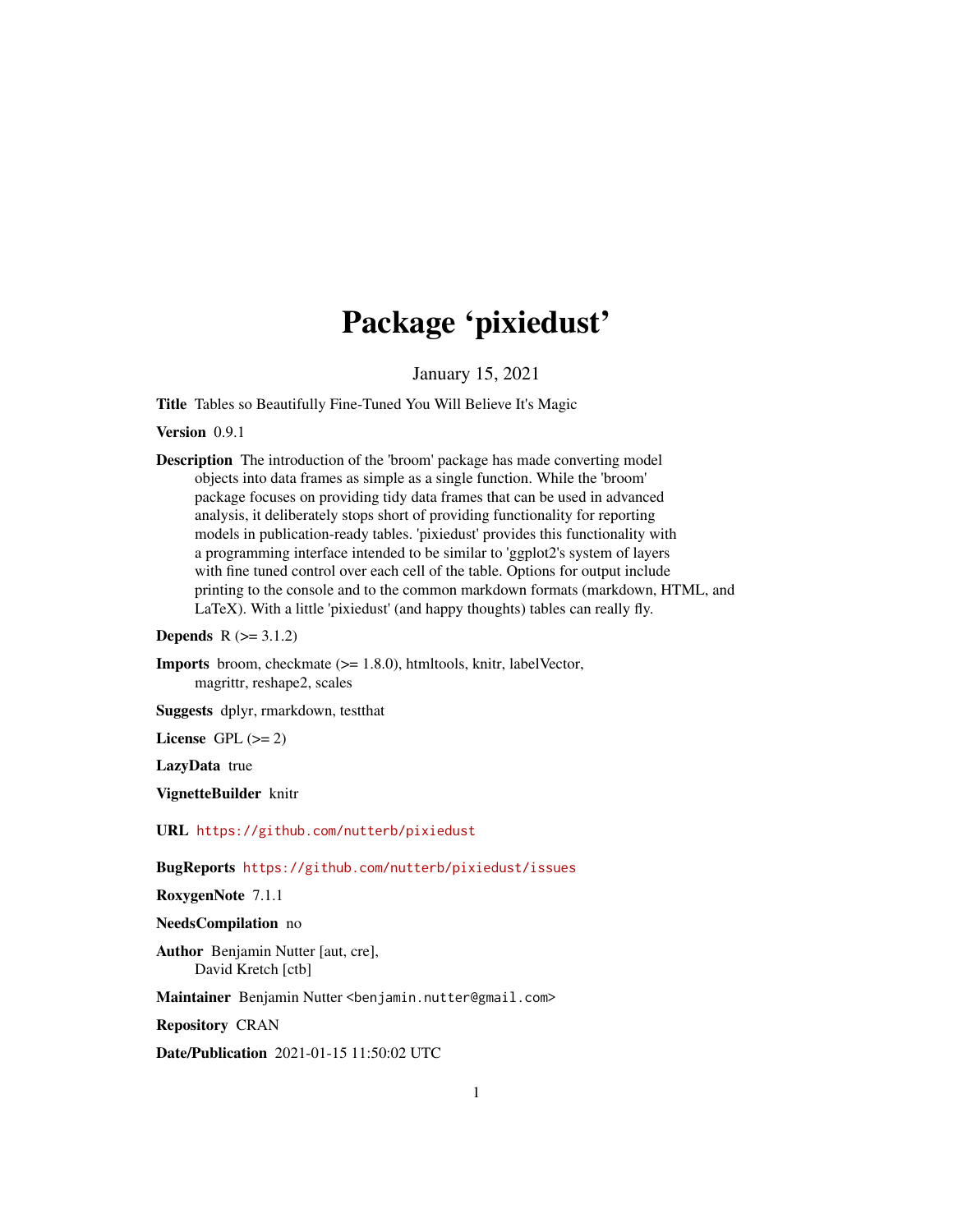# Package 'pixiedust'

January 15, 2021

**Title** Tables so Beautifully Fine-Tuned You Will Believe It's Magic

**Version** 0.9.1

**Description** The introduction of the 'broom' package has made converting model objects into data frames as simple as a single function. While the 'broom' package focuses on providing tidy data frames that can be used in advanced analysis, it deliberately stops short of providing functionality for reporting models in publication-ready tables. 'pixiedust' provides this functionality with a programming interface intended to be similar to 'ggplot2's system of layers with fine tuned control over each cell of the table. Options for output include printing to the console and to the common markdown formats (markdown, HTML, and LaTeX). With a little 'pixiedust' (and happy thoughts) tables can really fly.

**Depends** R (>= 3.1.2)

**Imports** broom, checkmate (>= 1.8.0), htmltools, knitr, labelVector, magrittr, reshape2, scales

**Suggests** dplyr, rmarkdown, testthat

**License** GPL (>= 2)

**LazyData** true

**VignetteBuilder** knitr

**URL** https://github.com/nutterb/pixiedust

**BugReports** https://github.com/nutterb/pixiedust/issues

**RoxygenNote** 7.1.1

**NeedsCompilation** no

**Author** Benjamin Nutter [aut, cre], David Kretch [ctb]

**Maintainer** Benjamin Nutter <benjamin.nutter@gmail.com>

**Repository** CRAN

**Date/Publication** 2021-01-15 11:50:02 UTC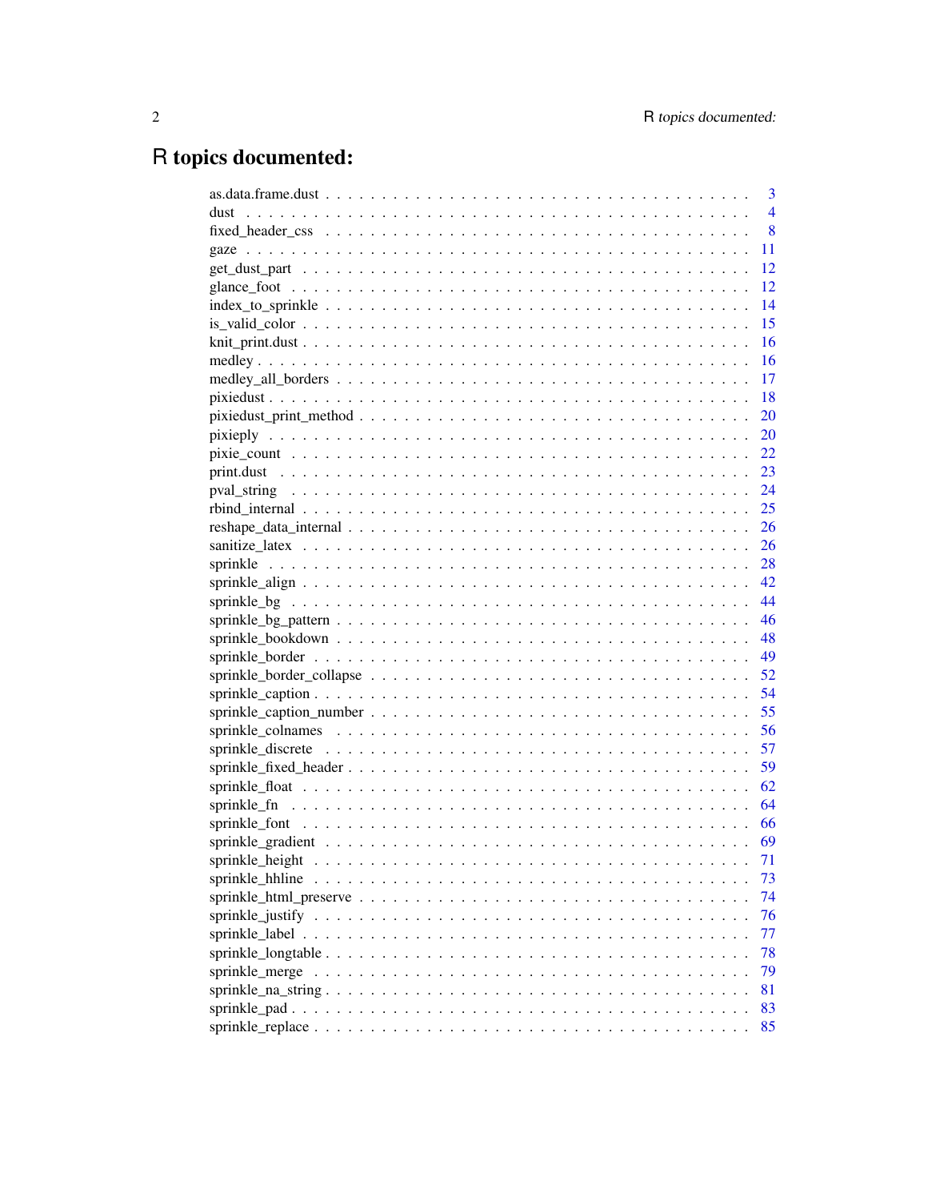# R topics documented:

| | |
|---|---|
| as.data.frame.dust | 3 |
| dust | 4 |
| fixed_header_css | 8 |
| gaze | 11 |
| get_dust_part | 12 |
| glance_foot | 12 |
| index_to_sprinkle | 14 |
| is_valid_color | 15 |
| knit_print.dust | 16 |
| medley | 16 |
| medley_all_borders | 17 |
| pixiedust | 18 |
| pixiedust_print_method | 20 |
| pixieply | 20 |
| pixie_count | 22 |
| print.dust | 23 |
| pval_string | 24 |
| rbind_internal | 25 |
| reshape_data_internal | 26 |
| sanitize_latex | 26 |
| sprinkle | 28 |
| sprinkle_align | 42 |
| sprinkle_bg | 44 |
| sprinkle_bg_pattern | 46 |
| sprinkle_bookdown | 48 |
| sprinkle_border | 49 |
| sprinkle_border_collapse | 52 |
| sprinkle_caption | 54 |
| sprinkle_caption_number | 55 |
| sprinkle_colnames | 56 |
| sprinkle_discrete | 57 |
| sprinkle_fixed_header | 59 |
| sprinkle_float | 62 |
| sprinkle_fn | 64 |
| sprinkle_font | 66 |
| sprinkle_gradient | 69 |
| sprinkle_height | 71 |
| sprinkle_hhline | 73 |
| sprinkle_html_preserve | 74 |
| sprinkle_justify | 76 |
| sprinkle_label | 77 |
| sprinkle_longtable | 78 |
| sprinkle_merge | 79 |
| sprinkle_na_string | 81 |
| sprinkle_pad | 83 |
| sprinkle_replace | 85 |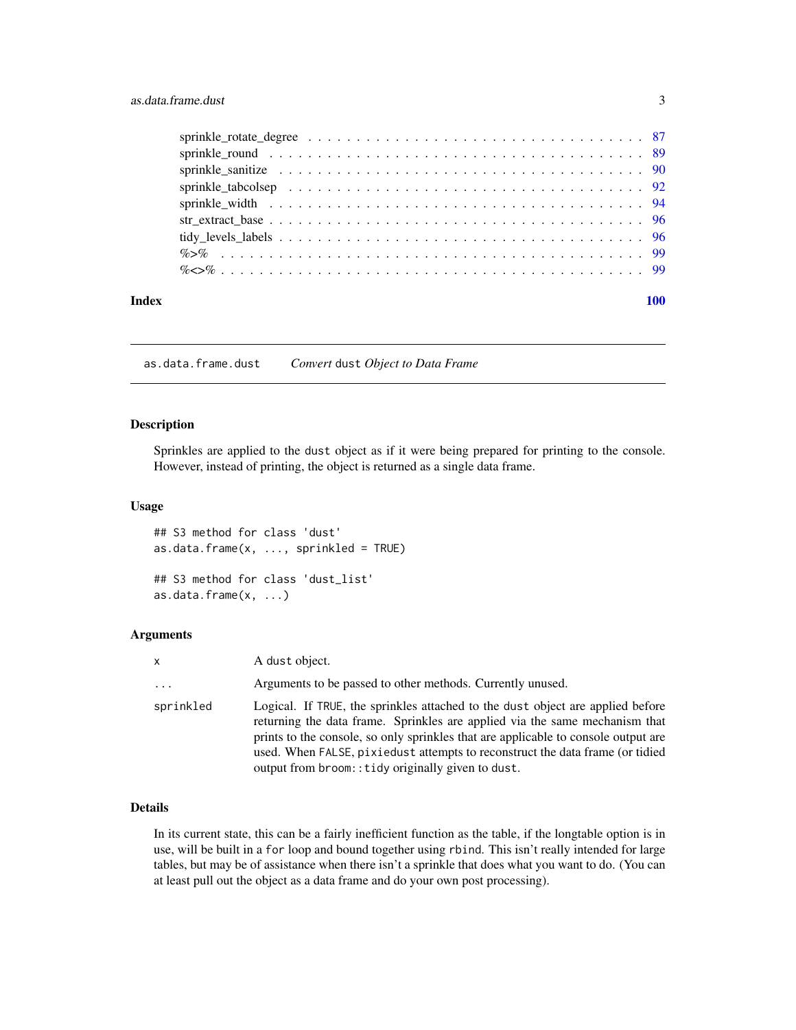sprinkle_rotate_degree . . . . . . . . . . . . . . . . . . . . . . . . . . . . . . . . . 87
sprinkle_round . . . . . . . . . . . . . . . . . . . . . . . . . . . . . . . . . . . . . 89
sprinkle_sanitize . . . . . . . . . . . . . . . . . . . . . . . . . . . . . . . . . . . . 90
sprinkle_tabcolsep . . . . . . . . . . . . . . . . . . . . . . . . . . . . . . . . . . . 92
sprinkle_width . . . . . . . . . . . . . . . . . . . . . . . . . . . . . . . . . . . . . 94
str_extract_base . . . . . . . . . . . . . . . . . . . . . . . . . . . . . . . . . . . . 96
tidy_levels_labels . . . . . . . . . . . . . . . . . . . . . . . . . . . . . . . . . . . 96
%>% . . . . . . . . . . . . . . . . . . . . . . . . . . . . . . . . . . . . . . . . . . 99
%<>% . . . . . . . . . . . . . . . . . . . . . . . . . . . . . . . . . . . . . . . . . 99

**Index** **100**

---

`as.data.frame.dust` *Convert* `dust` *Object to Data Frame*

---

## Description

Sprinkles are applied to the `dust` object as if it were being prepared for printing to the console. However, instead of printing, the object is returned as a single data frame.

## Usage

```
## S3 method for class 'dust'
as.data.frame(x, ..., sprinkled = TRUE)

## S3 method for class 'dust_list'
as.data.frame(x, ...)
```

## Arguments

| | |
|---|---|
| `x` | A `dust` object. |
| `...` | Arguments to be passed to other methods. Currently unused. |
| `sprinkled` | Logical. If `TRUE`, the sprinkles attached to the `dust` object are applied before returning the data frame. Sprinkles are applied via the same mechanism that prints to the console, so only sprinkles that are applicable to console output are used. When `FALSE`, `pixiedust` attempts to reconstruct the data frame (or tidied output from `broom::tidy` originally given to `dust`. |

## Details

In its current state, this can be a fairly inefficient function as the table, if the longtable option is in use, will be built in a `for` loop and bound together using `rbind`. This isn't really intended for large tables, but may be of assistance when there isn't a sprinkle that does what you want to do. (You can at least pull out the object as a data frame and do your own post processing).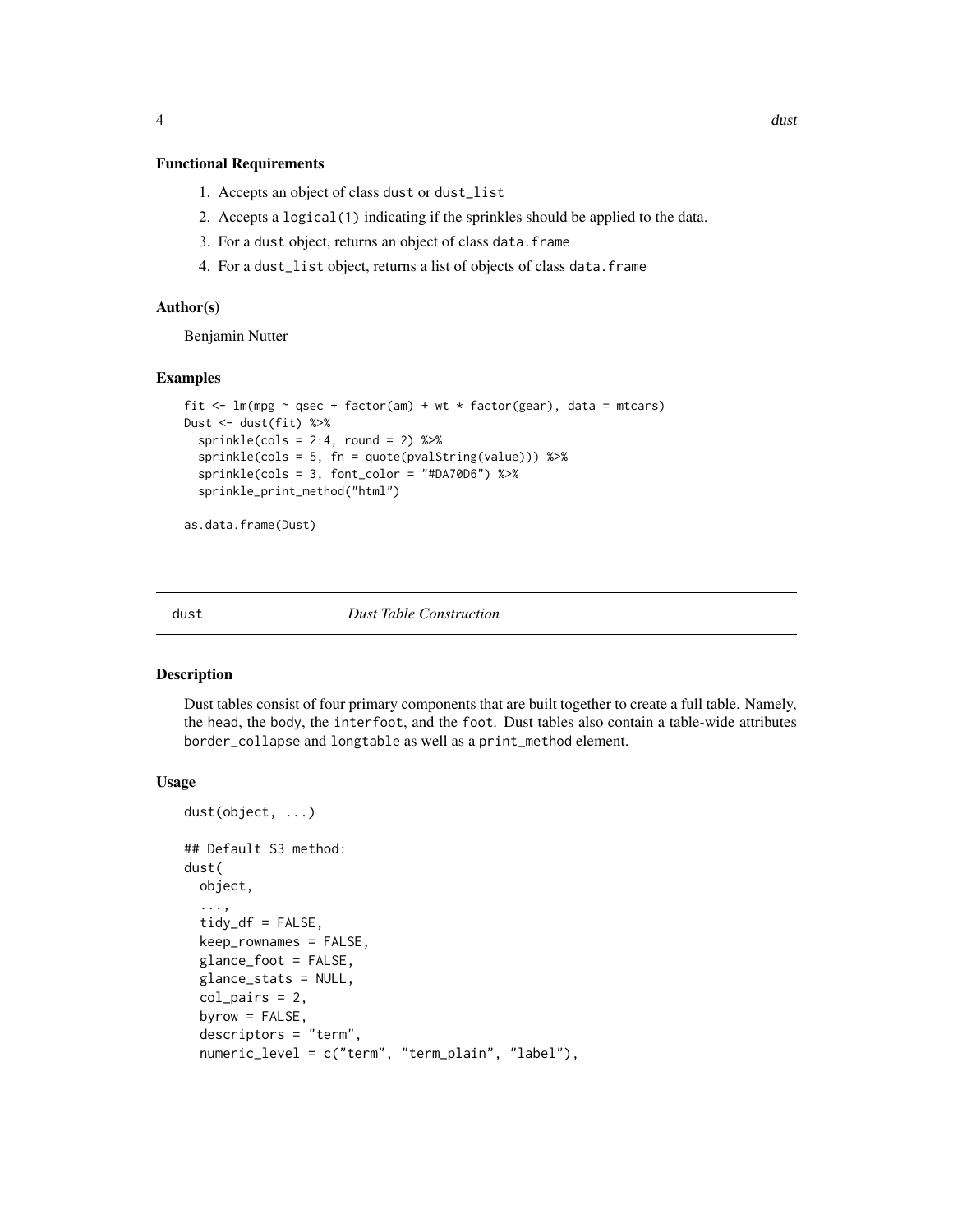### Functional Requirements

1. Accepts an object of class `dust` or `dust_list`
2. Accepts a `logical(1)` indicating if the sprinkles should be applied to the data.
3. For a `dust` object, returns an object of class `data.frame`
4. For a `dust_list` object, returns a list of objects of class `data.frame`

### Author(s)

Benjamin Nutter

### Examples

```
fit <- lm(mpg ~ qsec + factor(am) + wt * factor(gear), data = mtcars)
Dust <- dust(fit) %>%
  sprinkle(cols = 2:4, round = 2) %>%
  sprinkle(cols = 5, fn = quote(pvalString(value))) %>%
  sprinkle(cols = 3, font_color = "#DA70D6") %>%
  sprinkle_print_method("html")

as.data.frame(Dust)
```

---

## dust — *Dust Table Construction*

### Description

Dust tables consist of four primary components that are built together to create a full table. Namely, the `head`, the `body`, the `interfoot`, and the `foot`. Dust tables also contain a table-wide attributes `border_collapse` and `longtable` as well as a `print_method` element.

### Usage

```
dust(object, ...)

## Default S3 method:
dust(
  object,
  ...,
  tidy_df = FALSE,
  keep_rownames = FALSE,
  glance_foot = FALSE,
  glance_stats = NULL,
  col_pairs = 2,
  byrow = FALSE,
  descriptors = "term",
  numeric_level = c("term", "term_plain", "label"),
```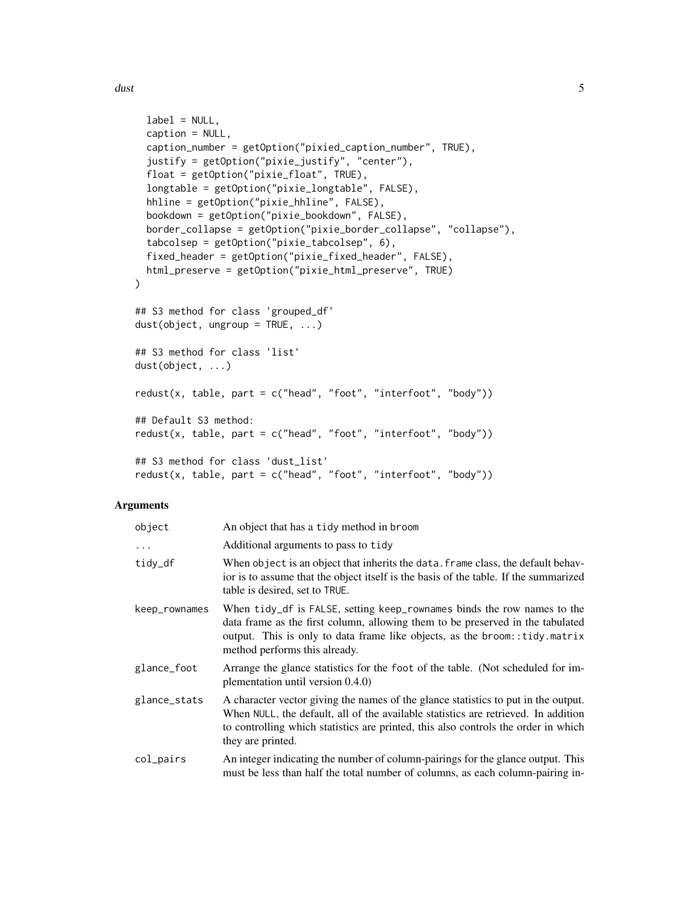```
  label = NULL,
  caption = NULL,
  caption_number = getOption("pixied_caption_number", TRUE),
  justify = getOption("pixie_justify", "center"),
  float = getOption("pixie_float", TRUE),
  longtable = getOption("pixie_longtable", FALSE),
  hhline = getOption("pixie_hhline", FALSE),
  bookdown = getOption("pixie_bookdown", FALSE),
  border_collapse = getOption("pixie_border_collapse", "collapse"),
  tabcolsep = getOption("pixie_tabcolsep", 6),
  fixed_header = getOption("pixie_fixed_header", FALSE),
  html_preserve = getOption("pixie_html_preserve", TRUE)
)

## S3 method for class 'grouped_df'
dust(object, ungroup = TRUE, ...)

## S3 method for class 'list'
dust(object, ...)

redust(x, table, part = c("head", "foot", "interfoot", "body"))

## Default S3 method:
redust(x, table, part = c("head", "foot", "interfoot", "body"))

## S3 method for class 'dust_list'
redust(x, table, part = c("head", "foot", "interfoot", "body"))
```

## Arguments

| | |
|---|---|
| object | An object that has a tidy method in broom |
| ... | Additional arguments to pass to tidy |
| tidy_df | When object is an object that inherits the data.frame class, the default behavior is to assume that the object itself is the basis of the table. If the summarized table is desired, set to TRUE. |
| keep_rownames | When tidy_df is FALSE, setting keep_rownames binds the row names to the data frame as the first column, allowing them to be preserved in the tabulated output. This is only to data frame like objects, as the broom::tidy.matrix method performs this already. |
| glance_foot | Arrange the glance statistics for the foot of the table. (Not scheduled for implementation until version 0.4.0) |
| glance_stats | A character vector giving the names of the glance statistics to put in the output. When NULL, the default, all of the available statistics are retrieved. In addition to controlling which statistics are printed, this also controls the order in which they are printed. |
| col_pairs | An integer indicating the number of column-pairings for the glance output. This must be less than half the total number of columns, as each column-pairing in- |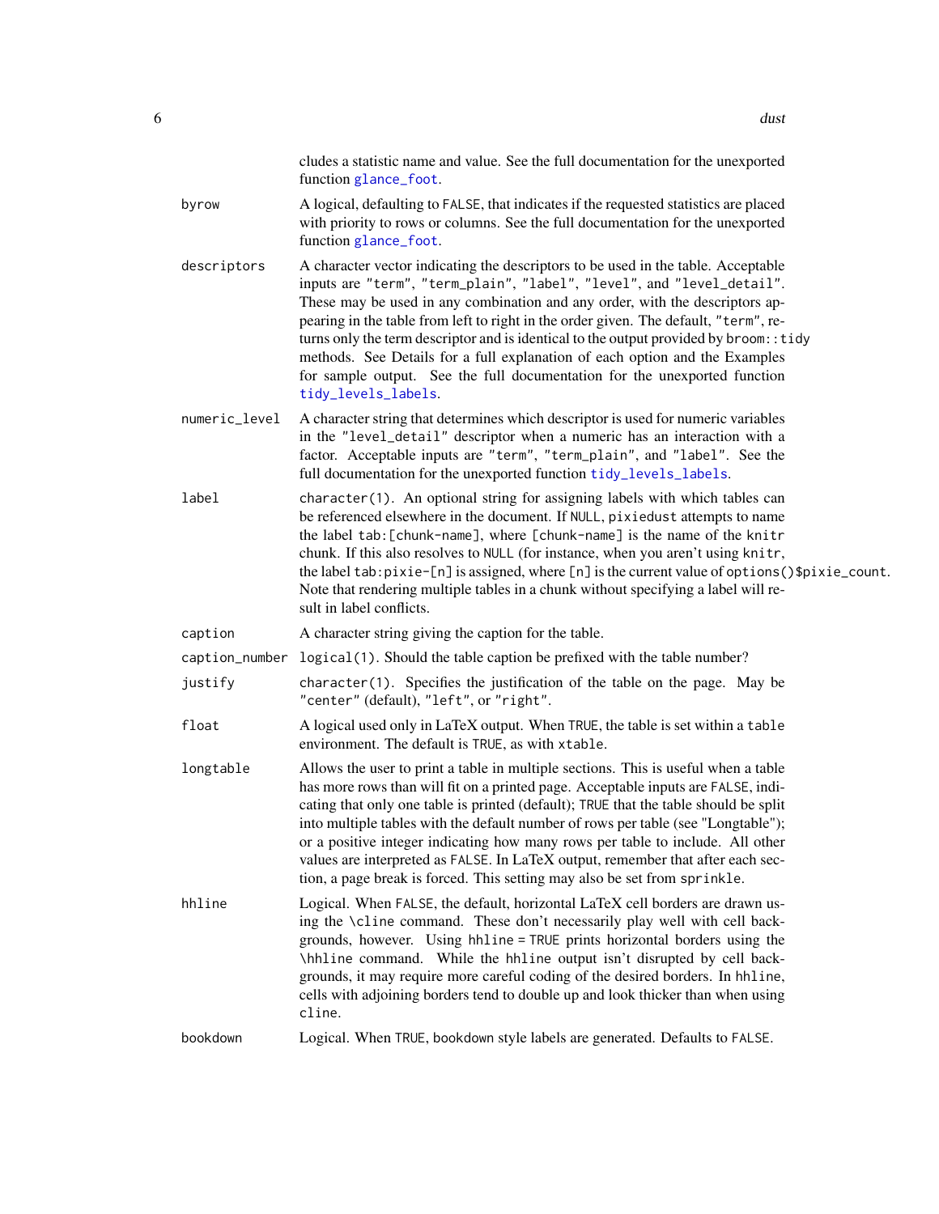cludes a statistic name and value. See the full documentation for the unexported function `glance_foot`.

`byrow`
: A logical, defaulting to `FALSE`, that indicates if the requested statistics are placed with priority to rows or columns. See the full documentation for the unexported function `glance_foot`.

`descriptors`
: A character vector indicating the descriptors to be used in the table. Acceptable inputs are `"term"`, `"term_plain"`, `"label"`, `"level"`, and `"level_detail"`. These may be used in any combination and any order, with the descriptors appearing in the table from left to right in the order given. The default, `"term"`, returns only the term descriptor and is identical to the output provided by `broom::tidy` methods. See Details for a full explanation of each option and the Examples for sample output. See the full documentation for the unexported function `tidy_levels_labels`.

`numeric_level`
: A character string that determines which descriptor is used for numeric variables in the `"level_detail"` descriptor when a numeric has an interaction with a factor. Acceptable inputs are `"term"`, `"term_plain"`, and `"label"`. See the full documentation for the unexported function `tidy_levels_labels`.

`label`
: `character(1)`. An optional string for assigning labels with which tables can be referenced elsewhere in the document. If `NULL`, `pixiedust` attempts to name the label `tab:[chunk-name]`, where `[chunk-name]` is the name of the `knitr` chunk. If this also resolves to `NULL` (for instance, when you aren't using `knitr`, the label `tab:pixie-[n]` is assigned, where `[n]` is the current value of `options()$pixie_count`. Note that rendering multiple tables in a chunk without specifying a label will result in label conflicts.

`caption`
: A character string giving the caption for the table.

`caption_number`
: `logical(1)`. Should the table caption be prefixed with the table number?

`justify`
: `character(1)`. Specifies the justification of the table on the page. May be `"center"` (default), `"left"`, or `"right"`.

`float`
: A logical used only in LaTeX output. When `TRUE`, the table is set within a `table` environment. The default is `TRUE`, as with `xtable`.

`longtable`
: Allows the user to print a table in multiple sections. This is useful when a table has more rows than will fit on a printed page. Acceptable inputs are `FALSE`, indicating that only one table is printed (default); `TRUE` that the table should be split into multiple tables with the default number of rows per table (see "Longtable"); or a positive integer indicating how many rows per table to include. All other values are interpreted as `FALSE`. In LaTeX output, remember that after each section, a page break is forced. This setting may also be set from `sprinkle`.

`hhline`
: Logical. When `FALSE`, the default, horizontal LaTeX cell borders are drawn using the `\cline` command. These don't necessarily play well with cell backgrounds, however. Using `hhline = TRUE` prints horizontal borders using the `\hhline` command. While the `hhline` output isn't disrupted by cell backgrounds, it may require more careful coding of the desired borders. In `hhline`, cells with adjoining borders tend to double up and look thicker than when using `cline`.

`bookdown`
: Logical. When `TRUE`, `bookdown` style labels are generated. Defaults to `FALSE`.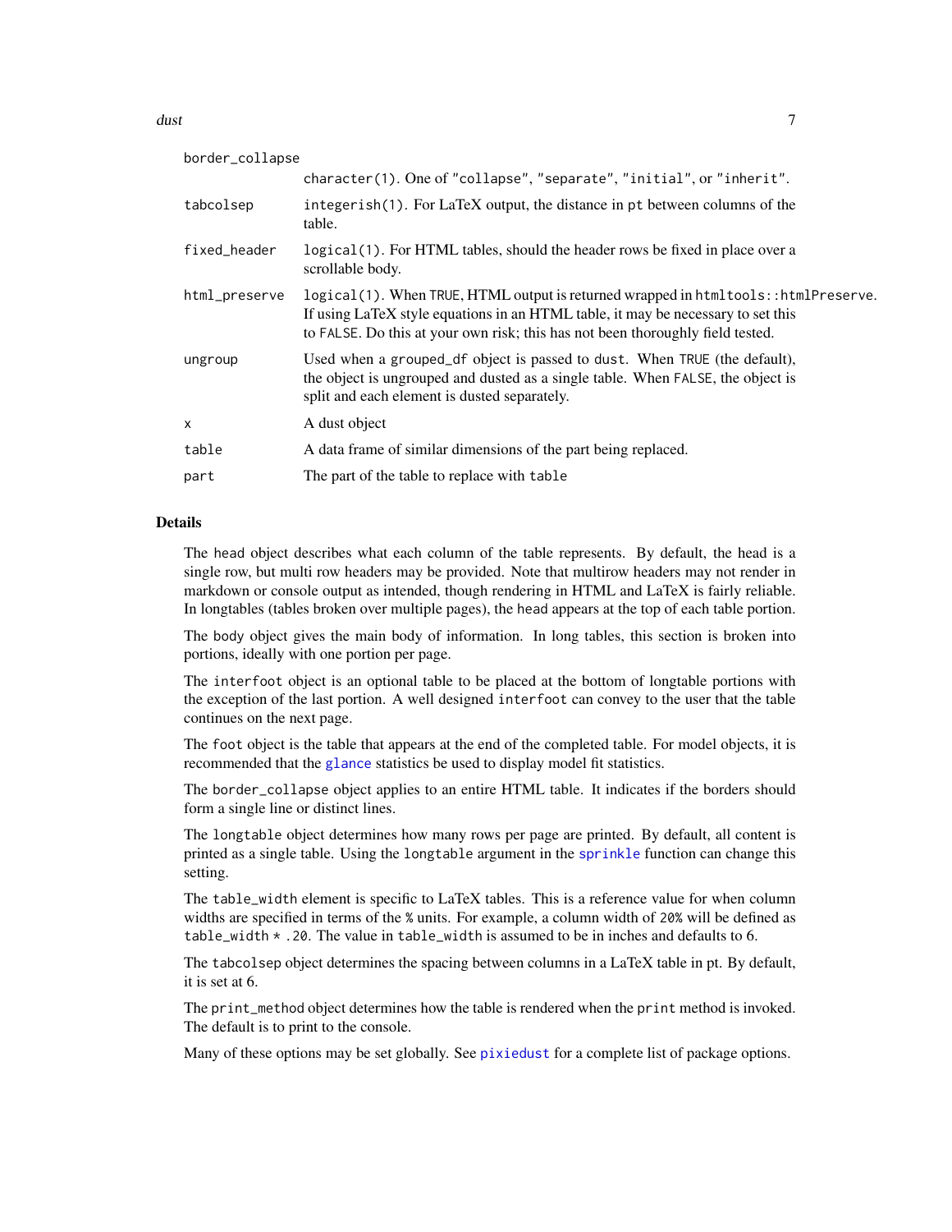| | |
|---|---|
| border_collapse | character(1). One of "collapse", "separate", "initial", or "inherit". |
| tabcolsep | integerish(1). For LaTeX output, the distance in pt between columns of the table. |
| fixed_header | logical(1). For HTML tables, should the header rows be fixed in place over a scrollable body. |
| html_preserve | logical(1). When TRUE, HTML output is returned wrapped in htmltools::htmlPreserve. If using LaTeX style equations in an HTML table, it may be necessary to set this to FALSE. Do this at your own risk; this has not been thoroughly field tested. |
| ungroup | Used when a grouped_df object is passed to dust. When TRUE (the default), the object is ungrouped and dusted as a single table. When FALSE, the object is split and each element is dusted separately. |
| x | A dust object |
| table | A data frame of similar dimensions of the part being replaced. |
| part | The part of the table to replace with table |

## Details

The head object describes what each column of the table represents. By default, the head is a single row, but multi row headers may be provided. Note that multirow headers may not render in markdown or console output as intended, though rendering in HTML and LaTeX is fairly reliable. In longtables (tables broken over multiple pages), the head appears at the top of each table portion.

The body object gives the main body of information. In long tables, this section is broken into portions, ideally with one portion per page.

The interfoot object is an optional table to be placed at the bottom of longtable portions with the exception of the last portion. A well designed interfoot can convey to the user that the table continues on the next page.

The foot object is the table that appears at the end of the completed table. For model objects, it is recommended that the glance statistics be used to display model fit statistics.

The border_collapse object applies to an entire HTML table. It indicates if the borders should form a single line or distinct lines.

The longtable object determines how many rows per page are printed. By default, all content is printed as a single table. Using the longtable argument in the sprinkle function can change this setting.

The table_width element is specific to LaTeX tables. This is a reference value for when column widths are specified in terms of the % units. For example, a column width of 20% will be defined as table_width * .20. The value in table_width is assumed to be in inches and defaults to 6.

The tabcolsep object determines the spacing between columns in a LaTeX table in pt. By default, it is set at 6.

The print_method object determines how the table is rendered when the print method is invoked. The default is to print to the console.

Many of these options may be set globally. See pixiedust for a complete list of package options.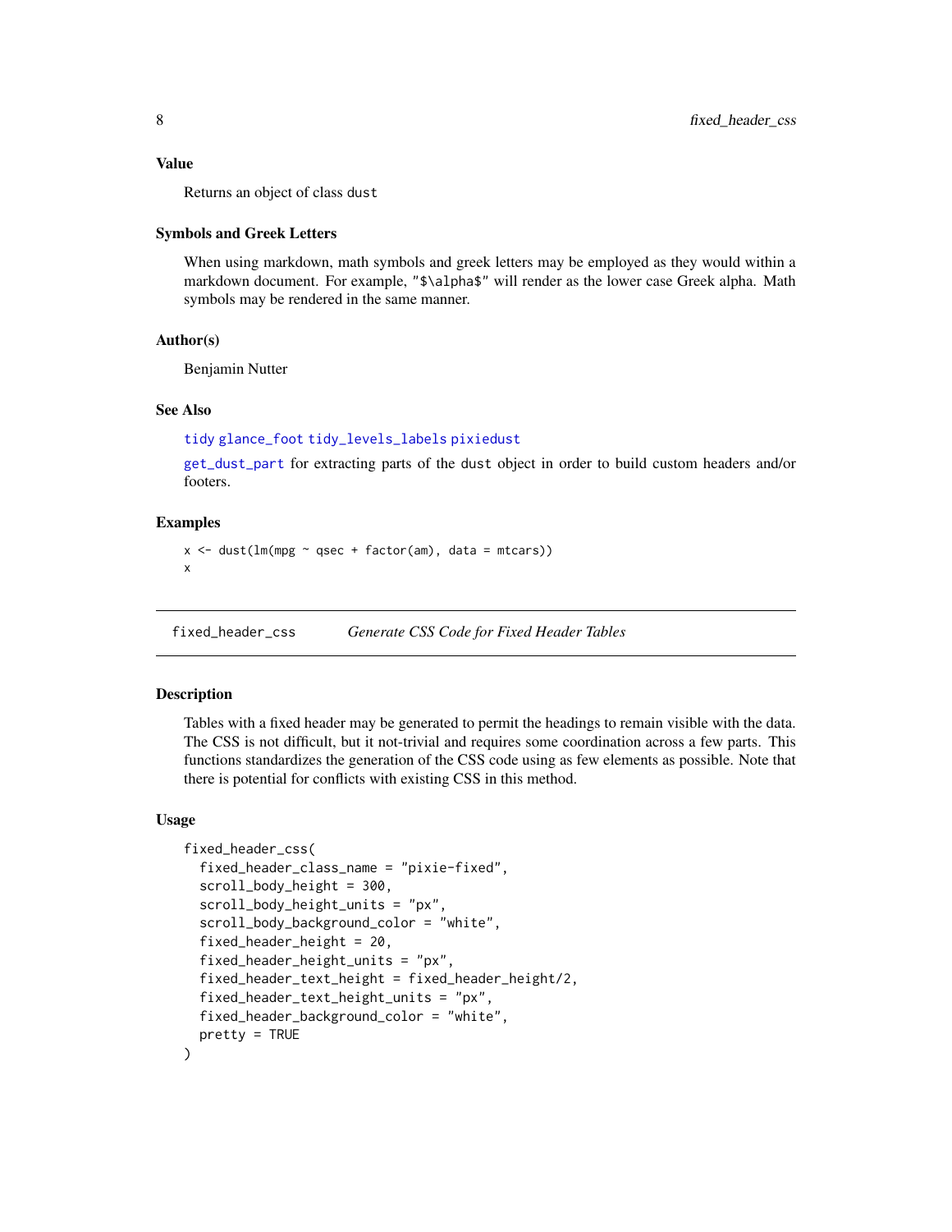### Value

Returns an object of class `dust`

### Symbols and Greek Letters

When using markdown, math symbols and greek letters may be employed as they would within a markdown document. For example, `"$\alpha$"` will render as the lower case Greek alpha. Math symbols may be rendered in the same manner.

### Author(s)

Benjamin Nutter

### See Also

`tidy` `glance_foot` `tidy_levels_labels` `pixiedust`

`get_dust_part` for extracting parts of the `dust` object in order to build custom headers and/or footers.

### Examples

```
x <- dust(lm(mpg ~ qsec + factor(am), data = mtcars))
x
```

---

## fixed_header_css — *Generate CSS Code for Fixed Header Tables*

### Description

Tables with a fixed header may be generated to permit the headings to remain visible with the data. The CSS is not difficult, but it not-trivial and requires some coordination across a few parts. This functions standardizes the generation of the CSS code using as few elements as possible. Note that there is potential for conflicts with existing CSS in this method.

### Usage

```
fixed_header_css(
  fixed_header_class_name = "pixie-fixed",
  scroll_body_height = 300,
  scroll_body_height_units = "px",
  scroll_body_background_color = "white",
  fixed_header_height = 20,
  fixed_header_height_units = "px",
  fixed_header_text_height = fixed_header_height/2,
  fixed_header_text_height_units = "px",
  fixed_header_background_color = "white",
  pretty = TRUE
)
```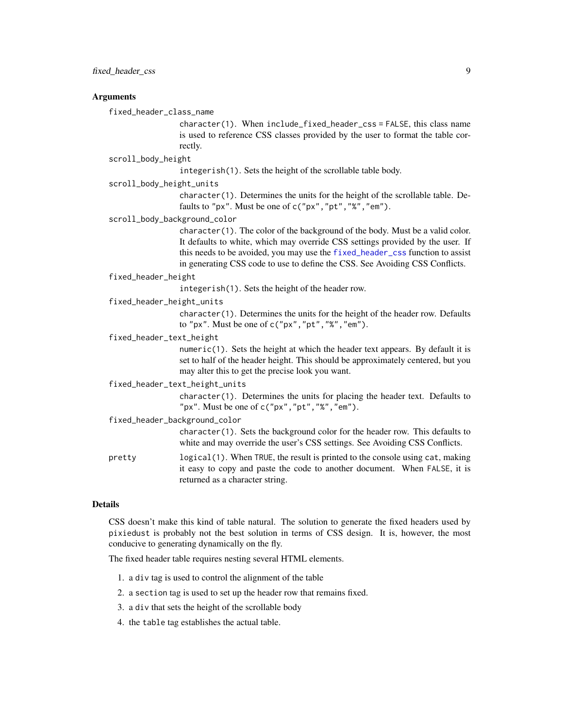### Arguments

`fixed_header_class_name`
: `character(1)`. When `include_fixed_header_css = FALSE`, this class name is used to reference CSS classes provided by the user to format the table correctly.

`scroll_body_height`
: `integerish(1)`. Sets the height of the scrollable table body.

`scroll_body_height_units`
: `character(1)`. Determines the units for the height of the scrollable table. Defaults to `"px"`. Must be one of `c("px","pt","%","em")`.

`scroll_body_background_color`
: `character(1)`. The color of the background of the body. Must be a valid color. It defaults to white, which may override CSS settings provided by the user. If this needs to be avoided, you may use the `fixed_header_css` function to assist in generating CSS code to use to define the CSS. See Avoiding CSS Conflicts.

`fixed_header_height`
: `integerish(1)`. Sets the height of the header row.

`fixed_header_height_units`
: `character(1)`. Determines the units for the height of the header row. Defaults to `"px"`. Must be one of `c("px","pt","%","em")`.

`fixed_header_text_height`
: `numeric(1)`. Sets the height at which the header text appears. By default it is set to half of the header height. This should be approximately centered, but you may alter this to get the precise look you want.

`fixed_header_text_height_units`
: `character(1)`. Determines the units for placing the header text. Defaults to `"px"`. Must be one of `c("px","pt","%","em")`.

`fixed_header_background_color`
: `character(1)`. Sets the background color for the header row. This defaults to white and may override the user's CSS settings. See Avoiding CSS Conflicts.

`pretty`
: `logical(1)`. When `TRUE`, the result is printed to the console using `cat`, making it easy to copy and paste the code to another document. When `FALSE`, it is returned as a character string.

### Details

CSS doesn't make this kind of table natural. The solution to generate the fixed headers used by `pixiedust` is probably not the best solution in terms of CSS design. It is, however, the most conducive to generating dynamically on the fly.

The fixed header table requires nesting several HTML elements.

1. a `div` tag is used to control the alignment of the table
2. a `section` tag is used to set up the header row that remains fixed.
3. a `div` that sets the height of the scrollable body
4. the `table` tag establishes the actual table.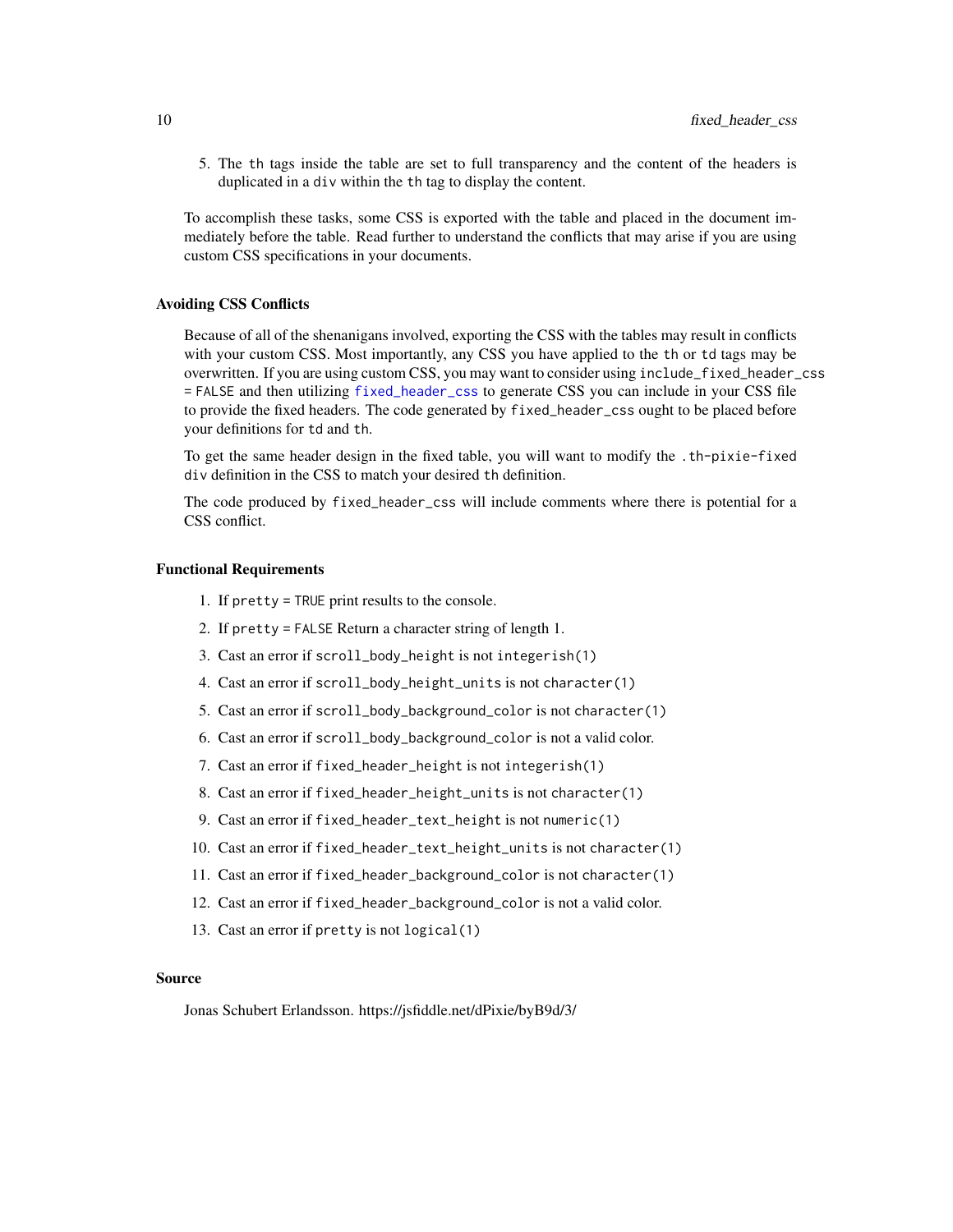5. The `th` tags inside the table are set to full transparency and the content of the headers is duplicated in a `div` within the `th` tag to display the content.

To accomplish these tasks, some CSS is exported with the table and placed in the document immediately before the table. Read further to understand the conflicts that may arise if you are using custom CSS specifications in your documents.

### Avoiding CSS Conflicts

Because of all of the shenanigans involved, exporting the CSS with the tables may result in conflicts with your custom CSS. Most importantly, any CSS you have applied to the `th` or `td` tags may be overwritten. If you are using custom CSS, you may want to consider using `include_fixed_header_css = FALSE` and then utilizing `fixed_header_css` to generate CSS you can include in your CSS file to provide the fixed headers. The code generated by `fixed_header_css` ought to be placed before your definitions for `td` and `th`.

To get the same header design in the fixed table, you will want to modify the `.th-pixie-fixed div` definition in the CSS to match your desired `th` definition.

The code produced by `fixed_header_css` will include comments where there is potential for a CSS conflict.

### Functional Requirements

1. If `pretty = TRUE` print results to the console.
2. If `pretty = FALSE` Return a character string of length 1.
3. Cast an error if `scroll_body_height` is not `integerish(1)`
4. Cast an error if `scroll_body_height_units` is not `character(1)`
5. Cast an error if `scroll_body_background_color` is not `character(1)`
6. Cast an error if `scroll_body_background_color` is not a valid color.
7. Cast an error if `fixed_header_height` is not `integerish(1)`
8. Cast an error if `fixed_header_height_units` is not `character(1)`
9. Cast an error if `fixed_header_text_height` is not `numeric(1)`
10. Cast an error if `fixed_header_text_height_units` is not `character(1)`
11. Cast an error if `fixed_header_background_color` is not `character(1)`
12. Cast an error if `fixed_header_background_color` is not a valid color.
13. Cast an error if `pretty` is not `logical(1)`

### Source

Jonas Schubert Erlandsson. https://jsfiddle.net/dPixie/byB9d/3/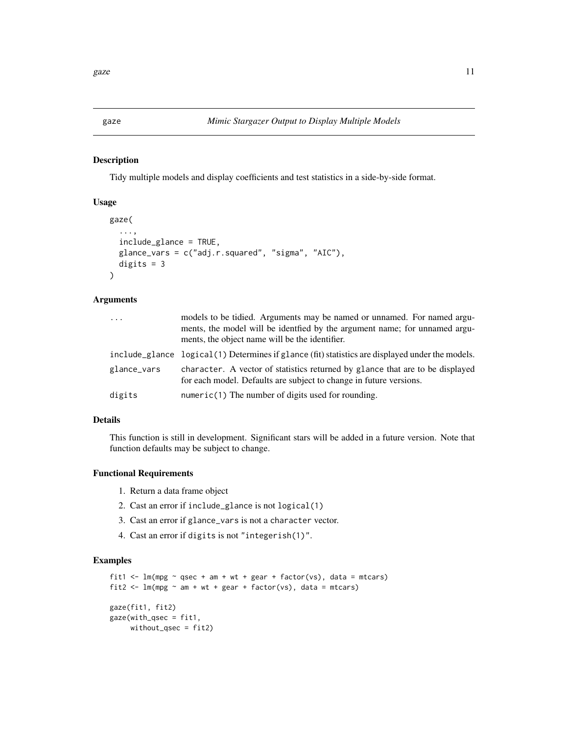## gaze — *Mimic Stargazer Output to Display Multiple Models*

### Description

Tidy multiple models and display coefficients and test statistics in a side-by-side format.

### Usage

```
gaze(
  ...,
  include_glance = TRUE,
  glance_vars = c("adj.r.squared", "sigma", "AIC"),
  digits = 3
)
```

### Arguments

| | |
|---|---|
| `...` | models to be tidied. Arguments may be named or unnamed. For named arguments, the model will be identfied by the argument name; for unnamed arguments, the object name will be the identifier. |
| `include_glance` | `logical(1)` Determines if `glance` (fit) statistics are displayed under the models. |
| `glance_vars` | `character`. A vector of statistics returned by `glance` that are to be displayed for each model. Defaults are subject to change in future versions. |
| `digits` | `numeric(1)` The number of digits used for rounding. |

### Details

This function is still in development. Significant stars will be added in a future version. Note that function defaults may be subject to change.

### Functional Requirements

1. Return a data frame object
2. Cast an error if `include_glance` is not `logical(1)`
3. Cast an error if `glance_vars` is not a `character` vector.
4. Cast an error if `digits` is not `"integerish(1)"`.

### Examples

```
fit1 <- lm(mpg ~ qsec + am + wt + gear + factor(vs), data = mtcars)
fit2 <- lm(mpg ~ am + wt + gear + factor(vs), data = mtcars)

gaze(fit1, fit2)
gaze(with_qsec = fit1,
     without_qsec = fit2)
```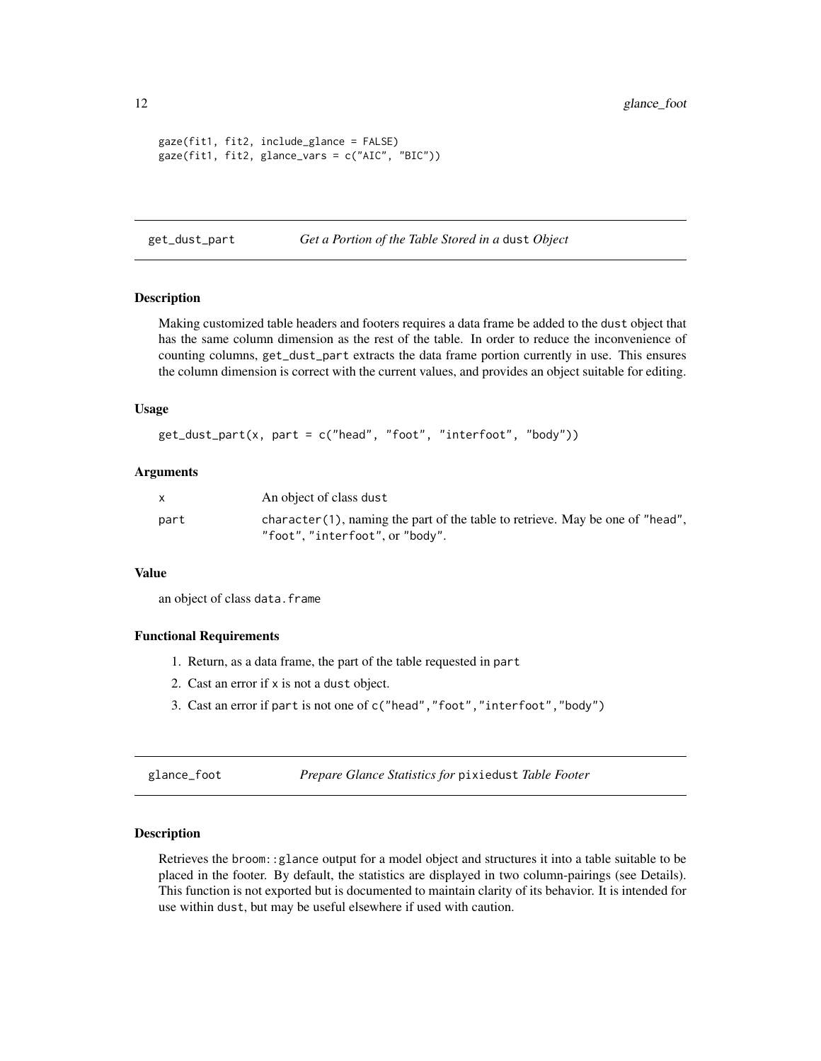```
gaze(fit1, fit2, include_glance = FALSE)
gaze(fit1, fit2, glance_vars = c("AIC", "BIC"))
```

## get_dust_part — *Get a Portion of the Table Stored in a* `dust` *Object*

### Description

Making customized table headers and footers requires a data frame be added to the `dust` object that has the same column dimension as the rest of the table. In order to reduce the inconvenience of counting columns, `get_dust_part` extracts the data frame portion currently in use. This ensures the column dimension is correct with the current values, and provides an object suitable for editing.

### Usage

```
get_dust_part(x, part = c("head", "foot", "interfoot", "body"))
```

### Arguments

| | |
|---|---|
| x | An object of class `dust` |
| part | `character(1)`, naming the part of the table to retrieve. May be one of `"head"`, `"foot"`, `"interfoot"`, or `"body"`. |

### Value

an object of class `data.frame`

### Functional Requirements

1. Return, as a data frame, the part of the table requested in `part`
2. Cast an error if `x` is not a `dust` object.
3. Cast an error if `part` is not one of `c("head","foot","interfoot","body")`

## glance_foot — *Prepare Glance Statistics for* `pixiedust` *Table Footer*

### Description

Retrieves the `broom::glance` output for a model object and structures it into a table suitable to be placed in the footer. By default, the statistics are displayed in two column-pairings (see Details). This function is not exported but is documented to maintain clarity of its behavior. It is intended for use within `dust`, but may be useful elsewhere if used with caution.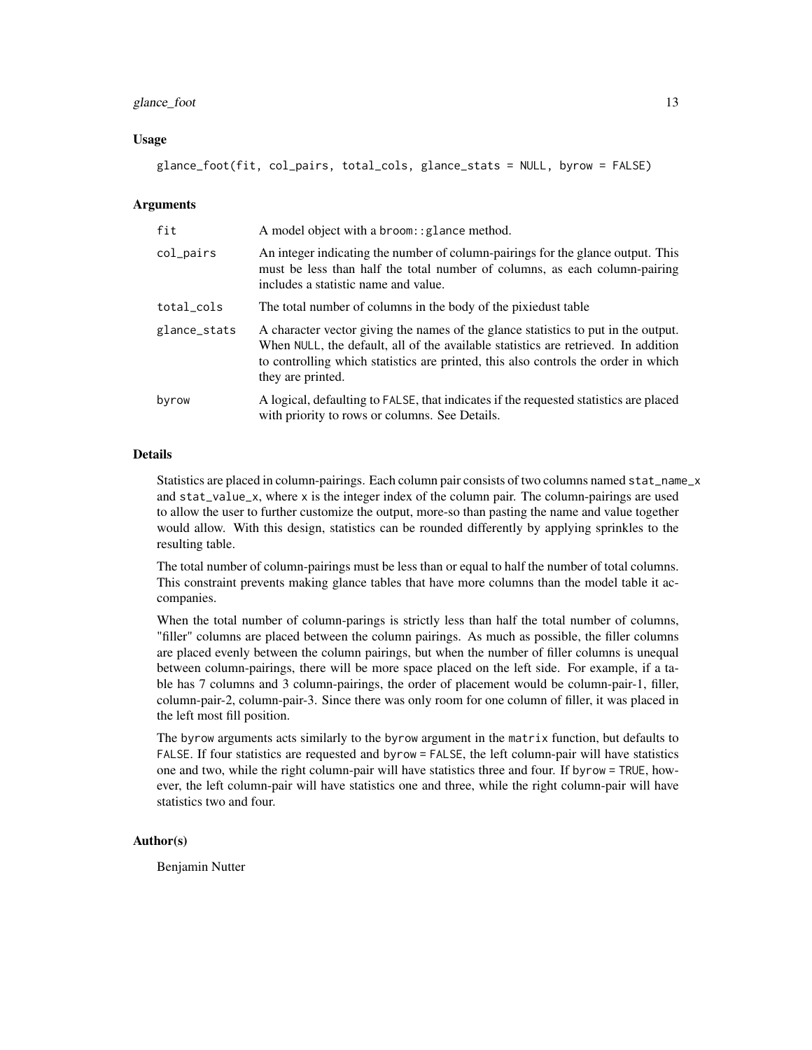### Usage

```
glance_foot(fit, col_pairs, total_cols, glance_stats = NULL, byrow = FALSE)
```

### Arguments

| | |
|---|---|
| `fit` | A model object with a `broom::glance` method. |
| `col_pairs` | An integer indicating the number of column-pairings for the glance output. This must be less than half the total number of columns, as each column-pairing includes a statistic name and value. |
| `total_cols` | The total number of columns in the body of the pixiedust table |
| `glance_stats` | A character vector giving the names of the glance statistics to put in the output. When `NULL`, the default, all of the available statistics are retrieved. In addition to controlling which statistics are printed, this also controls the order in which they are printed. |
| `byrow` | A logical, defaulting to `FALSE`, that indicates if the requested statistics are placed with priority to rows or columns. See Details. |

### Details

Statistics are placed in column-pairings. Each column pair consists of two columns named `stat_name_x` and `stat_value_x`, where `x` is the integer index of the column pair. The column-pairings are used to allow the user to further customize the output, more-so than pasting the name and value together would allow. With this design, statistics can be rounded differently by applying sprinkles to the resulting table.

The total number of column-pairings must be less than or equal to half the number of total columns. This constraint prevents making glance tables that have more columns than the model table it accompanies.

When the total number of column-parings is strictly less than half the total number of columns, "filler" columns are placed between the column pairings. As much as possible, the filler columns are placed evenly between the column pairings, but when the number of filler columns is unequal between column-pairings, there will be more space placed on the left side. For example, if a table has 7 columns and 3 column-pairings, the order of placement would be column-pair-1, filler, column-pair-2, column-pair-3. Since there was only room for one column of filler, it was placed in the left most fill position.

The `byrow` arguments acts similarly to the `byrow` argument in the `matrix` function, but defaults to `FALSE`. If four statistics are requested and `byrow = FALSE`, the left column-pair will have statistics one and two, while the right column-pair will have statistics three and four. If `byrow = TRUE`, however, the left column-pair will have statistics one and three, while the right column-pair will have statistics two and four.

### Author(s)

Benjamin Nutter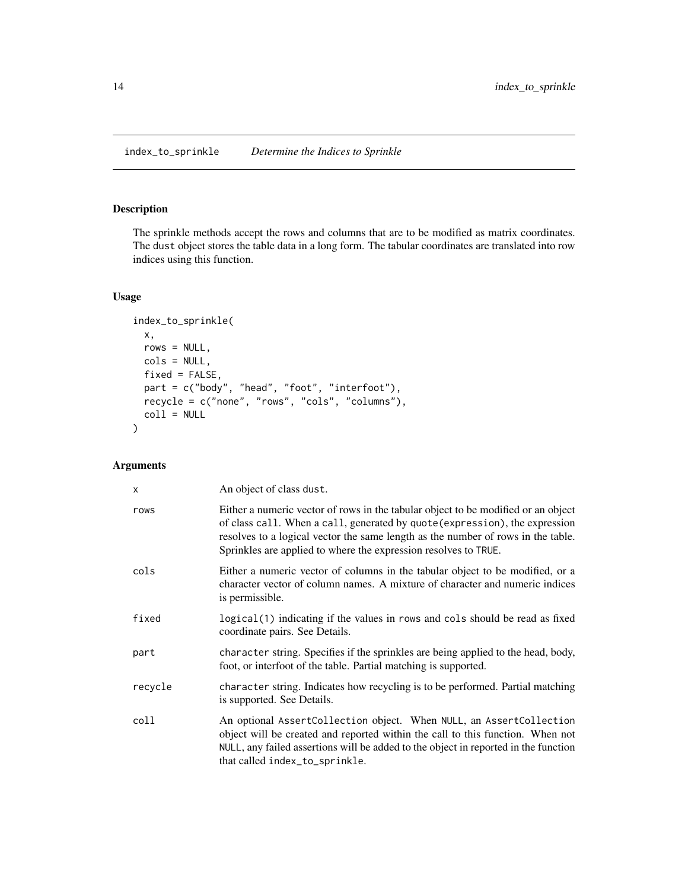# index_to_sprinkle *Determine the Indices to Sprinkle*

## Description

The sprinkle methods accept the rows and columns that are to be modified as matrix coordinates. The dust object stores the table data in a long form. The tabular coordinates are translated into row indices using this function.

## Usage

```
index_to_sprinkle(
  x,
  rows = NULL,
  cols = NULL,
  fixed = FALSE,
  part = c("body", "head", "foot", "interfoot"),
  recycle = c("none", "rows", "cols", "columns"),
  coll = NULL
)
```

## Arguments

| | |
|---|---|
| x | An object of class dust. |
| rows | Either a numeric vector of rows in the tabular object to be modified or an object of class call. When a call, generated by quote(expression), the expression resolves to a logical vector the same length as the number of rows in the table. Sprinkles are applied to where the expression resolves to TRUE. |
| cols | Either a numeric vector of columns in the tabular object to be modified, or a character vector of column names. A mixture of character and numeric indices is permissible. |
| fixed | logical(1) indicating if the values in rows and cols should be read as fixed coordinate pairs. See Details. |
| part | character string. Specifies if the sprinkles are being applied to the head, body, foot, or interfoot of the table. Partial matching is supported. |
| recycle | character string. Indicates how recycling is to be performed. Partial matching is supported. See Details. |
| coll | An optional AssertCollection object. When NULL, an AssertCollection object will be created and reported within the call to this function. When not NULL, any failed assertions will be added to the object in reported in the function that called index_to_sprinkle. |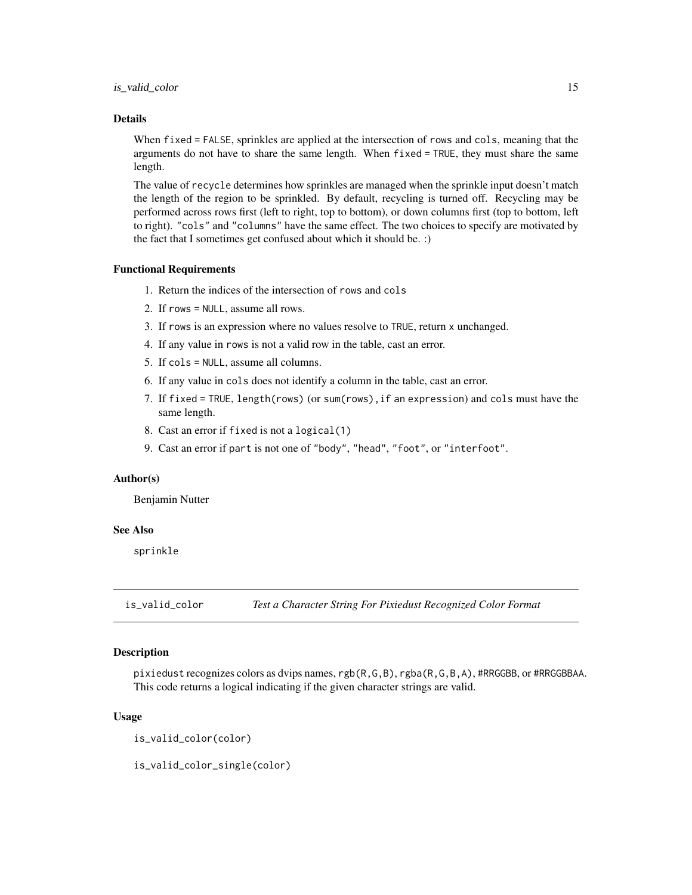### Details

When `fixed = FALSE`, sprinkles are applied at the intersection of `rows` and `cols`, meaning that the arguments do not have to share the same length. When `fixed = TRUE`, they must share the same length.

The value of `recycle` determines how sprinkles are managed when the sprinkle input doesn't match the length of the region to be sprinkled. By default, recycling is turned off. Recycling may be performed across rows first (left to right, top to bottom), or down columns first (top to bottom, left to right). `"cols"` and `"columns"` have the same effect. The two choices to specify are motivated by the fact that I sometimes get confused about which it should be. :)

### Functional Requirements

1. Return the indices of the intersection of `rows` and `cols`
2. If `rows = NULL`, assume all rows.
3. If `rows` is an expression where no values resolve to `TRUE`, return `x` unchanged.
4. If any value in `rows` is not a valid row in the table, cast an error.
5. If `cols = NULL`, assume all columns.
6. If any value in `cols` does not identify a column in the table, cast an error.
7. If `fixed = TRUE`, `length(rows)` (or `sum(rows),if an expression`) and `cols` must have the same length.
8. Cast an error if `fixed` is not a `logical(1)`
9. Cast an error if `part` is not one of `"body"`, `"head"`, `"foot"`, or `"interfoot"`.

### Author(s)

Benjamin Nutter

### See Also

`sprinkle`

---

## is_valid_color — *Test a Character String For Pixiedust Recognized Color Format*

### Description

`pixiedust` recognizes colors as dvips names, `rgb(R,G,B)`, `rgba(R,G,B,A)`, `#RRGGBB`, or `#RRGGBBAA`. This code returns a logical indicating if the given character strings are valid.

### Usage

```
is_valid_color(color)

is_valid_color_single(color)
```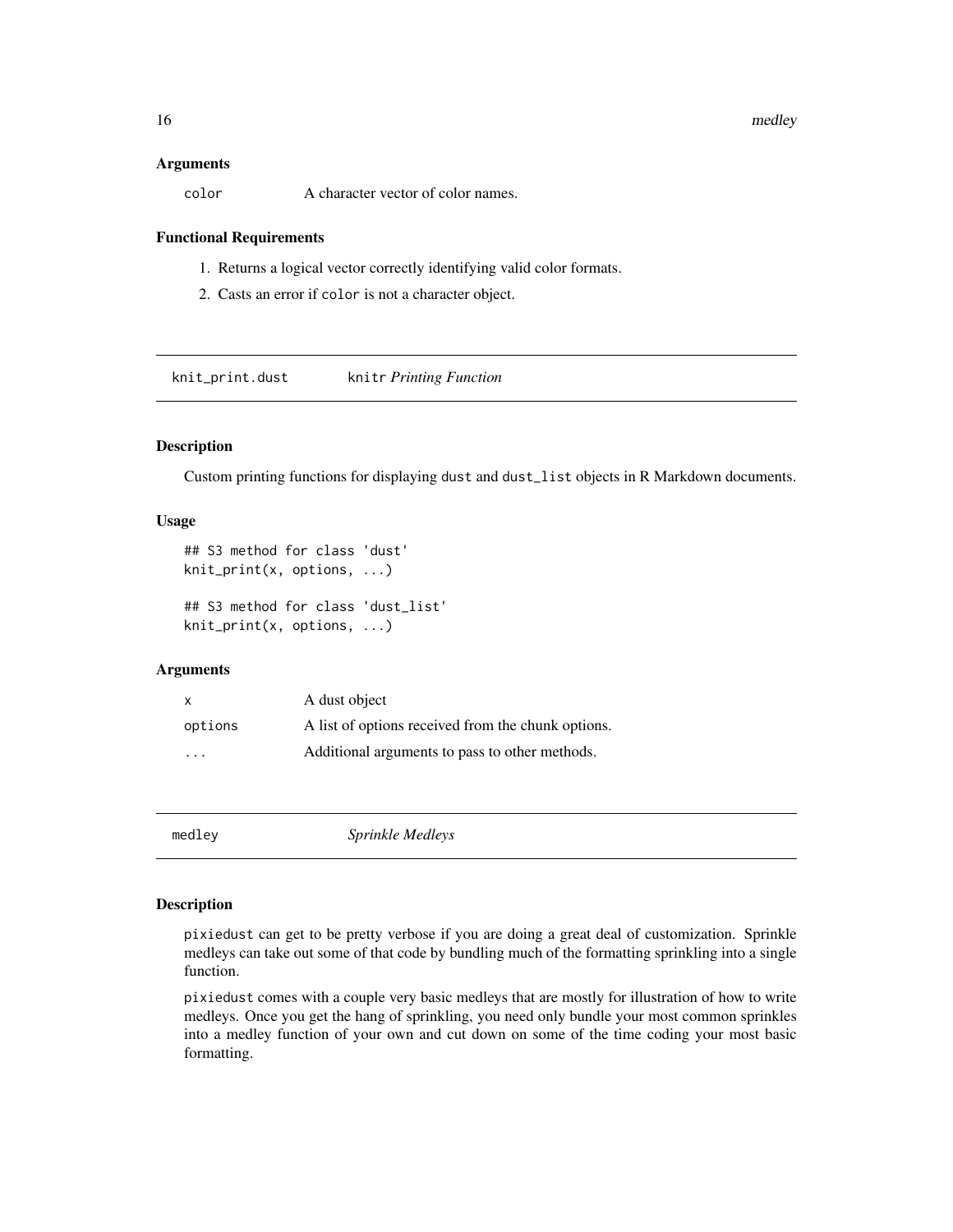### Arguments

| | |
|---|---|
| color | A character vector of color names. |

### Functional Requirements

1. Returns a logical vector correctly identifying valid color formats.
2. Casts an error if color is not a character object.

## knit_print.dust    *knitr Printing Function*

### Description

Custom printing functions for displaying dust and dust_list objects in R Markdown documents.

### Usage

```
## S3 method for class 'dust'
knit_print(x, options, ...)

## S3 method for class 'dust_list'
knit_print(x, options, ...)
```

### Arguments

| | |
|---|---|
| x | A dust object |
| options | A list of options received from the chunk options. |
| ... | Additional arguments to pass to other methods. |

## medley    *Sprinkle Medleys*

### Description

pixiedust can get to be pretty verbose if you are doing a great deal of customization. Sprinkle medleys can take out some of that code by bundling much of the formatting sprinkling into a single function.

pixiedust comes with a couple very basic medleys that are mostly for illustration of how to write medleys. Once you get the hang of sprinkling, you need only bundle your most common sprinkles into a medley function of your own and cut down on some of the time coding your most basic formatting.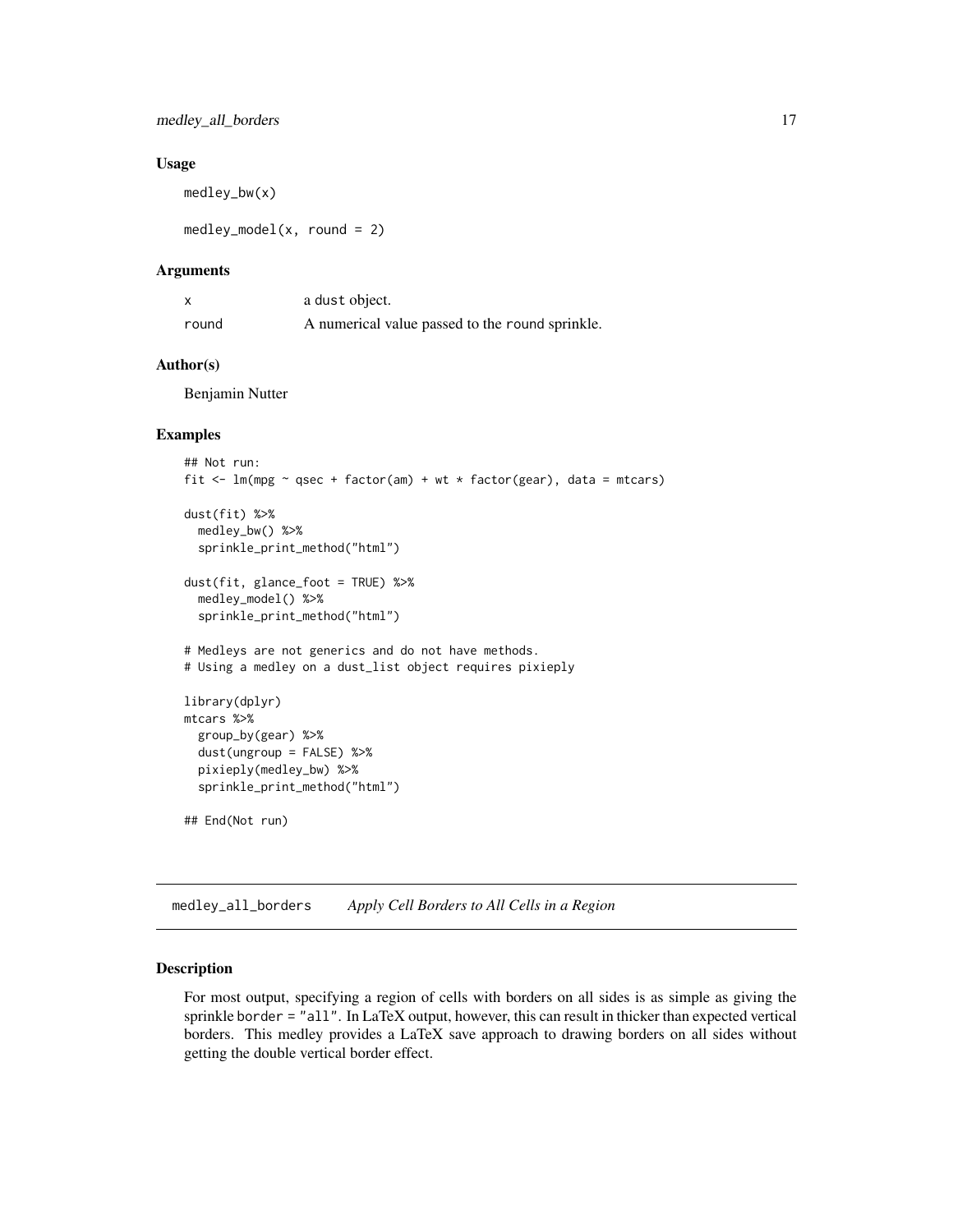### Usage

```
medley_bw(x)

medley_model(x, round = 2)
```

### Arguments

| | |
|---|---|
| x | a dust object. |
| round | A numerical value passed to the round sprinkle. |

### Author(s)

Benjamin Nutter

### Examples

```
## Not run:
fit <- lm(mpg ~ qsec + factor(am) + wt * factor(gear), data = mtcars)

dust(fit) %>%
  medley_bw() %>%
  sprinkle_print_method("html")

dust(fit, glance_foot = TRUE) %>%
  medley_model() %>%
  sprinkle_print_method("html")

# Medleys are not generics and do not have methods.
# Using a medley on a dust_list object requires pixieply

library(dplyr)
mtcars %>%
  group_by(gear) %>%
  dust(ungroup = FALSE) %>%
  pixieply(medley_bw) %>%
  sprinkle_print_method("html")

## End(Not run)
```

## medley_all_borders *Apply Cell Borders to All Cells in a Region*

### Description

For most output, specifying a region of cells with borders on all sides is as simple as giving the sprinkle border = "all". In LaTeX output, however, this can result in thicker than expected vertical borders. This medley provides a LaTeX save approach to drawing borders on all sides without getting the double vertical border effect.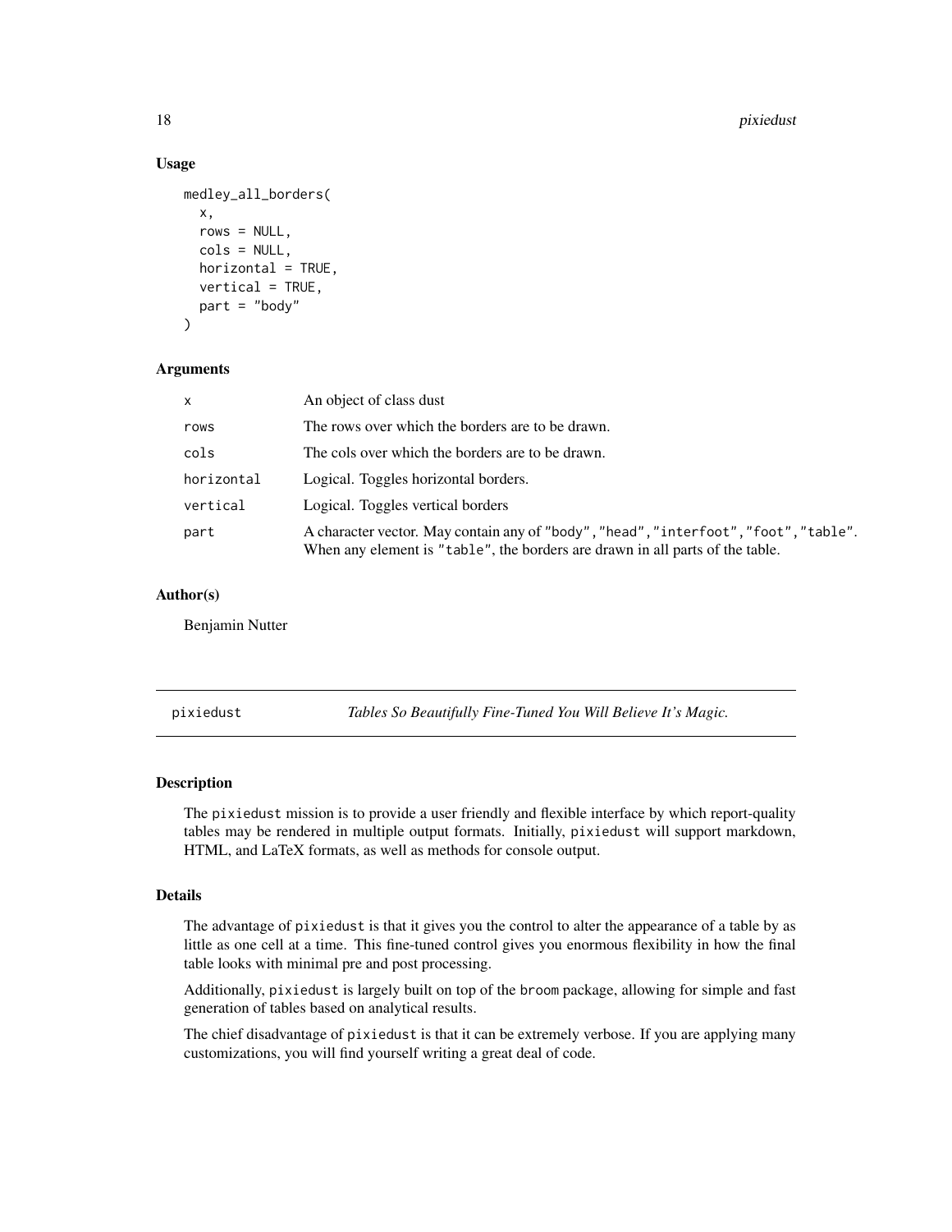### Usage

```
medley_all_borders(
  x,
  rows = NULL,
  cols = NULL,
  horizontal = TRUE,
  vertical = TRUE,
  part = "body"
)
```

### Arguments

| | |
|---|---|
| x | An object of class dust |
| rows | The rows over which the borders are to be drawn. |
| cols | The cols over which the borders are to be drawn. |
| horizontal | Logical. Toggles horizontal borders. |
| vertical | Logical. Toggles vertical borders |
| part | A character vector. May contain any of "body","head","interfoot","foot","table". When any element is "table", the borders are drawn in all parts of the table. |

### Author(s)

Benjamin Nutter

---

## pixiedust — *Tables So Beautifully Fine-Tuned You Will Believe It's Magic.*

---

### Description

The pixiedust mission is to provide a user friendly and flexible interface by which report-quality tables may be rendered in multiple output formats. Initially, pixiedust will support markdown, HTML, and LaTeX formats, as well as methods for console output.

### Details

The advantage of pixiedust is that it gives you the control to alter the appearance of a table by as little as one cell at a time. This fine-tuned control gives you enormous flexibility in how the final table looks with minimal pre and post processing.

Additionally, pixiedust is largely built on top of the broom package, allowing for simple and fast generation of tables based on analytical results.

The chief disadvantage of pixiedust is that it can be extremely verbose. If you are applying many customizations, you will find yourself writing a great deal of code.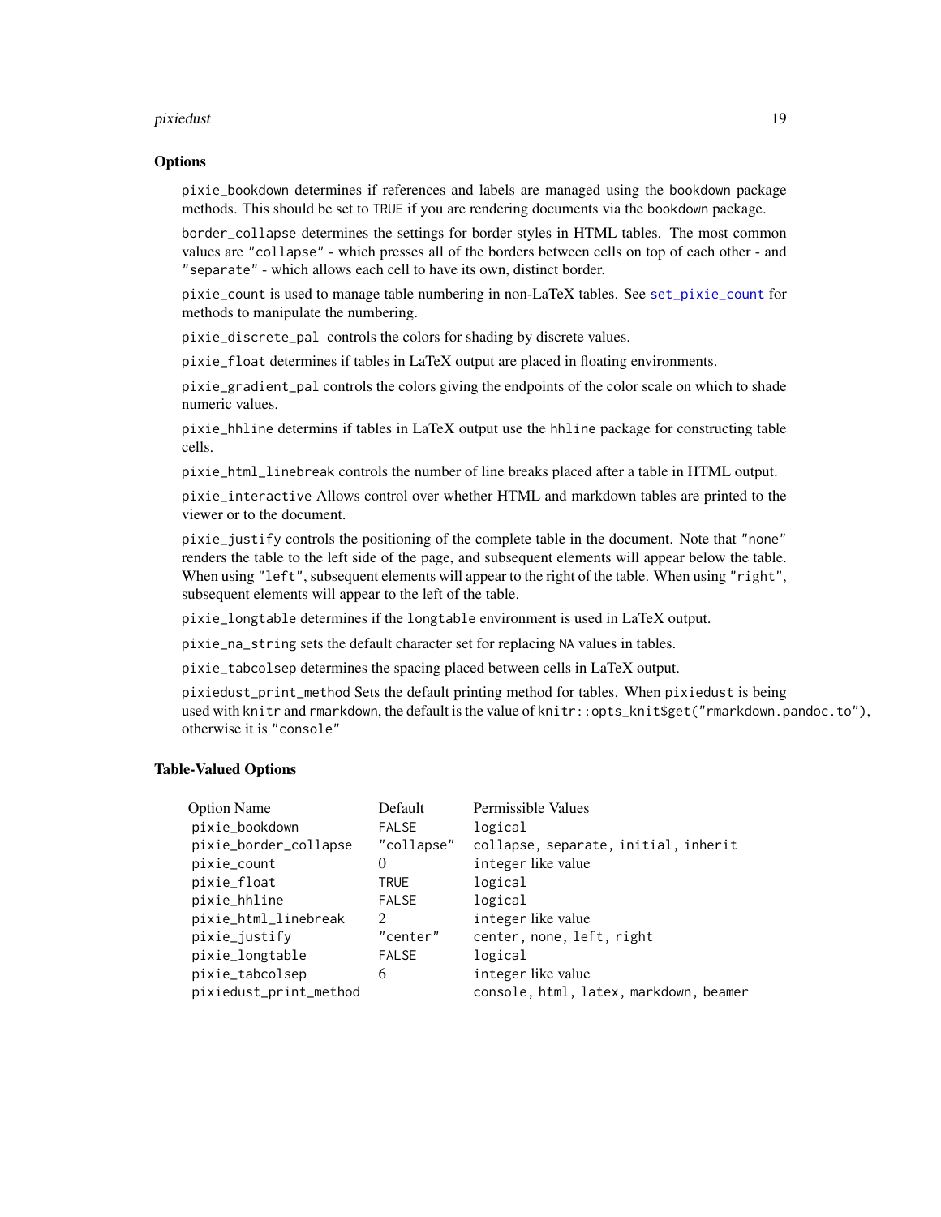### Options

pixie_bookdown determines if references and labels are managed using the bookdown package methods. This should be set to TRUE if you are rendering documents via the bookdown package.

border_collapse determines the settings for border styles in HTML tables. The most common values are "collapse" - which presses all of the borders between cells on top of each other - and "separate" - which allows each cell to have its own, distinct border.

pixie_count is used to manage table numbering in non-LaTeX tables. See set_pixie_count for methods to manipulate the numbering.

pixie_discrete_pal controls the colors for shading by discrete values.

pixie_float determines if tables in LaTeX output are placed in floating environments.

pixie_gradient_pal controls the colors giving the endpoints of the color scale on which to shade numeric values.

pixie_hhline determins if tables in LaTeX output use the hhline package for constructing table cells.

pixie_html_linebreak controls the number of line breaks placed after a table in HTML output.

pixie_interactive Allows control over whether HTML and markdown tables are printed to the viewer or to the document.

pixie_justify controls the positioning of the complete table in the document. Note that "none" renders the table to the left side of the page, and subsequent elements will appear below the table. When using "left", subsequent elements will appear to the right of the table. When using "right", subsequent elements will appear to the left of the table.

pixie_longtable determines if the longtable environment is used in LaTeX output.

pixie_na_string sets the default character set for replacing NA values in tables.

pixie_tabcolsep determines the spacing placed between cells in LaTeX output.

pixiedust_print_method Sets the default printing method for tables. When pixiedust is being used with knitr and rmarkdown, the default is the value of knitr::opts_knit$get("rmarkdown.pandoc.to"), otherwise it is "console"

### Table-Valued Options

| Option Name | Default | Permissible Values |
|---|---|---|
| pixie_bookdown | FALSE | logical |
| pixie_border_collapse | "collapse" | collapse, separate, initial, inherit |
| pixie_count | 0 | integer like value |
| pixie_float | TRUE | logical |
| pixie_hhline | FALSE | logical |
| pixie_html_linebreak | 2 | integer like value |
| pixie_justify | "center" | center, none, left, right |
| pixie_longtable | FALSE | logical |
| pixie_tabcolsep | 6 | integer like value |
| pixiedust_print_method | | console, html, latex, markdown, beamer |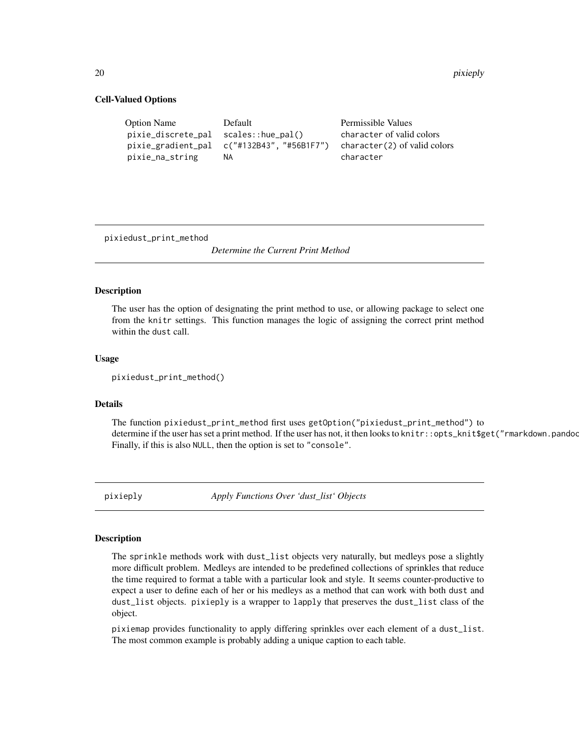### Cell-Valued Options

| Option Name | Default | Permissible Values |
|---|---|---|
| pixie_discrete_pal | scales::hue_pal() | character of valid colors |
| pixie_gradient_pal | c("#132B43", "#56B1F7") | character(2) of valid colors |
| pixie_na_string | NA | character |

---

## pixiedust_print_method — *Determine the Current Print Method*

### Description

The user has the option of designating the print method to use, or allowing package to select one from the knitr settings. This function manages the logic of assigning the correct print method within the dust call.

### Usage

```
pixiedust_print_method()
```

### Details

The function pixiedust_print_method first uses getOption("pixiedust_print_method") to determine if the user has set a print method. If the user has not, it then looks to knitr::opts_knit$get("rmarkdown.pandoc Finally, if this is also NULL, then the option is set to "console".

---

## pixieply — *Apply Functions Over 'dust_list' Objects*

### Description

The sprinkle methods work with dust_list objects very naturally, but medleys pose a slightly more difficult problem. Medleys are intended to be predefined collections of sprinkles that reduce the time required to format a table with a particular look and style. It seems counter-productive to expect a user to define each of her or his medleys as a method that can work with both dust and dust_list objects. pixieply is a wrapper to lapply that preserves the dust_list class of the object.

pixiemap provides functionality to apply differing sprinkles over each element of a dust_list. The most common example is probably adding a unique caption to each table.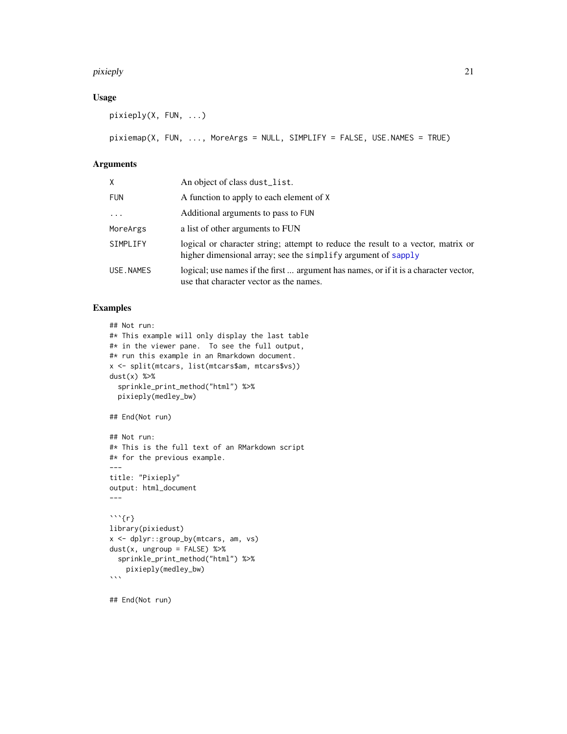### Usage

```
pixieply(X, FUN, ...)

pixiemap(X, FUN, ..., MoreArgs = NULL, SIMPLIFY = FALSE, USE.NAMES = TRUE)
```

### Arguments

| | |
|---|---|
| X | An object of class `dust_list`. |
| FUN | A function to apply to each element of `X` |
| ... | Additional arguments to pass to `FUN` |
| MoreArgs | a list of other arguments to FUN |
| SIMPLIFY | logical or character string; attempt to reduce the result to a vector, matrix or higher dimensional array; see the `simplify` argument of `sapply` |
| USE.NAMES | logical; use names if the first ... argument has names, or if it is a character vector, use that character vector as the names. |

### Examples

```
## Not run:
#* This example will only display the last table
#* in the viewer pane.  To see the full output,
#* run this example in an Rmarkdown document.
x <- split(mtcars, list(mtcars$am, mtcars$vs))
dust(x) %>%
  sprinkle_print_method("html") %>%
  pixieply(medley_bw)

## End(Not run)

## Not run:
#* This is the full text of an RMarkdown script
#* for the previous example.
---
title: "Pixieply"
output: html_document
---

```{r}
library(pixiedust)
x <- dplyr::group_by(mtcars, am, vs)
dust(x, ungroup = FALSE) %>%
  sprinkle_print_method("html") %>%
    pixieply(medley_bw)
```

## End(Not run)
```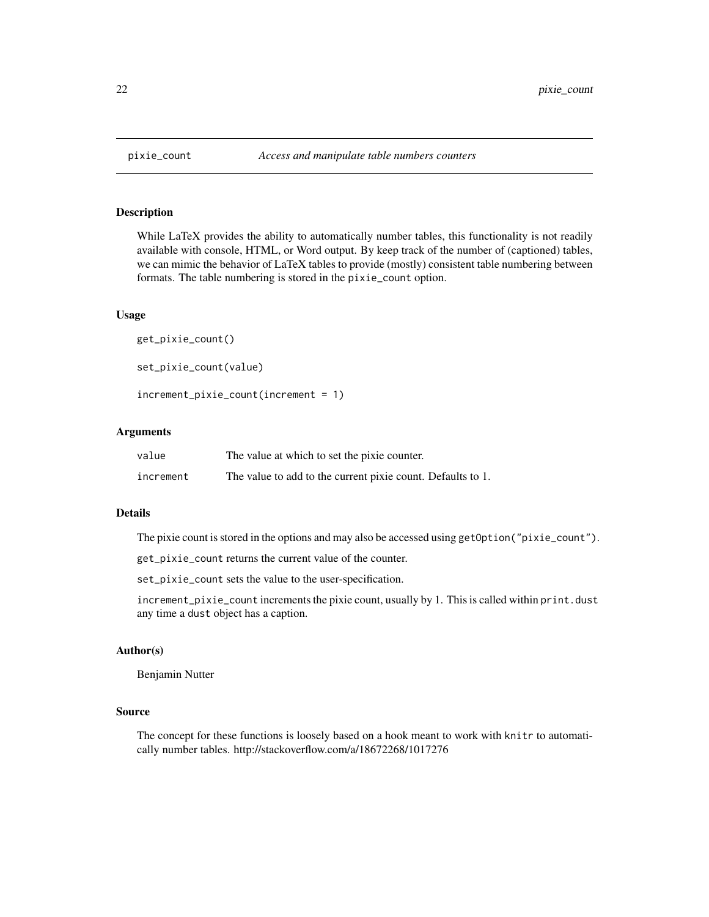# pixie_count — *Access and manipulate table numbers counters*

## Description

While LaTeX provides the ability to automatically number tables, this functionality is not readily available with console, HTML, or Word output. By keep track of the number of (captioned) tables, we can mimic the behavior of LaTeX tables to provide (mostly) consistent table numbering between formats. The table numbering is stored in the `pixie_count` option.

## Usage

```
get_pixie_count()

set_pixie_count(value)

increment_pixie_count(increment = 1)
```

## Arguments

| | |
|---|---|
| `value` | The value at which to set the pixie counter. |
| `increment` | The value to add to the current pixie count. Defaults to 1. |

## Details

The pixie count is stored in the options and may also be accessed using `getOption("pixie_count")`.

`get_pixie_count` returns the current value of the counter.

`set_pixie_count` sets the value to the user-specification.

`increment_pixie_count` increments the pixie count, usually by 1. This is called within `print.dust` any time a `dust` object has a caption.

## Author(s)

Benjamin Nutter

## Source

The concept for these functions is loosely based on a hook meant to work with `knitr` to automatically number tables. http://stackoverflow.com/a/18672268/1017276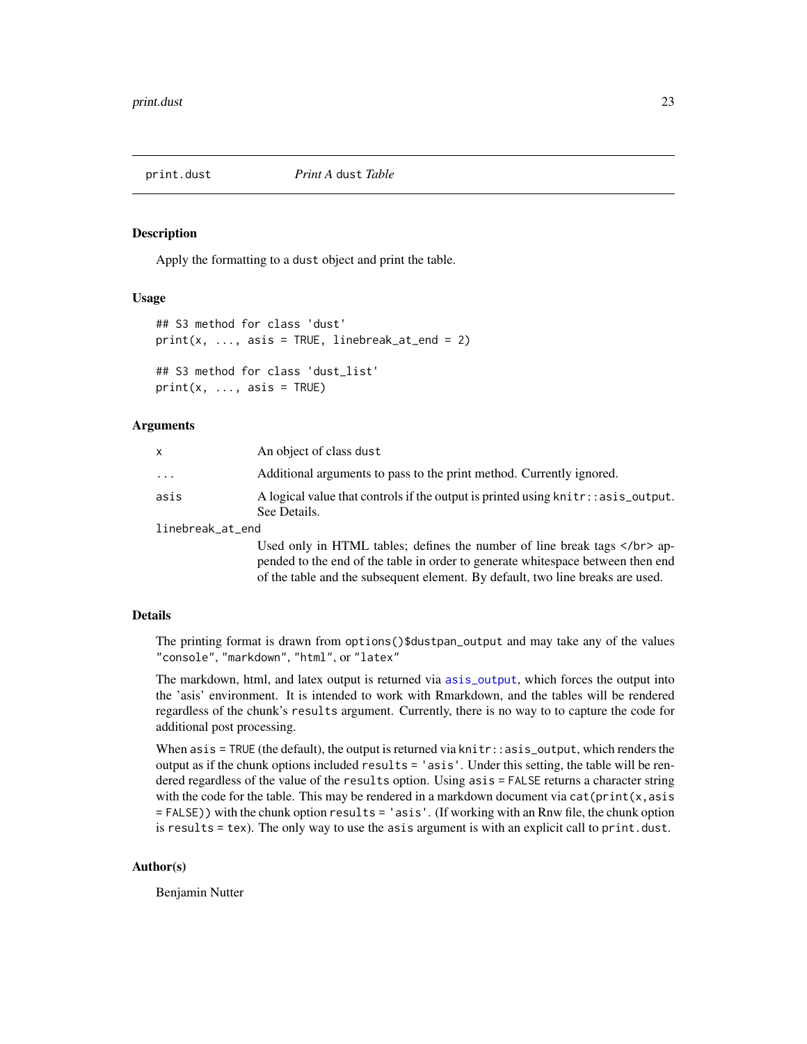## print.dust *Print A* dust *Table*

### Description

Apply the formatting to a dust object and print the table.

### Usage

```
## S3 method for class 'dust'
print(x, ..., asis = TRUE, linebreak_at_end = 2)

## S3 method for class 'dust_list'
print(x, ..., asis = TRUE)
```

### Arguments

| | |
|---|---|
| x | An object of class dust |
| ... | Additional arguments to pass to the print method. Currently ignored. |
| asis | A logical value that controls if the output is printed using knitr::asis_output. See Details. |
| linebreak_at_end | Used only in HTML tables; defines the number of line break tags </br> appended to the end of the table in order to generate whitespace between then end of the table and the subsequent element. By default, two line breaks are used. |

### Details

The printing format is drawn from options()$dustpan_output and may take any of the values "console", "markdown", "html", or "latex"

The markdown, html, and latex output is returned via asis_output, which forces the output into the 'asis' environment. It is intended to work with Rmarkdown, and the tables will be rendered regardless of the chunk's results argument. Currently, there is no way to to capture the code for additional post processing.

When asis = TRUE (the default), the output is returned via knitr::asis_output, which renders the output as if the chunk options included results = 'asis'. Under this setting, the table will be rendered regardless of the value of the results option. Using asis = FALSE returns a character string with the code for the table. This may be rendered in a markdown document via cat(print(x,asis = FALSE)) with the chunk option results = 'asis'. (If working with an Rnw file, the chunk option is results = tex). The only way to use the asis argument is with an explicit call to print.dust.

### Author(s)

Benjamin Nutter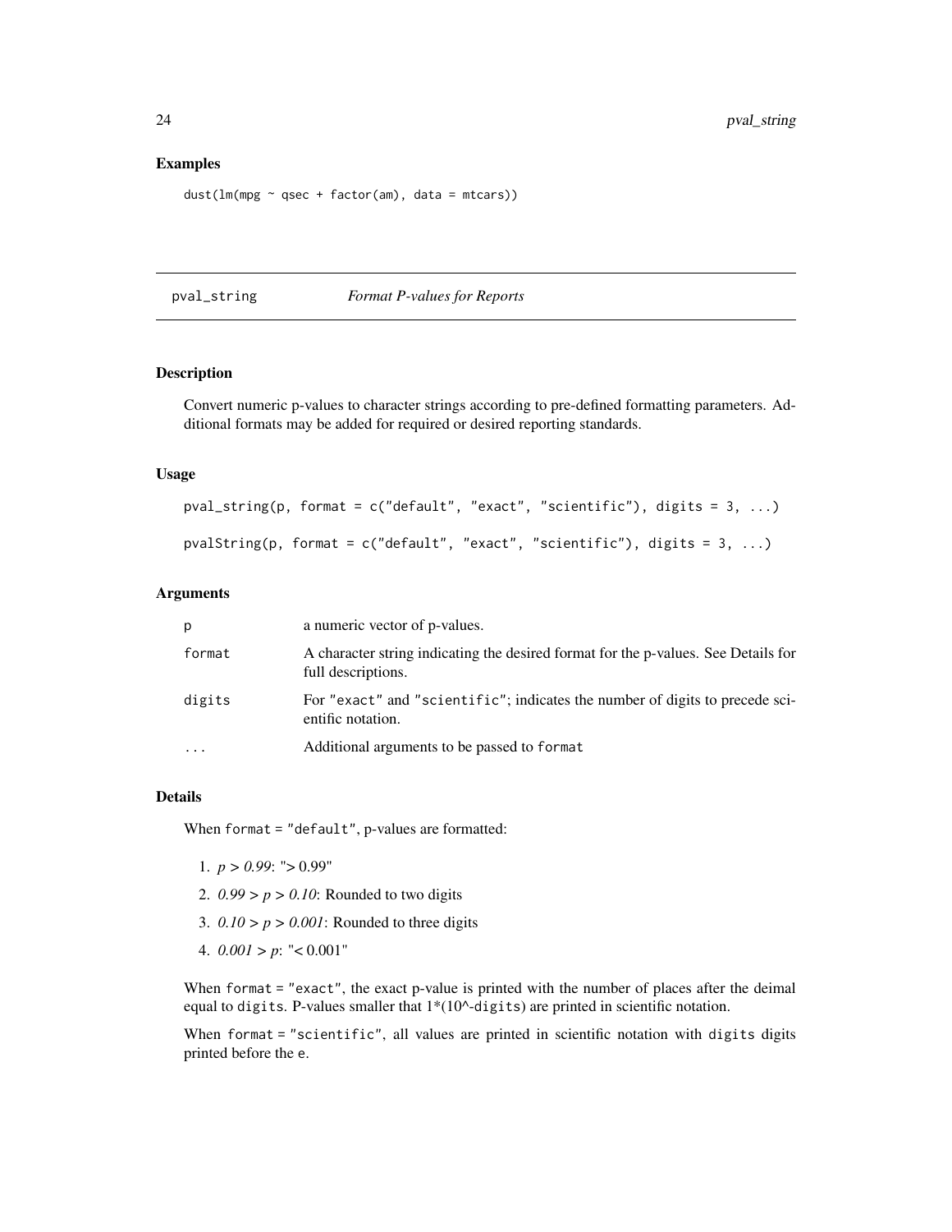## Examples

```
dust(lm(mpg ~ qsec + factor(am), data = mtcars))
```

---

## pval_string — *Format P-values for Reports*

---

### Description

Convert numeric p-values to character strings according to pre-defined formatting parameters. Additional formats may be added for required or desired reporting standards.

### Usage

```
pval_string(p, format = c("default", "exact", "scientific"), digits = 3, ...)

pvalString(p, format = c("default", "exact", "scientific"), digits = 3, ...)
```

### Arguments

| | |
|---|---|
| `p` | a numeric vector of p-values. |
| `format` | A character string indicating the desired format for the p-values. See Details for full descriptions. |
| `digits` | For `"exact"` and `"scientific"`; indicates the number of digits to precede scientific notation. |
| `...` | Additional arguments to be passed to `format` |

### Details

When `format = "default"`, p-values are formatted:

1. $p > 0.99$: "> 0.99"
2. $0.99 > p > 0.10$: Rounded to two digits
3. $0.10 > p > 0.001$: Rounded to three digits
4. $0.001 > p$: "< 0.001"

When `format = "exact"`, the exact p-value is printed with the number of places after the deimal equal to `digits`. P-values smaller that 1*(10^-`digits`) are printed in scientific notation.

When `format = "scientific"`, all values are printed in scientific notation with `digits` digits printed before the `e`.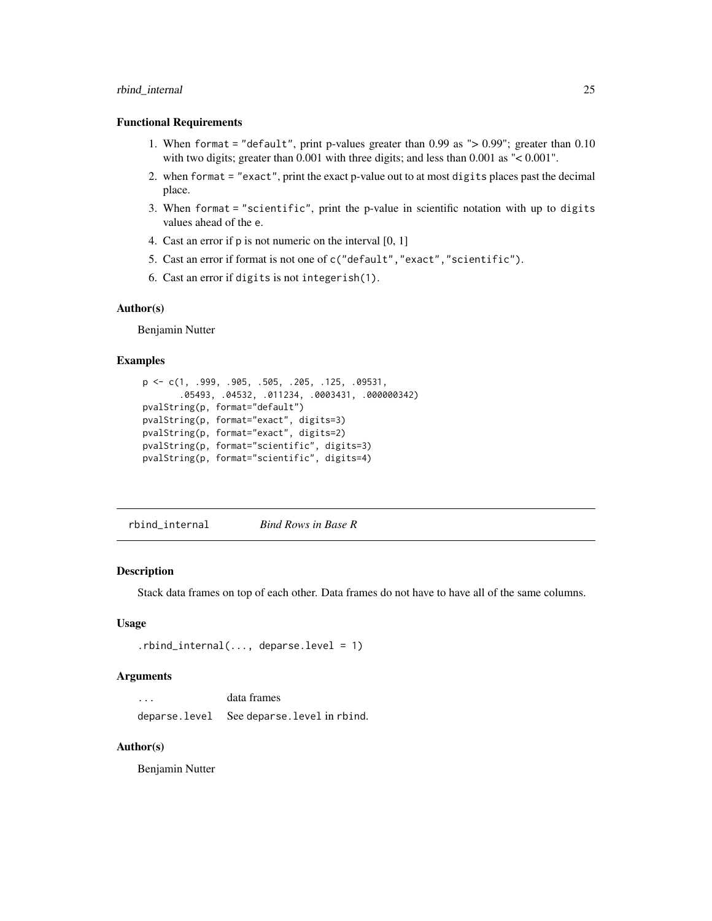### Functional Requirements

1. When `format = "default"`, print p-values greater than 0.99 as "> 0.99"; greater than 0.10 with two digits; greater than 0.001 with three digits; and less than 0.001 as "< 0.001".
2. when `format = "exact"`, print the exact p-value out to at most `digits` places past the decimal place.
3. When `format = "scientific"`, print the p-value in scientific notation with up to `digits` values ahead of the `e`.
4. Cast an error if `p` is not numeric on the interval [0, 1]
5. Cast an error if format is not one of `c("default","exact","scientific")`.
6. Cast an error if `digits` is not `integerish(1)`.

### Author(s)

Benjamin Nutter

### Examples

```
p <- c(1, .999, .905, .505, .205, .125, .09531,
       .05493, .04532, .011234, .0003431, .000000342)
pvalString(p, format="default")
pvalString(p, format="exact", digits=3)
pvalString(p, format="exact", digits=2)
pvalString(p, format="scientific", digits=3)
pvalString(p, format="scientific", digits=4)
```

---

## rbind_internal — *Bind Rows in Base R*

### Description

Stack data frames on top of each other. Data frames do not have to have all of the same columns.

### Usage

```
.rbind_internal(..., deparse.level = 1)
```

### Arguments

| | |
|---|---|
| `...` | data frames |
| `deparse.level` | See `deparse.level` in `rbind`. |

### Author(s)

Benjamin Nutter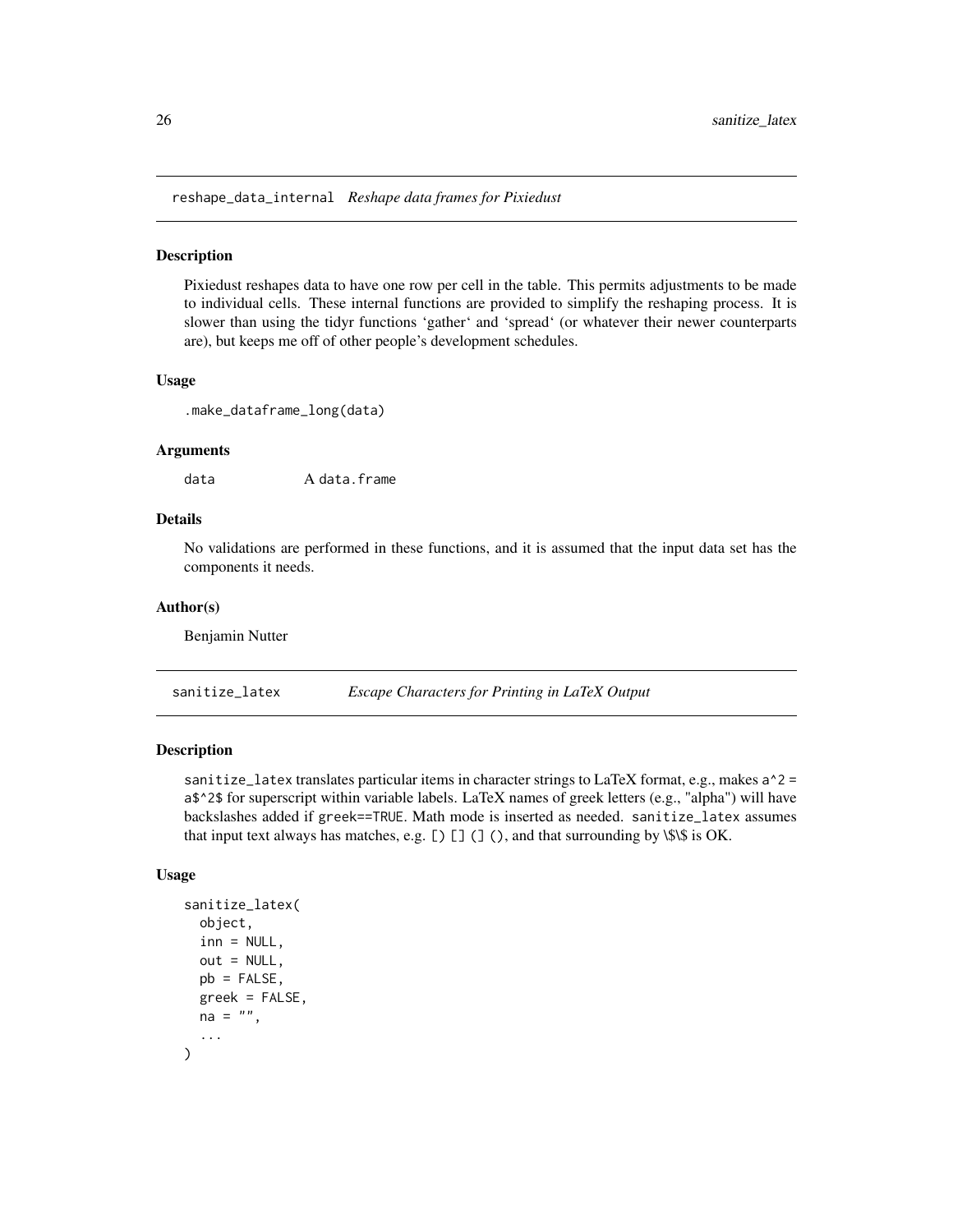## reshape_data_internal *Reshape data frames for Pixiedust*

### Description

Pixiedust reshapes data to have one row per cell in the table. This permits adjustments to be made to individual cells. These internal functions are provided to simplify the reshaping process. It is slower than using the tidyr functions 'gather' and 'spread' (or whatever their newer counterparts are), but keeps me off of other people's development schedules.

### Usage

```
.make_dataframe_long(data)
```

### Arguments

| | |
|---|---|
| data | A data.frame |

### Details

No validations are performed in these functions, and it is assumed that the input data set has the components it needs.

### Author(s)

Benjamin Nutter

## sanitize_latex *Escape Characters for Printing in LaTeX Output*

### Description

sanitize_latex translates particular items in character strings to LaTeX format, e.g., makes `a^2 = a$^2$` for superscript within variable labels. LaTeX names of greek letters (e.g., "alpha") will have backslashes added if `greek==TRUE`. Math mode is inserted as needed. sanitize_latex assumes that input text always has matches, e.g. `[) [] (] ()`, and that surrounding by \$\$ is OK.

### Usage

```
sanitize_latex(
  object,
  inn = NULL,
  out = NULL,
  pb = FALSE,
  greek = FALSE,
  na = "",
  ...
)
```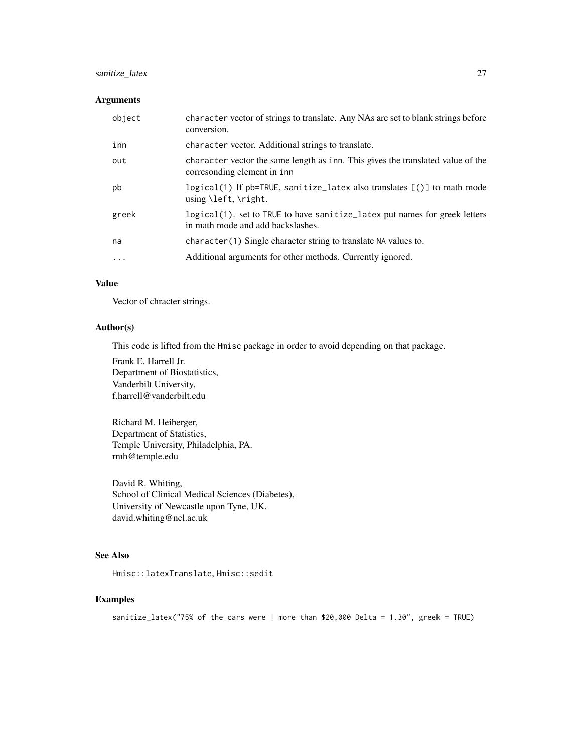## Arguments

| | |
|---|---|
| `object` | `character` vector of strings to translate. Any NAs are set to blank strings before conversion. |
| `inn` | `character` vector. Additional strings to translate. |
| `out` | `character` vector the same length as `inn`. This gives the translated value of the corresonding element in `inn` |
| `pb` | `logical(1)` If `pb=TRUE`, `sanitize_latex` also translates `[()]` to math mode using `\left`, `\right`. |
| `greek` | `logical(1)`. set to `TRUE` to have `sanitize_latex` put names for greek letters in math mode and add backslashes. |
| `na` | `character(1)` Single character string to translate `NA` values to. |
| `...` | Additional arguments for other methods. Currently ignored. |

## Value

Vector of chracter strings.

## Author(s)

This code is lifted from the `Hmisc` package in order to avoid depending on that package.

Frank E. Harrell Jr.
Department of Biostatistics,
Vanderbilt University,
f.harrell@vanderbilt.edu

Richard M. Heiberger,
Department of Statistics,
Temple University, Philadelphia, PA.
rmh@temple.edu

David R. Whiting,
School of Clinical Medical Sciences (Diabetes),
University of Newcastle upon Tyne, UK.
david.whiting@ncl.ac.uk

## See Also

`Hmisc::latexTranslate`, `Hmisc::sedit`

## Examples

```
sanitize_latex("75% of the cars were | more than $20,000 Delta = 1.30", greek = TRUE)
```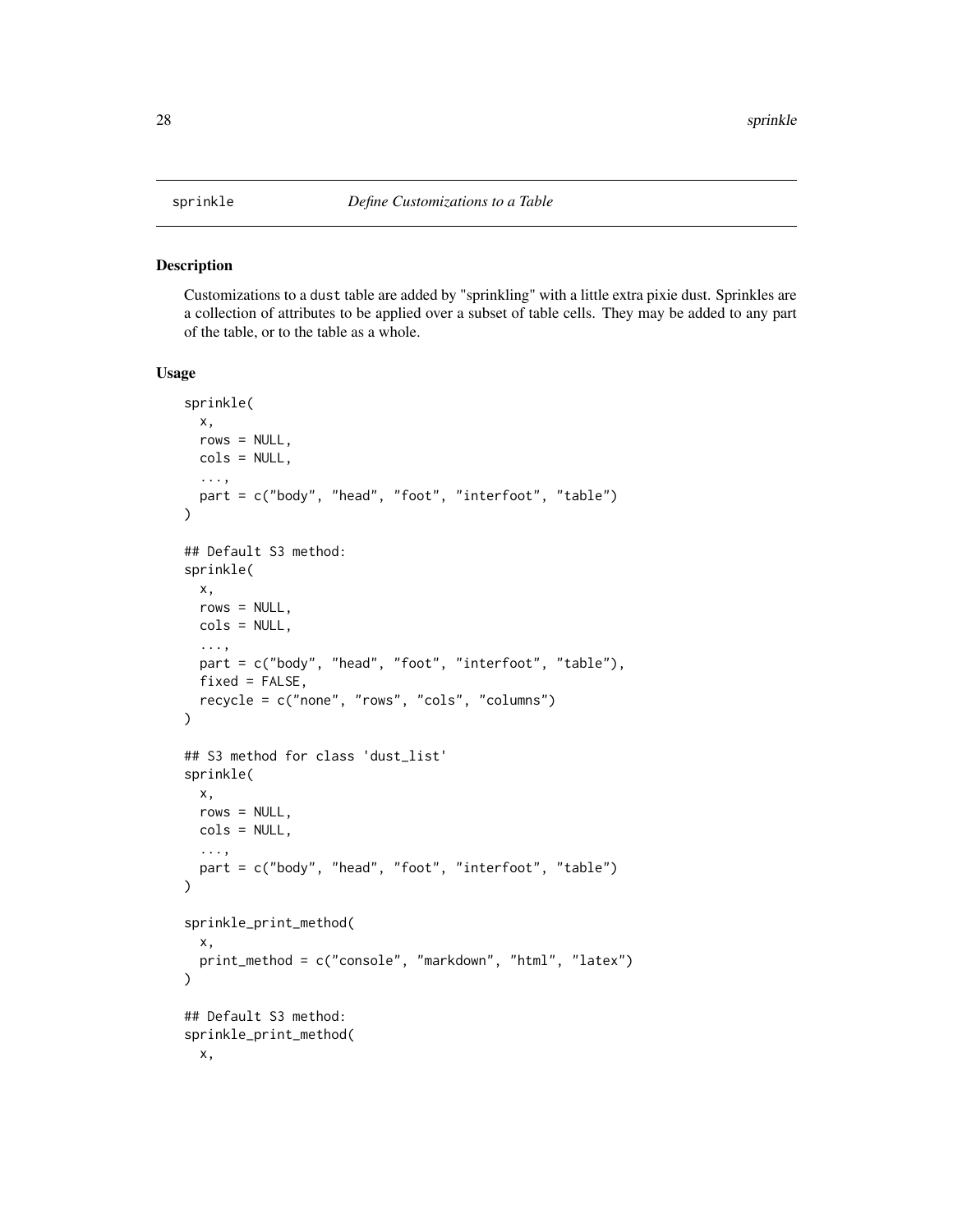sprinkle *Define Customizations to a Table*

## Description

Customizations to a dust table are added by "sprinkling" with a little extra pixie dust. Sprinkles are a collection of attributes to be applied over a subset of table cells. They may be added to any part of the table, or to the table as a whole.

## Usage

```
sprinkle(
  x,
  rows = NULL,
  cols = NULL,
  ...,
  part = c("body", "head", "foot", "interfoot", "table")
)

## Default S3 method:
sprinkle(
  x,
  rows = NULL,
  cols = NULL,
  ...,
  part = c("body", "head", "foot", "interfoot", "table"),
  fixed = FALSE,
  recycle = c("none", "rows", "cols", "columns")
)

## S3 method for class 'dust_list'
sprinkle(
  x,
  rows = NULL,
  cols = NULL,
  ...,
  part = c("body", "head", "foot", "interfoot", "table")
)

sprinkle_print_method(
  x,
  print_method = c("console", "markdown", "html", "latex")
)

## Default S3 method:
sprinkle_print_method(
  x,
```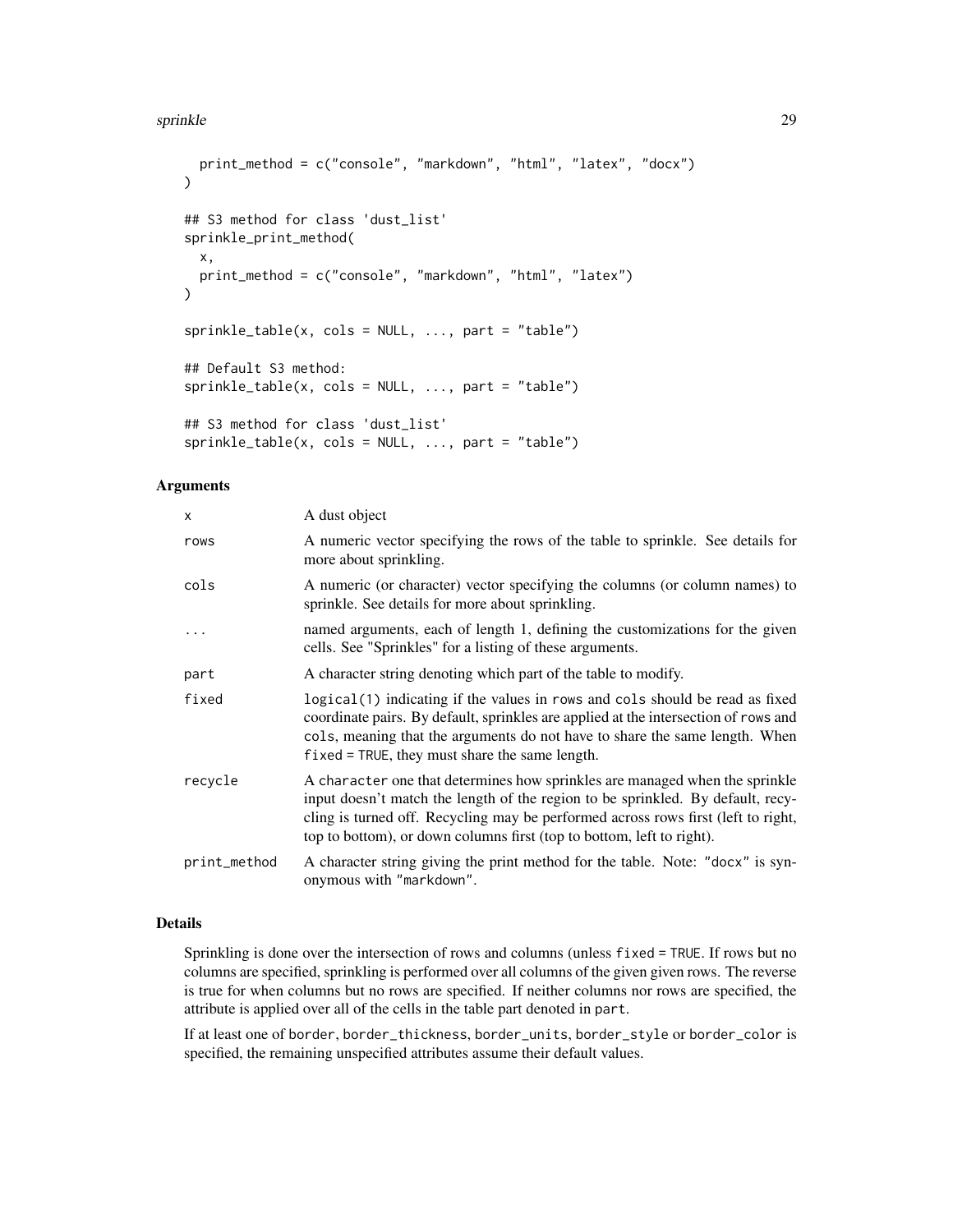```
  print_method = c("console", "markdown", "html", "latex", "docx")
)

## S3 method for class 'dust_list'
sprinkle_print_method(
  x,
  print_method = c("console", "markdown", "html", "latex")
)

sprinkle_table(x, cols = NULL, ..., part = "table")

## Default S3 method:
sprinkle_table(x, cols = NULL, ..., part = "table")

## S3 method for class 'dust_list'
sprinkle_table(x, cols = NULL, ..., part = "table")
```

### Arguments

| | |
|---|---|
| `x` | A dust object |
| `rows` | A numeric vector specifying the rows of the table to sprinkle. See details for more about sprinkling. |
| `cols` | A numeric (or character) vector specifying the columns (or column names) to sprinkle. See details for more about sprinkling. |
| `...` | named arguments, each of length 1, defining the customizations for the given cells. See "Sprinkles" for a listing of these arguments. |
| `part` | A character string denoting which part of the table to modify. |
| `fixed` | `logical(1)` indicating if the values in `rows` and `cols` should be read as fixed coordinate pairs. By default, sprinkles are applied at the intersection of `rows` and `cols`, meaning that the arguments do not have to share the same length. When `fixed = TRUE`, they must share the same length. |
| `recycle` | A `character` one that determines how sprinkles are managed when the sprinkle input doesn't match the length of the region to be sprinkled. By default, recycling is turned off. Recycling may be performed across rows first (left to right, top to bottom), or down columns first (top to bottom, left to right). |
| `print_method` | A character string giving the print method for the table. Note: `"docx"` is synonymous with `"markdown"`. |

### Details

Sprinkling is done over the intersection of rows and columns (unless `fixed = TRUE`. If rows but no columns are specified, sprinkling is performed over all columns of the given given rows. The reverse is true for when columns but no rows are specified. If neither columns nor rows are specified, the attribute is applied over all of the cells in the table part denoted in `part`.

If at least one of `border`, `border_thickness`, `border_units`, `border_style` or `border_color` is specified, the remaining unspecified attributes assume their default values.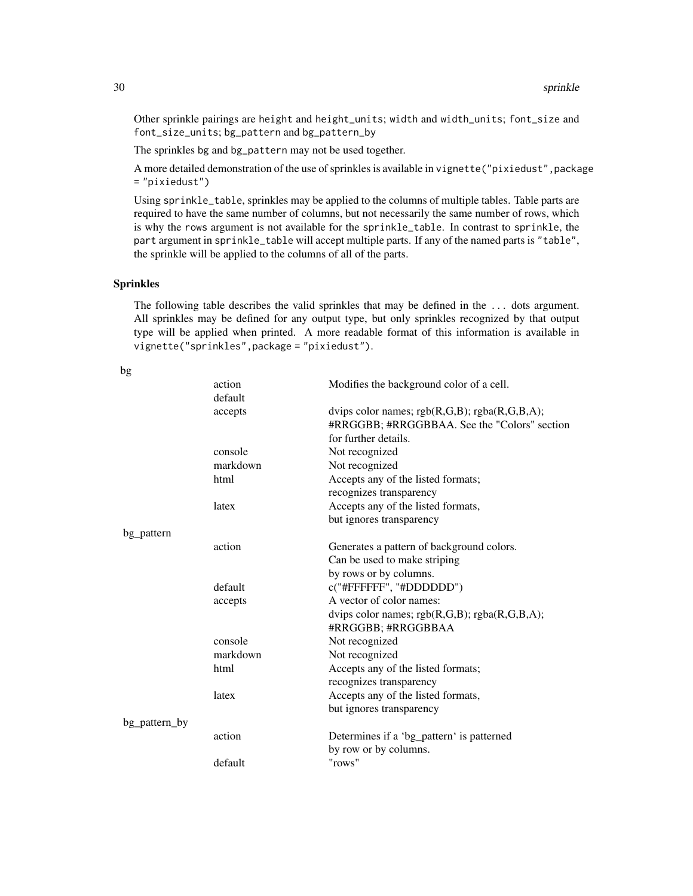Other sprinkle pairings are `height` and `height_units`; `width` and `width_units`; `font_size` and `font_size_units`; `bg_pattern` and `bg_pattern_by`

The sprinkles `bg` and `bg_pattern` may not be used together.

A more detailed demonstration of the use of sprinkles is available in `vignette("pixiedust",package = "pixiedust")`

Using `sprinkle_table`, sprinkles may be applied to the columns of multiple tables. Table parts are required to have the same number of columns, but not necessarily the same number of rows, which is why the `rows` argument is not available for the `sprinkle_table`. In contrast to `sprinkle`, the `part` argument in `sprinkle_table` will accept multiple parts. If any of the named parts is `"table"`, the sprinkle will be applied to the columns of all of the parts.

### Sprinkles

The following table describes the valid sprinkles that may be defined in the `...` dots argument. All sprinkles may be defined for any output type, but only sprinkles recognized by that output type will be applied when printed. A more readable format of this information is available in `vignette("sprinkles",package = "pixiedust")`.

| | | |
|---|---|---|
| bg | | |
| | action | Modifies the background color of a cell. |
| | default | |
| | accepts | dvips color names; rgb(R,G,B); rgba(R,G,B,A); #RRGGBB; #RRGGBBAA. See the "Colors" section for further details. |
| | console | Not recognized |
| | markdown | Not recognized |
| | html | Accepts any of the listed formats; recognizes transparency |
| | latex | Accepts any of the listed formats, but ignores transparency |
| bg_pattern | | |
| | action | Generates a pattern of background colors. Can be used to make striping by rows or by columns. |
| | default | c("#FFFFFF", "#DDDDDD") |
| | accepts | A vector of color names: dvips color names; rgb(R,G,B); rgba(R,G,B,A); #RRGGBB; #RRGGBBAA |
| | console | Not recognized |
| | markdown | Not recognized |
| | html | Accepts any of the listed formats; recognizes transparency |
| | latex | Accepts any of the listed formats, but ignores transparency |
| bg_pattern_by | | |
| | action | Determines if a 'bg_pattern' is patterned by row or by columns. |
| | default | "rows" |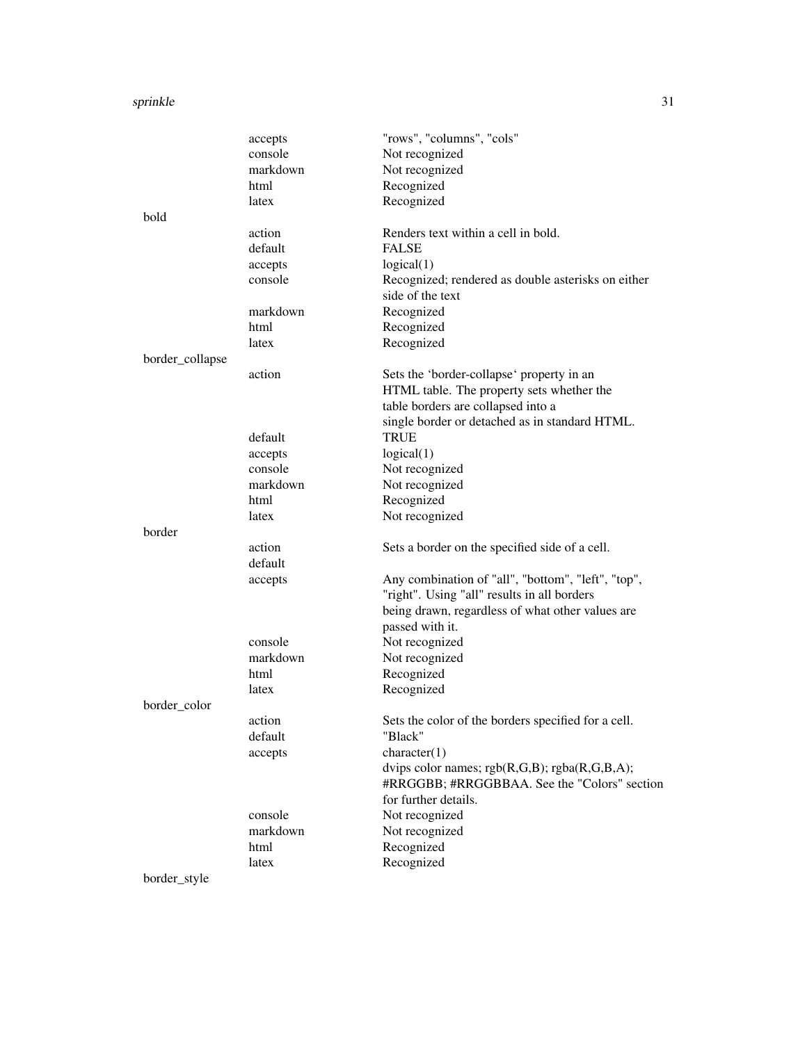| | | |
|---|---|---|
| | accepts | "rows", "columns", "cols" |
| | console | Not recognized |
| | markdown | Not recognized |
| | html | Recognized |
| | latex | Recognized |
| bold | | |
| | action | Renders text within a cell in bold. |
| | default | FALSE |
| | accepts | logical(1) |
| | console | Recognized; rendered as double asterisks on either side of the text |
| | markdown | Recognized |
| | html | Recognized |
| | latex | Recognized |
| border_collapse | | |
| | action | Sets the 'border-collapse' property in an HTML table. The property sets whether the table borders are collapsed into a single border or detached as in standard HTML. |
| | default | TRUE |
| | accepts | logical(1) |
| | console | Not recognized |
| | markdown | Not recognized |
| | html | Recognized |
| | latex | Not recognized |
| border | | |
| | action | Sets a border on the specified side of a cell. |
| | default | |
| | accepts | Any combination of "all", "bottom", "left", "top", "right". Using "all" results in all borders being drawn, regardless of what other values are passed with it. |
| | console | Not recognized |
| | markdown | Not recognized |
| | html | Recognized |
| | latex | Recognized |
| border_color | | |
| | action | Sets the color of the borders specified for a cell. |
| | default | "Black" |
| | accepts | character(1) |
| | | dvips color names; rgb(R,G,B); rgba(R,G,B,A); #RRGGBB; #RRGGBBAA. See the "Colors" section for further details. |
| | console | Not recognized |
| | markdown | Not recognized |
| | html | Recognized |
| | latex | Recognized |
| border_style | | |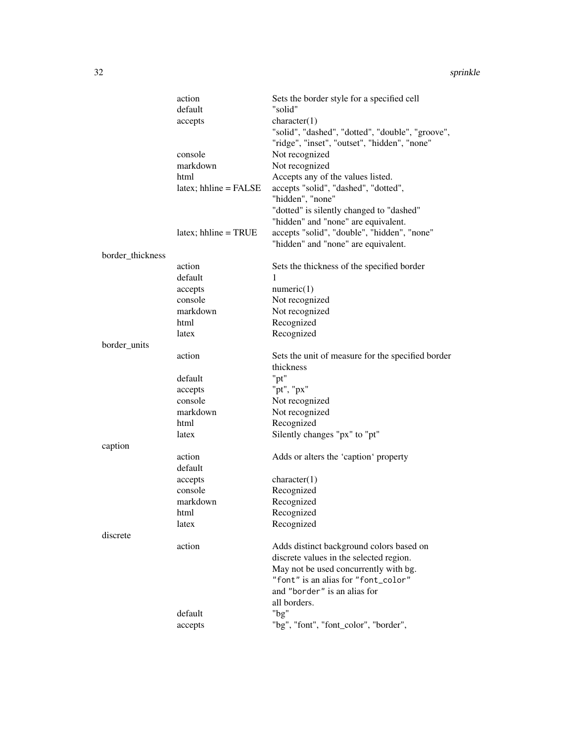|  |  |  |
|---|---|---|
|  | action | Sets the border style for a specified cell |
|  | default | "solid" |
|  | accepts | character(1)<br>"solid", "dashed", "dotted", "double", "groove", "ridge", "inset", "outset", "hidden", "none" |
|  | console | Not recognized |
|  | markdown | Not recognized |
|  | html | Accepts any of the values listed. |
|  | latex; hhline = FALSE | accepts "solid", "dashed", "dotted", "hidden", "none"<br>"dotted" is silently changed to "dashed"<br>"hidden" and "none" are equivalent. |
|  | latex; hhline = TRUE | accepts "solid", "double", "hidden", "none"<br>"hidden" and "none" are equivalent. |
| border_thickness |  |  |
|  | action | Sets the thickness of the specified border |
|  | default | 1 |
|  | accepts | numeric(1) |
|  | console | Not recognized |
|  | markdown | Not recognized |
|  | html | Recognized |
|  | latex | Recognized |
| border_units |  |  |
|  | action | Sets the unit of measure for the specified border thickness |
|  | default | "pt" |
|  | accepts | "pt", "px" |
|  | console | Not recognized |
|  | markdown | Not recognized |
|  | html | Recognized |
|  | latex | Silently changes "px" to "pt" |
| caption |  |  |
|  | action | Adds or alters the 'caption' property |
|  | default |  |
|  | accepts | character(1) |
|  | console | Recognized |
|  | markdown | Recognized |
|  | html | Recognized |
|  | latex | Recognized |
| discrete |  |  |
|  | action | Adds distinct background colors based on discrete values in the selected region.<br>May not be used concurrently with `bg`.<br>`"font"` is an alias for `"font_color"` and `"border"` is an alias for all borders. |
|  | default | "bg" |
|  | accepts | "bg", "font", "font_color", "border", |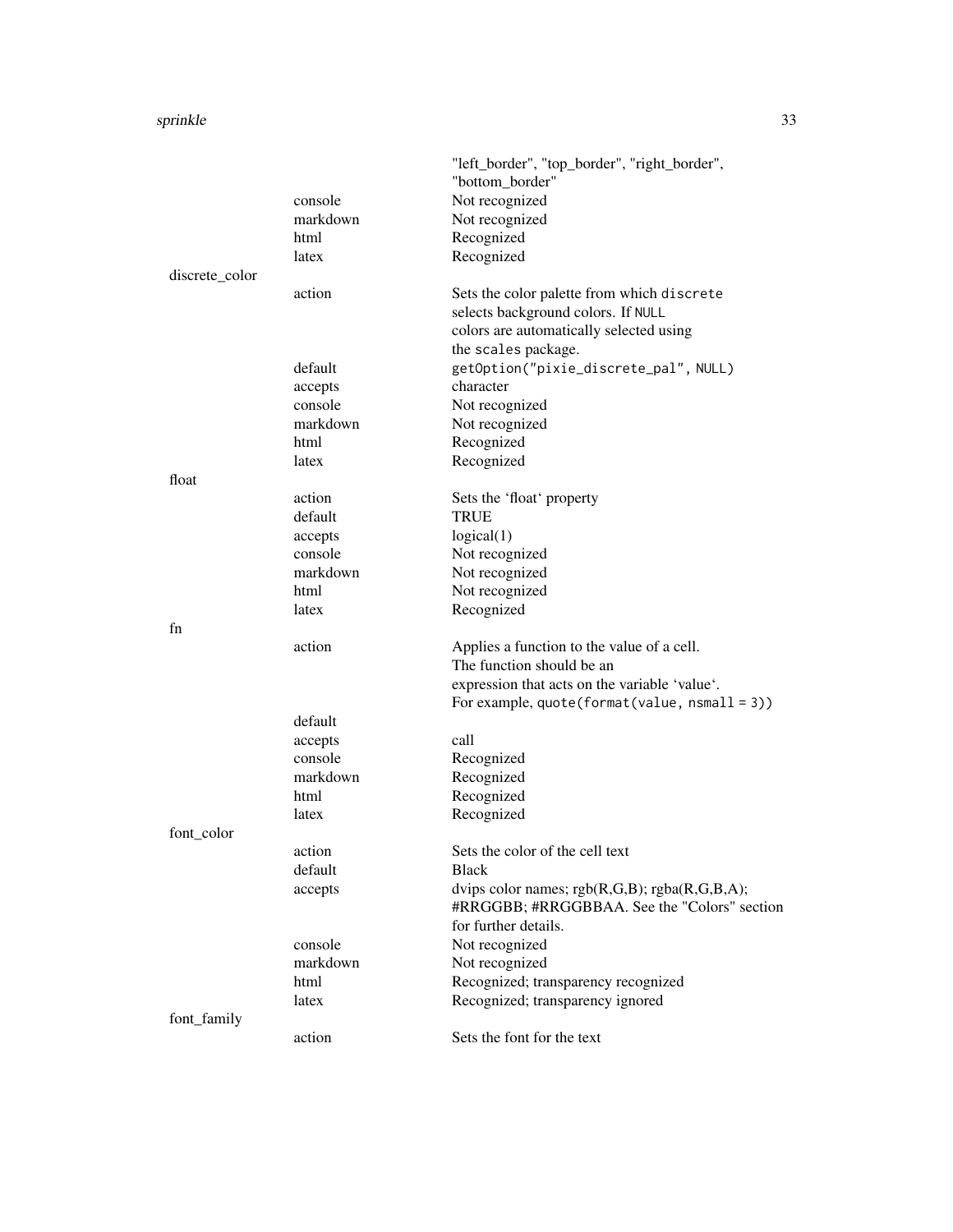| | | |
|---|---|---|
| | | "left_border", "top_border", "right_border", "bottom_border" |
| | console | Not recognized |
| | markdown | Not recognized |
| | html | Recognized |
| | latex | Recognized |
| discrete_color | | |
| | action | Sets the color palette from which `discrete` selects background colors. If `NULL` colors are automatically selected using the `scales` package. |
| | default | `getOption("pixie_discrete_pal", NULL)` |
| | accepts | character |
| | console | Not recognized |
| | markdown | Not recognized |
| | html | Recognized |
| | latex | Recognized |
| float | | |
| | action | Sets the 'float' property |
| | default | TRUE |
| | accepts | logical(1) |
| | console | Not recognized |
| | markdown | Not recognized |
| | html | Not recognized |
| | latex | Recognized |
| fn | | |
| | action | Applies a function to the value of a cell. The function should be an expression that acts on the variable 'value'. For example, `quote(format(value, nsmall = 3))` |
| | default | |
| | accepts | call |
| | console | Recognized |
| | markdown | Recognized |
| | html | Recognized |
| | latex | Recognized |
| font_color | | |
| | action | Sets the color of the cell text |
| | default | Black |
| | accepts | dvips color names; rgb(R,G,B); rgba(R,G,B,A); #RRGGBB; #RRGGBBAA. See the "Colors" section for further details. |
| | console | Not recognized |
| | markdown | Not recognized |
| | html | Recognized; transparency recognized |
| | latex | Recognized; transparency ignored |
| font_family | | |
| | action | Sets the font for the text |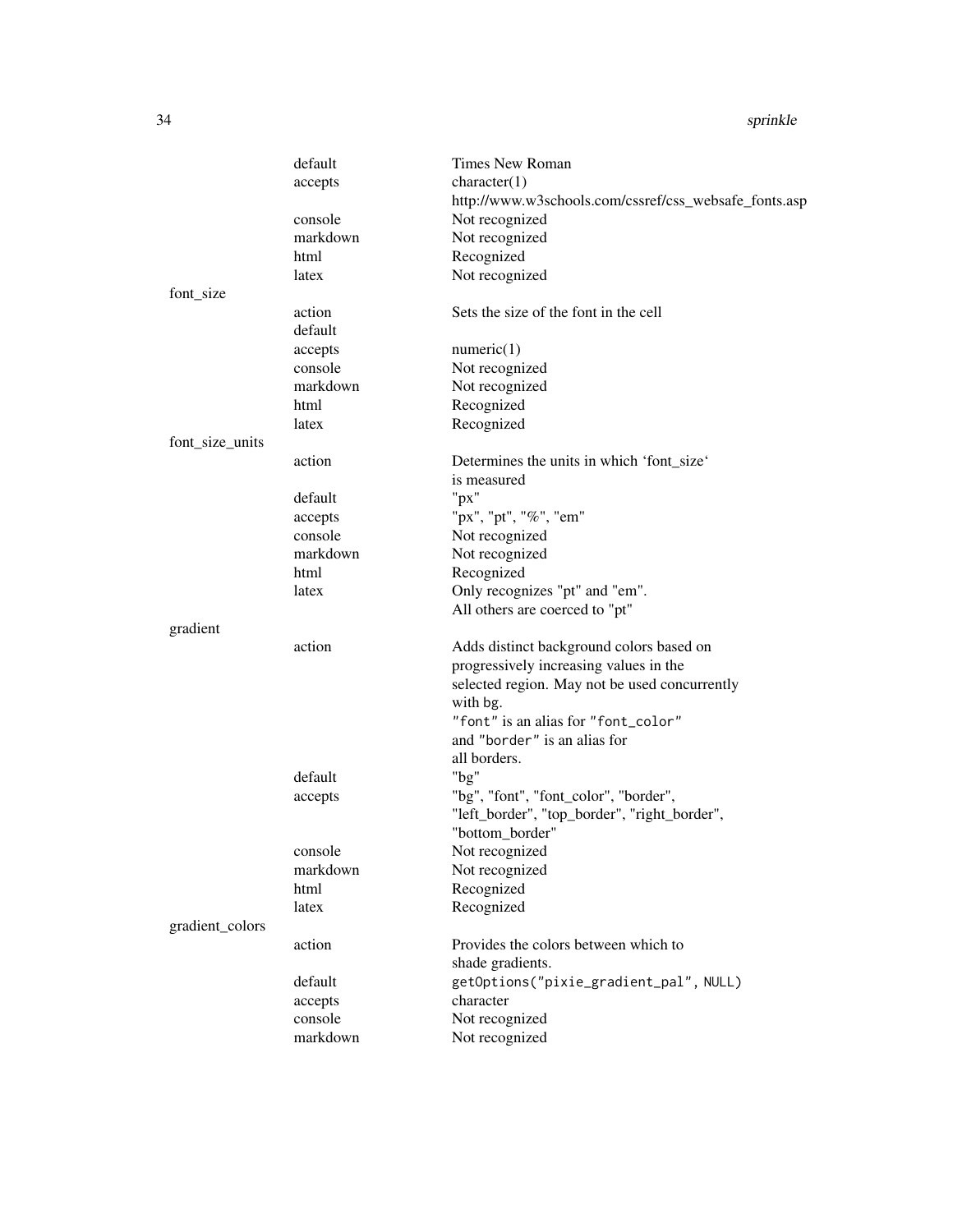| | | |
|---|---|---|
| | default | Times New Roman |
| | accepts | character(1)<br>http://www.w3schools.com/cssref/css_websafe_fonts.asp |
| | console | Not recognized |
| | markdown | Not recognized |
| | html | Recognized |
| | latex | Not recognized |
| font_size | | |
| | action | Sets the size of the font in the cell |
| | default | |
| | accepts | numeric(1) |
| | console | Not recognized |
| | markdown | Not recognized |
| | html | Recognized |
| | latex | Recognized |
| font_size_units | | |
| | action | Determines the units in which 'font_size' is measured |
| | default | "px" |
| | accepts | "px", "pt", "%", "em" |
| | console | Not recognized |
| | markdown | Not recognized |
| | html | Recognized |
| | latex | Only recognizes "pt" and "em". All others are coerced to "pt" |
| gradient | | |
| | action | Adds distinct background colors based on progressively increasing values in the selected region. May not be used concurrently with `bg`.<br>`"font"` is an alias for `"font_color"` and `"border"` is an alias for all borders. |
| | default | "bg" |
| | accepts | "bg", "font", "font_color", "border", "left_border", "top_border", "right_border", "bottom_border" |
| | console | Not recognized |
| | markdown | Not recognized |
| | html | Recognized |
| | latex | Recognized |
| gradient_colors | | |
| | action | Provides the colors between which to shade gradients. |
| | default | `getOptions("pixie_gradient_pal", NULL)` |
| | accepts | character |
| | console | Not recognized |
| | markdown | Not recognized |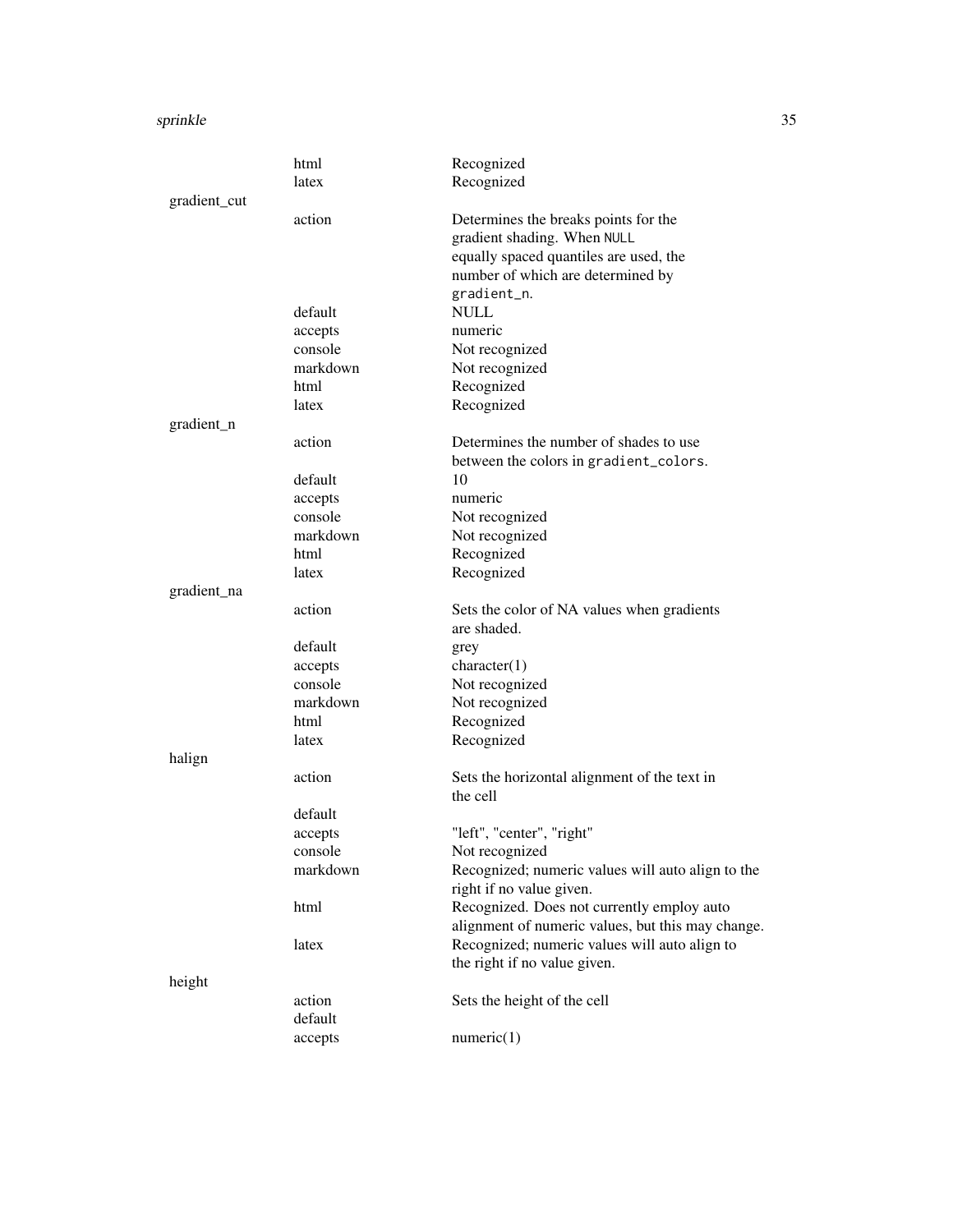| | | |
|---|---|---|
| | html | Recognized |
| | latex | Recognized |
| gradient_cut | | |
| | action | Determines the breaks points for the gradient shading. When `NULL` equally spaced quantiles are used, the number of which are determined by `gradient_n`. |
| | default | NULL |
| | accepts | numeric |
| | console | Not recognized |
| | markdown | Not recognized |
| | html | Recognized |
| | latex | Recognized |
| gradient_n | | |
| | action | Determines the number of shades to use between the colors in `gradient_colors`. |
| | default | 10 |
| | accepts | numeric |
| | console | Not recognized |
| | markdown | Not recognized |
| | html | Recognized |
| | latex | Recognized |
| gradient_na | | |
| | action | Sets the color of NA values when gradients are shaded. |
| | default | grey |
| | accepts | character(1) |
| | console | Not recognized |
| | markdown | Not recognized |
| | html | Recognized |
| | latex | Recognized |
| halign | | |
| | action | Sets the horizontal alignment of the text in the cell |
| | default | |
| | accepts | "left", "center", "right" |
| | console | Not recognized |
| | markdown | Recognized; numeric values will auto align to the right if no value given. |
| | html | Recognized. Does not currently employ auto alignment of numeric values, but this may change. |
| | latex | Recognized; numeric values will auto align to the right if no value given. |
| height | | |
| | action | Sets the height of the cell |
| | default | |
| | accepts | numeric(1) |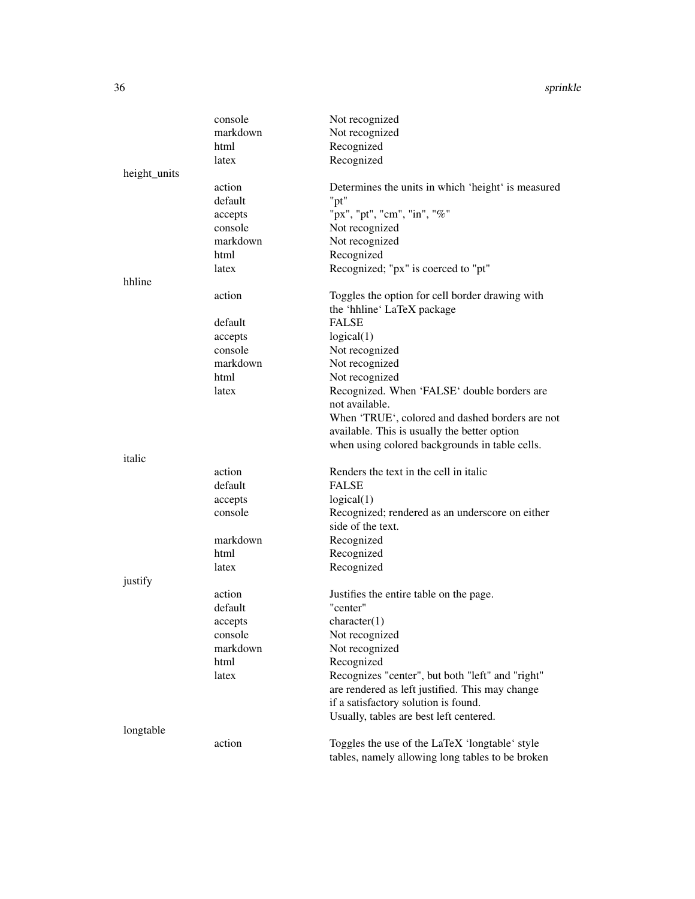| | | |
|---|---|---|
| | console | Not recognized |
| | markdown | Not recognized |
| | html | Recognized |
| | latex | Recognized |
| height_units | | |
| | action | Determines the units in which ‘height‘ is measured |
| | default | "pt" |
| | accepts | "px", "pt", "cm", "in", "%" |
| | console | Not recognized |
| | markdown | Not recognized |
| | html | Recognized |
| | latex | Recognized; "px" is coerced to "pt" |
| hhline | | |
| | action | Toggles the option for cell border drawing with the ‘hhline‘ LaTeX package |
| | default | FALSE |
| | accepts | logical(1) |
| | console | Not recognized |
| | markdown | Not recognized |
| | html | Not recognized |
| | latex | Recognized. When ‘FALSE‘ double borders are not available. When ‘TRUE‘, colored and dashed borders are not available. This is usually the better option when using colored backgrounds in table cells. |
| italic | | |
| | action | Renders the text in the cell in italic |
| | default | FALSE |
| | accepts | logical(1) |
| | console | Recognized; rendered as an underscore on either side of the text. |
| | markdown | Recognized |
| | html | Recognized |
| | latex | Recognized |
| justify | | |
| | action | Justifies the entire table on the page. |
| | default | "center" |
| | accepts | character(1) |
| | console | Not recognized |
| | markdown | Not recognized |
| | html | Recognized |
| | latex | Recognizes "center", but both "left" and "right" are rendered as left justified. This may change if a satisfactory solution is found. Usually, tables are best left centered. |
| longtable | | |
| | action | Toggles the use of the LaTeX ‘longtable‘ style tables, namely allowing long tables to be broken |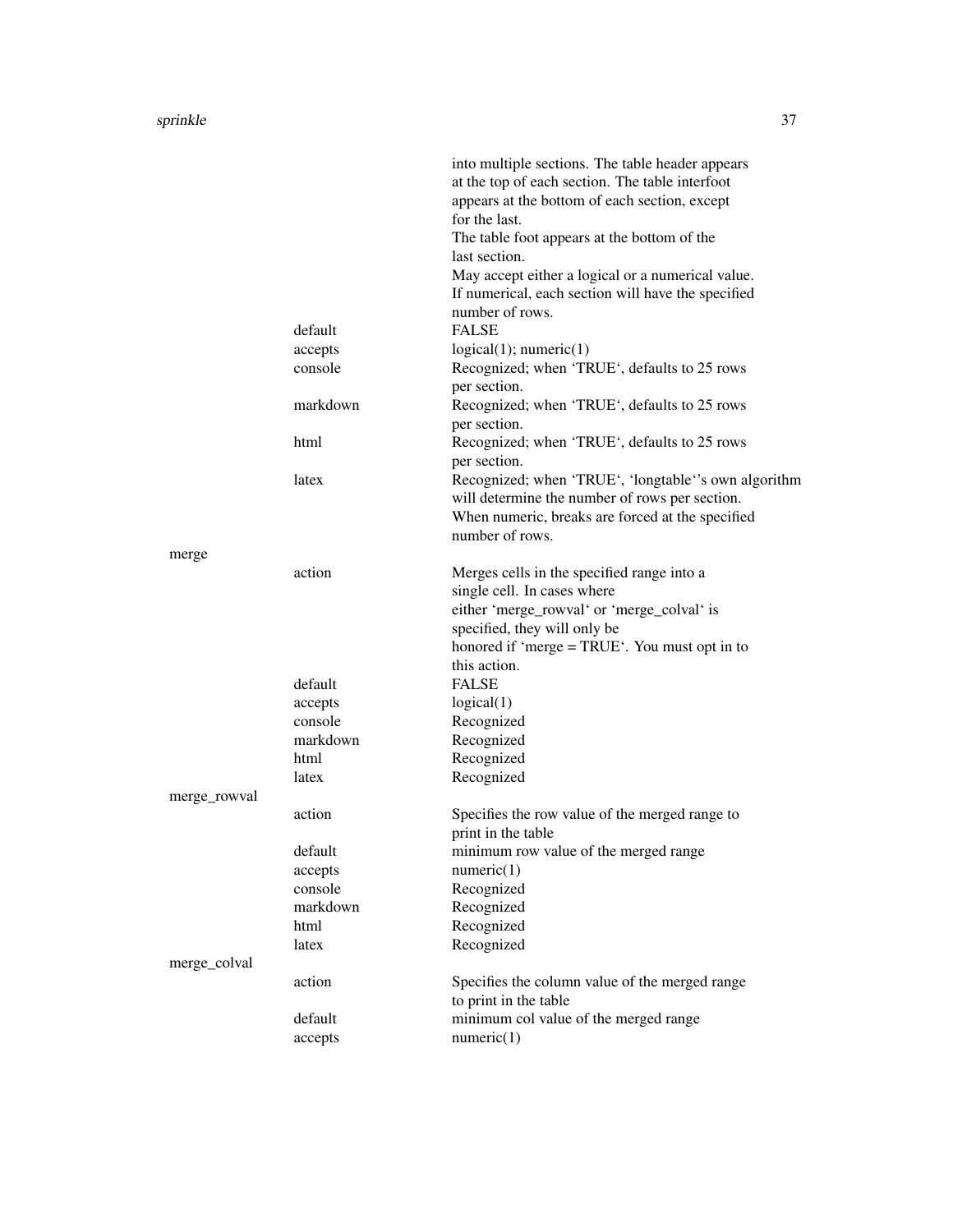| | | |
|---|---|---|
| | | into multiple sections. The table header appears at the top of each section. The table interfoot appears at the bottom of each section, except for the last. The table foot appears at the bottom of the last section. May accept either a logical or a numerical value. If numerical, each section will have the specified number of rows. |
| | default | FALSE |
| | accepts | logical(1); numeric(1) |
| | console | Recognized; when 'TRUE', defaults to 25 rows per section. |
| | markdown | Recognized; when 'TRUE', defaults to 25 rows per section. |
| | html | Recognized; when 'TRUE', defaults to 25 rows per section. |
| | latex | Recognized; when 'TRUE', 'longtable''s own algorithm will determine the number of rows per section. When numeric, breaks are forced at the specified number of rows. |
| merge | | |
| | action | Merges cells in the specified range into a single cell. In cases where either 'merge_rowval' or 'merge_colval' is specified, they will only be honored if 'merge = TRUE'. You must opt in to this action. |
| | default | FALSE |
| | accepts | logical(1) |
| | console | Recognized |
| | markdown | Recognized |
| | html | Recognized |
| | latex | Recognized |
| merge_rowval | | |
| | action | Specifies the row value of the merged range to print in the table |
| | default | minimum row value of the merged range |
| | accepts | numeric(1) |
| | console | Recognized |
| | markdown | Recognized |
| | html | Recognized |
| | latex | Recognized |
| merge_colval | | |
| | action | Specifies the column value of the merged range to print in the table |
| | default | minimum col value of the merged range |
| | accepts | numeric(1) |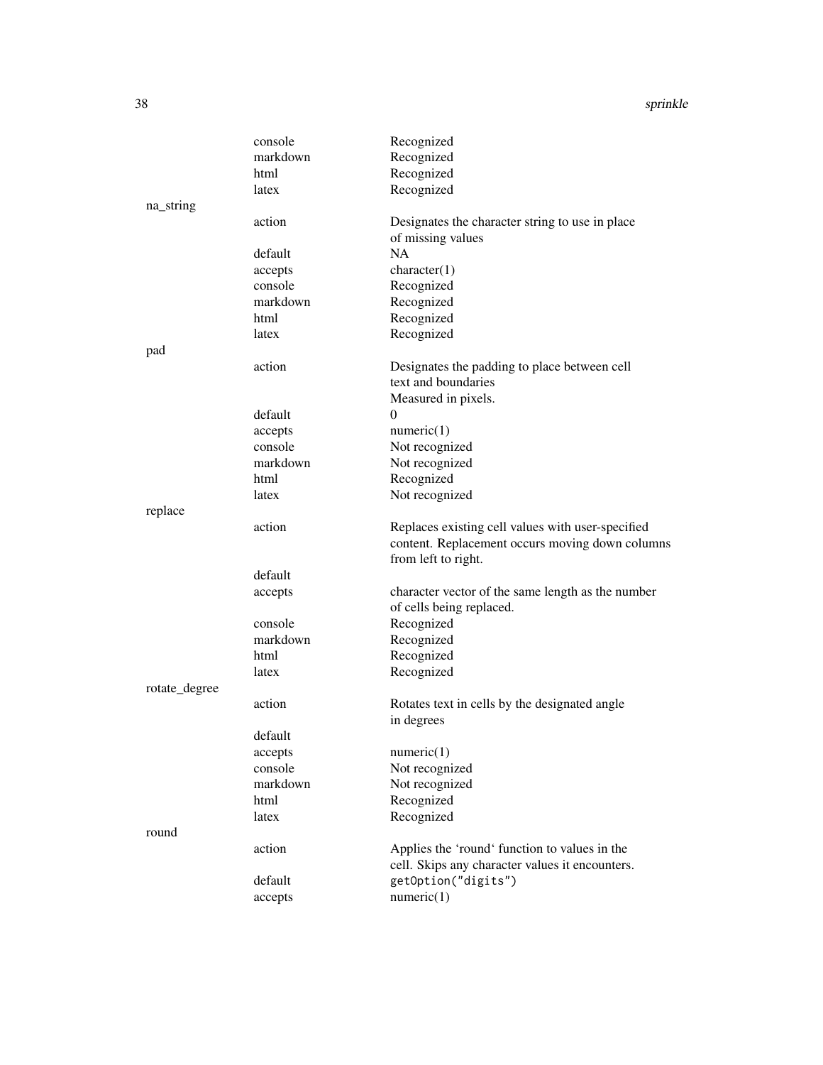| | | |
|---|---|---|
| | console | Recognized |
| | markdown | Recognized |
| | html | Recognized |
| | latex | Recognized |
| na_string | | |
| | action | Designates the character string to use in place of missing values |
| | default | NA |
| | accepts | character(1) |
| | console | Recognized |
| | markdown | Recognized |
| | html | Recognized |
| | latex | Recognized |
| pad | | |
| | action | Designates the padding to place between cell text and boundaries Measured in pixels. |
| | default | 0 |
| | accepts | numeric(1) |
| | console | Not recognized |
| | markdown | Not recognized |
| | html | Recognized |
| | latex | Not recognized |
| replace | | |
| | action | Replaces existing cell values with user-specified content. Replacement occurs moving down columns from left to right. |
| | default | |
| | accepts | character vector of the same length as the number of cells being replaced. |
| | console | Recognized |
| | markdown | Recognized |
| | html | Recognized |
| | latex | Recognized |
| rotate_degree | | |
| | action | Rotates text in cells by the designated angle in degrees |
| | default | |
| | accepts | numeric(1) |
| | console | Not recognized |
| | markdown | Not recognized |
| | html | Recognized |
| | latex | Recognized |
| round | | |
| | action | Applies the 'round' function to values in the cell. Skips any character values it encounters. |
| | default | `getOption("digits")` |
| | accepts | numeric(1) |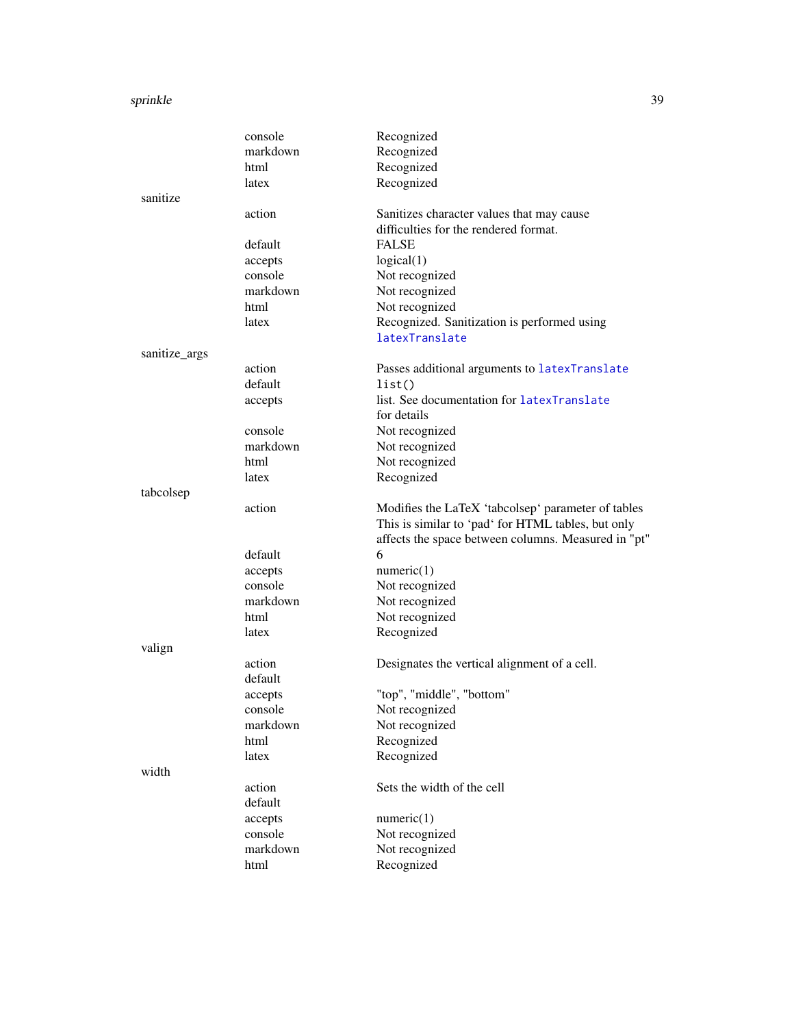| | | |
|---|---|---|
| | console | Recognized |
| | markdown | Recognized |
| | html | Recognized |
| | latex | Recognized |
| sanitize | | |
| | action | Sanitizes character values that may cause difficulties for the rendered format. |
| | default | FALSE |
| | accepts | logical(1) |
| | console | Not recognized |
| | markdown | Not recognized |
| | html | Not recognized |
| | latex | Recognized. Sanitization is performed using `latexTranslate` |
| sanitize_args | | |
| | action | Passes additional arguments to `latexTranslate` |
| | default | `list()` |
| | accepts | list. See documentation for `latexTranslate` for details |
| | console | Not recognized |
| | markdown | Not recognized |
| | html | Not recognized |
| | latex | Recognized |
| tabcolsep | | |
| | action | Modifies the LaTeX ‘tabcolsep‘ parameter of tables This is similar to ‘pad‘ for HTML tables, but only affects the space between columns. Measured in "pt" |
| | default | 6 |
| | accepts | numeric(1) |
| | console | Not recognized |
| | markdown | Not recognized |
| | html | Not recognized |
| | latex | Recognized |
| valign | | |
| | action | Designates the vertical alignment of a cell. |
| | default | |
| | accepts | "top", "middle", "bottom" |
| | console | Not recognized |
| | markdown | Not recognized |
| | html | Recognized |
| | latex | Recognized |
| width | | |
| | action | Sets the width of the cell |
| | default | |
| | accepts | numeric(1) |
| | console | Not recognized |
| | markdown | Not recognized |
| | html | Recognized |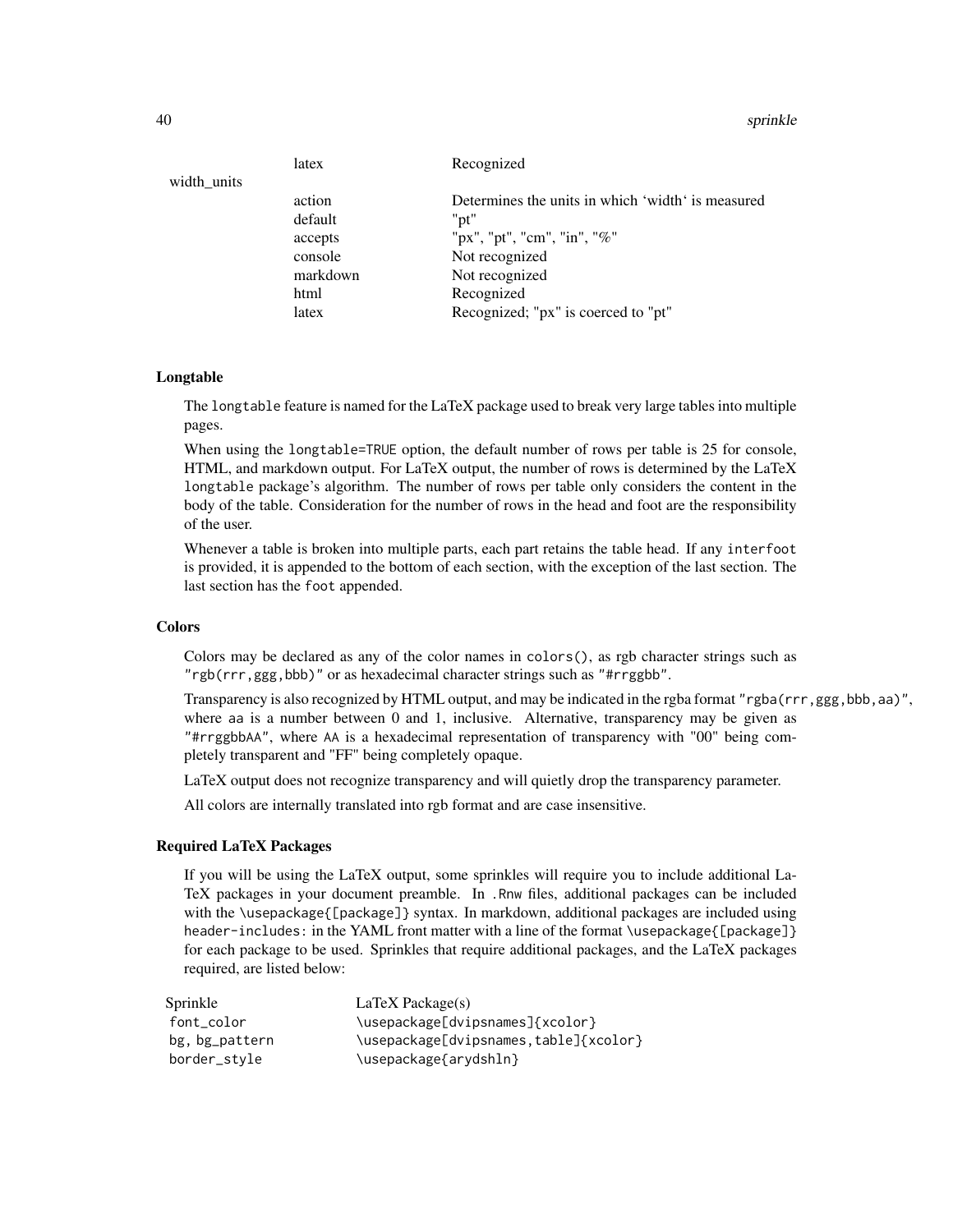| | | |
|---|---|---|
| | latex | Recognized |
| width_units | | |
| | action | Determines the units in which 'width' is measured |
| | default | "pt" |
| | accepts | "px", "pt", "cm", "in", "%" |
| | console | Not recognized |
| | markdown | Not recognized |
| | html | Recognized |
| | latex | Recognized; "px" is coerced to "pt" |

### Longtable

The `longtable` feature is named for the LaTeX package used to break very large tables into multiple pages.

When using the `longtable=TRUE` option, the default number of rows per table is 25 for console, HTML, and markdown output. For LaTeX output, the number of rows is determined by the LaTeX `longtable` package's algorithm. The number of rows per table only considers the content in the body of the table. Consideration for the number of rows in the head and foot are the responsibility of the user.

Whenever a table is broken into multiple parts, each part retains the table head. If any `interfoot` is provided, it is appended to the bottom of each section, with the exception of the last section. The last section has the `foot` appended.

### Colors

Colors may be declared as any of the color names in `colors()`, as rgb character strings such as `"rgb(rrr,ggg,bbb)"` or as hexadecimal character strings such as `"#rrggbb"`.

Transparency is also recognized by HTML output, and may be indicated in the rgba format `"rgba(rrr,ggg,bbb,aa)"`, where `aa` is a number between 0 and 1, inclusive. Alternative, transparency may be given as `"#rrggbbAA"`, where `AA` is a hexadecimal representation of transparency with "00" being completely transparent and "FF" being completely opaque.

LaTeX output does not recognize transparency and will quietly drop the transparency parameter.

All colors are internally translated into rgb format and are case insensitive.

### Required LaTeX Packages

If you will be using the LaTeX output, some sprinkles will require you to include additional LaTeX packages in your document preamble. In `.Rnw` files, additional packages can be included with the `\usepackage{[package]}` syntax. In markdown, additional packages are included using `header-includes:` in the YAML front matter with a line of the format `\usepackage{[package]}` for each package to be used. Sprinkles that require additional packages, and the LaTeX packages required, are listed below:

| Sprinkle | LaTeX Package(s) |
|---|---|
| `font_color` | `\usepackage[dvipsnames]{xcolor}` |
| `bg, bg_pattern` | `\usepackage[dvipsnames,table]{xcolor}` |
| `border_style` | `\usepackage{arydshln}` |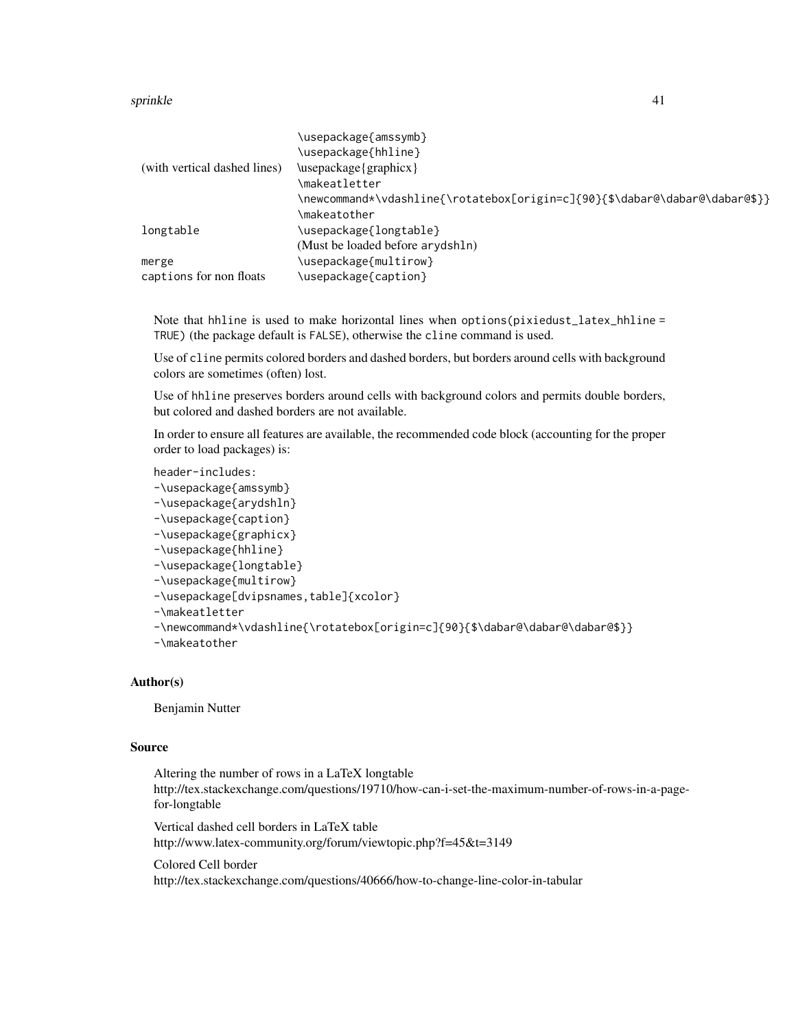| | |
|---|---|
| | \usepackage{amssymb} |
| | \usepackage{hhline} |
| (with vertical dashed lines) | \usepackage{graphicx} |
| | \makeatletter |
| | \newcommand*\vdashline{\rotatebox[origin=c]{90}{$\dabar@\dabar@\dabar@$}} |
| | \makeatother |
| longtable | \usepackage{longtable} |
| | (Must be loaded before arydshln) |
| merge | \usepackage{multirow} |
| captions for non floats | \usepackage{caption} |

Note that hhline is used to make horizontal lines when options(pixiedust_latex_hhline = TRUE) (the package default is FALSE), otherwise the cline command is used.

Use of cline permits colored borders and dashed borders, but borders around cells with background colors are sometimes (often) lost.

Use of hhline preserves borders around cells with background colors and permits double borders, but colored and dashed borders are not available.

In order to ensure all features are available, the recommended code block (accounting for the proper order to load packages) is:

```
header-includes:
-\usepackage{amssymb}
-\usepackage{arydshln}
-\usepackage{caption}
-\usepackage{graphicx}
-\usepackage{hhline}
-\usepackage{longtable}
-\usepackage{multirow}
-\usepackage[dvipsnames,table]{xcolor}
-\makeatletter
-\newcommand*\vdashline{\rotatebox[origin=c]{90}{$\dabar@\dabar@\dabar@$}}
-\makeatother
```

## Author(s)

Benjamin Nutter

## Source

Altering the number of rows in a LaTeX longtable
http://tex.stackexchange.com/questions/19710/how-can-i-set-the-maximum-number-of-rows-in-a-page-for-longtable

Vertical dashed cell borders in LaTeX table
http://www.latex-community.org/forum/viewtopic.php?f=45&t=3149

Colored Cell border
http://tex.stackexchange.com/questions/40666/how-to-change-line-color-in-tabular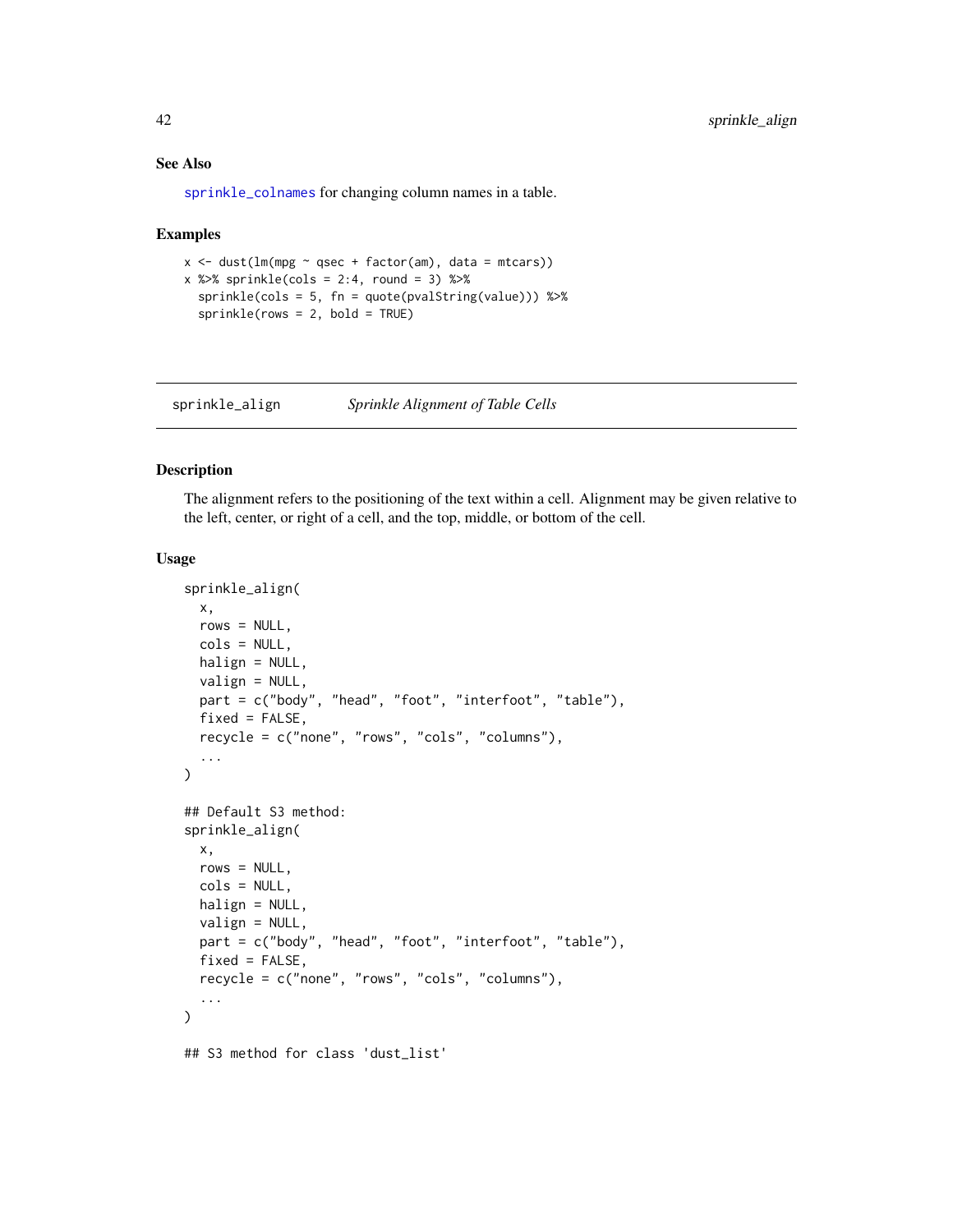### See Also

sprinkle_colnames for changing column names in a table.

### Examples

```
x <- dust(lm(mpg ~ qsec + factor(am), data = mtcars))
x %>% sprinkle(cols = 2:4, round = 3) %>%
  sprinkle(cols = 5, fn = quote(pvalString(value))) %>%
  sprinkle(rows = 2, bold = TRUE)
```

---

## sprinkle_align *Sprinkle Alignment of Table Cells*

---

### Description

The alignment refers to the positioning of the text within a cell. Alignment may be given relative to the left, center, or right of a cell, and the top, middle, or bottom of the cell.

### Usage

```
sprinkle_align(
  x,
  rows = NULL,
  cols = NULL,
  halign = NULL,
  valign = NULL,
  part = c("body", "head", "foot", "interfoot", "table"),
  fixed = FALSE,
  recycle = c("none", "rows", "cols", "columns"),
  ...
)

## Default S3 method:
sprinkle_align(
  x,
  rows = NULL,
  cols = NULL,
  halign = NULL,
  valign = NULL,
  part = c("body", "head", "foot", "interfoot", "table"),
  fixed = FALSE,
  recycle = c("none", "rows", "cols", "columns"),
  ...
)

## S3 method for class 'dust_list'
```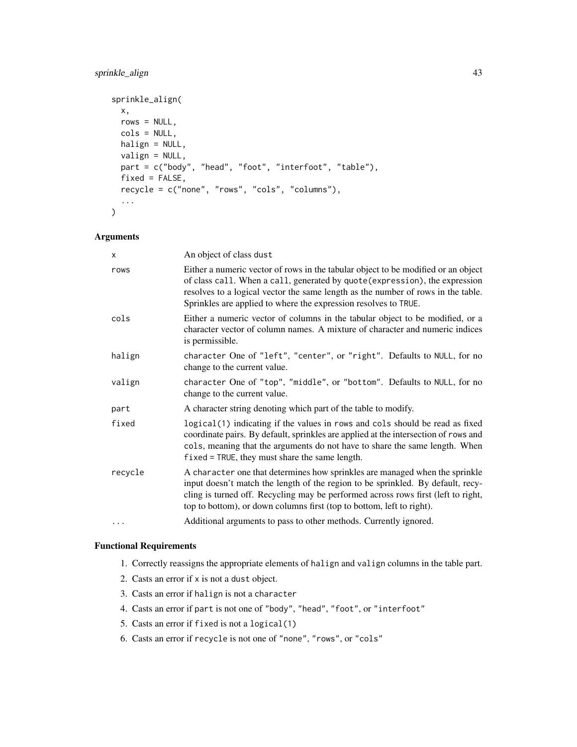```
sprinkle_align(
  x,
  rows = NULL,
  cols = NULL,
  halign = NULL,
  valign = NULL,
  part = c("body", "head", "foot", "interfoot", "table"),
  fixed = FALSE,
  recycle = c("none", "rows", "cols", "columns"),
  ...
)
```

## Arguments

| | |
|---|---|
| `x` | An object of class `dust` |
| `rows` | Either a numeric vector of rows in the tabular object to be modified or an object of class `call`. When a `call`, generated by `quote(expression)`, the expression resolves to a logical vector the same length as the number of rows in the table. Sprinkles are applied to where the expression resolves to `TRUE`. |
| `cols` | Either a numeric vector of columns in the tabular object to be modified, or a character vector of column names. A mixture of character and numeric indices is permissible. |
| `halign` | `character` One of `"left"`, `"center"`, or `"right"`. Defaults to `NULL`, for no change to the current value. |
| `valign` | `character` One of `"top"`, `"middle"`, or `"bottom"`. Defaults to `NULL`, for no change to the current value. |
| `part` | A character string denoting which part of the table to modify. |
| `fixed` | `logical(1)` indicating if the values in `rows` and `cols` should be read as fixed coordinate pairs. By default, sprinkles are applied at the intersection of `rows` and `cols`, meaning that the arguments do not have to share the same length. When `fixed = TRUE`, they must share the same length. |
| `recycle` | A `character` one that determines how sprinkles are managed when the sprinkle input doesn't match the length of the region to be sprinkled. By default, recycling is turned off. Recycling may be performed across rows first (left to right, top to bottom), or down columns first (top to bottom, left to right). |
| `...` | Additional arguments to pass to other methods. Currently ignored. |

## Functional Requirements

1. Correctly reassigns the appropriate elements of `halign` and `valign` columns in the table part.
2. Casts an error if `x` is not a `dust` object.
3. Casts an error if `halign` is not a `character`
4. Casts an error if `part` is not one of `"body"`, `"head"`, `"foot"`, or `"interfoot"`
5. Casts an error if `fixed` is not a `logical(1)`
6. Casts an error if `recycle` is not one of `"none"`, `"rows"`, or `"cols"`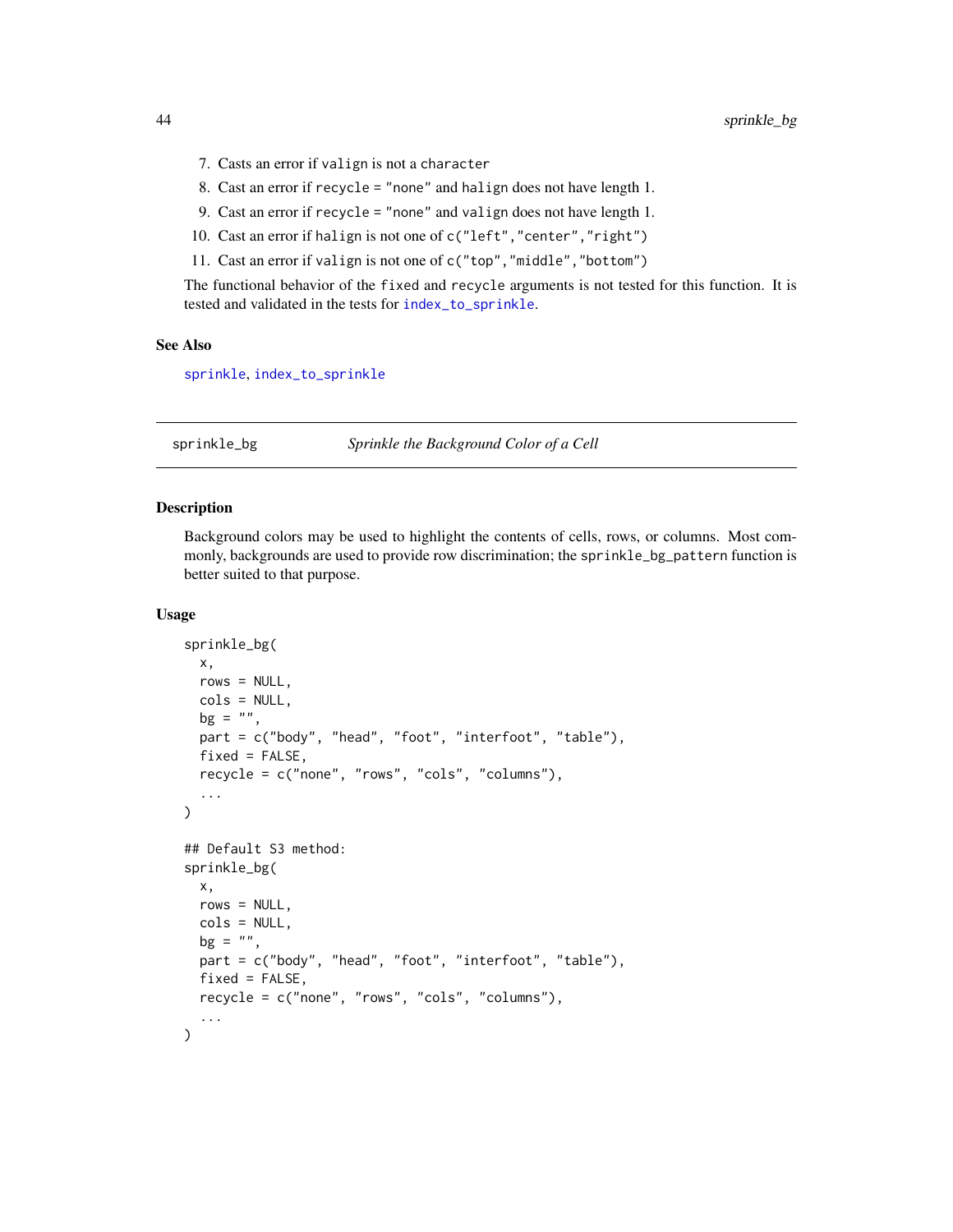7. Casts an error if `valign` is not a `character`
8. Cast an error if `recycle = "none"` and `halign` does not have length 1.
9. Cast an error if `recycle = "none"` and `valign` does not have length 1.
10. Cast an error if `halign` is not one of `c("left","center","right")`
11. Cast an error if `valign` is not one of `c("top","middle","bottom")`

The functional behavior of the `fixed` and `recycle` arguments is not tested for this function. It is tested and validated in the tests for `index_to_sprinkle`.

### See Also

`sprinkle`, `index_to_sprinkle`

---

## sprinkle_bg — *Sprinkle the Background Color of a Cell*

### Description

Background colors may be used to highlight the contents of cells, rows, or columns. Most commonly, backgrounds are used to provide row discrimination; the `sprinkle_bg_pattern` function is better suited to that purpose.

### Usage

```
sprinkle_bg(
  x,
  rows = NULL,
  cols = NULL,
  bg = "",
  part = c("body", "head", "foot", "interfoot", "table"),
  fixed = FALSE,
  recycle = c("none", "rows", "cols", "columns"),
  ...
)

## Default S3 method:
sprinkle_bg(
  x,
  rows = NULL,
  cols = NULL,
  bg = "",
  part = c("body", "head", "foot", "interfoot", "table"),
  fixed = FALSE,
  recycle = c("none", "rows", "cols", "columns"),
  ...
)
```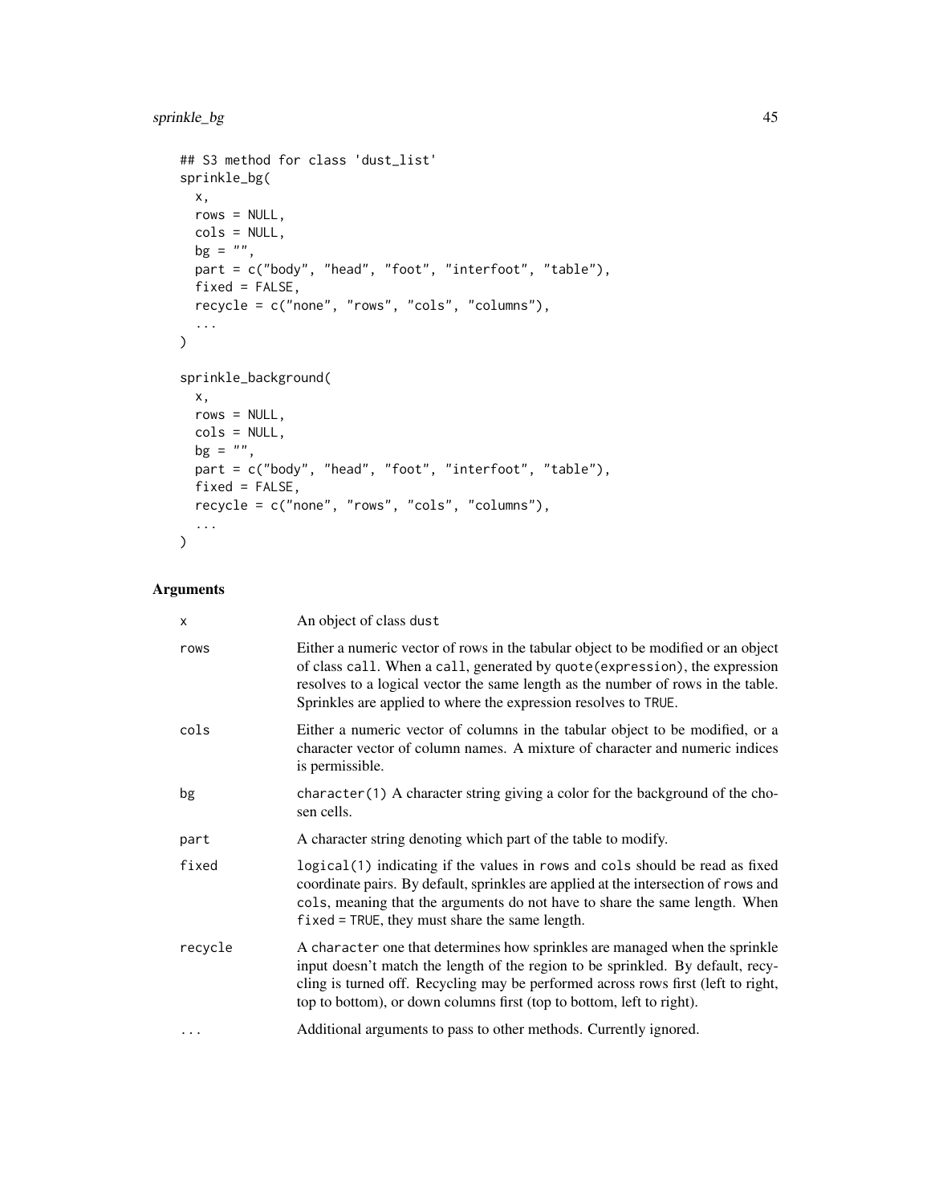```
## S3 method for class 'dust_list'
sprinkle_bg(
  x,
  rows = NULL,
  cols = NULL,
  bg = "",
  part = c("body", "head", "foot", "interfoot", "table"),
  fixed = FALSE,
  recycle = c("none", "rows", "cols", "columns"),
  ...
)

sprinkle_background(
  x,
  rows = NULL,
  cols = NULL,
  bg = "",
  part = c("body", "head", "foot", "interfoot", "table"),
  fixed = FALSE,
  recycle = c("none", "rows", "cols", "columns"),
  ...
)
```

## Arguments

| | |
|---|---|
| x | An object of class dust |
| rows | Either a numeric vector of rows in the tabular object to be modified or an object of class call. When a call, generated by quote(expression), the expression resolves to a logical vector the same length as the number of rows in the table. Sprinkles are applied to where the expression resolves to TRUE. |
| cols | Either a numeric vector of columns in the tabular object to be modified, or a character vector of column names. A mixture of character and numeric indices is permissible. |
| bg | character(1) A character string giving a color for the background of the chosen cells. |
| part | A character string denoting which part of the table to modify. |
| fixed | logical(1) indicating if the values in rows and cols should be read as fixed coordinate pairs. By default, sprinkles are applied at the intersection of rows and cols, meaning that the arguments do not have to share the same length. When fixed = TRUE, they must share the same length. |
| recycle | A character one that determines how sprinkles are managed when the sprinkle input doesn't match the length of the region to be sprinkled. By default, recycling is turned off. Recycling may be performed across rows first (left to right, top to bottom), or down columns first (top to bottom, left to right). |
| ... | Additional arguments to pass to other methods. Currently ignored. |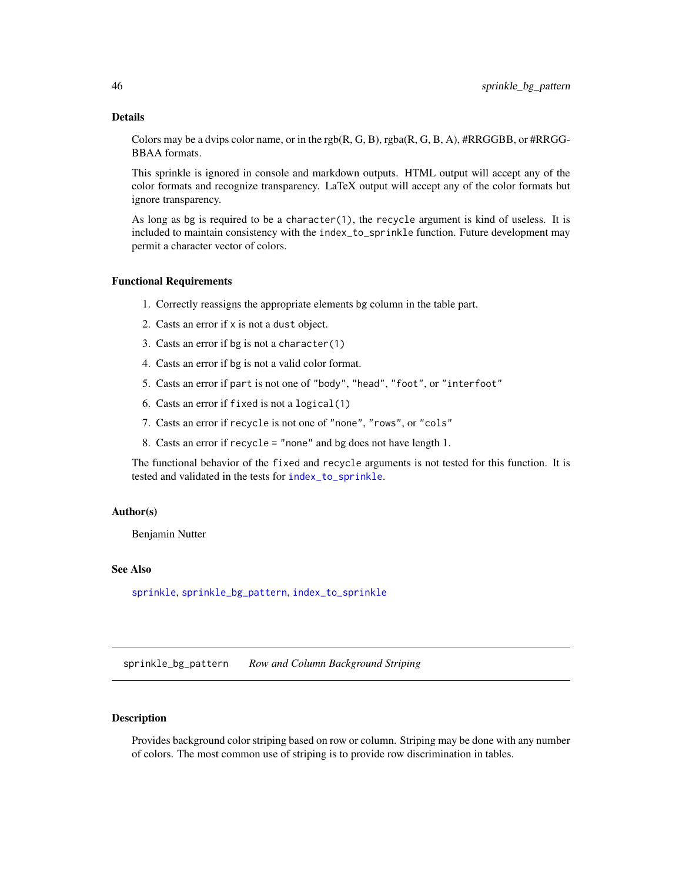## Details

Colors may be a dvips color name, or in the rgb(R, G, B), rgba(R, G, B, A), #RRGGBB, or #RRGGBBAA formats.

This sprinkle is ignored in console and markdown outputs. HTML output will accept any of the color formats and recognize transparency. LaTeX output will accept any of the color formats but ignore transparency.

As long as bg is required to be a `character(1)`, the `recycle` argument is kind of useless. It is included to maintain consistency with the `index_to_sprinkle` function. Future development may permit a character vector of colors.

## Functional Requirements

1. Correctly reassigns the appropriate elements bg column in the table part.
2. Casts an error if `x` is not a `dust` object.
3. Casts an error if bg is not a `character(1)`
4. Casts an error if bg is not a valid color format.
5. Casts an error if `part` is not one of `"body"`, `"head"`, `"foot"`, or `"interfoot"`
6. Casts an error if `fixed` is not a `logical(1)`
7. Casts an error if `recycle` is not one of `"none"`, `"rows"`, or `"cols"`
8. Casts an error if `recycle = "none"` and bg does not have length 1.

The functional behavior of the `fixed` and `recycle` arguments is not tested for this function. It is tested and validated in the tests for `index_to_sprinkle`.

## Author(s)

Benjamin Nutter

## See Also

`sprinkle`, `sprinkle_bg_pattern`, `index_to_sprinkle`

---

# sprinkle_bg_pattern *Row and Column Background Striping*

## Description

Provides background color striping based on row or column. Striping may be done with any number of colors. The most common use of striping is to provide row discrimination in tables.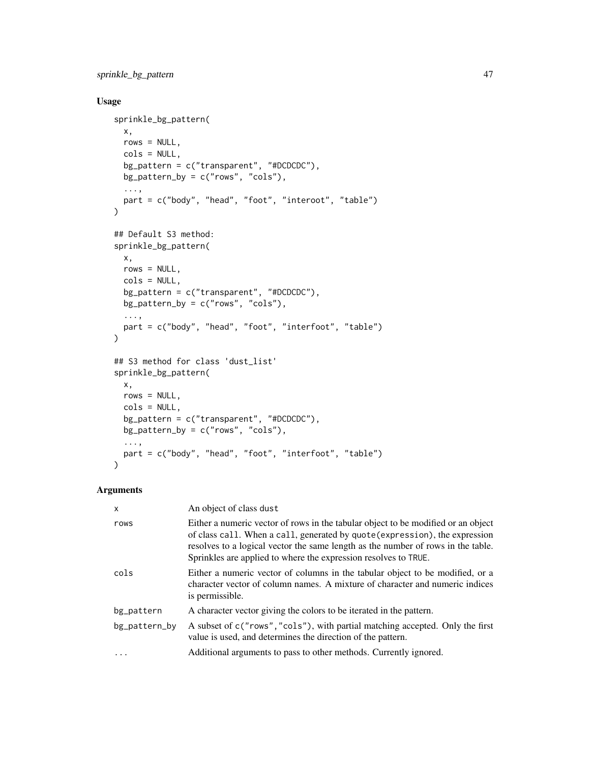## Usage

```
sprinkle_bg_pattern(
  x,
  rows = NULL,
  cols = NULL,
  bg_pattern = c("transparent", "#DCDCDC"),
  bg_pattern_by = c("rows", "cols"),
  ...,
  part = c("body", "head", "foot", "interoot", "table")
)

## Default S3 method:
sprinkle_bg_pattern(
  x,
  rows = NULL,
  cols = NULL,
  bg_pattern = c("transparent", "#DCDCDC"),
  bg_pattern_by = c("rows", "cols"),
  ...,
  part = c("body", "head", "foot", "interfoot", "table")
)

## S3 method for class 'dust_list'
sprinkle_bg_pattern(
  x,
  rows = NULL,
  cols = NULL,
  bg_pattern = c("transparent", "#DCDCDC"),
  bg_pattern_by = c("rows", "cols"),
  ...,
  part = c("body", "head", "foot", "interfoot", "table")
)
```

## Arguments

| | |
|---|---|
| x | An object of class `dust` |
| rows | Either a numeric vector of rows in the tabular object to be modified or an object of class `call`. When a `call`, generated by `quote(expression)`, the expression resolves to a logical vector the same length as the number of rows in the table. Sprinkles are applied to where the expression resolves to `TRUE`. |
| cols | Either a numeric vector of columns in the tabular object to be modified, or a character vector of column names. A mixture of character and numeric indices is permissible. |
| bg_pattern | A character vector giving the colors to be iterated in the pattern. |
| bg_pattern_by | A subset of `c("rows","cols")`, with partial matching accepted. Only the first value is used, and determines the direction of the pattern. |
| ... | Additional arguments to pass to other methods. Currently ignored. |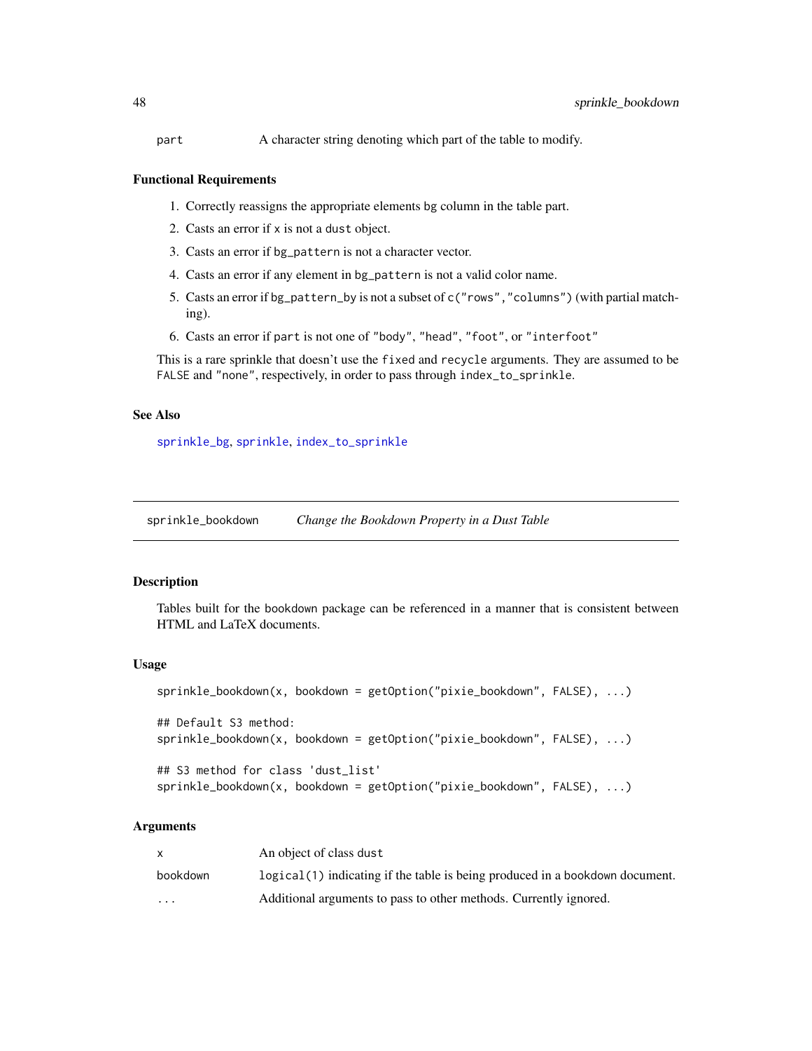| | |
|---|---|
| `part` | A character string denoting which part of the table to modify. |

### Functional Requirements

1. Correctly reassigns the appropriate elements bg column in the table part.
2. Casts an error if `x` is not a `dust` object.
3. Casts an error if `bg_pattern` is not a character vector.
4. Casts an error if any element in `bg_pattern` is not a valid color name.
5. Casts an error if `bg_pattern_by` is not a subset of `c("rows","columns")` (with partial matching).
6. Casts an error if `part` is not one of `"body"`, `"head"`, `"foot"`, or `"interfoot"`

This is a rare sprinkle that doesn't use the `fixed` and `recycle` arguments. They are assumed to be `FALSE` and `"none"`, respectively, in order to pass through `index_to_sprinkle`.

### See Also

`sprinkle_bg`, `sprinkle`, `index_to_sprinkle`

---

## `sprinkle_bookdown` *Change the Bookdown Property in a Dust Table*

### Description

Tables built for the bookdown package can be referenced in a manner that is consistent between HTML and LaTeX documents.

### Usage

```
sprinkle_bookdown(x, bookdown = getOption("pixie_bookdown", FALSE), ...)

## Default S3 method:
sprinkle_bookdown(x, bookdown = getOption("pixie_bookdown", FALSE), ...)

## S3 method for class 'dust_list'
sprinkle_bookdown(x, bookdown = getOption("pixie_bookdown", FALSE), ...)
```

### Arguments

| | |
|---|---|
| `x` | An object of class `dust` |
| `bookdown` | `logical(1)` indicating if the table is being produced in a bookdown document. |
| `...` | Additional arguments to pass to other methods. Currently ignored. |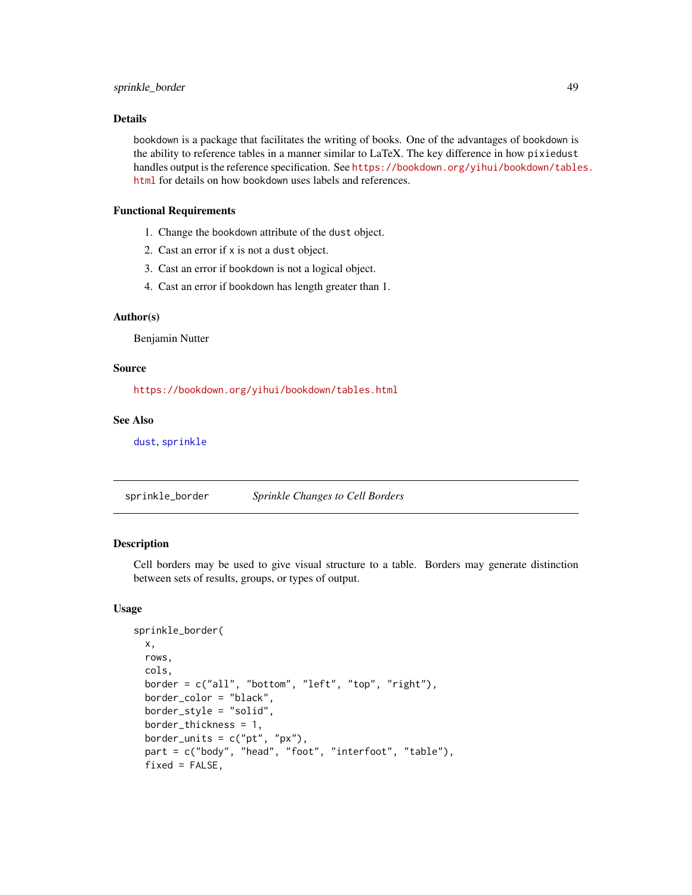### Details

bookdown is a package that facilitates the writing of books. One of the advantages of bookdown is the ability to reference tables in a manner similar to LaTeX. The key difference in how pixiedust handles output is the reference specification. See https://bookdown.org/yihui/bookdown/tables.html for details on how bookdown uses labels and references.

### Functional Requirements

1. Change the bookdown attribute of the dust object.
2. Cast an error if x is not a dust object.
3. Cast an error if bookdown is not a logical object.
4. Cast an error if bookdown has length greater than 1.

### Author(s)

Benjamin Nutter

### Source

https://bookdown.org/yihui/bookdown/tables.html

### See Also

dust, sprinkle

---

## sprinkle_border — *Sprinkle Changes to Cell Borders*

### Description

Cell borders may be used to give visual structure to a table. Borders may generate distinction between sets of results, groups, or types of output.

### Usage

```
sprinkle_border(
  x,
  rows,
  cols,
  border = c("all", "bottom", "left", "top", "right"),
  border_color = "black",
  border_style = "solid",
  border_thickness = 1,
  border_units = c("pt", "px"),
  part = c("body", "head", "foot", "interfoot", "table"),
  fixed = FALSE,
```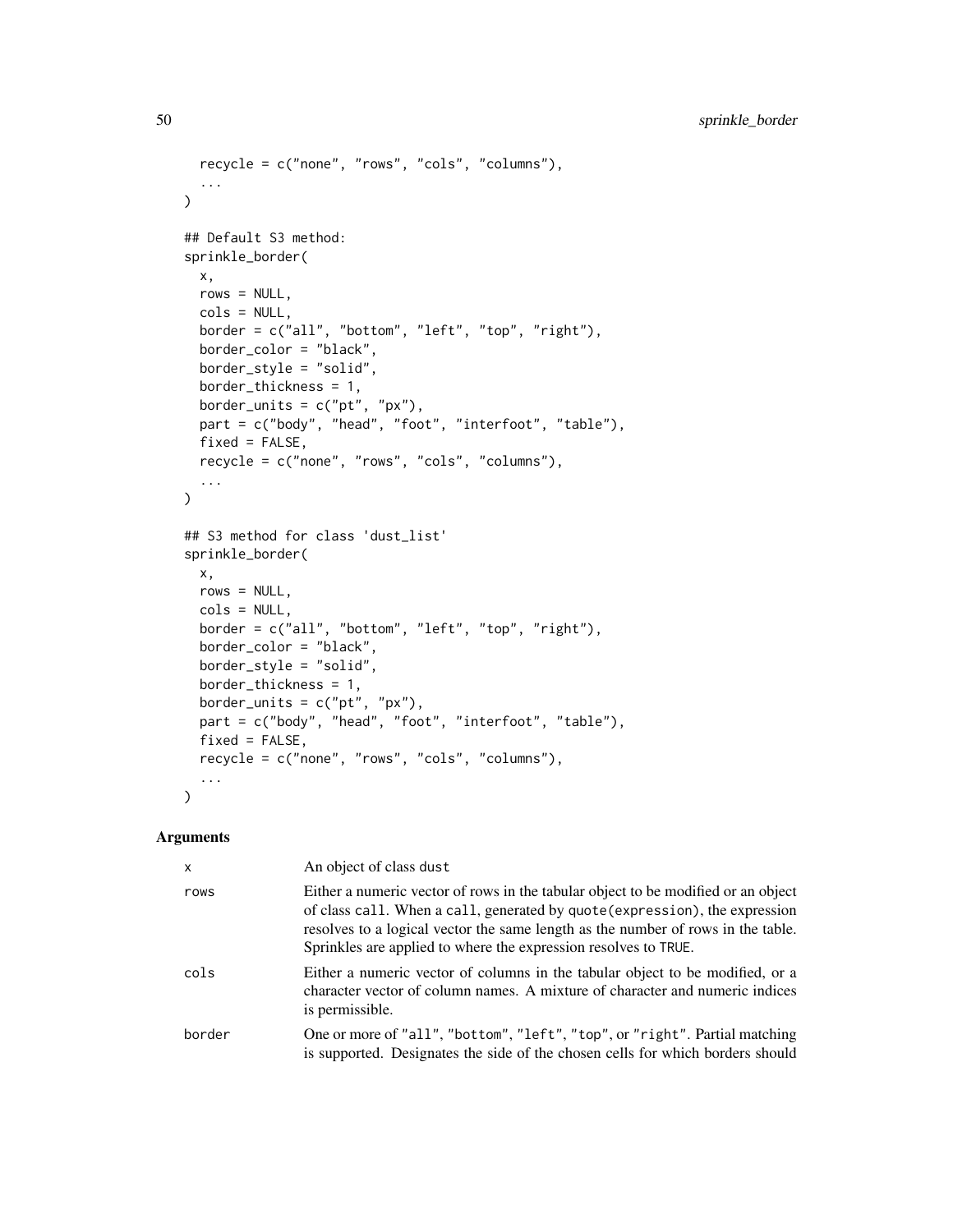```
  recycle = c("none", "rows", "cols", "columns"),
  ...
)

## Default S3 method:
sprinkle_border(
  x,
  rows = NULL,
  cols = NULL,
  border = c("all", "bottom", "left", "top", "right"),
  border_color = "black",
  border_style = "solid",
  border_thickness = 1,
  border_units = c("pt", "px"),
  part = c("body", "head", "foot", "interfoot", "table"),
  fixed = FALSE,
  recycle = c("none", "rows", "cols", "columns"),
  ...
)

## S3 method for class 'dust_list'
sprinkle_border(
  x,
  rows = NULL,
  cols = NULL,
  border = c("all", "bottom", "left", "top", "right"),
  border_color = "black",
  border_style = "solid",
  border_thickness = 1,
  border_units = c("pt", "px"),
  part = c("body", "head", "foot", "interfoot", "table"),
  fixed = FALSE,
  recycle = c("none", "rows", "cols", "columns"),
  ...
)
```

## Arguments

| | |
|---|---|
| x | An object of class dust |
| rows | Either a numeric vector of rows in the tabular object to be modified or an object of class call. When a call, generated by quote(expression), the expression resolves to a logical vector the same length as the number of rows in the table. Sprinkles are applied to where the expression resolves to TRUE. |
| cols | Either a numeric vector of columns in the tabular object to be modified, or a character vector of column names. A mixture of character and numeric indices is permissible. |
| border | One or more of "all", "bottom", "left", "top", or "right". Partial matching is supported. Designates the side of the chosen cells for which borders should |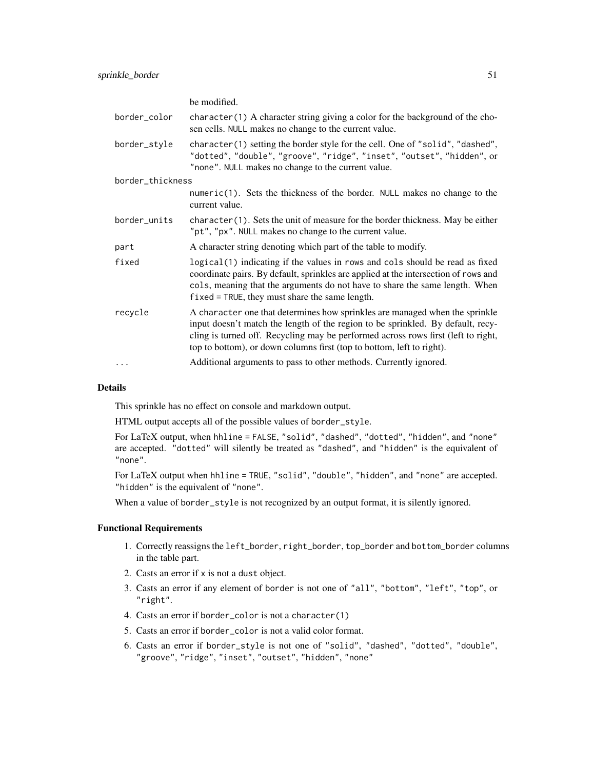be modified.

| | |
|---|---|
| border_color | character(1) A character string giving a color for the background of the chosen cells. NULL makes no change to the current value. |
| border_style | character(1) setting the border style for the cell. One of "solid", "dashed", "dotted", "double", "groove", "ridge", "inset", "outset", "hidden", or "none". NULL makes no change to the current value. |
| border_thickness | numeric(1). Sets the thickness of the border. NULL makes no change to the current value. |
| border_units | character(1). Sets the unit of measure for the border thickness. May be either "pt", "px". NULL makes no change to the current value. |
| part | A character string denoting which part of the table to modify. |
| fixed | logical(1) indicating if the values in rows and cols should be read as fixed coordinate pairs. By default, sprinkles are applied at the intersection of rows and cols, meaning that the arguments do not have to share the same length. When fixed = TRUE, they must share the same length. |
| recycle | A character one that determines how sprinkles are managed when the sprinkle input doesn't match the length of the region to be sprinkled. By default, recycling is turned off. Recycling may be performed across rows first (left to right, top to bottom), or down columns first (top to bottom, left to right). |
| ... | Additional arguments to pass to other methods. Currently ignored. |

## Details

This sprinkle has no effect on console and markdown output.

HTML output accepts all of the possible values of border_style.

For LaTeX output, when hhline = FALSE, "solid", "dashed", "dotted", "hidden", and "none" are accepted. "dotted" will silently be treated as "dashed", and "hidden" is the equivalent of "none".

For LaTeX output when hhline = TRUE, "solid", "double", "hidden", and "none" are accepted. "hidden" is the equivalent of "none".

When a value of border_style is not recognized by an output format, it is silently ignored.

## Functional Requirements

1. Correctly reassigns the left_border, right_border, top_border and bottom_border columns in the table part.
2. Casts an error if x is not a dust object.
3. Casts an error if any element of border is not one of "all", "bottom", "left", "top", or "right".
4. Casts an error if border_color is not a character(1)
5. Casts an error if border_color is not a valid color format.
6. Casts an error if border_style is not one of "solid", "dashed", "dotted", "double", "groove", "ridge", "inset", "outset", "hidden", "none"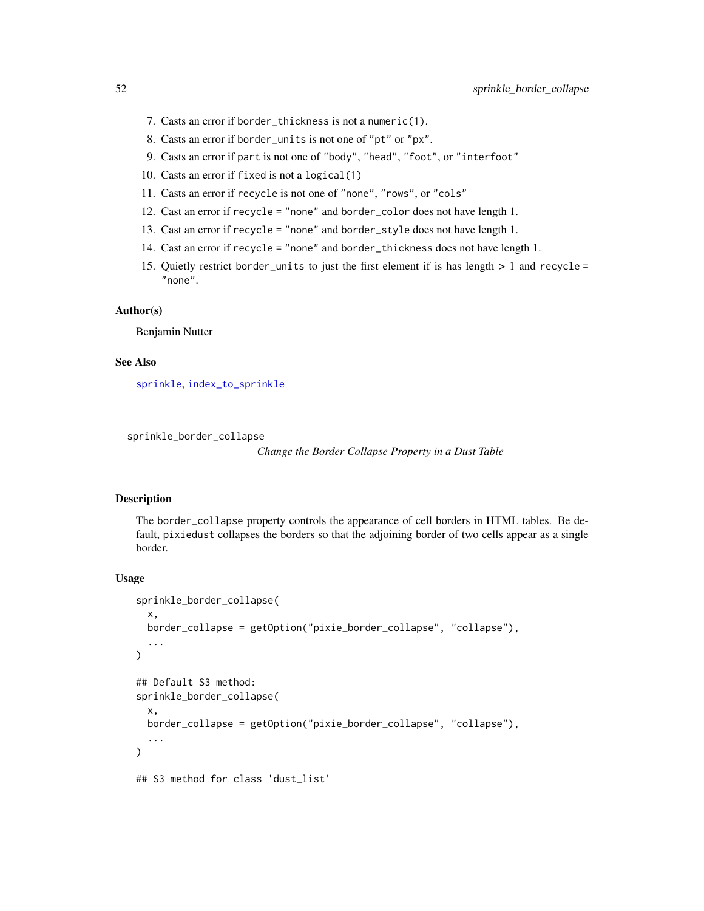7. Casts an error if `border_thickness` is not a `numeric(1)`.
8. Casts an error if `border_units` is not one of `"pt"` or `"px"`.
9. Casts an error if `part` is not one of `"body"`, `"head"`, `"foot"`, or `"interfoot"`
10. Casts an error if `fixed` is not a `logical(1)`
11. Casts an error if `recycle` is not one of `"none"`, `"rows"`, or `"cols"`
12. Cast an error if `recycle = "none"` and `border_color` does not have length 1.
13. Cast an error if `recycle = "none"` and `border_style` does not have length 1.
14. Cast an error if `recycle = "none"` and `border_thickness` does not have length 1.
15. Quietly restrict `border_units` to just the first element if is has length > 1 and `recycle = "none"`.

### Author(s)

Benjamin Nutter

### See Also

sprinkle, index_to_sprinkle

---

## sprinkle_border_collapse — *Change the Border Collapse Property in a Dust Table*

### Description

The `border_collapse` property controls the appearance of cell borders in HTML tables. Be default, `pixiedust` collapses the borders so that the adjoining border of two cells appear as a single border.

### Usage

```
sprinkle_border_collapse(
  x,
  border_collapse = getOption("pixie_border_collapse", "collapse"),
  ...
)

## Default S3 method:
sprinkle_border_collapse(
  x,
  border_collapse = getOption("pixie_border_collapse", "collapse"),
  ...
)

## S3 method for class 'dust_list'
```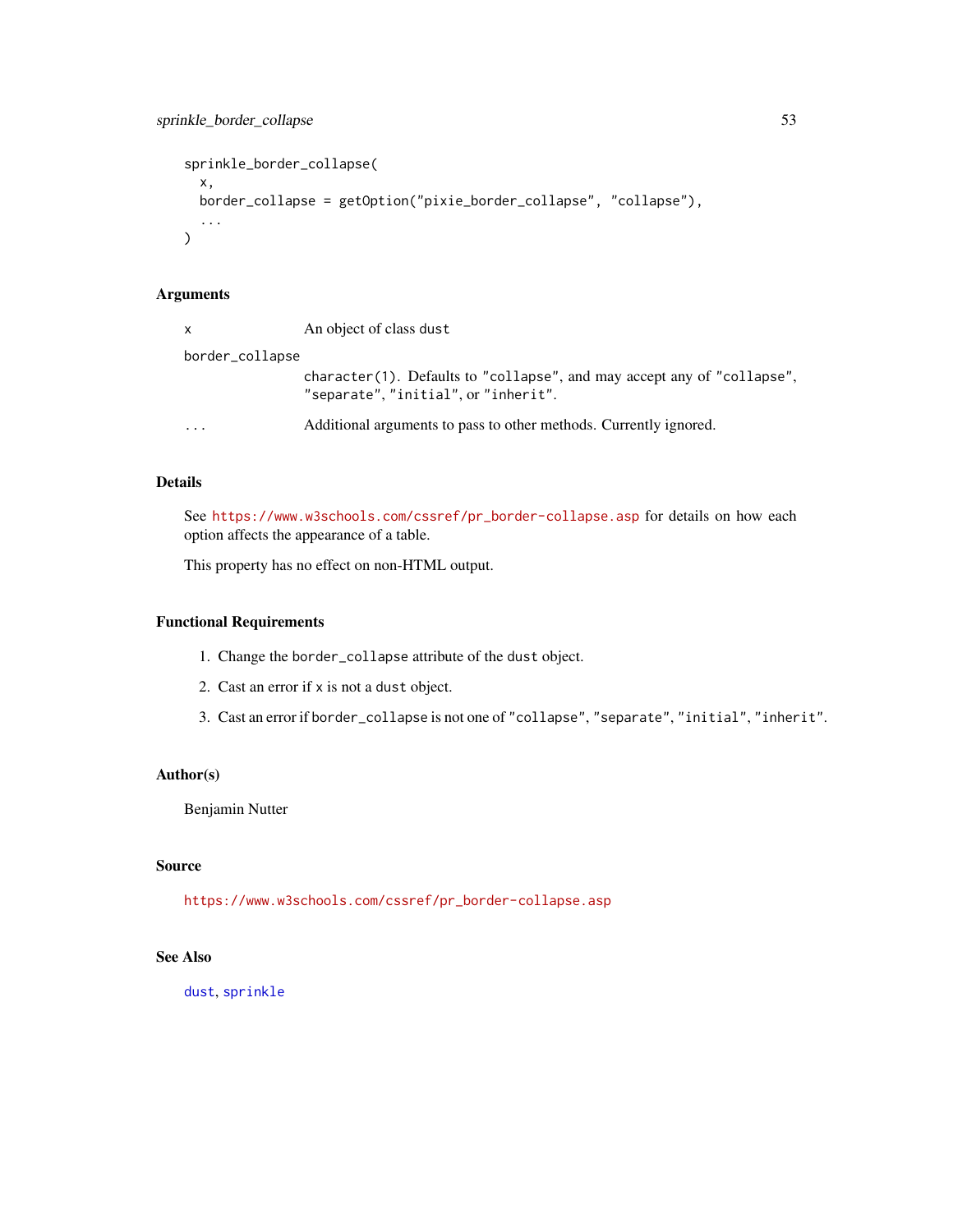```
sprinkle_border_collapse(
  x,
  border_collapse = getOption("pixie_border_collapse", "collapse"),
  ...
)
```

### Arguments

| | |
|---|---|
| x | An object of class dust |
| border_collapse | character(1). Defaults to "collapse", and may accept any of "collapse", "separate", "initial", or "inherit". |
| ... | Additional arguments to pass to other methods. Currently ignored. |

### Details

See https://www.w3schools.com/cssref/pr_border-collapse.asp for details on how each option affects the appearance of a table.

This property has no effect on non-HTML output.

### Functional Requirements

1. Change the `border_collapse` attribute of the `dust` object.
2. Cast an error if `x` is not a `dust` object.
3. Cast an error if `border_collapse` is not one of "collapse", "separate", "initial", "inherit".

### Author(s)

Benjamin Nutter

### Source

https://www.w3schools.com/cssref/pr_border-collapse.asp

### See Also

dust, sprinkle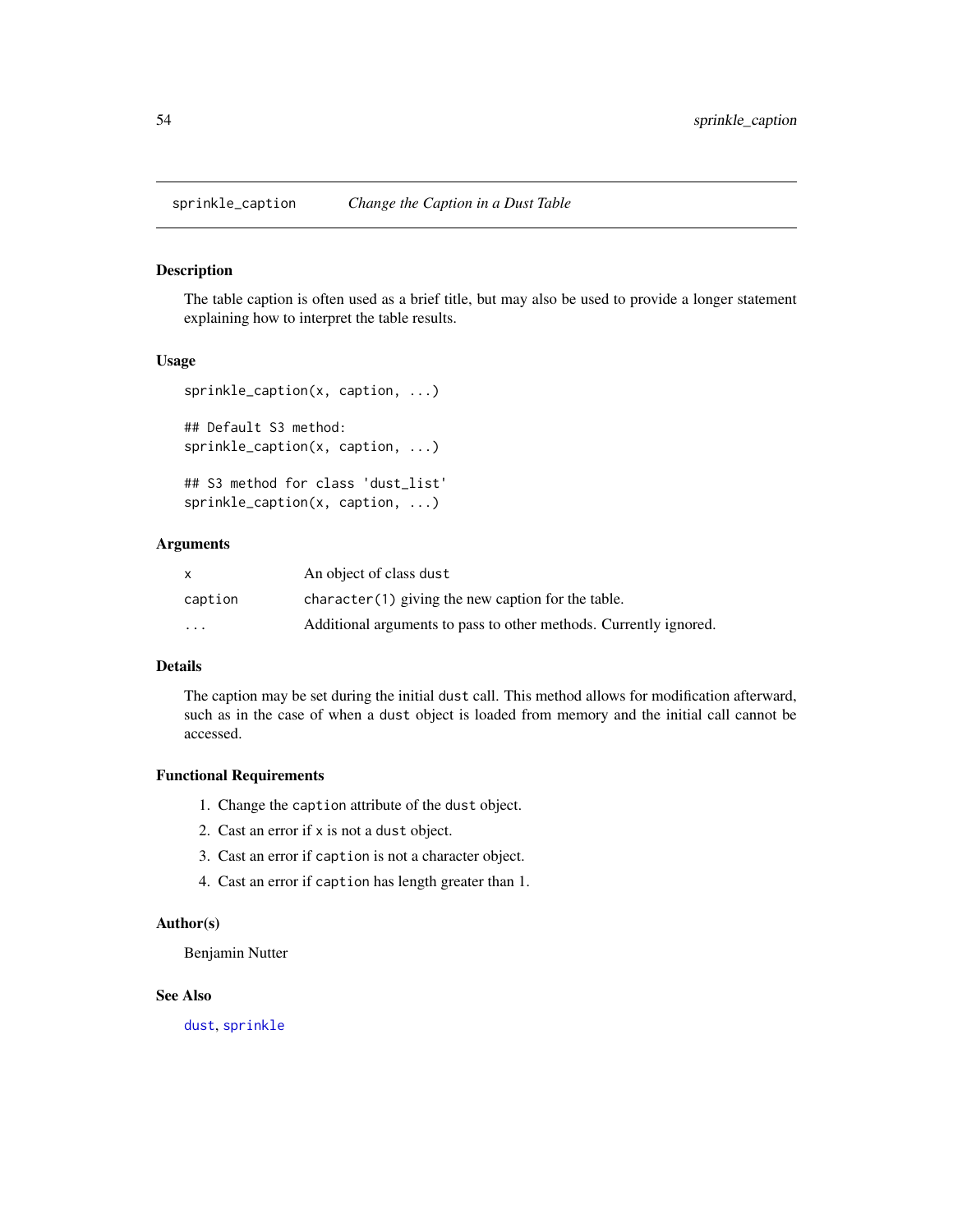# sprinkle_caption *Change the Caption in a Dust Table*

## Description

The table caption is often used as a brief title, but may also be used to provide a longer statement explaining how to interpret the table results.

## Usage

```
sprinkle_caption(x, caption, ...)

## Default S3 method:
sprinkle_caption(x, caption, ...)

## S3 method for class 'dust_list'
sprinkle_caption(x, caption, ...)
```

## Arguments

| | |
|---|---|
| `x` | An object of class `dust` |
| `caption` | `character(1)` giving the new caption for the table. |
| `...` | Additional arguments to pass to other methods. Currently ignored. |

## Details

The caption may be set during the initial `dust` call. This method allows for modification afterward, such as in the case of when a `dust` object is loaded from memory and the initial call cannot be accessed.

## Functional Requirements

1. Change the `caption` attribute of the `dust` object.
2. Cast an error if `x` is not a `dust` object.
3. Cast an error if `caption` is not a character object.
4. Cast an error if `caption` has length greater than 1.

## Author(s)

Benjamin Nutter

## See Also

`dust`, `sprinkle`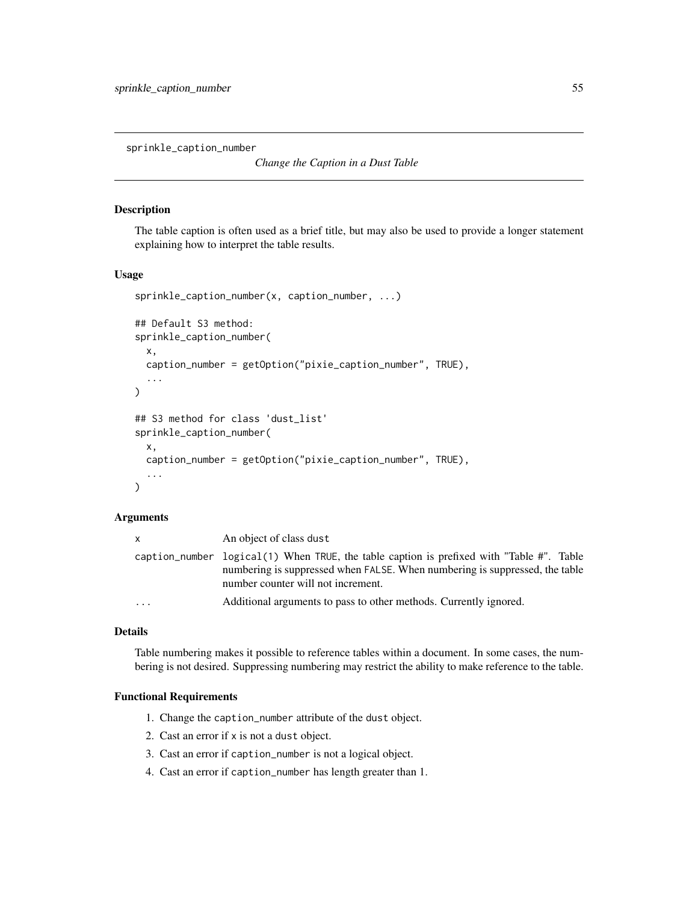sprinkle_caption_number

*Change the Caption in a Dust Table*

### Description

The table caption is often used as a brief title, but may also be used to provide a longer statement explaining how to interpret the table results.

### Usage

```
sprinkle_caption_number(x, caption_number, ...)

## Default S3 method:
sprinkle_caption_number(
  x,
  caption_number = getOption("pixie_caption_number", TRUE),
  ...
)

## S3 method for class 'dust_list'
sprinkle_caption_number(
  x,
  caption_number = getOption("pixie_caption_number", TRUE),
  ...
)
```

### Arguments

| | |
|---|---|
| `x` | An object of class `dust` |
| `caption_number` | `logical(1)` When `TRUE`, the table caption is prefixed with "Table #". Table numbering is suppressed when `FALSE`. When numbering is suppressed, the table number counter will not increment. |
| `...` | Additional arguments to pass to other methods. Currently ignored. |

### Details

Table numbering makes it possible to reference tables within a document. In some cases, the numbering is not desired. Suppressing numbering may restrict the ability to make reference to the table.

### Functional Requirements

1. Change the `caption_number` attribute of the `dust` object.
2. Cast an error if `x` is not a `dust` object.
3. Cast an error if `caption_number` is not a logical object.
4. Cast an error if `caption_number` has length greater than 1.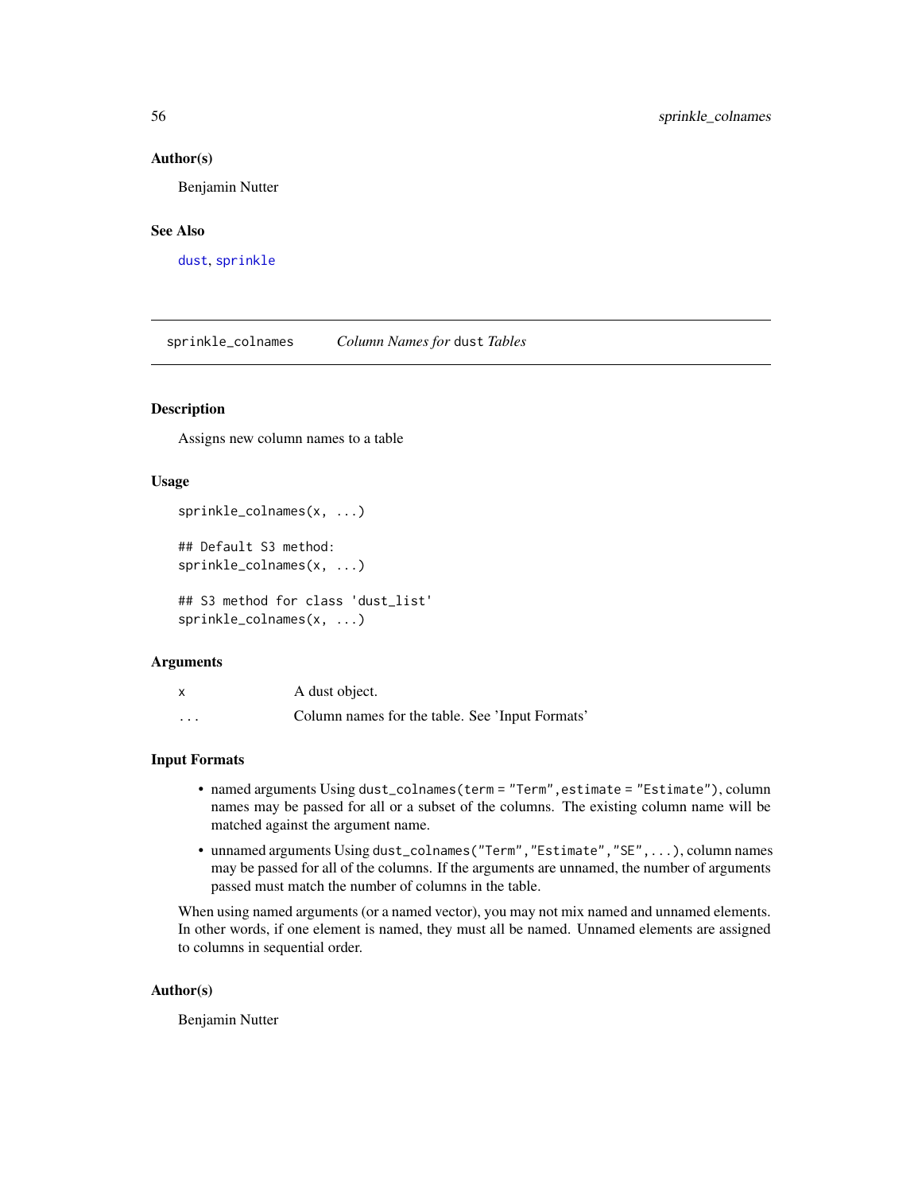### Author(s)

Benjamin Nutter

### See Also

dust, sprinkle

---

## sprinkle_colnames — *Column Names for* `dust` *Tables*

### Description

Assigns new column names to a table

### Usage

```
sprinkle_colnames(x, ...)

## Default S3 method:
sprinkle_colnames(x, ...)

## S3 method for class 'dust_list'
sprinkle_colnames(x, ...)
```

### Arguments

| | |
|---|---|
| x | A dust object. |
| ... | Column names for the table. See 'Input Formats' |

### Input Formats

- named arguments Using `dust_colnames(term = "Term",estimate = "Estimate")`, column names may be passed for all or a subset of the columns. The existing column name will be matched against the argument name.
- unnamed arguments Using `dust_colnames("Term","Estimate","SE",...)`, column names may be passed for all of the columns. If the arguments are unnamed, the number of arguments passed must match the number of columns in the table.

When using named arguments (or a named vector), you may not mix named and unnamed elements. In other words, if one element is named, they must all be named. Unnamed elements are assigned to columns in sequential order.

### Author(s)

Benjamin Nutter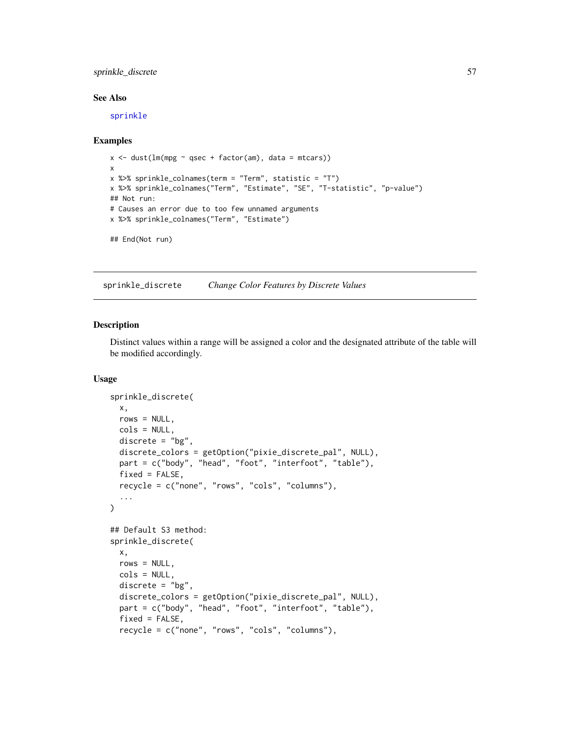### See Also

sprinkle

### Examples

```
x <- dust(lm(mpg ~ qsec + factor(am), data = mtcars))
x
x %>% sprinkle_colnames(term = "Term", statistic = "T")
x %>% sprinkle_colnames("Term", "Estimate", "SE", "T-statistic", "p-value")
## Not run:
# Causes an error due to too few unnamed arguments
x %>% sprinkle_colnames("Term", "Estimate")

## End(Not run)
```

---

## sprinkle_discrete *Change Color Features by Discrete Values*

### Description

Distinct values within a range will be assigned a color and the designated attribute of the table will be modified accordingly.

### Usage

```
sprinkle_discrete(
  x,
  rows = NULL,
  cols = NULL,
  discrete = "bg",
  discrete_colors = getOption("pixie_discrete_pal", NULL),
  part = c("body", "head", "foot", "interfoot", "table"),
  fixed = FALSE,
  recycle = c("none", "rows", "cols", "columns"),
  ...
)

## Default S3 method:
sprinkle_discrete(
  x,
  rows = NULL,
  cols = NULL,
  discrete = "bg",
  discrete_colors = getOption("pixie_discrete_pal", NULL),
  part = c("body", "head", "foot", "interfoot", "table"),
  fixed = FALSE,
  recycle = c("none", "rows", "cols", "columns"),
```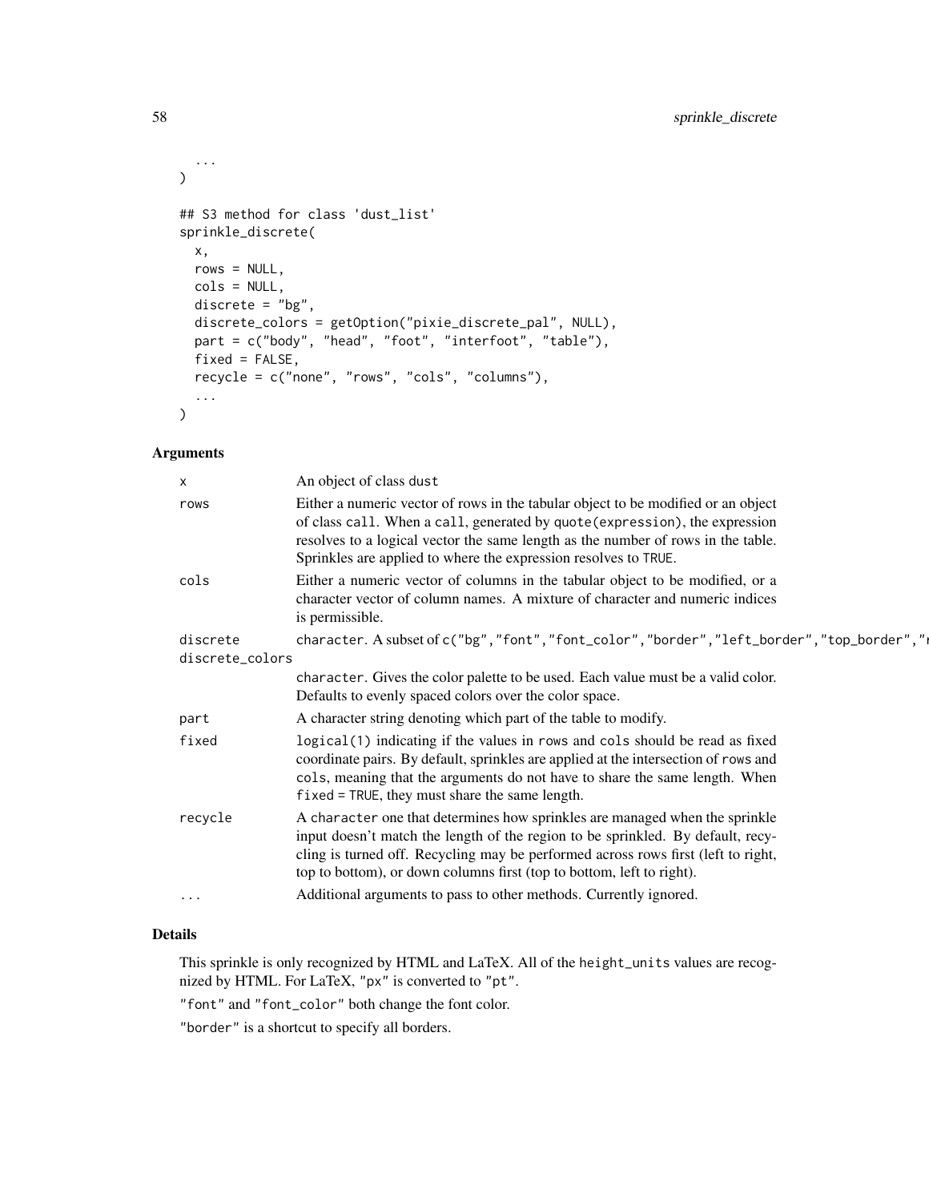```
  ...
)

## S3 method for class 'dust_list'
sprinkle_discrete(
  x,
  rows = NULL,
  cols = NULL,
  discrete = "bg",
  discrete_colors = getOption("pixie_discrete_pal", NULL),
  part = c("body", "head", "foot", "interfoot", "table"),
  fixed = FALSE,
  recycle = c("none", "rows", "cols", "columns"),
  ...
)
```

## Arguments

| | |
|---|---|
| x | An object of class dust |
| rows | Either a numeric vector of rows in the tabular object to be modified or an object of class call. When a call, generated by quote(expression), the expression resolves to a logical vector the same length as the number of rows in the table. Sprinkles are applied to where the expression resolves to TRUE. |
| cols | Either a numeric vector of columns in the tabular object to be modified, or a character vector of column names. A mixture of character and numeric indices is permissible. |
| discrete | character. A subset of c("bg","font","font_color","border","left_border","top_border"," |
| discrete_colors | character. Gives the color palette to be used. Each value must be a valid color. Defaults to evenly spaced colors over the color space. |
| part | A character string denoting which part of the table to modify. |
| fixed | logical(1) indicating if the values in rows and cols should be read as fixed coordinate pairs. By default, sprinkles are applied at the intersection of rows and cols, meaning that the arguments do not have to share the same length. When fixed = TRUE, they must share the same length. |
| recycle | A character one that determines how sprinkles are managed when the sprinkle input doesn't match the length of the region to be sprinkled. By default, recycling is turned off. Recycling may be performed across rows first (left to right, top to bottom), or down columns first (top to bottom, left to right). |
| ... | Additional arguments to pass to other methods. Currently ignored. |

## Details

This sprinkle is only recognized by HTML and LaTeX. All of the height_units values are recognized by HTML. For LaTeX, "px" is converted to "pt".

"font" and "font_color" both change the font color.

"border" is a shortcut to specify all borders.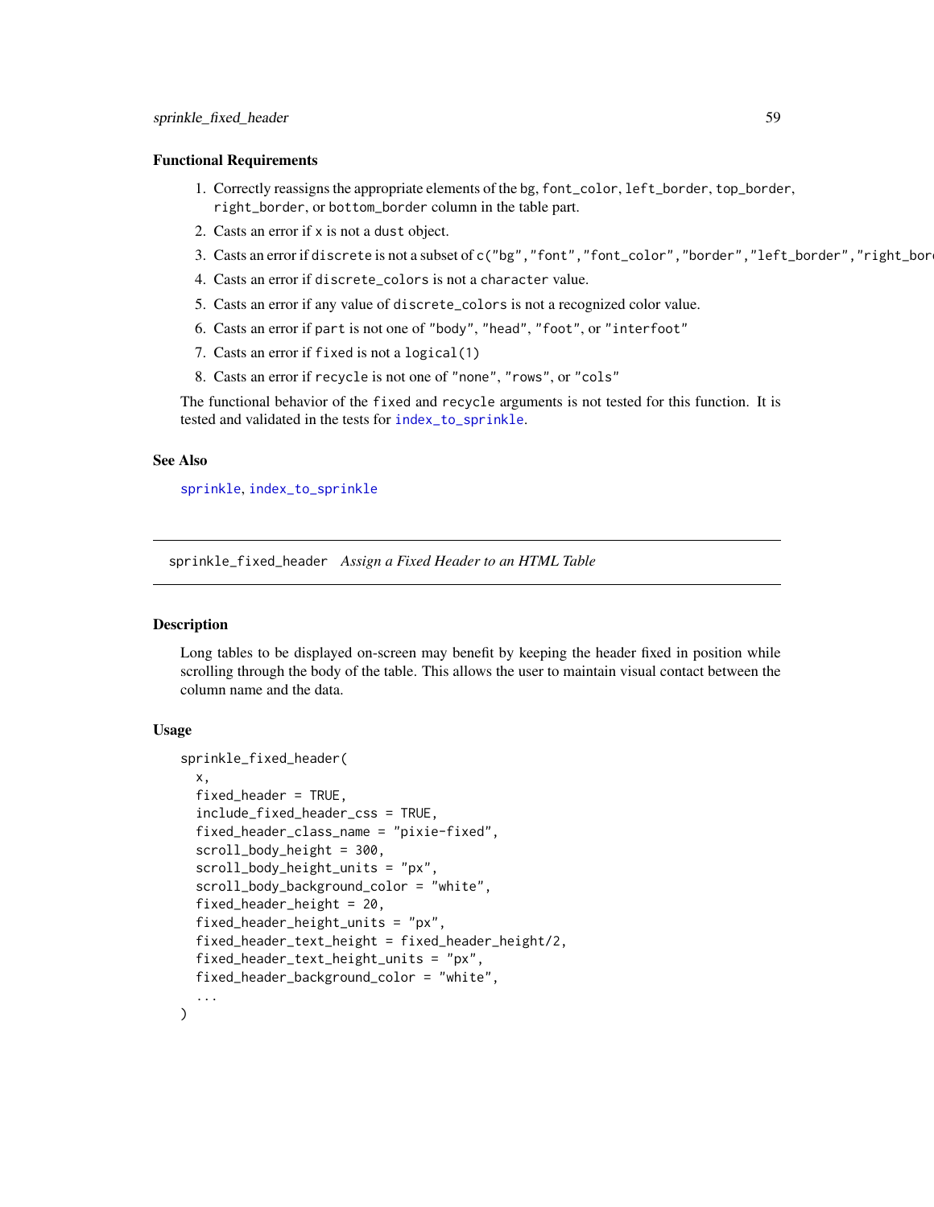### Functional Requirements

1. Correctly reassigns the appropriate elements of the bg, font_color, left_border, top_border, right_border, or bottom_border column in the table part.
2. Casts an error if x is not a dust object.
3. Casts an error if discrete is not a subset of c("bg","font","font_color","border","left_border","right_bor
4. Casts an error if discrete_colors is not a character value.
5. Casts an error if any value of discrete_colors is not a recognized color value.
6. Casts an error if part is not one of "body", "head", "foot", or "interfoot"
7. Casts an error if fixed is not a logical(1)
8. Casts an error if recycle is not one of "none", "rows", or "cols"

The functional behavior of the fixed and recycle arguments is not tested for this function. It is tested and validated in the tests for index_to_sprinkle.

### See Also

sprinkle, index_to_sprinkle

---

## sprinkle_fixed_header *Assign a Fixed Header to an HTML Table*

### Description

Long tables to be displayed on-screen may benefit by keeping the header fixed in position while scrolling through the body of the table. This allows the user to maintain visual contact between the column name and the data.

### Usage

```
sprinkle_fixed_header(
  x,
  fixed_header = TRUE,
  include_fixed_header_css = TRUE,
  fixed_header_class_name = "pixie-fixed",
  scroll_body_height = 300,
  scroll_body_height_units = "px",
  scroll_body_background_color = "white",
  fixed_header_height = 20,
  fixed_header_height_units = "px",
  fixed_header_text_height = fixed_header_height/2,
  fixed_header_text_height_units = "px",
  fixed_header_background_color = "white",
  ...
)
```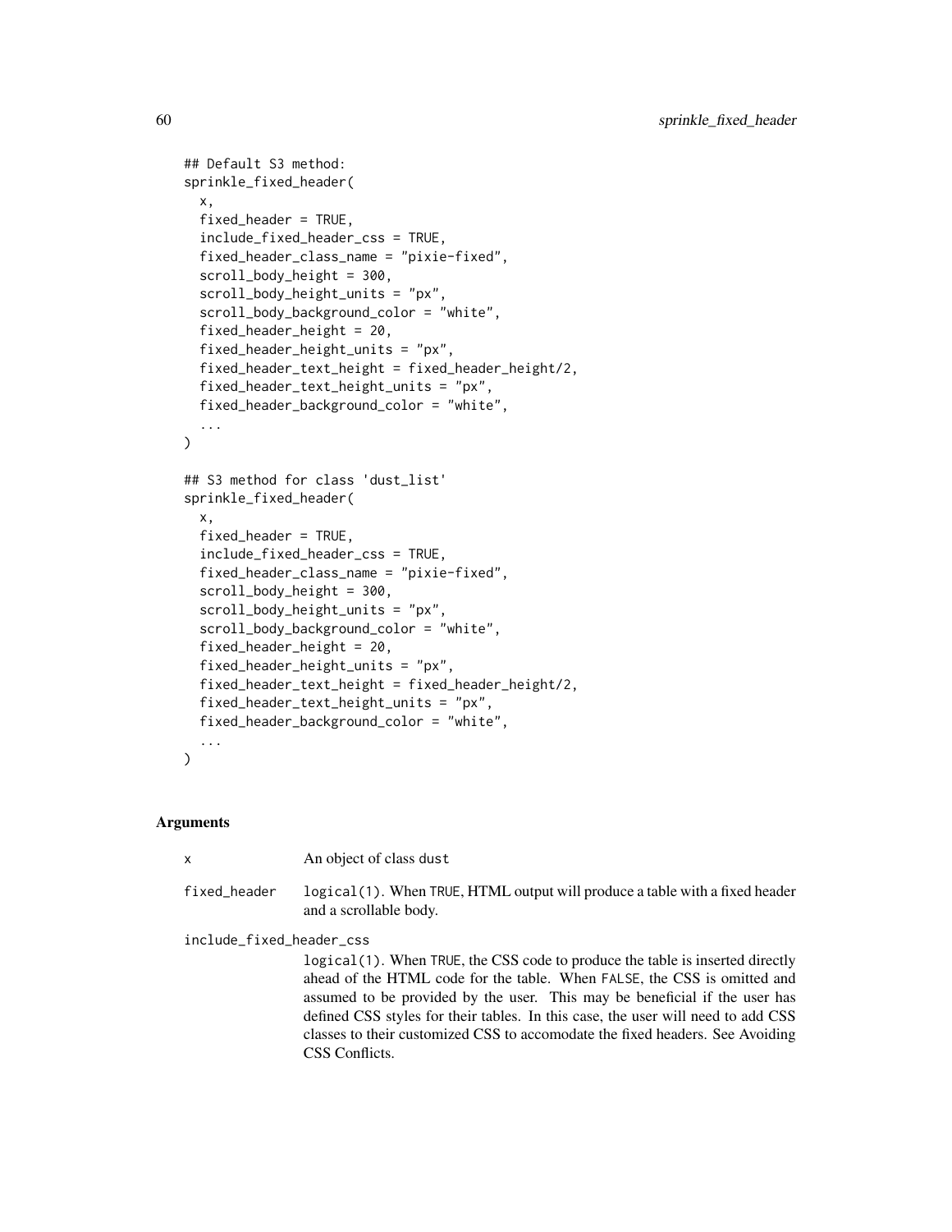```
## Default S3 method:
sprinkle_fixed_header(
  x,
  fixed_header = TRUE,
  include_fixed_header_css = TRUE,
  fixed_header_class_name = "pixie-fixed",
  scroll_body_height = 300,
  scroll_body_height_units = "px",
  scroll_body_background_color = "white",
  fixed_header_height = 20,
  fixed_header_height_units = "px",
  fixed_header_text_height = fixed_header_height/2,
  fixed_header_text_height_units = "px",
  fixed_header_background_color = "white",
  ...
)

## S3 method for class 'dust_list'
sprinkle_fixed_header(
  x,
  fixed_header = TRUE,
  include_fixed_header_css = TRUE,
  fixed_header_class_name = "pixie-fixed",
  scroll_body_height = 300,
  scroll_body_height_units = "px",
  scroll_body_background_color = "white",
  fixed_header_height = 20,
  fixed_header_height_units = "px",
  fixed_header_text_height = fixed_header_height/2,
  fixed_header_text_height_units = "px",
  fixed_header_background_color = "white",
  ...
)
```

## Arguments

`x` An object of class `dust`

`fixed_header` `logical(1)`. When `TRUE`, HTML output will produce a table with a fixed header and a scrollable body.

`include_fixed_header_css`
`logical(1)`. When `TRUE`, the CSS code to produce the table is inserted directly ahead of the HTML code for the table. When `FALSE`, the CSS is omitted and assumed to be provided by the user. This may be beneficial if the user has defined CSS styles for their tables. In this case, the user will need to add CSS classes to their customized CSS to accomodate the fixed headers. See Avoiding CSS Conflicts.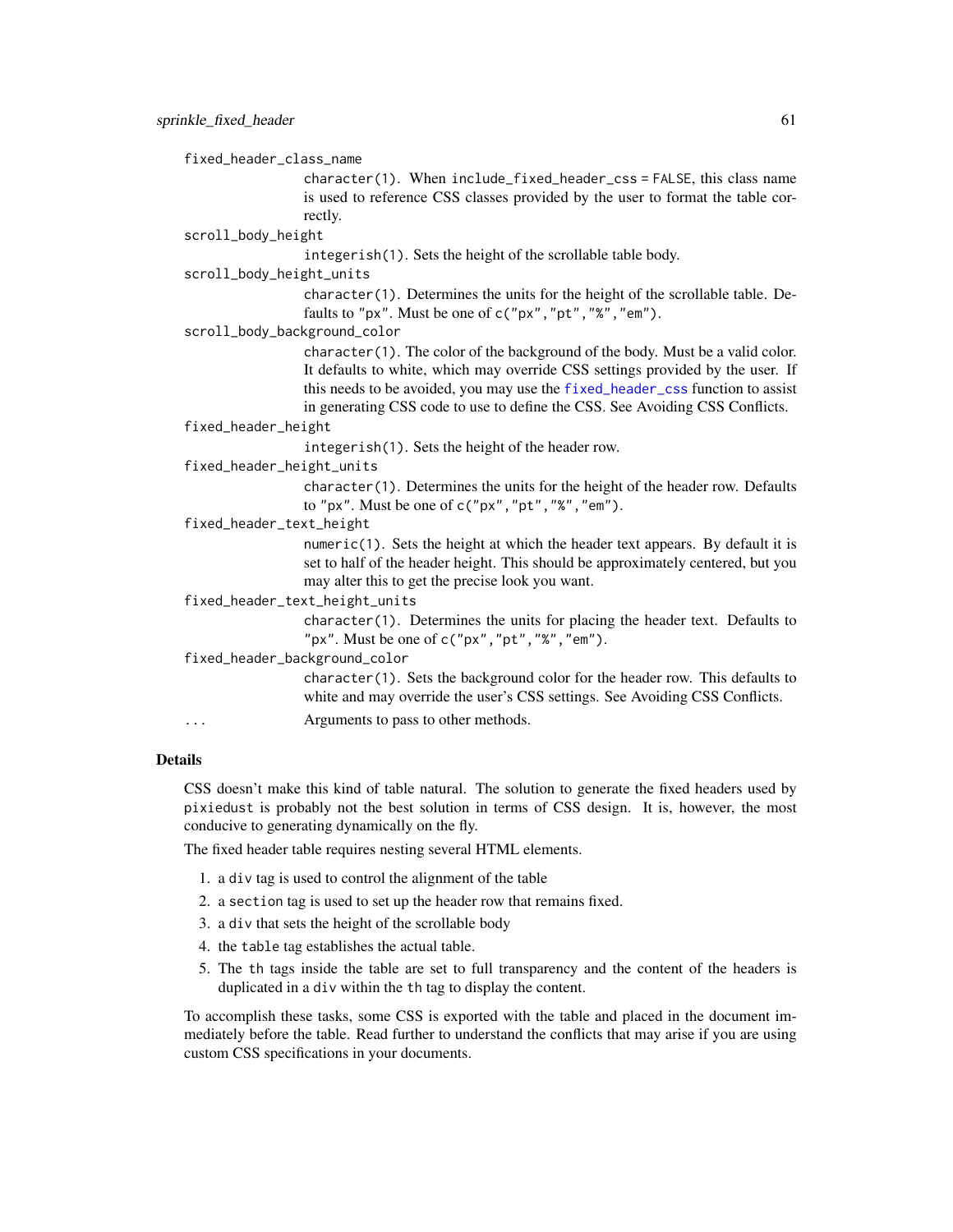`fixed_header_class_name`
: `character(1)`. When `include_fixed_header_css = FALSE`, this class name is used to reference CSS classes provided by the user to format the table correctly.

`scroll_body_height`
: `integerish(1)`. Sets the height of the scrollable table body.

`scroll_body_height_units`
: `character(1)`. Determines the units for the height of the scrollable table. Defaults to `"px"`. Must be one of `c("px","pt","%","em")`.

`scroll_body_background_color`
: `character(1)`. The color of the background of the body. Must be a valid color. It defaults to white, which may override CSS settings provided by the user. If this needs to be avoided, you may use the `fixed_header_css` function to assist in generating CSS code to use to define the CSS. See Avoiding CSS Conflicts.

`fixed_header_height`
: `integerish(1)`. Sets the height of the header row.

`fixed_header_height_units`
: `character(1)`. Determines the units for the height of the header row. Defaults to `"px"`. Must be one of `c("px","pt","%","em")`.

`fixed_header_text_height`
: `numeric(1)`. Sets the height at which the header text appears. By default it is set to half of the header height. This should be approximately centered, but you may alter this to get the precise look you want.

`fixed_header_text_height_units`
: `character(1)`. Determines the units for placing the header text. Defaults to `"px"`. Must be one of `c("px","pt","%","em")`.

`fixed_header_background_color`
: `character(1)`. Sets the background color for the header row. This defaults to white and may override the user's CSS settings. See Avoiding CSS Conflicts.

`...`
: Arguments to pass to other methods.

## Details

CSS doesn't make this kind of table natural. The solution to generate the fixed headers used by `pixiedust` is probably not the best solution in terms of CSS design. It is, however, the most conducive to generating dynamically on the fly.

The fixed header table requires nesting several HTML elements.

1. a `div` tag is used to control the alignment of the table
2. a `section` tag is used to set up the header row that remains fixed.
3. a `div` that sets the height of the scrollable body
4. the `table` tag establishes the actual table.
5. The `th` tags inside the table are set to full transparency and the content of the headers is duplicated in a `div` within the `th` tag to display the content.

To accomplish these tasks, some CSS is exported with the table and placed in the document immediately before the table. Read further to understand the conflicts that may arise if you are using custom CSS specifications in your documents.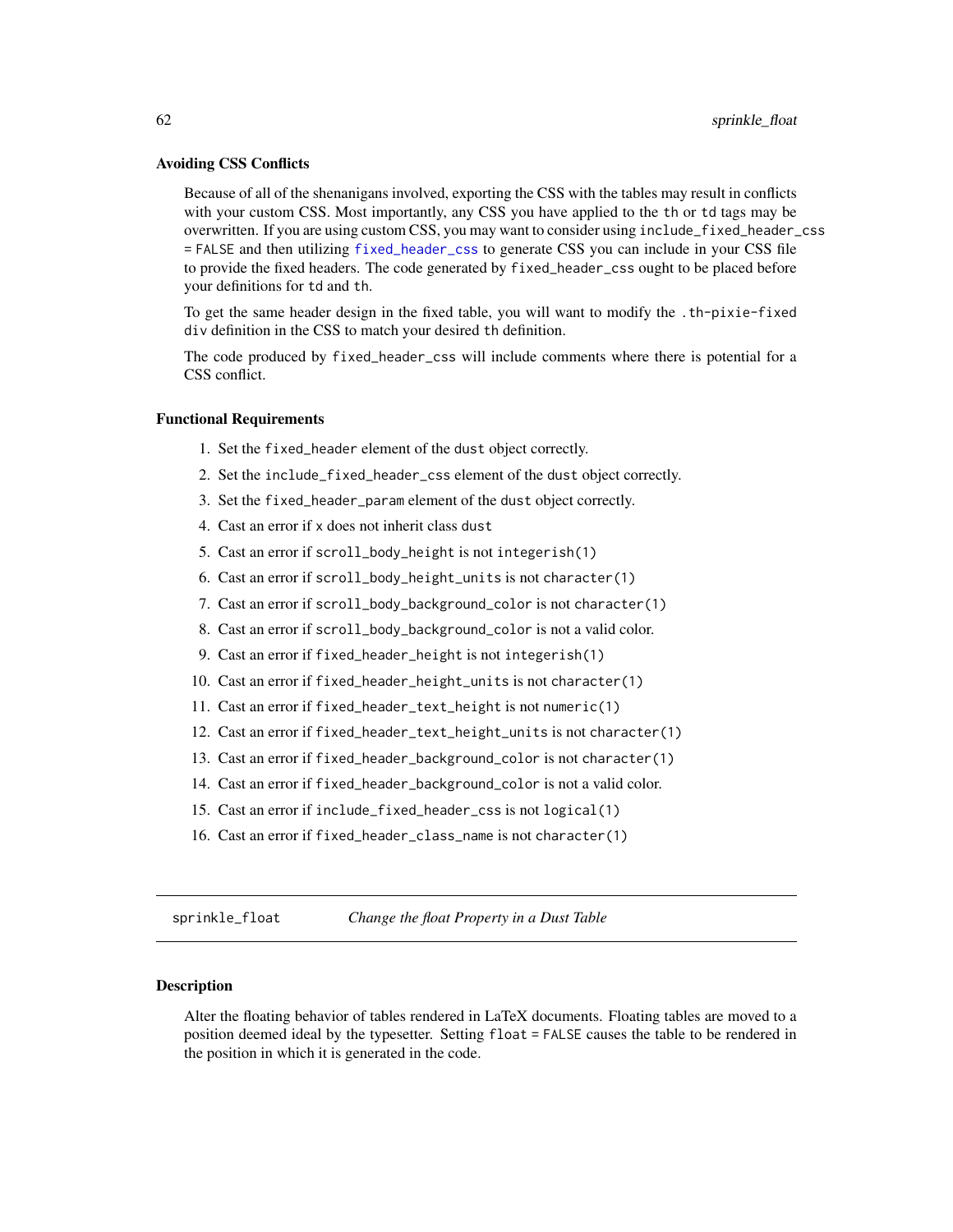### Avoiding CSS Conflicts

Because of all of the shenanigans involved, exporting the CSS with the tables may result in conflicts with your custom CSS. Most importantly, any CSS you have applied to the `th` or `td` tags may be overwritten. If you are using custom CSS, you may want to consider using `include_fixed_header_css = FALSE` and then utilizing `fixed_header_css` to generate CSS you can include in your CSS file to provide the fixed headers. The code generated by `fixed_header_css` ought to be placed before your definitions for `td` and `th`.

To get the same header design in the fixed table, you will want to modify the `.th-pixie-fixed div` definition in the CSS to match your desired `th` definition.

The code produced by `fixed_header_css` will include comments where there is potential for a CSS conflict.

### Functional Requirements

1. Set the `fixed_header` element of the `dust` object correctly.
2. Set the `include_fixed_header_css` element of the `dust` object correctly.
3. Set the `fixed_header_param` element of the `dust` object correctly.
4. Cast an error if `x` does not inherit class `dust`
5. Cast an error if `scroll_body_height` is not `integerish(1)`
6. Cast an error if `scroll_body_height_units` is not `character(1)`
7. Cast an error if `scroll_body_background_color` is not `character(1)`
8. Cast an error if `scroll_body_background_color` is not a valid color.
9. Cast an error if `fixed_header_height` is not `integerish(1)`
10. Cast an error if `fixed_header_height_units` is not `character(1)`
11. Cast an error if `fixed_header_text_height` is not `numeric(1)`
12. Cast an error if `fixed_header_text_height_units` is not `character(1)`
13. Cast an error if `fixed_header_background_color` is not `character(1)`
14. Cast an error if `fixed_header_background_color` is not a valid color.
15. Cast an error if `include_fixed_header_css` is not `logical(1)`
16. Cast an error if `fixed_header_class_name` is not `character(1)`

---

## sprinkle_float — *Change the float Property in a Dust Table*

---

### Description

Alter the floating behavior of tables rendered in LaTeX documents. Floating tables are moved to a position deemed ideal by the typesetter. Setting `float = FALSE` causes the table to be rendered in the position in which it is generated in the code.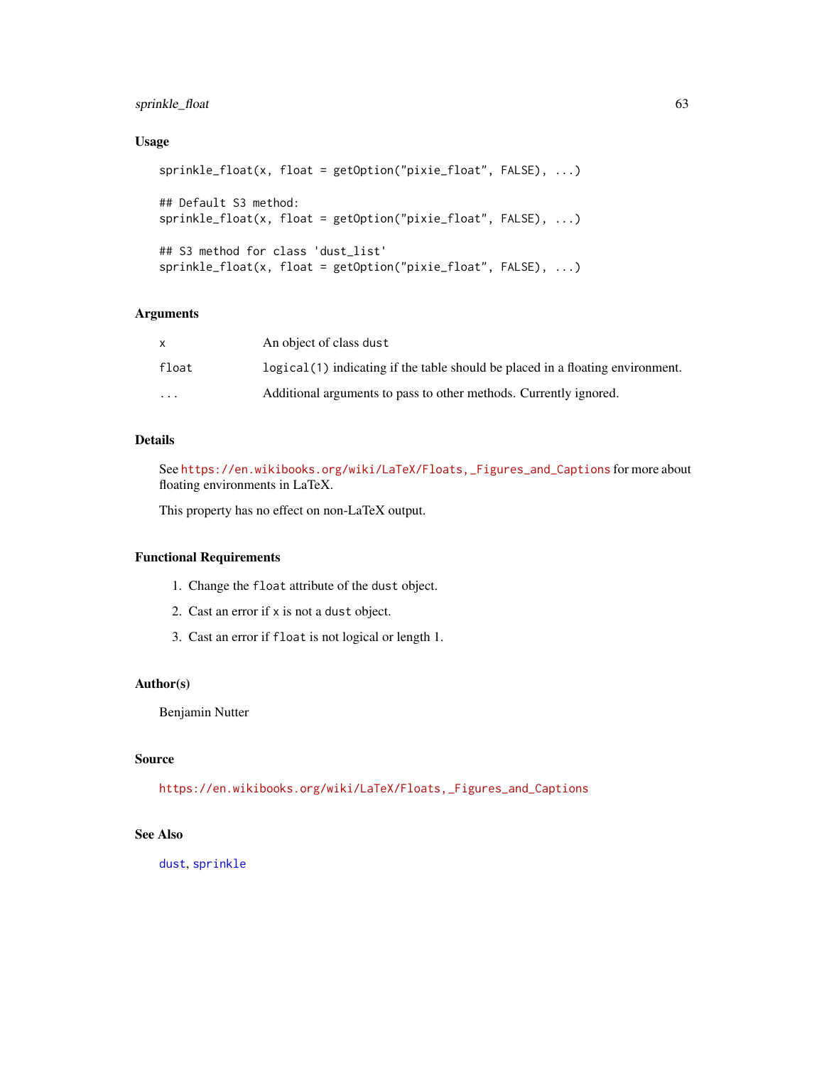### Usage

```
sprinkle_float(x, float = getOption("pixie_float", FALSE), ...)

## Default S3 method:
sprinkle_float(x, float = getOption("pixie_float", FALSE), ...)

## S3 method for class 'dust_list'
sprinkle_float(x, float = getOption("pixie_float", FALSE), ...)
```

### Arguments

| | |
|---|---|
| x | An object of class `dust` |
| float | `logical(1)` indicating if the table should be placed in a floating environment. |
| ... | Additional arguments to pass to other methods. Currently ignored. |

### Details

See https://en.wikibooks.org/wiki/LaTeX/Floats,_Figures_and_Captions for more about floating environments in LaTeX.

This property has no effect on non-LaTeX output.

### Functional Requirements

1. Change the `float` attribute of the `dust` object.
2. Cast an error if `x` is not a `dust` object.
3. Cast an error if `float` is not logical or length 1.

### Author(s)

Benjamin Nutter

### Source

https://en.wikibooks.org/wiki/LaTeX/Floats,_Figures_and_Captions

### See Also

`dust`, `sprinkle`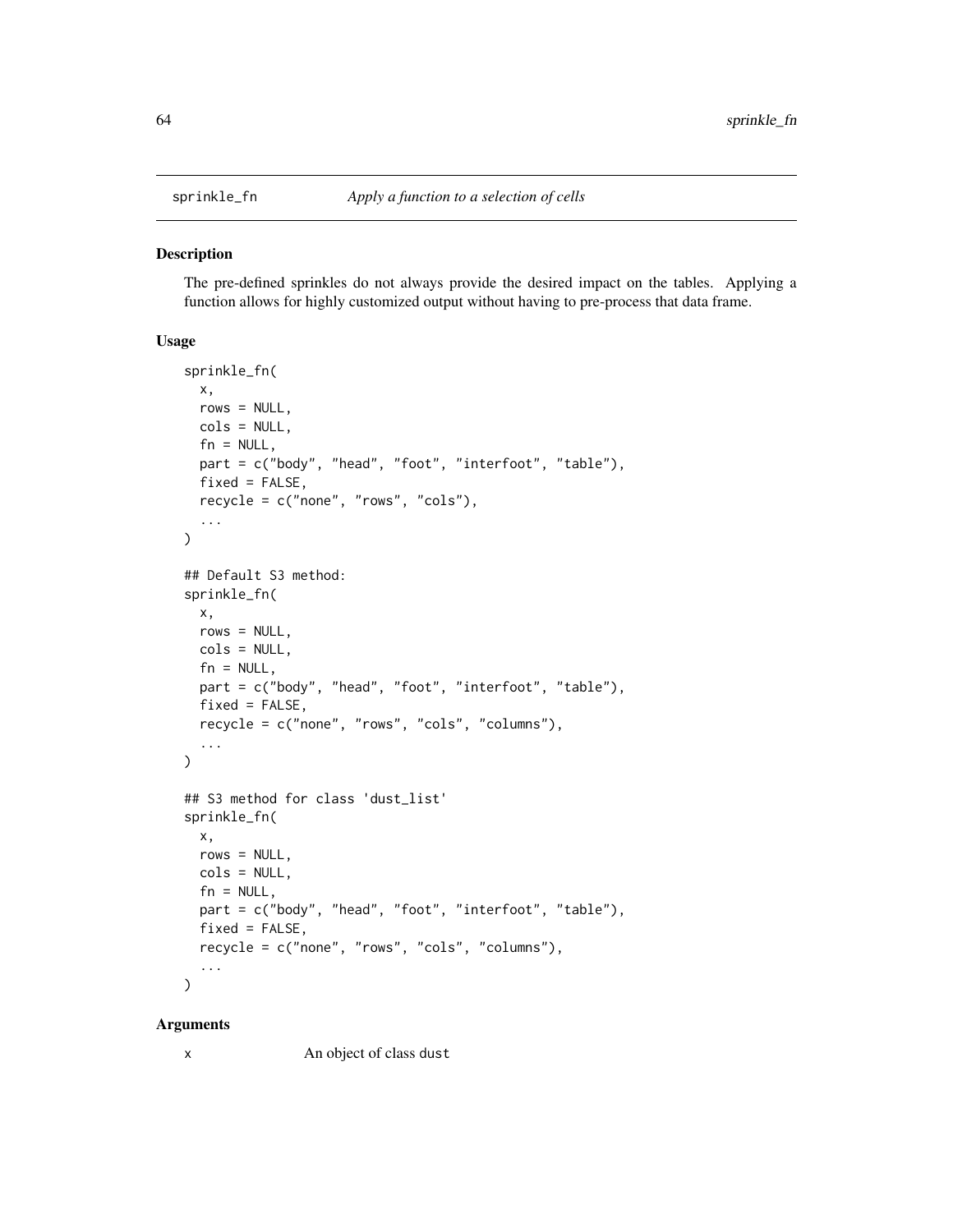# sprinkle_fn

*Apply a function to a selection of cells*

## Description

The pre-defined sprinkles do not always provide the desired impact on the tables. Applying a function allows for highly customized output without having to pre-process that data frame.

## Usage

```
sprinkle_fn(
  x,
  rows = NULL,
  cols = NULL,
  fn = NULL,
  part = c("body", "head", "foot", "interfoot", "table"),
  fixed = FALSE,
  recycle = c("none", "rows", "cols"),
  ...
)

## Default S3 method:
sprinkle_fn(
  x,
  rows = NULL,
  cols = NULL,
  fn = NULL,
  part = c("body", "head", "foot", "interfoot", "table"),
  fixed = FALSE,
  recycle = c("none", "rows", "cols", "columns"),
  ...
)

## S3 method for class 'dust_list'
sprinkle_fn(
  x,
  rows = NULL,
  cols = NULL,
  fn = NULL,
  part = c("body", "head", "foot", "interfoot", "table"),
  fixed = FALSE,
  recycle = c("none", "rows", "cols", "columns"),
  ...
)
```

## Arguments

x	An object of class `dust`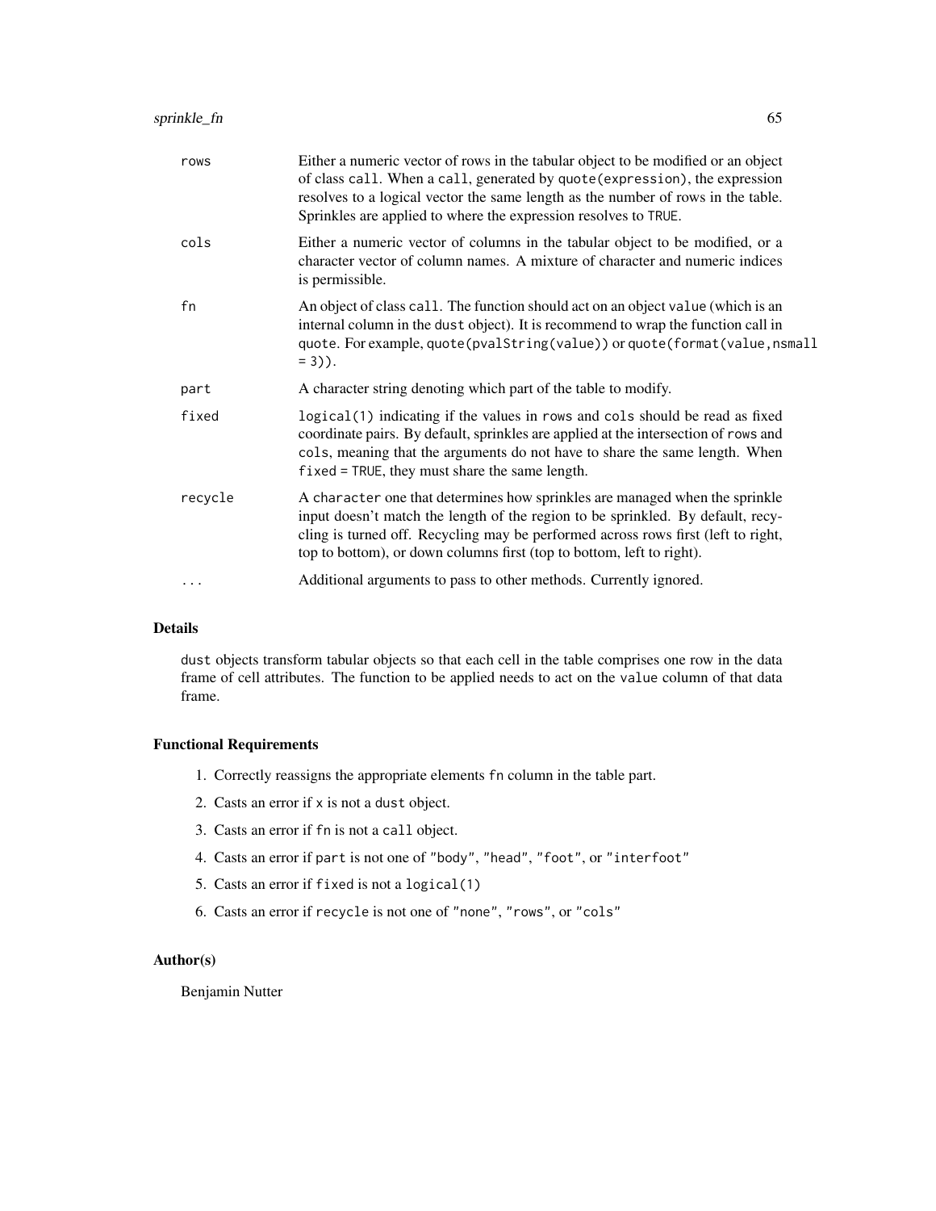| | |
|---|---|
| `rows` | Either a numeric vector of rows in the tabular object to be modified or an object of class `call`. When a `call`, generated by `quote(expression)`, the expression resolves to a logical vector the same length as the number of rows in the table. Sprinkles are applied to where the expression resolves to `TRUE`. |
| `cols` | Either a numeric vector of columns in the tabular object to be modified, or a character vector of column names. A mixture of character and numeric indices is permissible. |
| `fn` | An object of class `call`. The function should act on an object `value` (which is an internal column in the `dust` object). It is recommend to wrap the function call in `quote`. For example, `quote(pvalString(value))` or `quote(format(value,nsmall = 3))`. |
| `part` | A character string denoting which part of the table to modify. |
| `fixed` | `logical(1)` indicating if the values in `rows` and `cols` should be read as fixed coordinate pairs. By default, sprinkles are applied at the intersection of `rows` and `cols`, meaning that the arguments do not have to share the same length. When `fixed = TRUE`, they must share the same length. |
| `recycle` | A `character` one that determines how sprinkles are managed when the sprinkle input doesn't match the length of the region to be sprinkled. By default, recycling is turned off. Recycling may be performed across rows first (left to right, top to bottom), or down columns first (top to bottom, left to right). |
| `...` | Additional arguments to pass to other methods. Currently ignored. |

## Details

`dust` objects transform tabular objects so that each cell in the table comprises one row in the data frame of cell attributes. The function to be applied needs to act on the `value` column of that data frame.

## Functional Requirements

1. Correctly reassigns the appropriate elements `fn` column in the table part.
2. Casts an error if `x` is not a `dust` object.
3. Casts an error if `fn` is not a `call` object.
4. Casts an error if `part` is not one of `"body"`, `"head"`, `"foot"`, or `"interfoot"`
5. Casts an error if `fixed` is not a `logical(1)`
6. Casts an error if `recycle` is not one of `"none"`, `"rows"`, or `"cols"`

## Author(s)

Benjamin Nutter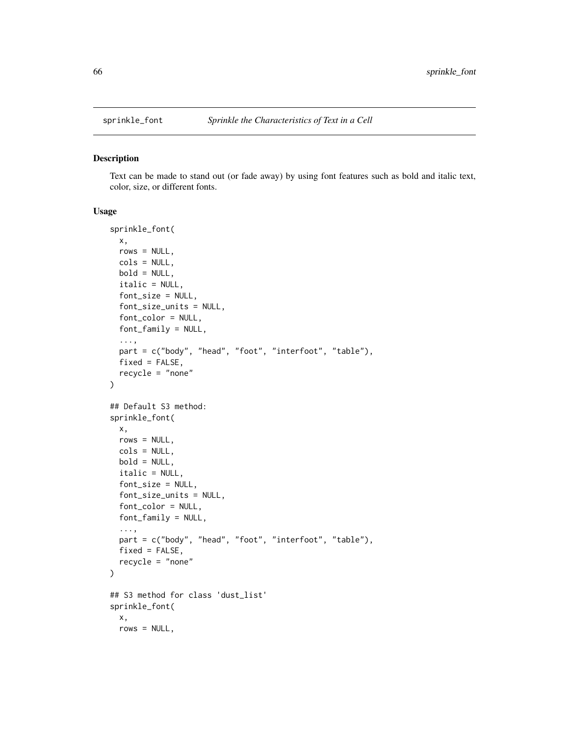sprinkle_font *Sprinkle the Characteristics of Text in a Cell*

## Description

Text can be made to stand out (or fade away) by using font features such as bold and italic text, color, size, or different fonts.

## Usage

```
sprinkle_font(
  x,
  rows = NULL,
  cols = NULL,
  bold = NULL,
  italic = NULL,
  font_size = NULL,
  font_size_units = NULL,
  font_color = NULL,
  font_family = NULL,
  ...,
  part = c("body", "head", "foot", "interfoot", "table"),
  fixed = FALSE,
  recycle = "none"
)

## Default S3 method:
sprinkle_font(
  x,
  rows = NULL,
  cols = NULL,
  bold = NULL,
  italic = NULL,
  font_size = NULL,
  font_size_units = NULL,
  font_color = NULL,
  font_family = NULL,
  ...,
  part = c("body", "head", "foot", "interfoot", "table"),
  fixed = FALSE,
  recycle = "none"
)

## S3 method for class 'dust_list'
sprinkle_font(
  x,
  rows = NULL,
```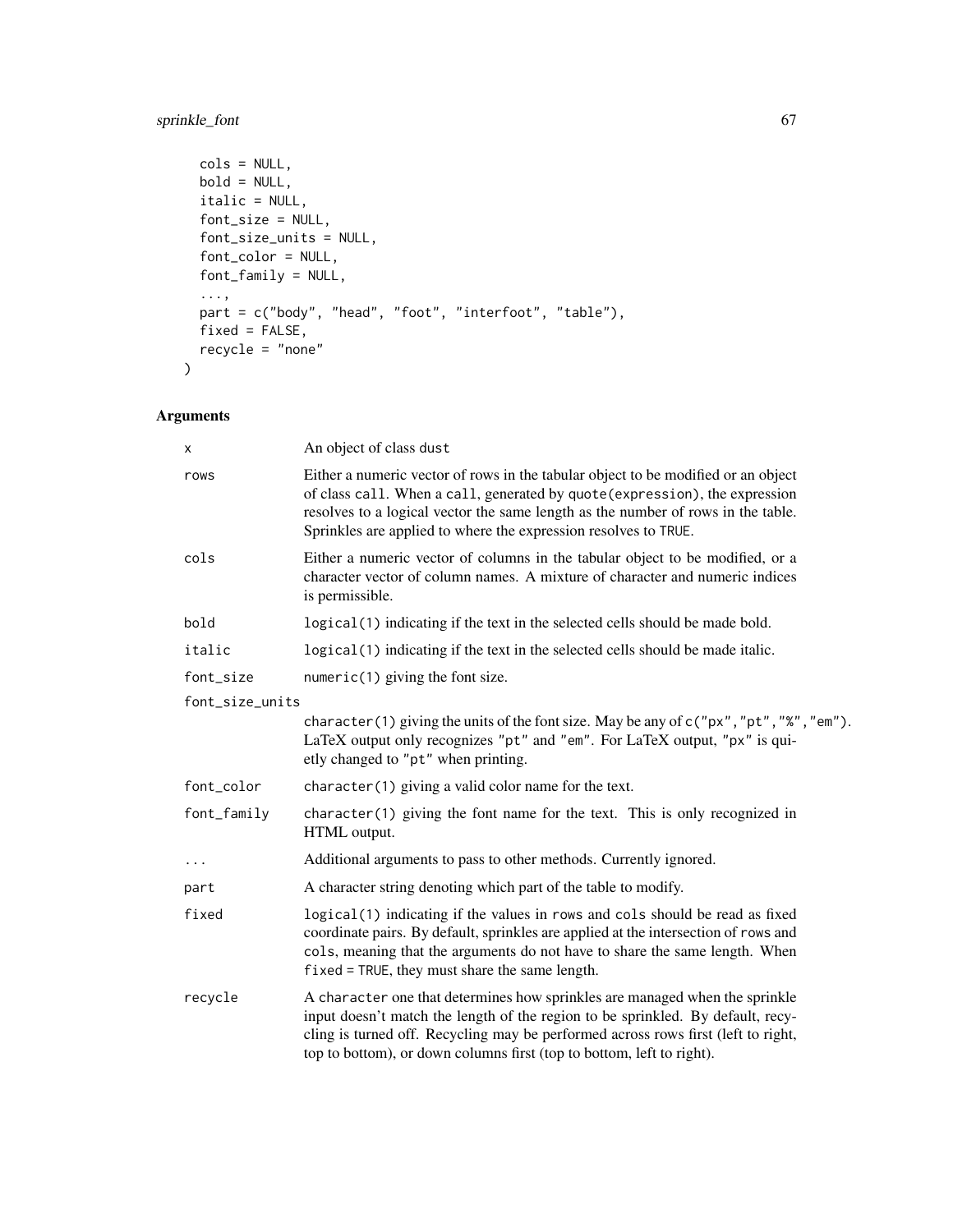```
  cols = NULL,
  bold = NULL,
  italic = NULL,
  font_size = NULL,
  font_size_units = NULL,
  font_color = NULL,
  font_family = NULL,
  ...,
  part = c("body", "head", "foot", "interfoot", "table"),
  fixed = FALSE,
  recycle = "none"
)
```

### Arguments

| | |
|---|---|
| x | An object of class dust |
| rows | Either a numeric vector of rows in the tabular object to be modified or an object of class call. When a call, generated by quote(expression), the expression resolves to a logical vector the same length as the number of rows in the table. Sprinkles are applied to where the expression resolves to TRUE. |
| cols | Either a numeric vector of columns in the tabular object to be modified, or a character vector of column names. A mixture of character and numeric indices is permissible. |
| bold | logical(1) indicating if the text in the selected cells should be made bold. |
| italic | logical(1) indicating if the text in the selected cells should be made italic. |
| font_size | numeric(1) giving the font size. |
| font_size_units | character(1) giving the units of the font size. May be any of c("px","pt","%","em"). LaTeX output only recognizes "pt" and "em". For LaTeX output, "px" is quietly changed to "pt" when printing. |
| font_color | character(1) giving a valid color name for the text. |
| font_family | character(1) giving the font name for the text. This is only recognized in HTML output. |
| ... | Additional arguments to pass to other methods. Currently ignored. |
| part | A character string denoting which part of the table to modify. |
| fixed | logical(1) indicating if the values in rows and cols should be read as fixed coordinate pairs. By default, sprinkles are applied at the intersection of rows and cols, meaning that the arguments do not have to share the same length. When fixed = TRUE, they must share the same length. |
| recycle | A character one that determines how sprinkles are managed when the sprinkle input doesn't match the length of the region to be sprinkled. By default, recycling is turned off. Recycling may be performed across rows first (left to right, top to bottom), or down columns first (top to bottom, left to right). |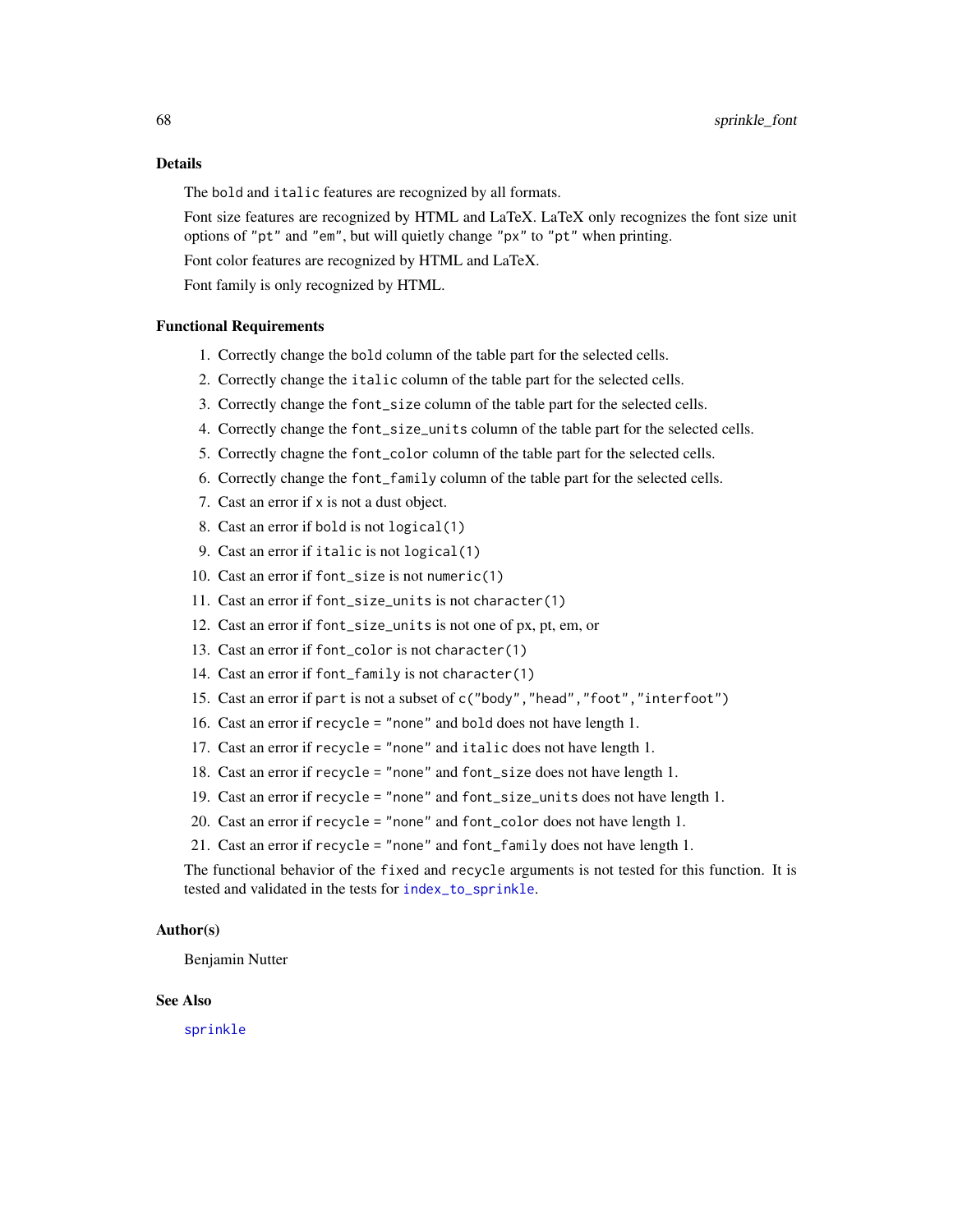## Details

The `bold` and `italic` features are recognized by all formats.

Font size features are recognized by HTML and LaTeX. LaTeX only recognizes the font size unit options of `"pt"` and `"em"`, but will quietly change `"px"` to `"pt"` when printing.

Font color features are recognized by HTML and LaTeX.

Font family is only recognized by HTML.

## Functional Requirements

1. Correctly change the `bold` column of the table part for the selected cells.
2. Correctly change the `italic` column of the table part for the selected cells.
3. Correctly change the `font_size` column of the table part for the selected cells.
4. Correctly change the `font_size_units` column of the table part for the selected cells.
5. Correctly chagne the `font_color` column of the table part for the selected cells.
6. Correctly change the `font_family` column of the table part for the selected cells.
7. Cast an error if `x` is not a dust object.
8. Cast an error if `bold` is not `logical(1)`
9. Cast an error if `italic` is not `logical(1)`
10. Cast an error if `font_size` is not `numeric(1)`
11. Cast an error if `font_size_units` is not `character(1)`
12. Cast an error if `font_size_units` is not one of px, pt, em, or
13. Cast an error if `font_color` is not `character(1)`
14. Cast an error if `font_family` is not `character(1)`
15. Cast an error if `part` is not a subset of `c("body","head","foot","interfoot")`
16. Cast an error if `recycle = "none"` and `bold` does not have length 1.
17. Cast an error if `recycle = "none"` and `italic` does not have length 1.
18. Cast an error if `recycle = "none"` and `font_size` does not have length 1.
19. Cast an error if `recycle = "none"` and `font_size_units` does not have length 1.
20. Cast an error if `recycle = "none"` and `font_color` does not have length 1.
21. Cast an error if `recycle = "none"` and `font_family` does not have length 1.

The functional behavior of the `fixed` and `recycle` arguments is not tested for this function. It is tested and validated in the tests for `index_to_sprinkle`.

## Author(s)

Benjamin Nutter

## See Also

`sprinkle`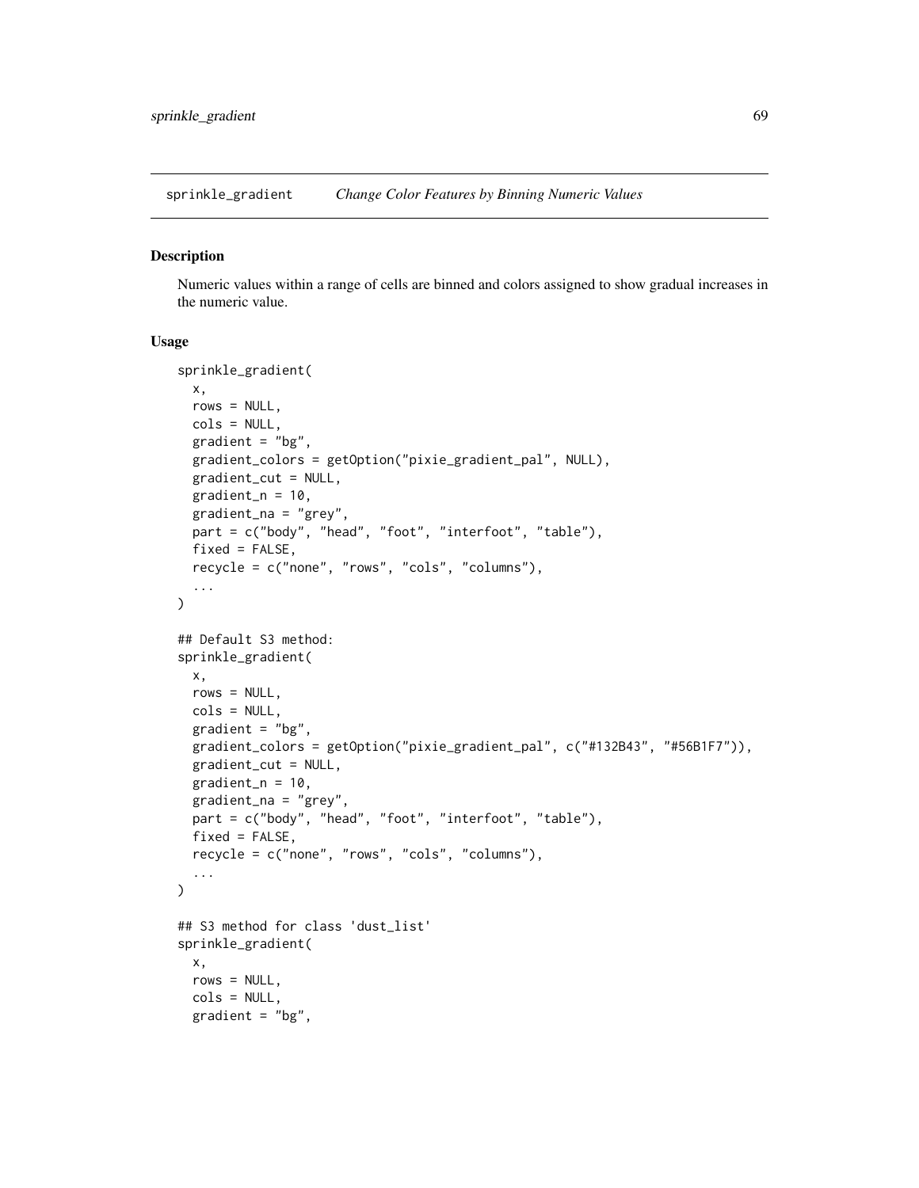sprinkle_gradient *Change Color Features by Binning Numeric Values*

## Description

Numeric values within a range of cells are binned and colors assigned to show gradual increases in the numeric value.

## Usage

```
sprinkle_gradient(
  x,
  rows = NULL,
  cols = NULL,
  gradient = "bg",
  gradient_colors = getOption("pixie_gradient_pal", NULL),
  gradient_cut = NULL,
  gradient_n = 10,
  gradient_na = "grey",
  part = c("body", "head", "foot", "interfoot", "table"),
  fixed = FALSE,
  recycle = c("none", "rows", "cols", "columns"),
  ...
)

## Default S3 method:
sprinkle_gradient(
  x,
  rows = NULL,
  cols = NULL,
  gradient = "bg",
  gradient_colors = getOption("pixie_gradient_pal", c("#132B43", "#56B1F7")),
  gradient_cut = NULL,
  gradient_n = 10,
  gradient_na = "grey",
  part = c("body", "head", "foot", "interfoot", "table"),
  fixed = FALSE,
  recycle = c("none", "rows", "cols", "columns"),
  ...
)

## S3 method for class 'dust_list'
sprinkle_gradient(
  x,
  rows = NULL,
  cols = NULL,
  gradient = "bg",
```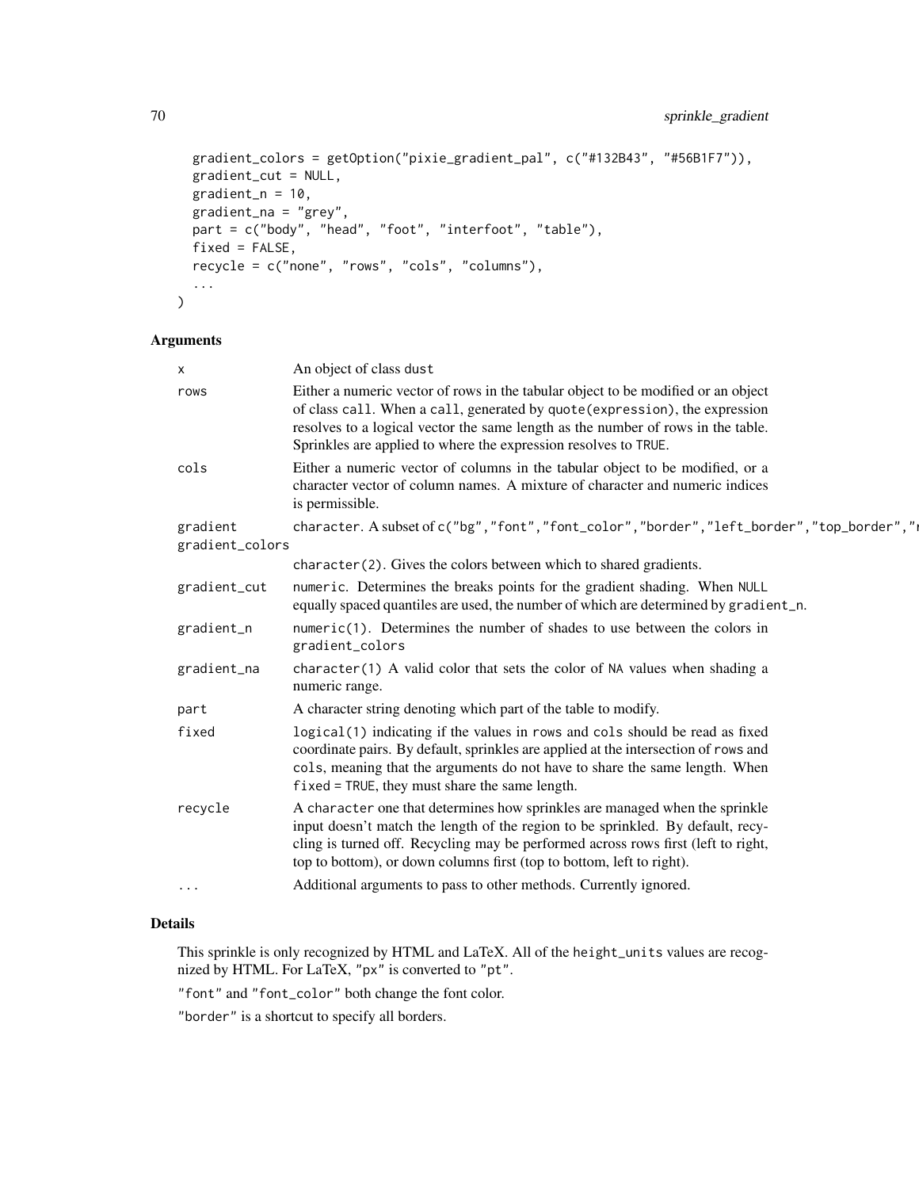```
  gradient_colors = getOption("pixie_gradient_pal", c("#132B43", "#56B1F7")),
  gradient_cut = NULL,
  gradient_n = 10,
  gradient_na = "grey",
  part = c("body", "head", "foot", "interfoot", "table"),
  fixed = FALSE,
  recycle = c("none", "rows", "cols", "columns"),
  ...
)
```

### Arguments

| | |
|---|---|
| x | An object of class dust |
| rows | Either a numeric vector of rows in the tabular object to be modified or an object of class call. When a call, generated by quote(expression), the expression resolves to a logical vector the same length as the number of rows in the table. Sprinkles are applied to where the expression resolves to TRUE. |
| cols | Either a numeric vector of columns in the tabular object to be modified, or a character vector of column names. A mixture of character and numeric indices is permissible. |
| gradient | character. A subset of c("bg","font","font_color","border","left_border","top_border"," |
| gradient_colors | character(2). Gives the colors between which to shared gradients. |
| gradient_cut | numeric. Determines the breaks points for the gradient shading. When NULL equally spaced quantiles are used, the number of which are determined by gradient_n. |
| gradient_n | numeric(1). Determines the number of shades to use between the colors in gradient_colors |
| gradient_na | character(1) A valid color that sets the color of NA values when shading a numeric range. |
| part | A character string denoting which part of the table to modify. |
| fixed | logical(1) indicating if the values in rows and cols should be read as fixed coordinate pairs. By default, sprinkles are applied at the intersection of rows and cols, meaning that the arguments do not have to share the same length. When fixed = TRUE, they must share the same length. |
| recycle | A character one that determines how sprinkles are managed when the sprinkle input doesn't match the length of the region to be sprinkled. By default, recycling is turned off. Recycling may be performed across rows first (left to right, top to bottom), or down columns first (top to bottom, left to right). |
| ... | Additional arguments to pass to other methods. Currently ignored. |

### Details

This sprinkle is only recognized by HTML and LaTeX. All of the height_units values are recognized by HTML. For LaTeX, "px" is converted to "pt".

"font" and "font_color" both change the font color.

"border" is a shortcut to specify all borders.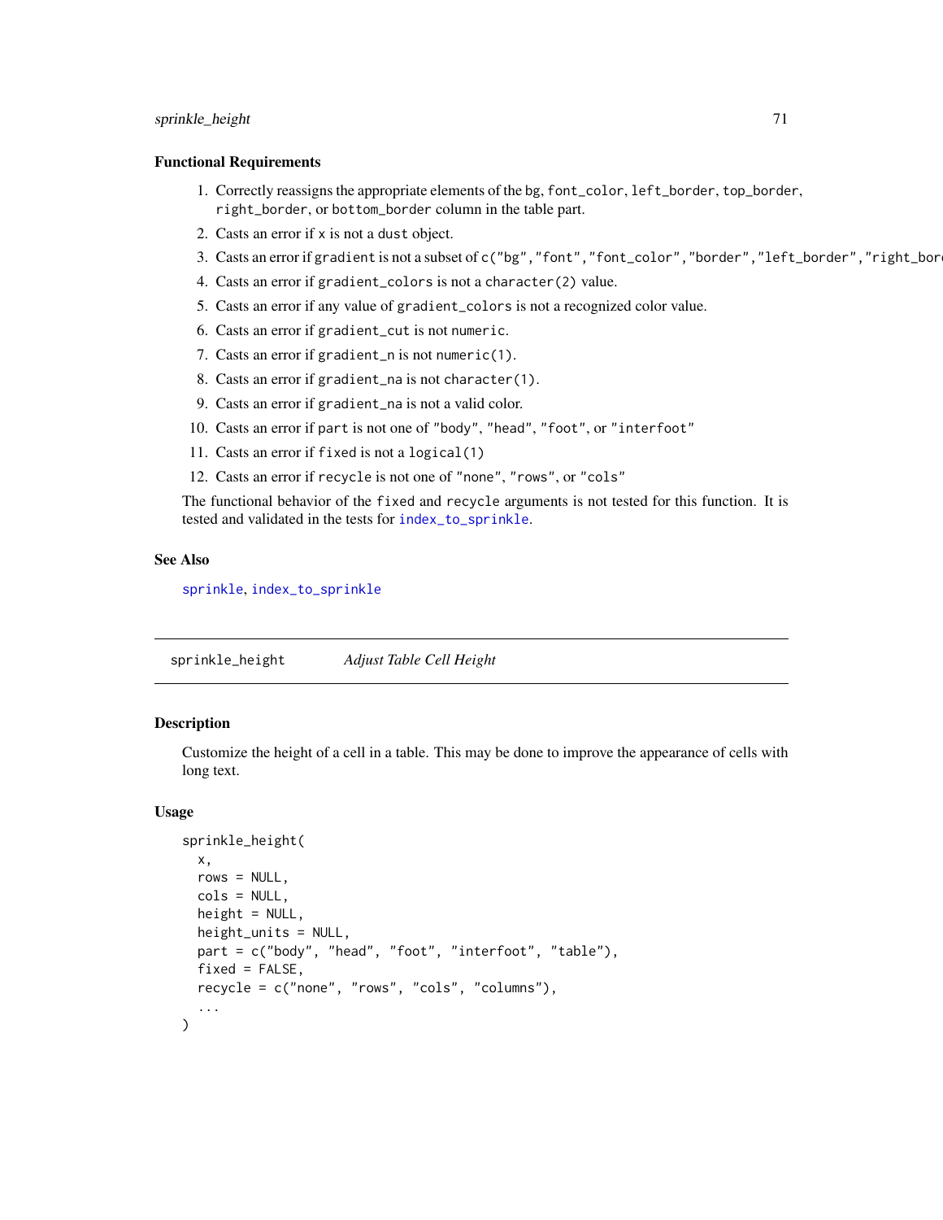### Functional Requirements

1. Correctly reassigns the appropriate elements of the bg, `font_color`, `left_border`, `top_border`, `right_border`, or `bottom_border` column in the table part.
2. Casts an error if `x` is not a `dust` object.
3. Casts an error if `gradient` is not a subset of `c("bg","font","font_color","border","left_border","right_bor`
4. Casts an error if `gradient_colors` is not a `character(2)` value.
5. Casts an error if any value of `gradient_colors` is not a recognized color value.
6. Casts an error if `gradient_cut` is not `numeric`.
7. Casts an error if `gradient_n` is not `numeric(1)`.
8. Casts an error if `gradient_na` is not `character(1)`.
9. Casts an error if `gradient_na` is not a valid color.
10. Casts an error if `part` is not one of `"body"`, `"head"`, `"foot"`, or `"interfoot"`
11. Casts an error if `fixed` is not a `logical(1)`
12. Casts an error if `recycle` is not one of `"none"`, `"rows"`, or `"cols"`

The functional behavior of the `fixed` and `recycle` arguments is not tested for this function. It is tested and validated in the tests for `index_to_sprinkle`.

### See Also

`sprinkle`, `index_to_sprinkle`

---

## sprinkle_height *Adjust Table Cell Height*

---

### Description

Customize the height of a cell in a table. This may be done to improve the appearance of cells with long text.

### Usage

```
sprinkle_height(
  x,
  rows = NULL,
  cols = NULL,
  height = NULL,
  height_units = NULL,
  part = c("body", "head", "foot", "interfoot", "table"),
  fixed = FALSE,
  recycle = c("none", "rows", "cols", "columns"),
  ...
)
```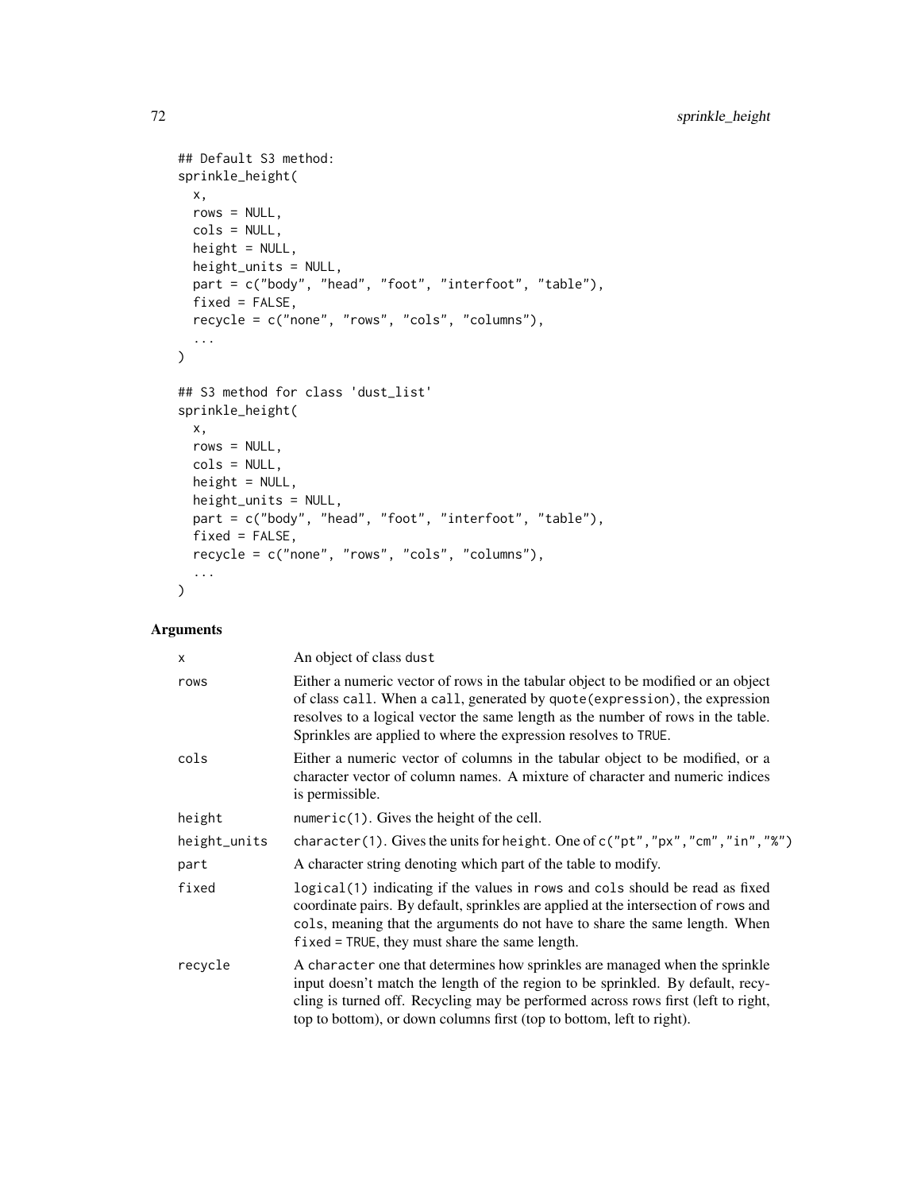```
## Default S3 method:
sprinkle_height(
  x,
  rows = NULL,
  cols = NULL,
  height = NULL,
  height_units = NULL,
  part = c("body", "head", "foot", "interfoot", "table"),
  fixed = FALSE,
  recycle = c("none", "rows", "cols", "columns"),
  ...
)

## S3 method for class 'dust_list'
sprinkle_height(
  x,
  rows = NULL,
  cols = NULL,
  height = NULL,
  height_units = NULL,
  part = c("body", "head", "foot", "interfoot", "table"),
  fixed = FALSE,
  recycle = c("none", "rows", "cols", "columns"),
  ...
)
```

## Arguments

| | |
|---|---|
| `x` | An object of class `dust` |
| `rows` | Either a numeric vector of rows in the tabular object to be modified or an object of class `call`. When a `call`, generated by `quote(expression)`, the expression resolves to a logical vector the same length as the number of rows in the table. Sprinkles are applied to where the expression resolves to `TRUE`. |
| `cols` | Either a numeric vector of columns in the tabular object to be modified, or a character vector of column names. A mixture of character and numeric indices is permissible. |
| `height` | `numeric(1)`. Gives the height of the cell. |
| `height_units` | `character(1)`. Gives the units for `height`. One of `c("pt","px","cm","in","%")` |
| `part` | A character string denoting which part of the table to modify. |
| `fixed` | `logical(1)` indicating if the values in `rows` and `cols` should be read as fixed coordinate pairs. By default, sprinkles are applied at the intersection of `rows` and `cols`, meaning that the arguments do not have to share the same length. When `fixed = TRUE`, they must share the same length. |
| `recycle` | A `character` one that determines how sprinkles are managed when the sprinkle input doesn't match the length of the region to be sprinkled. By default, recycling is turned off. Recycling may be performed across rows first (left to right, top to bottom), or down columns first (top to bottom, left to right). |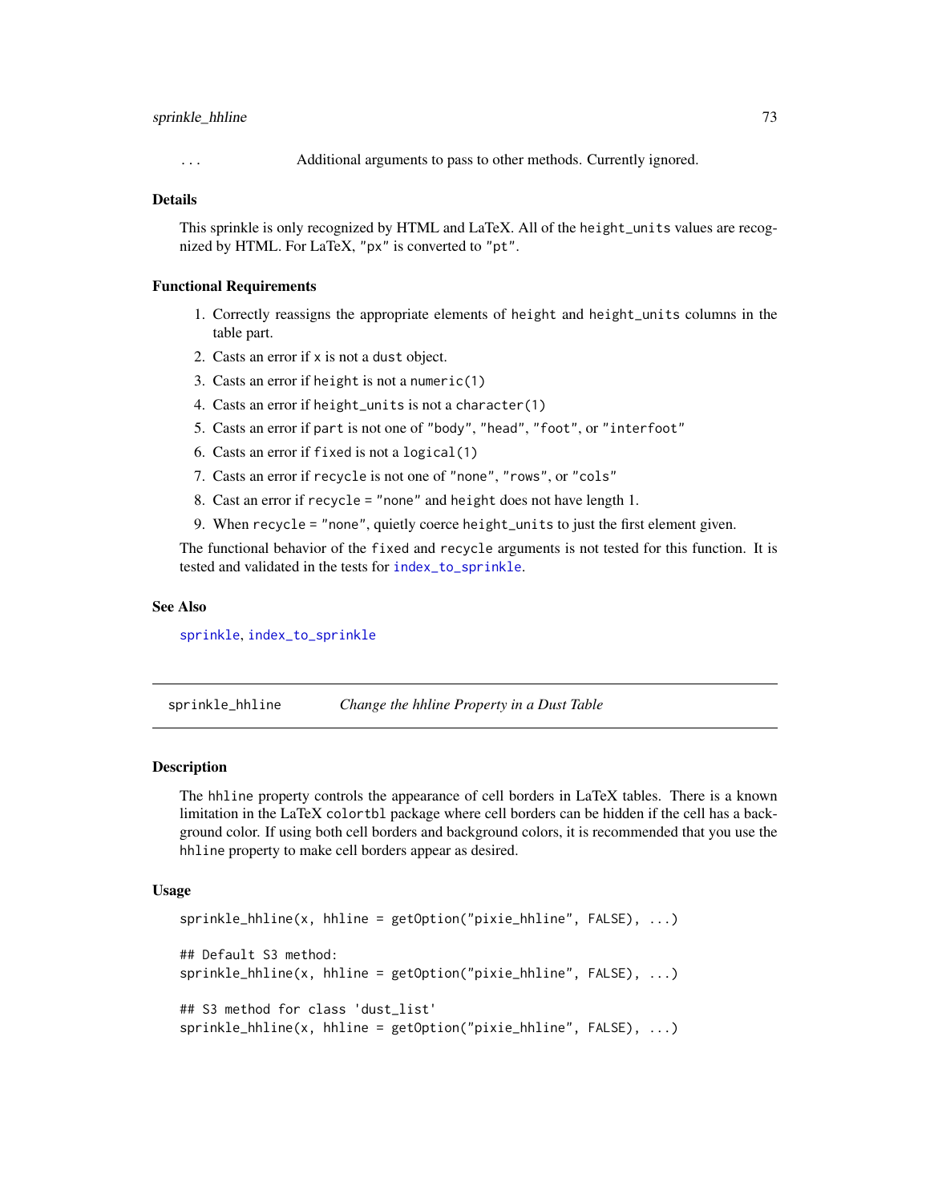`...` Additional arguments to pass to other methods. Currently ignored.

### Details

This sprinkle is only recognized by HTML and LaTeX. All of the height_units values are recognized by HTML. For LaTeX, "px" is converted to "pt".

### Functional Requirements

1. Correctly reassigns the appropriate elements of height and height_units columns in the table part.
2. Casts an error if x is not a dust object.
3. Casts an error if height is not a numeric(1)
4. Casts an error if height_units is not a character(1)
5. Casts an error if part is not one of "body", "head", "foot", or "interfoot"
6. Casts an error if fixed is not a logical(1)
7. Casts an error if recycle is not one of "none", "rows", or "cols"
8. Cast an error if recycle = "none" and height does not have length 1.
9. When recycle = "none", quietly coerce height_units to just the first element given.

The functional behavior of the fixed and recycle arguments is not tested for this function. It is tested and validated in the tests for index_to_sprinkle.

### See Also

sprinkle, index_to_sprinkle

---

## sprinkle_hhline *Change the hhline Property in a Dust Table*

### Description

The hhline property controls the appearance of cell borders in LaTeX tables. There is a known limitation in the LaTeX colortbl package where cell borders can be hidden if the cell has a background color. If using both cell borders and background colors, it is recommended that you use the hhline property to make cell borders appear as desired.

### Usage

```
sprinkle_hhline(x, hhline = getOption("pixie_hhline", FALSE), ...)

## Default S3 method:
sprinkle_hhline(x, hhline = getOption("pixie_hhline", FALSE), ...)

## S3 method for class 'dust_list'
sprinkle_hhline(x, hhline = getOption("pixie_hhline", FALSE), ...)
```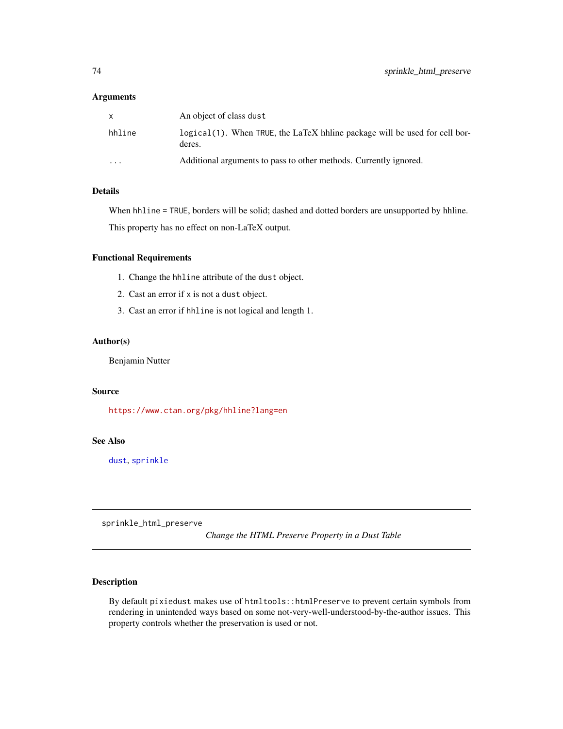## Arguments

| | |
|---|---|
| x | An object of class `dust` |
| hhline | `logical(1)`. When `TRUE`, the LaTeX hhline package will be used for cell borderes. |
| ... | Additional arguments to pass to other methods. Currently ignored. |

## Details

When `hhline = TRUE`, borders will be solid; dashed and dotted borders are unsupported by hhline.

This property has no effect on non-LaTeX output.

## Functional Requirements

1. Change the `hhline` attribute of the `dust` object.
2. Cast an error if `x` is not a `dust` object.
3. Cast an error if `hhline` is not logical and length 1.

## Author(s)

Benjamin Nutter

## Source

https://www.ctan.org/pkg/hhline?lang=en

## See Also

`dust`, `sprinkle`

---

# sprinkle_html_preserve

*Change the HTML Preserve Property in a Dust Table*

## Description

By default `pixiedust` makes use of `htmltools::htmlPreserve` to prevent certain symbols from rendering in unintended ways based on some not-very-well-understood-by-the-author issues. This property controls whether the preservation is used or not.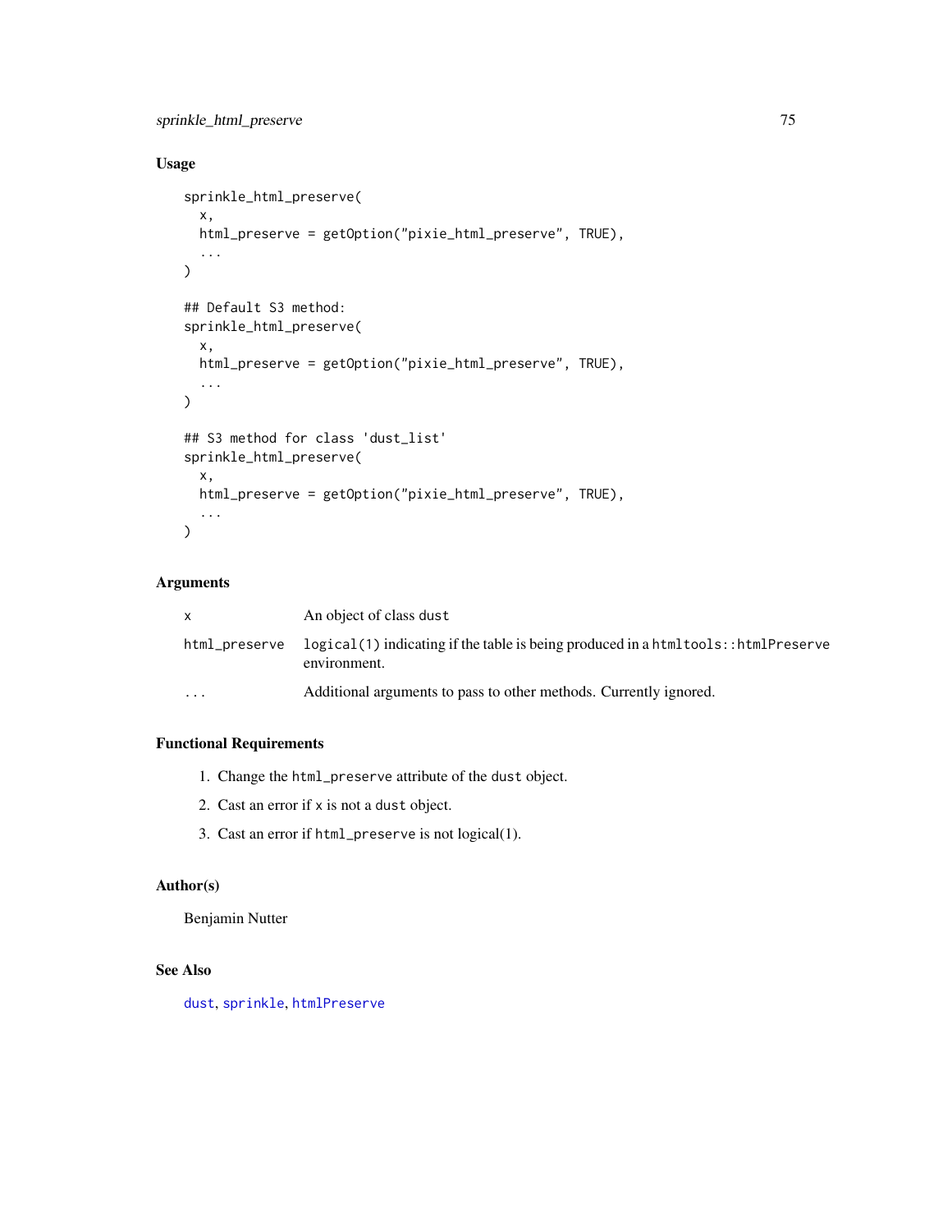## Usage

```
sprinkle_html_preserve(
  x,
  html_preserve = getOption("pixie_html_preserve", TRUE),
  ...
)

## Default S3 method:
sprinkle_html_preserve(
  x,
  html_preserve = getOption("pixie_html_preserve", TRUE),
  ...
)

## S3 method for class 'dust_list'
sprinkle_html_preserve(
  x,
  html_preserve = getOption("pixie_html_preserve", TRUE),
  ...
)
```

## Arguments

| | |
|---|---|
| `x` | An object of class `dust` |
| `html_preserve` | `logical(1)` indicating if the table is being produced in a `htmltools::htmlPreserve` environment. |
| `...` | Additional arguments to pass to other methods. Currently ignored. |

## Functional Requirements

1. Change the `html_preserve` attribute of the `dust` object.
2. Cast an error if `x` is not a `dust` object.
3. Cast an error if `html_preserve` is not logical(1).

## Author(s)

Benjamin Nutter

## See Also

`dust`, `sprinkle`, `htmlPreserve`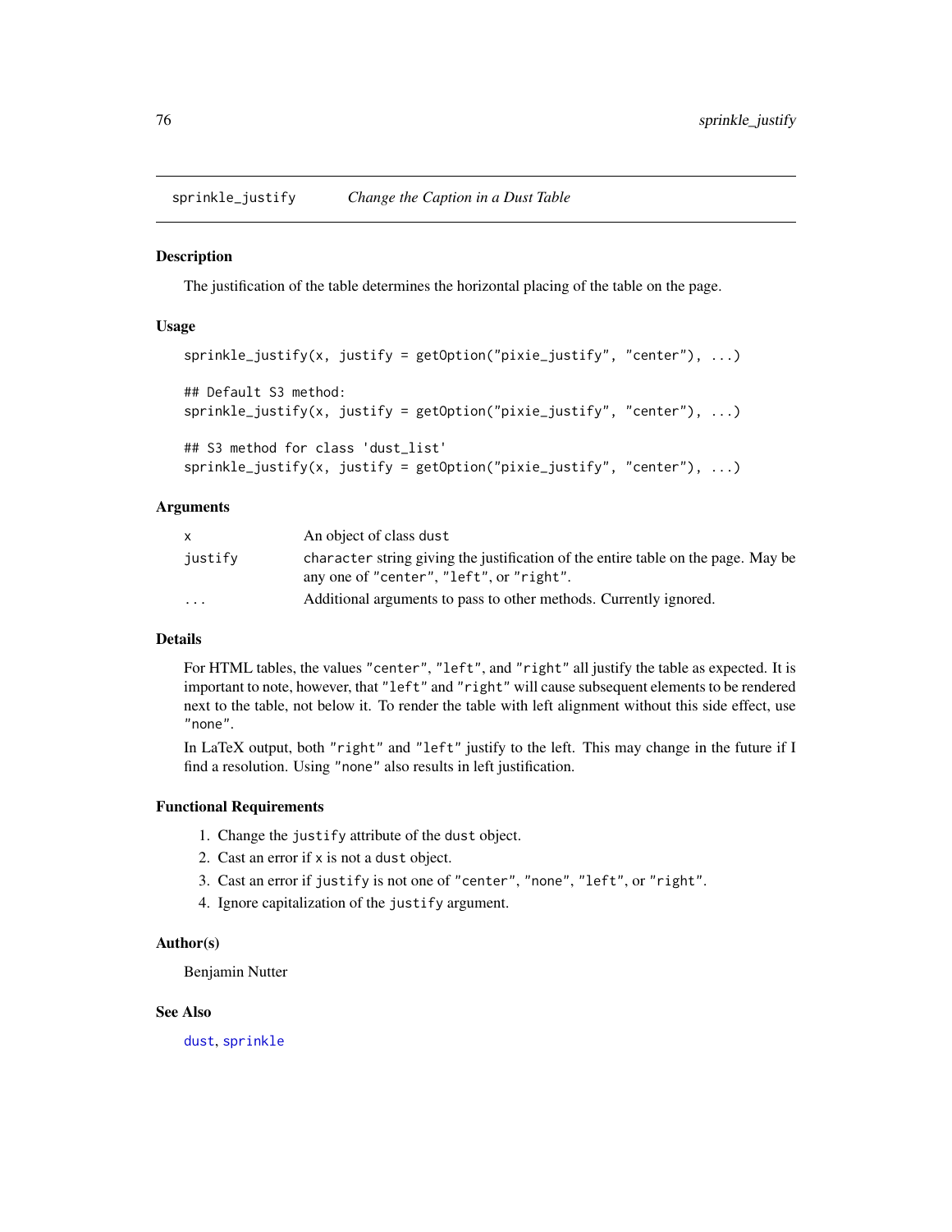## sprinkle_justify *Change the Caption in a Dust Table*

### Description

The justification of the table determines the horizontal placing of the table on the page.

### Usage

```
sprinkle_justify(x, justify = getOption("pixie_justify", "center"), ...)

## Default S3 method:
sprinkle_justify(x, justify = getOption("pixie_justify", "center"), ...)

## S3 method for class 'dust_list'
sprinkle_justify(x, justify = getOption("pixie_justify", "center"), ...)
```

### Arguments

| | |
|---|---|
| `x` | An object of class `dust` |
| `justify` | `character` string giving the justification of the entire table on the page. May be any one of `"center"`, `"left"`, or `"right"`. |
| `...` | Additional arguments to pass to other methods. Currently ignored. |

### Details

For HTML tables, the values `"center"`, `"left"`, and `"right"` all justify the table as expected. It is important to note, however, that `"left"` and `"right"` will cause subsequent elements to be rendered next to the table, not below it. To render the table with left alignment without this side effect, use `"none"`.

In LaTeX output, both `"right"` and `"left"` justify to the left. This may change in the future if I find a resolution. Using `"none"` also results in left justification.

### Functional Requirements

1. Change the `justify` attribute of the `dust` object.
2. Cast an error if `x` is not a `dust` object.
3. Cast an error if `justify` is not one of `"center"`, `"none"`, `"left"`, or `"right"`.
4. Ignore capitalization of the `justify` argument.

### Author(s)

Benjamin Nutter

### See Also

`dust`, `sprinkle`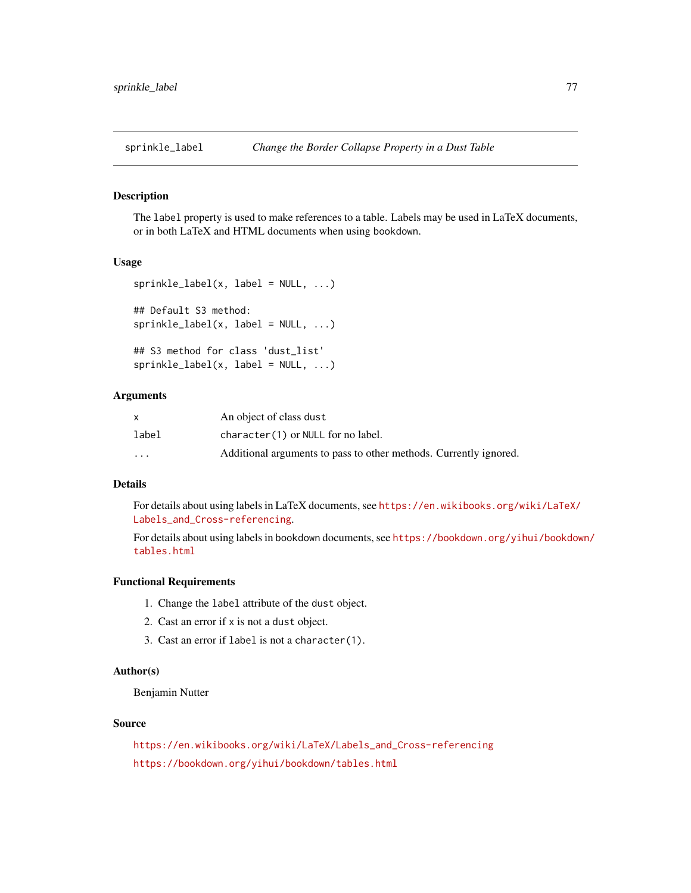## sprinkle_label — *Change the Border Collapse Property in a Dust Table*

### Description

The `label` property is used to make references to a table. Labels may be used in LaTeX documents, or in both LaTeX and HTML documents when using bookdown.

### Usage

```
sprinkle_label(x, label = NULL, ...)

## Default S3 method:
sprinkle_label(x, label = NULL, ...)

## S3 method for class 'dust_list'
sprinkle_label(x, label = NULL, ...)
```

### Arguments

| | |
|---|---|
| `x` | An object of class `dust` |
| `label` | `character(1)` or `NULL` for no label. |
| `...` | Additional arguments to pass to other methods. Currently ignored. |

### Details

For details about using labels in LaTeX documents, see https://en.wikibooks.org/wiki/LaTeX/Labels_and_Cross-referencing.

For details about using labels in bookdown documents, see https://bookdown.org/yihui/bookdown/tables.html

### Functional Requirements

1. Change the `label` attribute of the `dust` object.
2. Cast an error if `x` is not a `dust` object.
3. Cast an error if `label` is not a `character(1)`.

### Author(s)

Benjamin Nutter

### Source

https://en.wikibooks.org/wiki/LaTeX/Labels_and_Cross-referencing

https://bookdown.org/yihui/bookdown/tables.html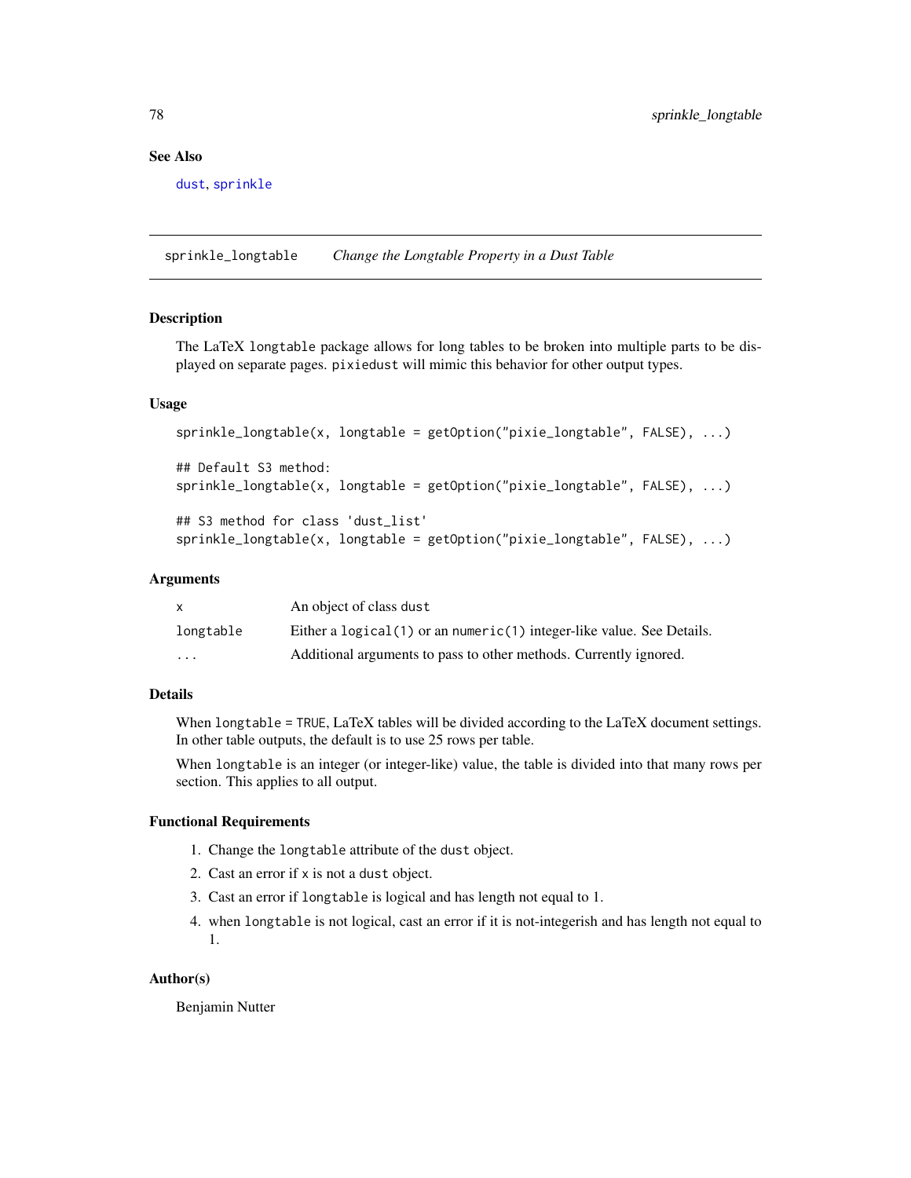## See Also

dust, sprinkle

---

## sprinkle_longtable *Change the Longtable Property in a Dust Table*

### Description

The LaTeX `longtable` package allows for long tables to be broken into multiple parts to be displayed on separate pages. `pixiedust` will mimic this behavior for other output types.

### Usage

```
sprinkle_longtable(x, longtable = getOption("pixie_longtable", FALSE), ...)

## Default S3 method:
sprinkle_longtable(x, longtable = getOption("pixie_longtable", FALSE), ...)

## S3 method for class 'dust_list'
sprinkle_longtable(x, longtable = getOption("pixie_longtable", FALSE), ...)
```

### Arguments

| | |
|---|---|
| `x` | An object of class `dust` |
| `longtable` | Either a `logical(1)` or an `numeric(1)` integer-like value. See Details. |
| `...` | Additional arguments to pass to other methods. Currently ignored. |

### Details

When `longtable = TRUE`, LaTeX tables will be divided according to the LaTeX document settings. In other table outputs, the default is to use 25 rows per table.

When `longtable` is an integer (or integer-like) value, the table is divided into that many rows per section. This applies to all output.

### Functional Requirements

1. Change the `longtable` attribute of the `dust` object.
2. Cast an error if `x` is not a `dust` object.
3. Cast an error if `longtable` is logical and has length not equal to 1.
4. when `longtable` is not logical, cast an error if it is not-integerish and has length not equal to 1.

### Author(s)

Benjamin Nutter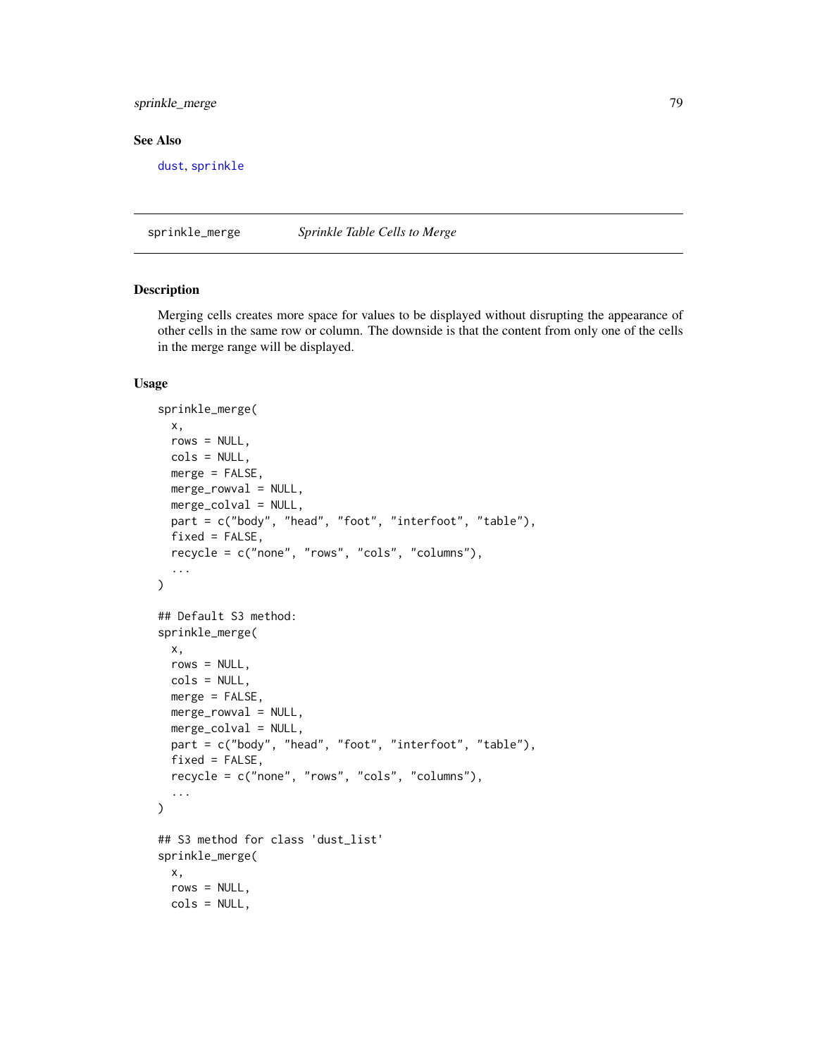## See Also

dust, sprinkle

---

sprinkle_merge *Sprinkle Table Cells to Merge*

---

## Description

Merging cells creates more space for values to be displayed without disrupting the appearance of other cells in the same row or column. The downside is that the content from only one of the cells in the merge range will be displayed.

## Usage

```
sprinkle_merge(
  x,
  rows = NULL,
  cols = NULL,
  merge = FALSE,
  merge_rowval = NULL,
  merge_colval = NULL,
  part = c("body", "head", "foot", "interfoot", "table"),
  fixed = FALSE,
  recycle = c("none", "rows", "cols", "columns"),
  ...
)

## Default S3 method:
sprinkle_merge(
  x,
  rows = NULL,
  cols = NULL,
  merge = FALSE,
  merge_rowval = NULL,
  merge_colval = NULL,
  part = c("body", "head", "foot", "interfoot", "table"),
  fixed = FALSE,
  recycle = c("none", "rows", "cols", "columns"),
  ...
)

## S3 method for class 'dust_list'
sprinkle_merge(
  x,
  rows = NULL,
  cols = NULL,
```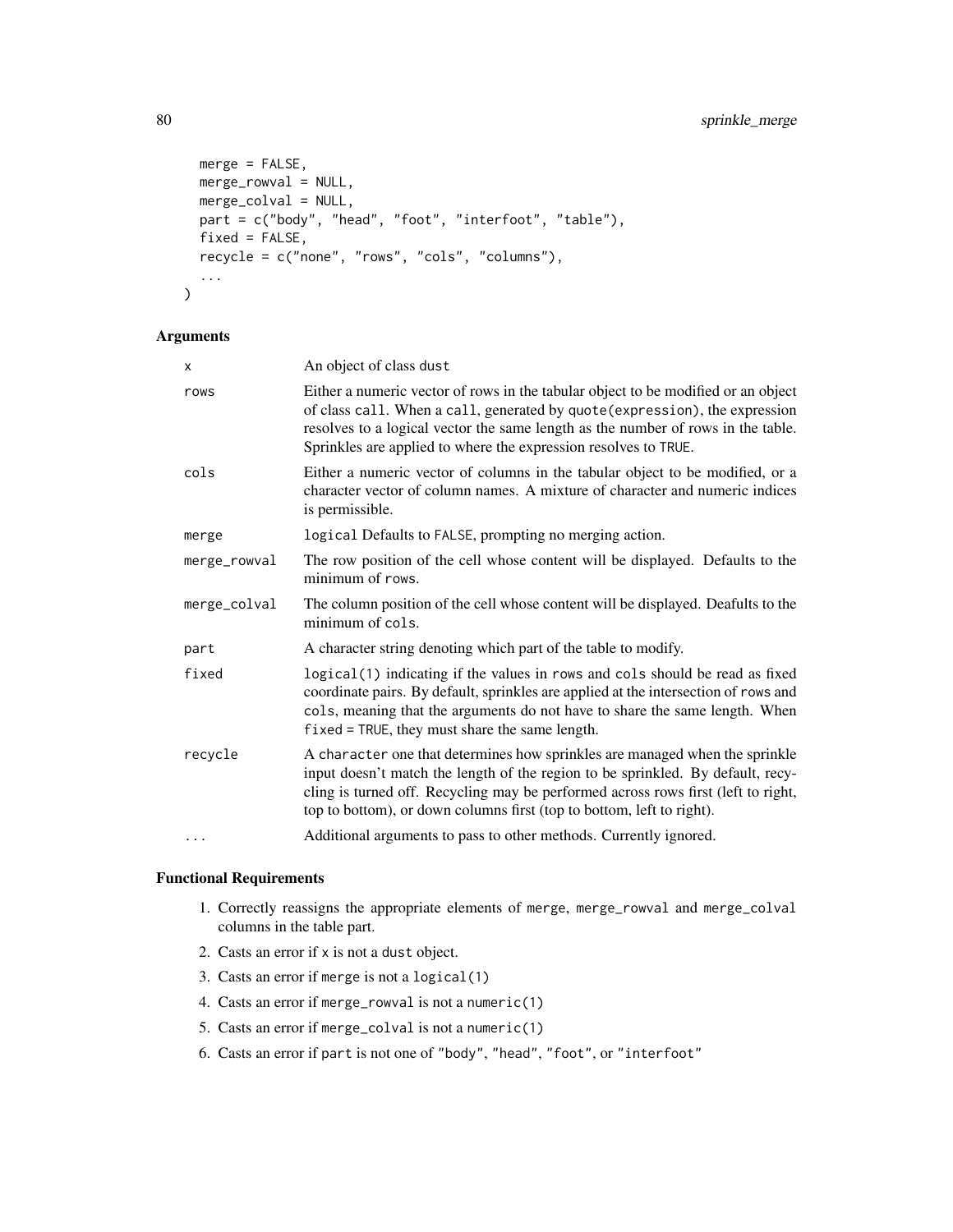```
  merge = FALSE,
  merge_rowval = NULL,
  merge_colval = NULL,
  part = c("body", "head", "foot", "interfoot", "table"),
  fixed = FALSE,
  recycle = c("none", "rows", "cols", "columns"),
  ...
)
```

### Arguments

| | |
|---|---|
| x | An object of class dust |
| rows | Either a numeric vector of rows in the tabular object to be modified or an object of class call. When a call, generated by quote(expression), the expression resolves to a logical vector the same length as the number of rows in the table. Sprinkles are applied to where the expression resolves to TRUE. |
| cols | Either a numeric vector of columns in the tabular object to be modified, or a character vector of column names. A mixture of character and numeric indices is permissible. |
| merge | logical Defaults to FALSE, prompting no merging action. |
| merge_rowval | The row position of the cell whose content will be displayed. Defaults to the minimum of rows. |
| merge_colval | The column position of the cell whose content will be displayed. Deafults to the minimum of cols. |
| part | A character string denoting which part of the table to modify. |
| fixed | logical(1) indicating if the values in rows and cols should be read as fixed coordinate pairs. By default, sprinkles are applied at the intersection of rows and cols, meaning that the arguments do not have to share the same length. When fixed = TRUE, they must share the same length. |
| recycle | A character one that determines how sprinkles are managed when the sprinkle input doesn't match the length of the region to be sprinkled. By default, recycling is turned off. Recycling may be performed across rows first (left to right, top to bottom), or down columns first (top to bottom, left to right). |
| ... | Additional arguments to pass to other methods. Currently ignored. |

### Functional Requirements

1. Correctly reassigns the appropriate elements of merge, merge_rowval and merge_colval columns in the table part.
2. Casts an error if x is not a dust object.
3. Casts an error if merge is not a logical(1)
4. Casts an error if merge_rowval is not a numeric(1)
5. Casts an error if merge_colval is not a numeric(1)
6. Casts an error if part is not one of "body", "head", "foot", or "interfoot"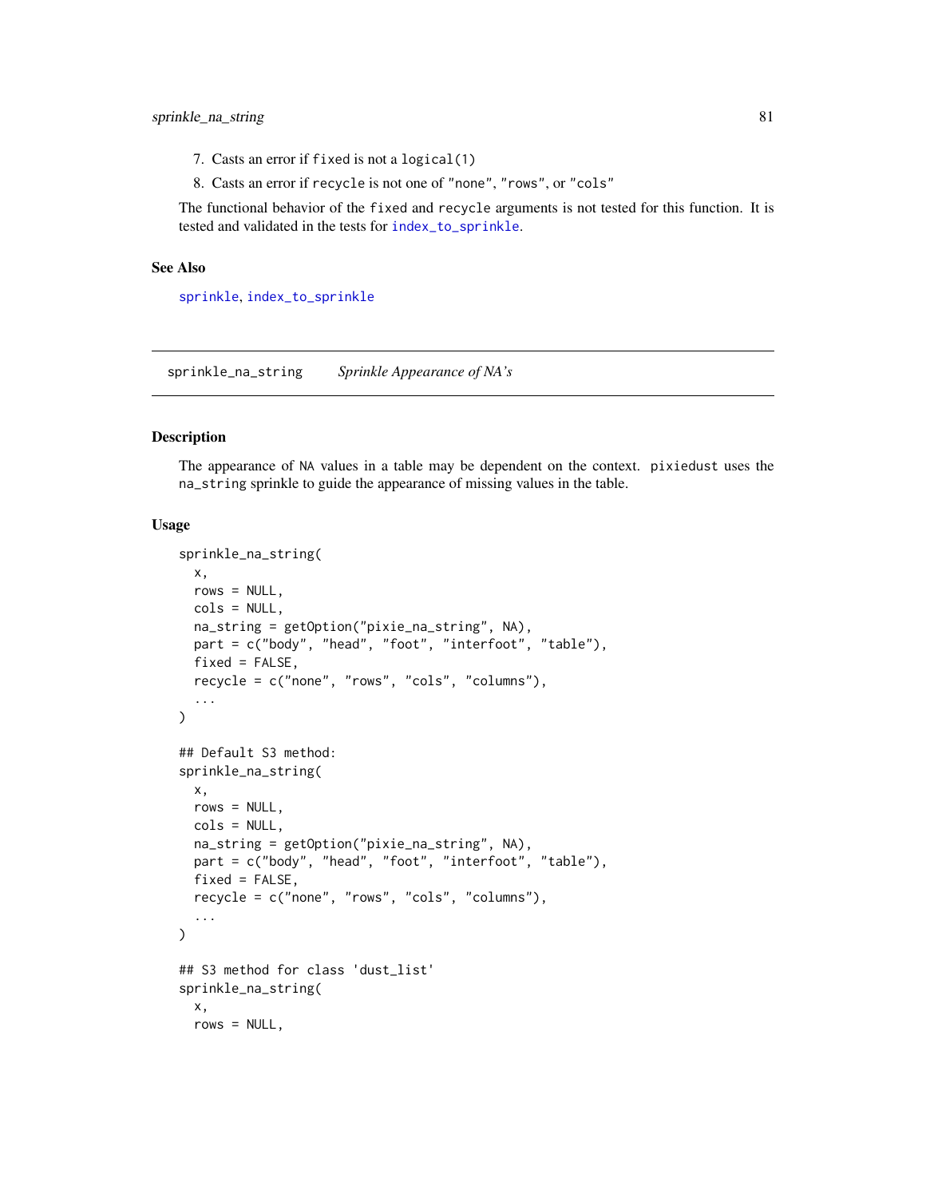7. Casts an error if `fixed` is not a `logical(1)`
8. Casts an error if `recycle` is not one of `"none"`, `"rows"`, or `"cols"`

The functional behavior of the `fixed` and `recycle` arguments is not tested for this function. It is tested and validated in the tests for `index_to_sprinkle`.

### See Also

`sprinkle`, `index_to_sprinkle`

---

## sprinkle_na_string    *Sprinkle Appearance of NA's*

### Description

The appearance of `NA` values in a table may be dependent on the context. `pixiedust` uses the `na_string` sprinkle to guide the appearance of missing values in the table.

### Usage

```
sprinkle_na_string(
  x,
  rows = NULL,
  cols = NULL,
  na_string = getOption("pixie_na_string", NA),
  part = c("body", "head", "foot", "interfoot", "table"),
  fixed = FALSE,
  recycle = c("none", "rows", "cols", "columns"),
  ...
)

## Default S3 method:
sprinkle_na_string(
  x,
  rows = NULL,
  cols = NULL,
  na_string = getOption("pixie_na_string", NA),
  part = c("body", "head", "foot", "interfoot", "table"),
  fixed = FALSE,
  recycle = c("none", "rows", "cols", "columns"),
  ...
)

## S3 method for class 'dust_list'
sprinkle_na_string(
  x,
  rows = NULL,
```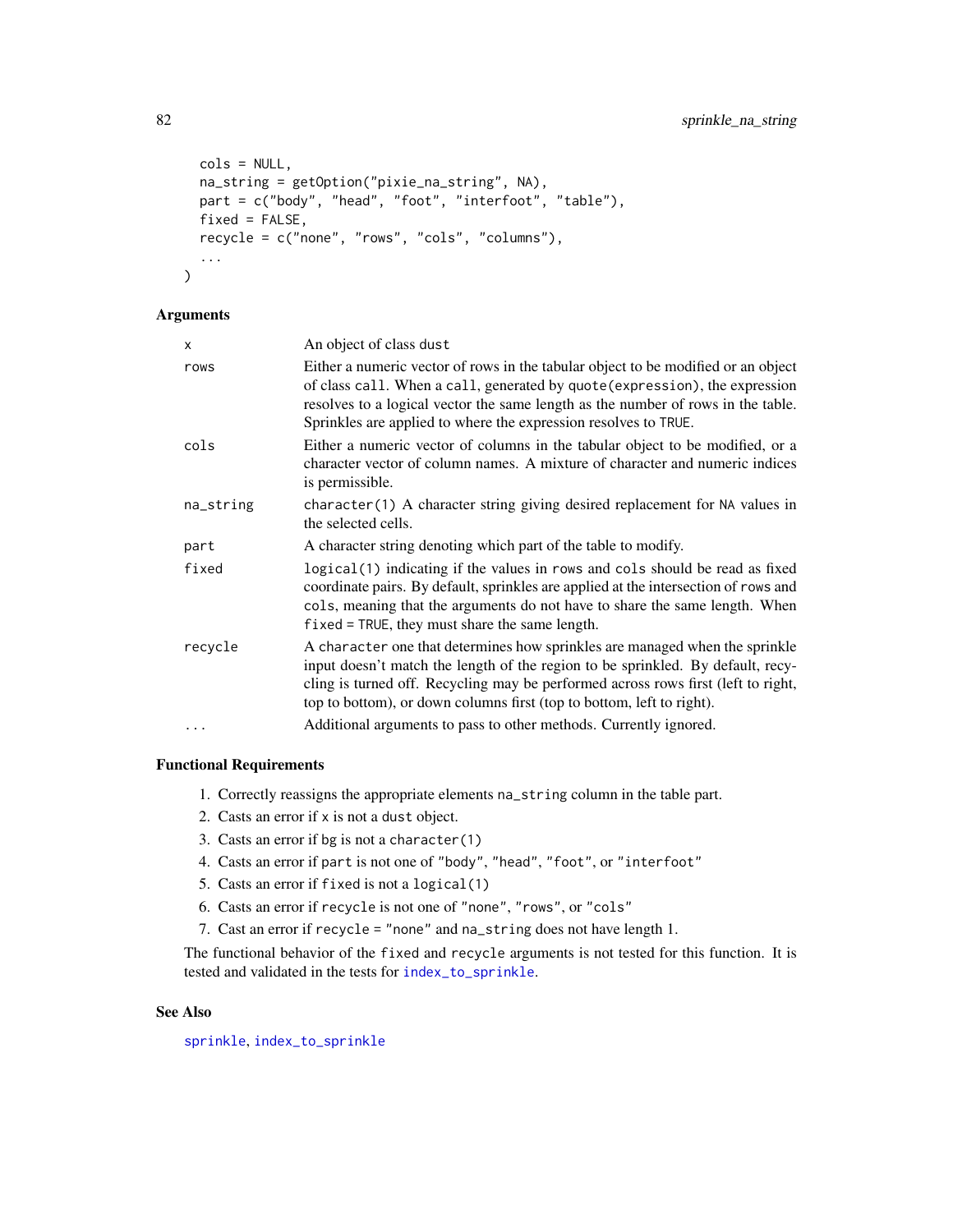```
  cols = NULL,
  na_string = getOption("pixie_na_string", NA),
  part = c("body", "head", "foot", "interfoot", "table"),
  fixed = FALSE,
  recycle = c("none", "rows", "cols", "columns"),
  ...
)
```

### Arguments

| | |
|---|---|
| x | An object of class dust |
| rows | Either a numeric vector of rows in the tabular object to be modified or an object of class call. When a call, generated by quote(expression), the expression resolves to a logical vector the same length as the number of rows in the table. Sprinkles are applied to where the expression resolves to TRUE. |
| cols | Either a numeric vector of columns in the tabular object to be modified, or a character vector of column names. A mixture of character and numeric indices is permissible. |
| na_string | character(1) A character string giving desired replacement for NA values in the selected cells. |
| part | A character string denoting which part of the table to modify. |
| fixed | logical(1) indicating if the values in rows and cols should be read as fixed coordinate pairs. By default, sprinkles are applied at the intersection of rows and cols, meaning that the arguments do not have to share the same length. When fixed = TRUE, they must share the same length. |
| recycle | A character one that determines how sprinkles are managed when the sprinkle input doesn't match the length of the region to be sprinkled. By default, recycling is turned off. Recycling may be performed across rows first (left to right, top to bottom), or down columns first (top to bottom, left to right). |
| ... | Additional arguments to pass to other methods. Currently ignored. |

### Functional Requirements

1. Correctly reassigns the appropriate elements na_string column in the table part.
2. Casts an error if x is not a dust object.
3. Casts an error if bg is not a character(1)
4. Casts an error if part is not one of "body", "head", "foot", or "interfoot"
5. Casts an error if fixed is not a logical(1)
6. Casts an error if recycle is not one of "none", "rows", or "cols"
7. Cast an error if recycle = "none" and na_string does not have length 1.

The functional behavior of the fixed and recycle arguments is not tested for this function. It is tested and validated in the tests for index_to_sprinkle.

### See Also

sprinkle, index_to_sprinkle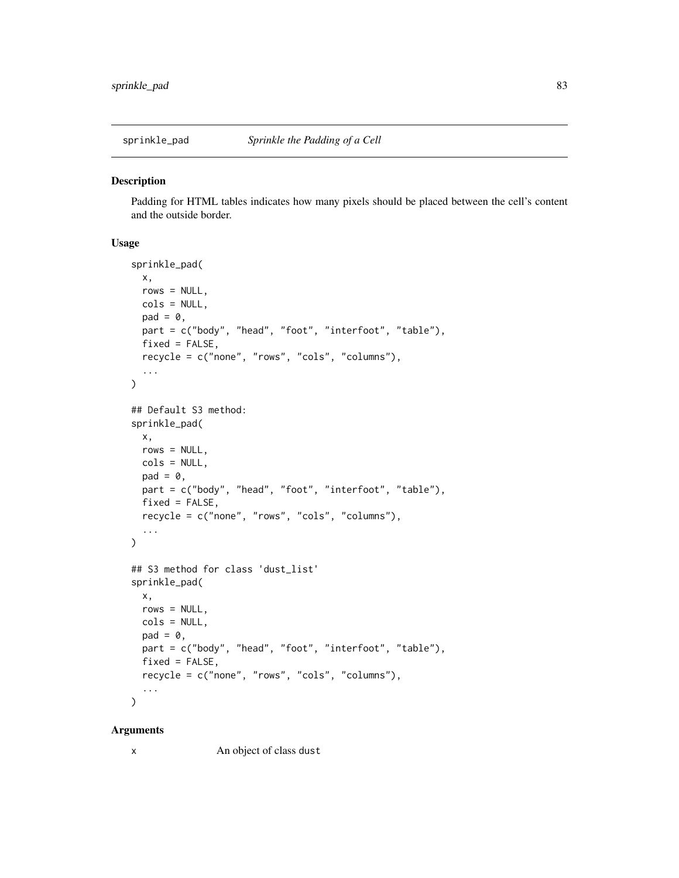# sprinkle_pad — *Sprinkle the Padding of a Cell*

## Description

Padding for HTML tables indicates how many pixels should be placed between the cell's content and the outside border.

## Usage

```
sprinkle_pad(
  x,
  rows = NULL,
  cols = NULL,
  pad = 0,
  part = c("body", "head", "foot", "interfoot", "table"),
  fixed = FALSE,
  recycle = c("none", "rows", "cols", "columns"),
  ...
)

## Default S3 method:
sprinkle_pad(
  x,
  rows = NULL,
  cols = NULL,
  pad = 0,
  part = c("body", "head", "foot", "interfoot", "table"),
  fixed = FALSE,
  recycle = c("none", "rows", "cols", "columns"),
  ...
)

## S3 method for class 'dust_list'
sprinkle_pad(
  x,
  rows = NULL,
  cols = NULL,
  pad = 0,
  part = c("body", "head", "foot", "interfoot", "table"),
  fixed = FALSE,
  recycle = c("none", "rows", "cols", "columns"),
  ...
)
```

## Arguments

`x` An object of class `dust`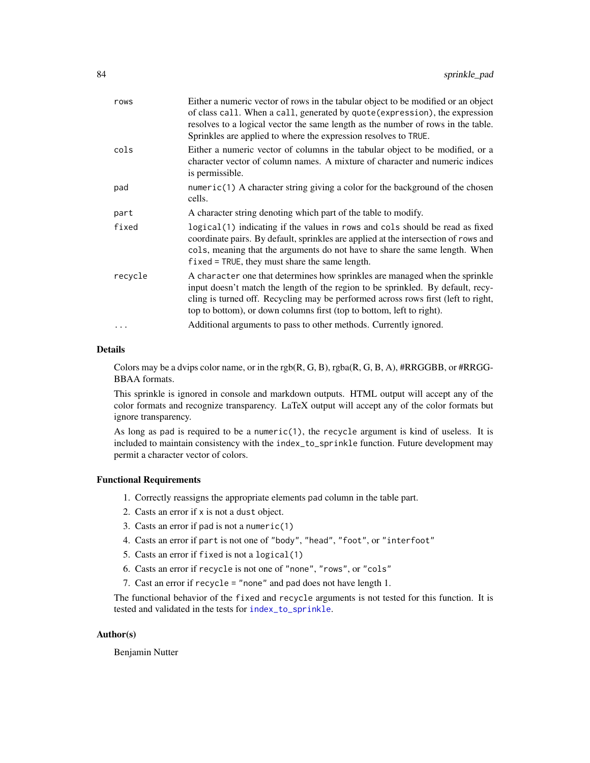| | |
|---|---|
| rows | Either a numeric vector of rows in the tabular object to be modified or an object of class call. When a call, generated by quote(expression), the expression resolves to a logical vector the same length as the number of rows in the table. Sprinkles are applied to where the expression resolves to TRUE. |
| cols | Either a numeric vector of columns in the tabular object to be modified, or a character vector of column names. A mixture of character and numeric indices is permissible. |
| pad | numeric(1) A character string giving a color for the background of the chosen cells. |
| part | A character string denoting which part of the table to modify. |
| fixed | logical(1) indicating if the values in rows and cols should be read as fixed coordinate pairs. By default, sprinkles are applied at the intersection of rows and cols, meaning that the arguments do not have to share the same length. When fixed = TRUE, they must share the same length. |
| recycle | A character one that determines how sprinkles are managed when the sprinkle input doesn't match the length of the region to be sprinkled. By default, recycling is turned off. Recycling may be performed across rows first (left to right, top to bottom), or down columns first (top to bottom, left to right). |
| ... | Additional arguments to pass to other methods. Currently ignored. |

### Details

Colors may be a dvips color name, or in the rgb(R, G, B), rgba(R, G, B, A), #RRGGBB, or #RRGGBBAA formats.

This sprinkle is ignored in console and markdown outputs. HTML output will accept any of the color formats and recognize transparency. LaTeX output will accept any of the color formats but ignore transparency.

As long as pad is required to be a numeric(1), the recycle argument is kind of useless. It is included to maintain consistency with the index_to_sprinkle function. Future development may permit a character vector of colors.

### Functional Requirements

1. Correctly reassigns the appropriate elements pad column in the table part.
2. Casts an error if x is not a dust object.
3. Casts an error if pad is not a numeric(1)
4. Casts an error if part is not one of "body", "head", "foot", or "interfoot"
5. Casts an error if fixed is not a logical(1)
6. Casts an error if recycle is not one of "none", "rows", or "cols"
7. Cast an error if recycle = "none" and pad does not have length 1.

The functional behavior of the fixed and recycle arguments is not tested for this function. It is tested and validated in the tests for index_to_sprinkle.

### Author(s)

Benjamin Nutter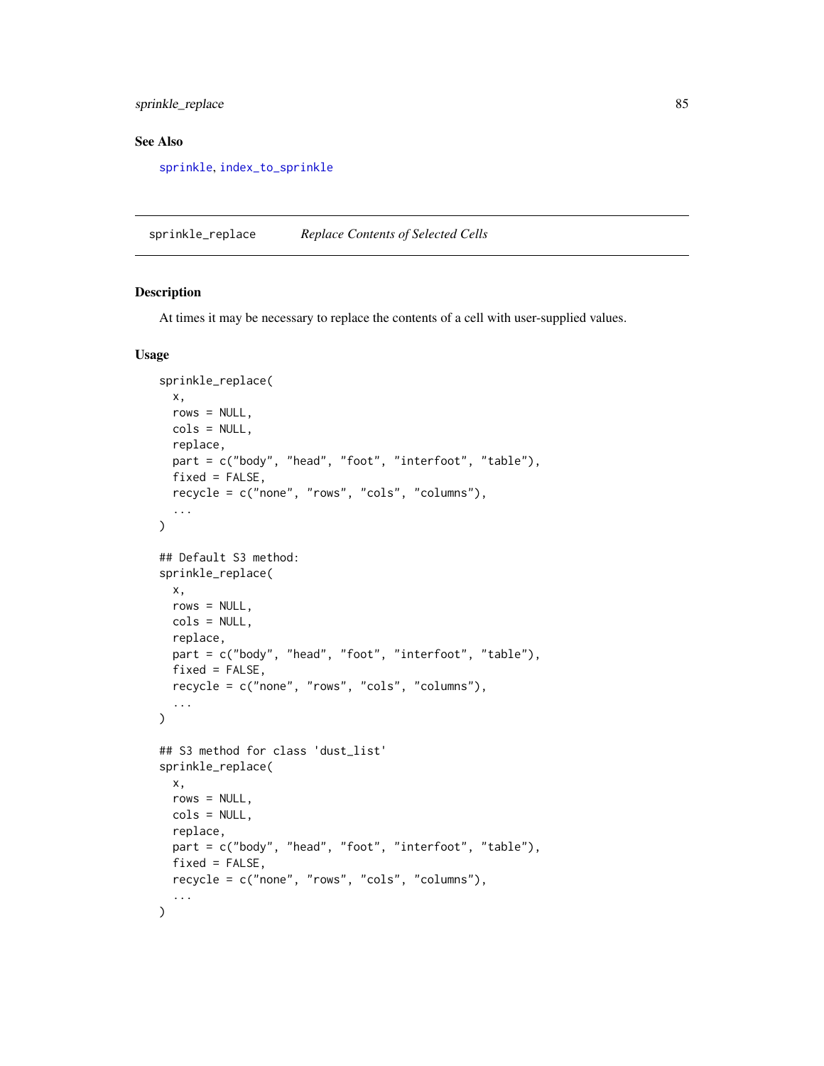## See Also

sprinkle, index_to_sprinkle

---

## sprinkle_replace *Replace Contents of Selected Cells*

### Description

At times it may be necessary to replace the contents of a cell with user-supplied values.

### Usage

```
sprinkle_replace(
  x,
  rows = NULL,
  cols = NULL,
  replace,
  part = c("body", "head", "foot", "interfoot", "table"),
  fixed = FALSE,
  recycle = c("none", "rows", "cols", "columns"),
  ...
)

## Default S3 method:
sprinkle_replace(
  x,
  rows = NULL,
  cols = NULL,
  replace,
  part = c("body", "head", "foot", "interfoot", "table"),
  fixed = FALSE,
  recycle = c("none", "rows", "cols", "columns"),
  ...
)

## S3 method for class 'dust_list'
sprinkle_replace(
  x,
  rows = NULL,
  cols = NULL,
  replace,
  part = c("body", "head", "foot", "interfoot", "table"),
  fixed = FALSE,
  recycle = c("none", "rows", "cols", "columns"),
  ...
)
```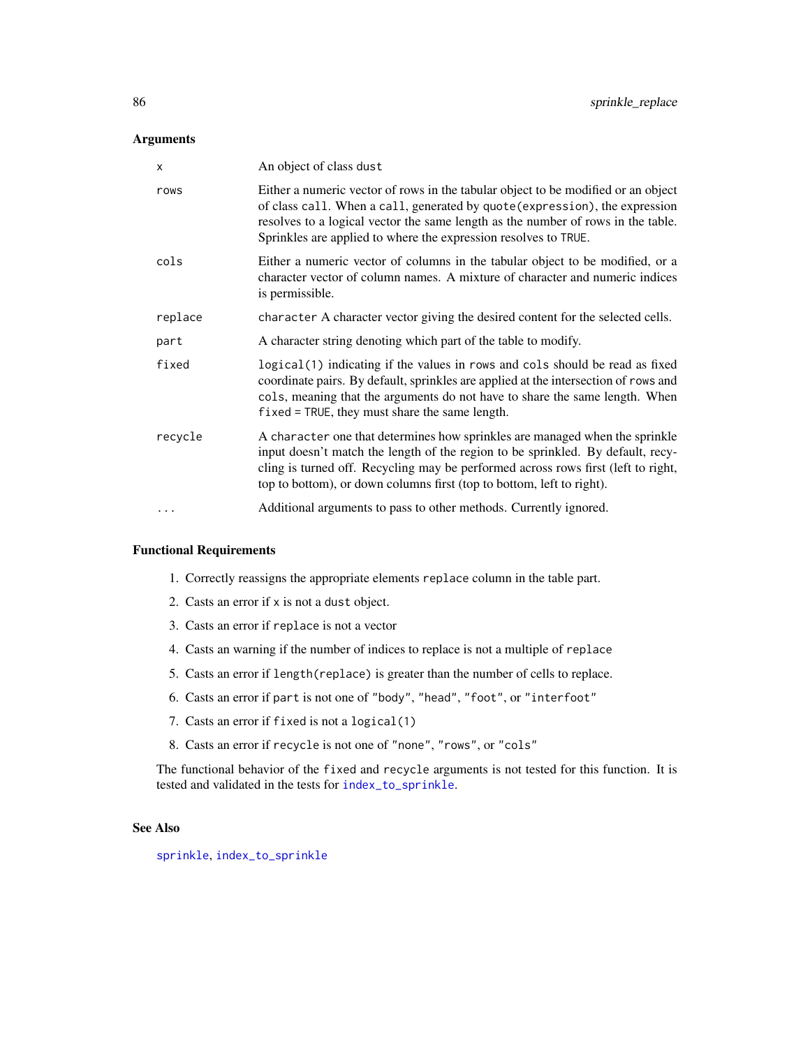### Arguments

| | |
|---|---|
| `x` | An object of class `dust` |
| `rows` | Either a numeric vector of rows in the tabular object to be modified or an object of class `call`. When a `call`, generated by `quote(expression)`, the expression resolves to a logical vector the same length as the number of rows in the table. Sprinkles are applied to where the expression resolves to `TRUE`. |
| `cols` | Either a numeric vector of columns in the tabular object to be modified, or a character vector of column names. A mixture of character and numeric indices is permissible. |
| `replace` | `character` A character vector giving the desired content for the selected cells. |
| `part` | A character string denoting which part of the table to modify. |
| `fixed` | `logical(1)` indicating if the values in `rows` and `cols` should be read as fixed coordinate pairs. By default, sprinkles are applied at the intersection of `rows` and `cols`, meaning that the arguments do not have to share the same length. When `fixed = TRUE`, they must share the same length. |
| `recycle` | A `character` one that determines how sprinkles are managed when the sprinkle input doesn't match the length of the region to be sprinkled. By default, recycling is turned off. Recycling may be performed across rows first (left to right, top to bottom), or down columns first (top to bottom, left to right). |
| `...` | Additional arguments to pass to other methods. Currently ignored. |

### Functional Requirements

1. Correctly reassigns the appropriate elements `replace` column in the table part.
2. Casts an error if `x` is not a `dust` object.
3. Casts an error if `replace` is not a vector
4. Casts a warning if the number of indices to replace is not a multiple of `replace`
5. Casts an error if `length(replace)` is greater than the number of cells to replace.
6. Casts an error if `part` is not one of `"body"`, `"head"`, `"foot"`, or `"interfoot"`
7. Casts an error if `fixed` is not a `logical(1)`
8. Casts an error if `recycle` is not one of `"none"`, `"rows"`, or `"cols"`

The functional behavior of the `fixed` and `recycle` arguments is not tested for this function. It is tested and validated in the tests for `index_to_sprinkle`.

### See Also

`sprinkle`, `index_to_sprinkle`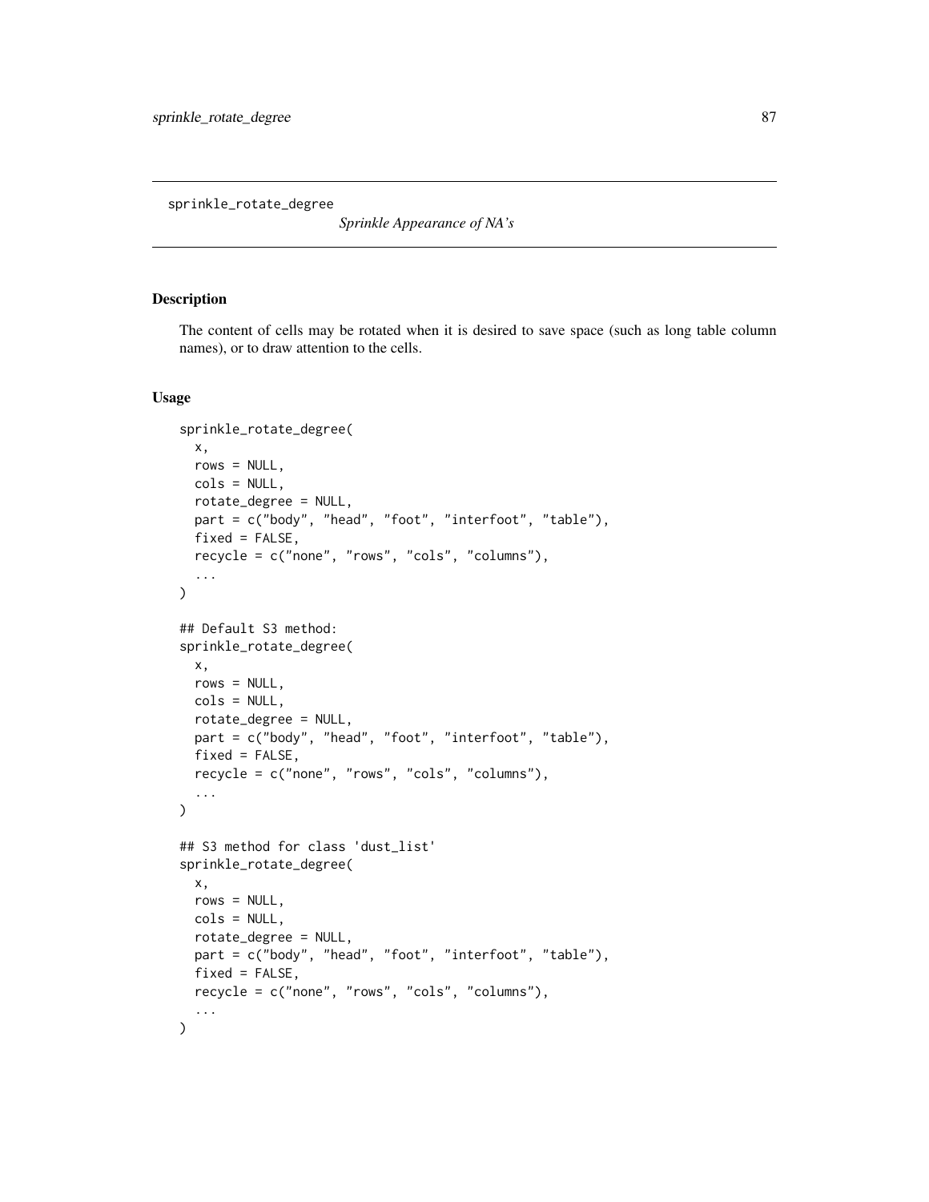sprinkle_rotate_degree

*Sprinkle Appearance of NA's*

## Description

The content of cells may be rotated when it is desired to save space (such as long table column names), or to draw attention to the cells.

## Usage

```
sprinkle_rotate_degree(
  x,
  rows = NULL,
  cols = NULL,
  rotate_degree = NULL,
  part = c("body", "head", "foot", "interfoot", "table"),
  fixed = FALSE,
  recycle = c("none", "rows", "cols", "columns"),
  ...
)

## Default S3 method:
sprinkle_rotate_degree(
  x,
  rows = NULL,
  cols = NULL,
  rotate_degree = NULL,
  part = c("body", "head", "foot", "interfoot", "table"),
  fixed = FALSE,
  recycle = c("none", "rows", "cols", "columns"),
  ...
)

## S3 method for class 'dust_list'
sprinkle_rotate_degree(
  x,
  rows = NULL,
  cols = NULL,
  rotate_degree = NULL,
  part = c("body", "head", "foot", "interfoot", "table"),
  fixed = FALSE,
  recycle = c("none", "rows", "cols", "columns"),
  ...
)
```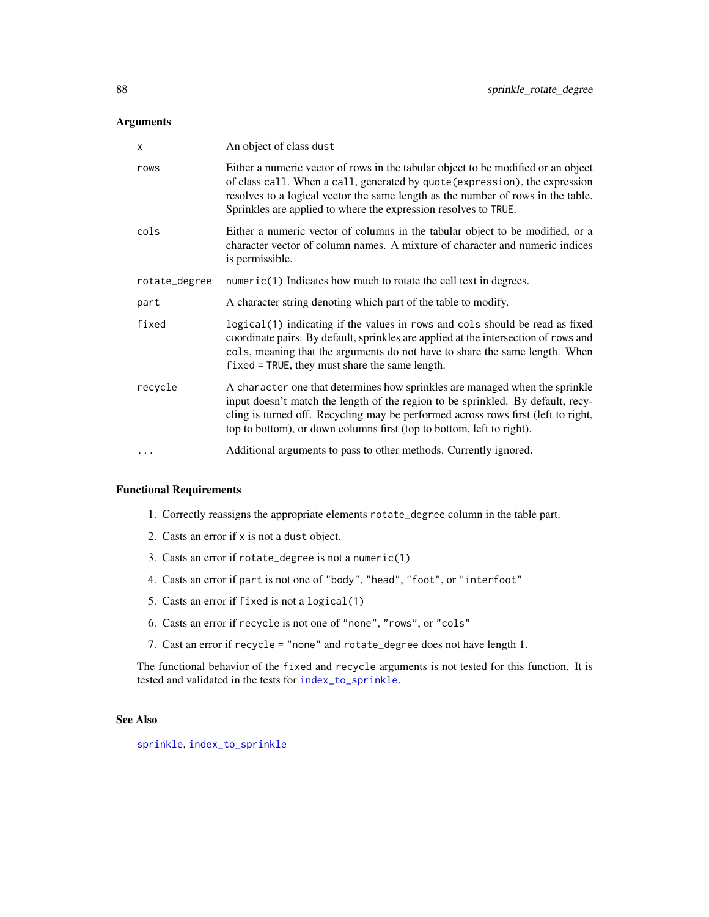## Arguments

| | |
|---|---|
| `x` | An object of class `dust` |
| `rows` | Either a numeric vector of rows in the tabular object to be modified or an object of class `call`. When a `call`, generated by `quote(expression)`, the expression resolves to a logical vector the same length as the number of rows in the table. Sprinkles are applied to where the expression resolves to `TRUE`. |
| `cols` | Either a numeric vector of columns in the tabular object to be modified, or a character vector of column names. A mixture of character and numeric indices is permissible. |
| `rotate_degree` | `numeric(1)` Indicates how much to rotate the cell text in degrees. |
| `part` | A character string denoting which part of the table to modify. |
| `fixed` | `logical(1)` indicating if the values in `rows` and `cols` should be read as fixed coordinate pairs. By default, sprinkles are applied at the intersection of `rows` and `cols`, meaning that the arguments do not have to share the same length. When `fixed = TRUE`, they must share the same length. |
| `recycle` | A `character` one that determines how sprinkles are managed when the sprinkle input doesn't match the length of the region to be sprinkled. By default, recycling is turned off. Recycling may be performed across rows first (left to right, top to bottom), or down columns first (top to bottom, left to right). |
| `...` | Additional arguments to pass to other methods. Currently ignored. |

## Functional Requirements

1. Correctly reassigns the appropriate elements `rotate_degree` column in the table part.
2. Casts an error if `x` is not a `dust` object.
3. Casts an error if `rotate_degree` is not a `numeric(1)`
4. Casts an error if `part` is not one of `"body"`, `"head"`, `"foot"`, or `"interfoot"`
5. Casts an error if `fixed` is not a `logical(1)`
6. Casts an error if `recycle` is not one of `"none"`, `"rows"`, or `"cols"`
7. Cast an error if `recycle = "none"` and `rotate_degree` does not have length 1.

The functional behavior of the `fixed` and `recycle` arguments is not tested for this function. It is tested and validated in the tests for `index_to_sprinkle`.

## See Also

`sprinkle`, `index_to_sprinkle`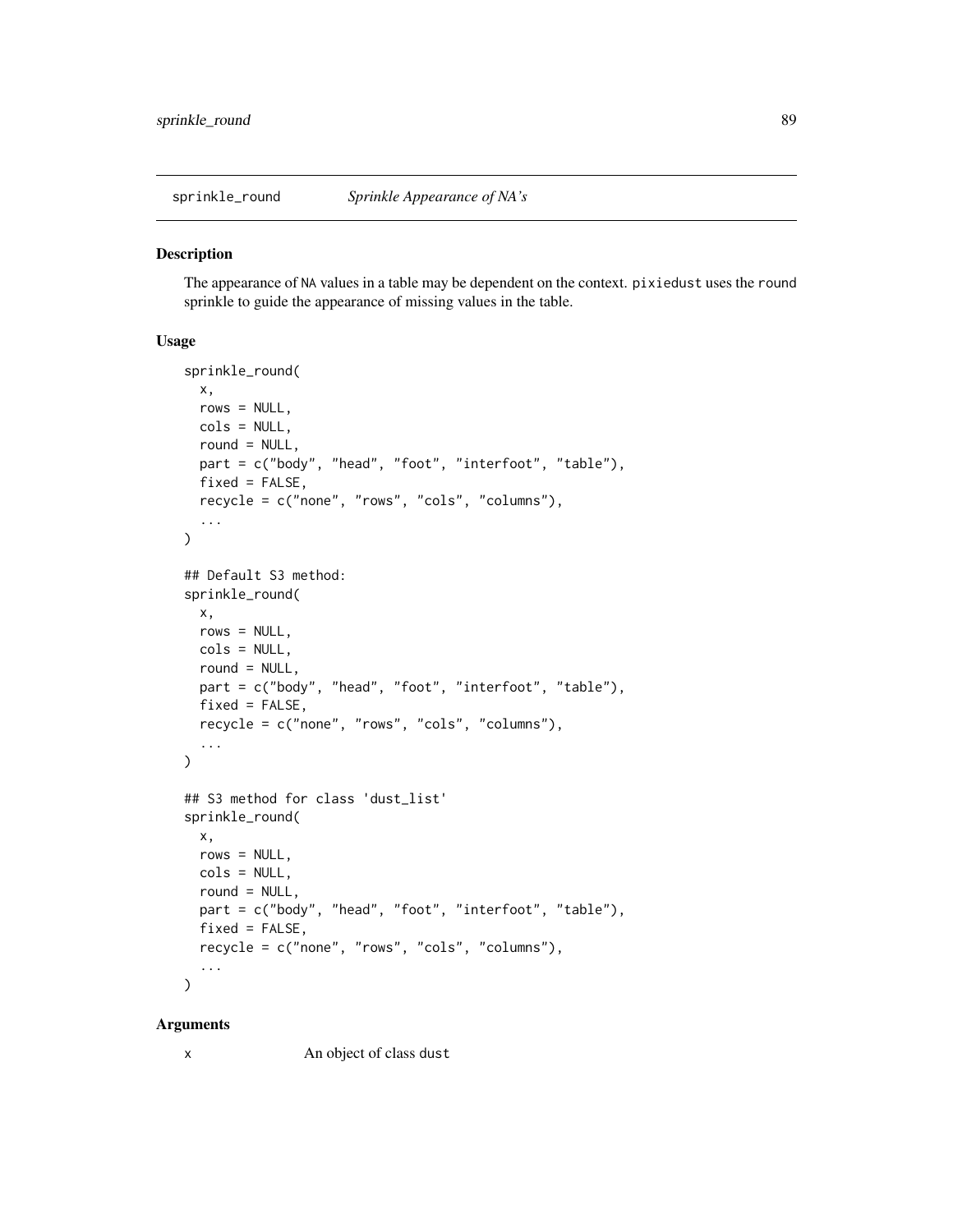sprinkle_round *Sprinkle Appearance of NA's*

## Description

The appearance of NA values in a table may be dependent on the context. pixiedust uses the round sprinkle to guide the appearance of missing values in the table.

## Usage

```
sprinkle_round(
  x,
  rows = NULL,
  cols = NULL,
  round = NULL,
  part = c("body", "head", "foot", "interfoot", "table"),
  fixed = FALSE,
  recycle = c("none", "rows", "cols", "columns"),
  ...
)

## Default S3 method:
sprinkle_round(
  x,
  rows = NULL,
  cols = NULL,
  round = NULL,
  part = c("body", "head", "foot", "interfoot", "table"),
  fixed = FALSE,
  recycle = c("none", "rows", "cols", "columns"),
  ...
)

## S3 method for class 'dust_list'
sprinkle_round(
  x,
  rows = NULL,
  cols = NULL,
  round = NULL,
  part = c("body", "head", "foot", "interfoot", "table"),
  fixed = FALSE,
  recycle = c("none", "rows", "cols", "columns"),
  ...
)
```

## Arguments

x An object of class dust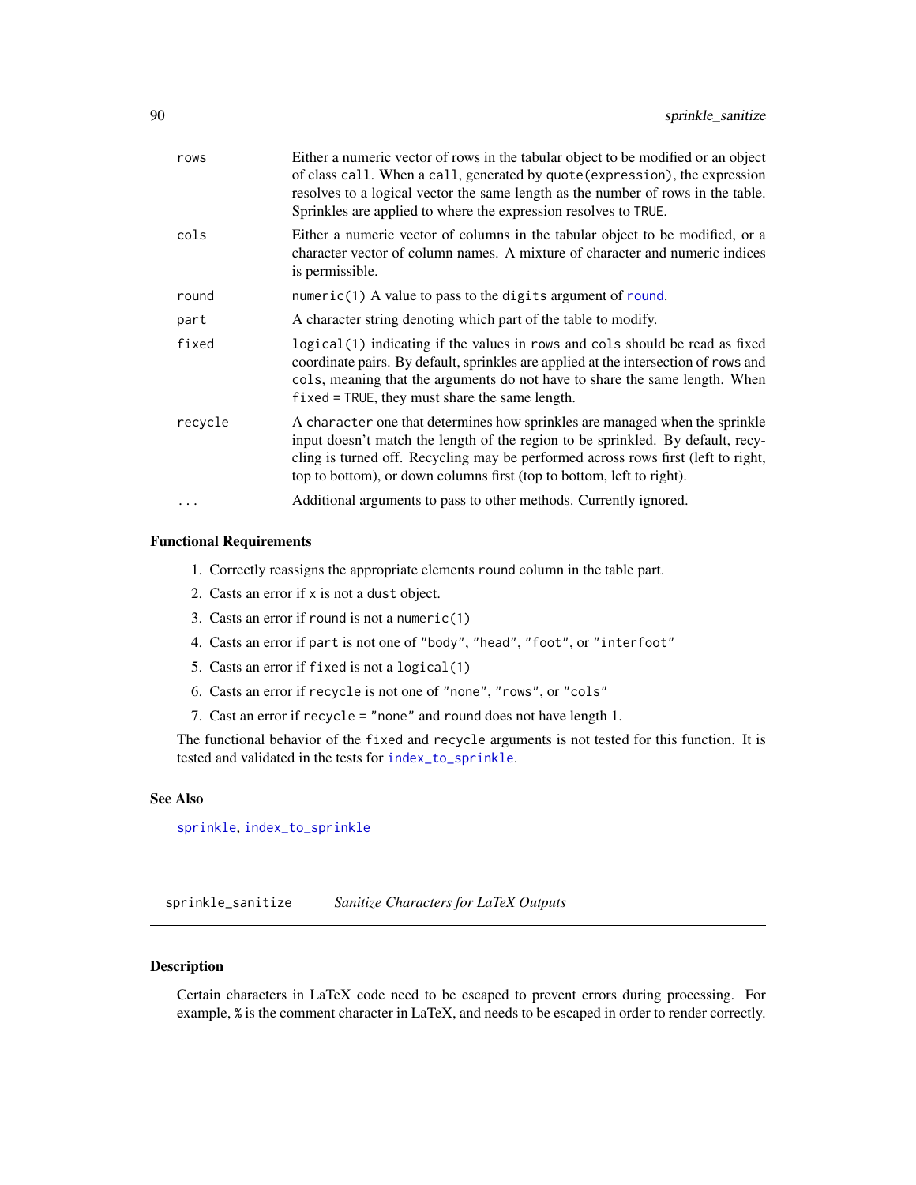| | |
|---|---|
| rows | Either a numeric vector of rows in the tabular object to be modified or an object of class `call`. When a `call`, generated by `quote(expression)`, the expression resolves to a logical vector the same length as the number of rows in the table. Sprinkles are applied to where the expression resolves to `TRUE`. |
| cols | Either a numeric vector of columns in the tabular object to be modified, or a character vector of column names. A mixture of character and numeric indices is permissible. |
| round | `numeric(1)` A value to pass to the `digits` argument of `round`. |
| part | A character string denoting which part of the table to modify. |
| fixed | `logical(1)` indicating if the values in `rows` and `cols` should be read as fixed coordinate pairs. By default, sprinkles are applied at the intersection of `rows` and `cols`, meaning that the arguments do not have to share the same length. When `fixed = TRUE`, they must share the same length. |
| recycle | A `character` one that determines how sprinkles are managed when the sprinkle input doesn't match the length of the region to be sprinkled. By default, recycling is turned off. Recycling may be performed across rows first (left to right, top to bottom), or down columns first (top to bottom, left to right). |
| ... | Additional arguments to pass to other methods. Currently ignored. |

### Functional Requirements

1. Correctly reassigns the appropriate elements `round` column in the table part.
2. Casts an error if `x` is not a `dust` object.
3. Casts an error if `round` is not a `numeric(1)`
4. Casts an error if `part` is not one of `"body"`, `"head"`, `"foot"`, or `"interfoot"`
5. Casts an error if `fixed` is not a `logical(1)`
6. Casts an error if `recycle` is not one of `"none"`, `"rows"`, or `"cols"`
7. Cast an error if `recycle = "none"` and `round` does not have length 1.

The functional behavior of the `fixed` and `recycle` arguments is not tested for this function. It is tested and validated in the tests for `index_to_sprinkle`.

### See Also

`sprinkle`, `index_to_sprinkle`

---

## sprinkle_sanitize *Sanitize Characters for LaTeX Outputs*

### Description

Certain characters in LaTeX code need to be escaped to prevent errors during processing. For example, `%` is the comment character in LaTeX, and needs to be escaped in order to render correctly.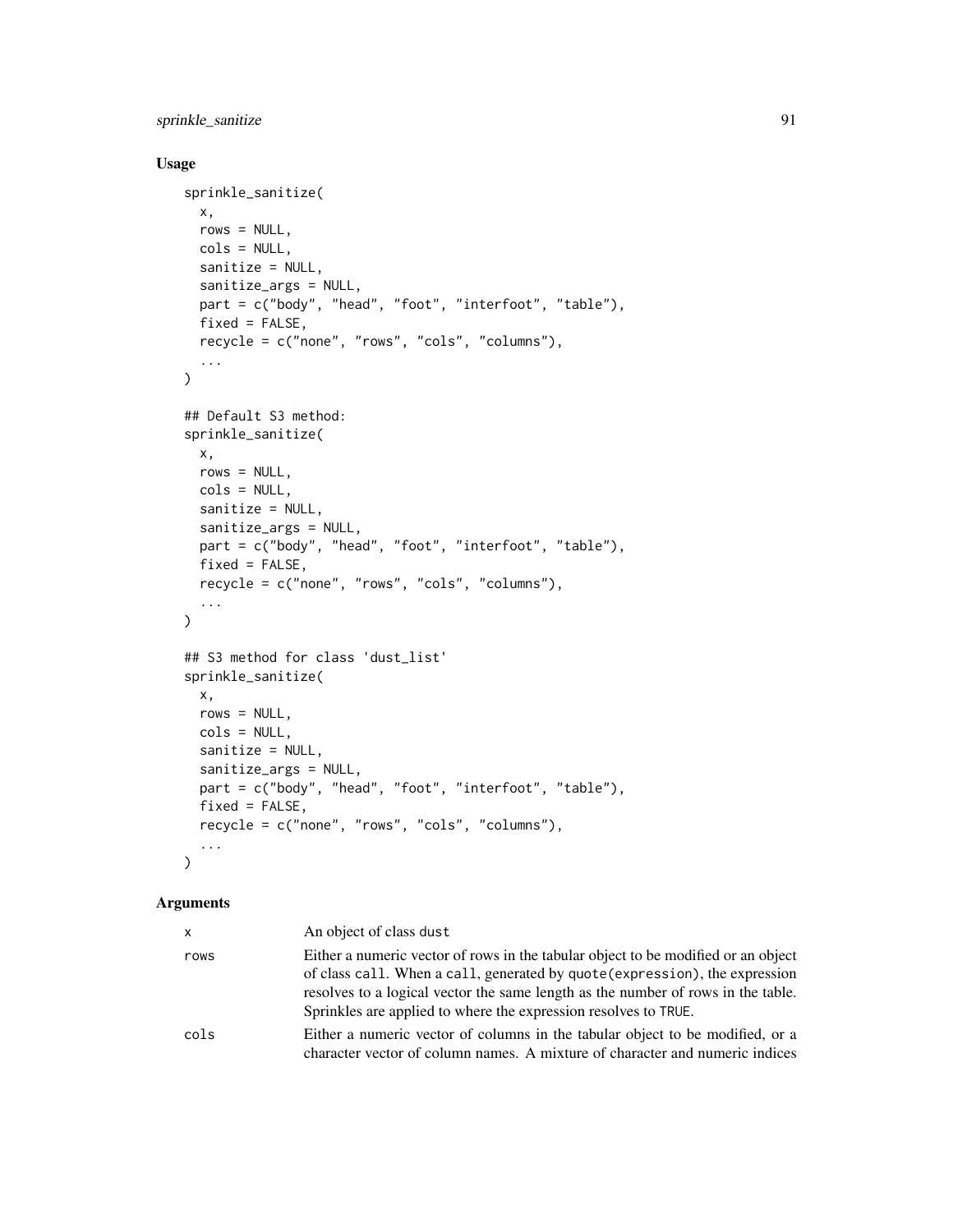### Usage

```
sprinkle_sanitize(
  x,
  rows = NULL,
  cols = NULL,
  sanitize = NULL,
  sanitize_args = NULL,
  part = c("body", "head", "foot", "interfoot", "table"),
  fixed = FALSE,
  recycle = c("none", "rows", "cols", "columns"),
  ...
)

## Default S3 method:
sprinkle_sanitize(
  x,
  rows = NULL,
  cols = NULL,
  sanitize = NULL,
  sanitize_args = NULL,
  part = c("body", "head", "foot", "interfoot", "table"),
  fixed = FALSE,
  recycle = c("none", "rows", "cols", "columns"),
  ...
)

## S3 method for class 'dust_list'
sprinkle_sanitize(
  x,
  rows = NULL,
  cols = NULL,
  sanitize = NULL,
  sanitize_args = NULL,
  part = c("body", "head", "foot", "interfoot", "table"),
  fixed = FALSE,
  recycle = c("none", "rows", "cols", "columns"),
  ...
)
```

### Arguments

| | |
|---|---|
| x | An object of class `dust` |
| rows | Either a numeric vector of rows in the tabular object to be modified or an object of class `call`. When a `call`, generated by `quote(expression)`, the expression resolves to a logical vector the same length as the number of rows in the table. Sprinkles are applied to where the expression resolves to `TRUE`. |
| cols | Either a numeric vector of columns in the tabular object to be modified, or a character vector of column names. A mixture of character and numeric indices |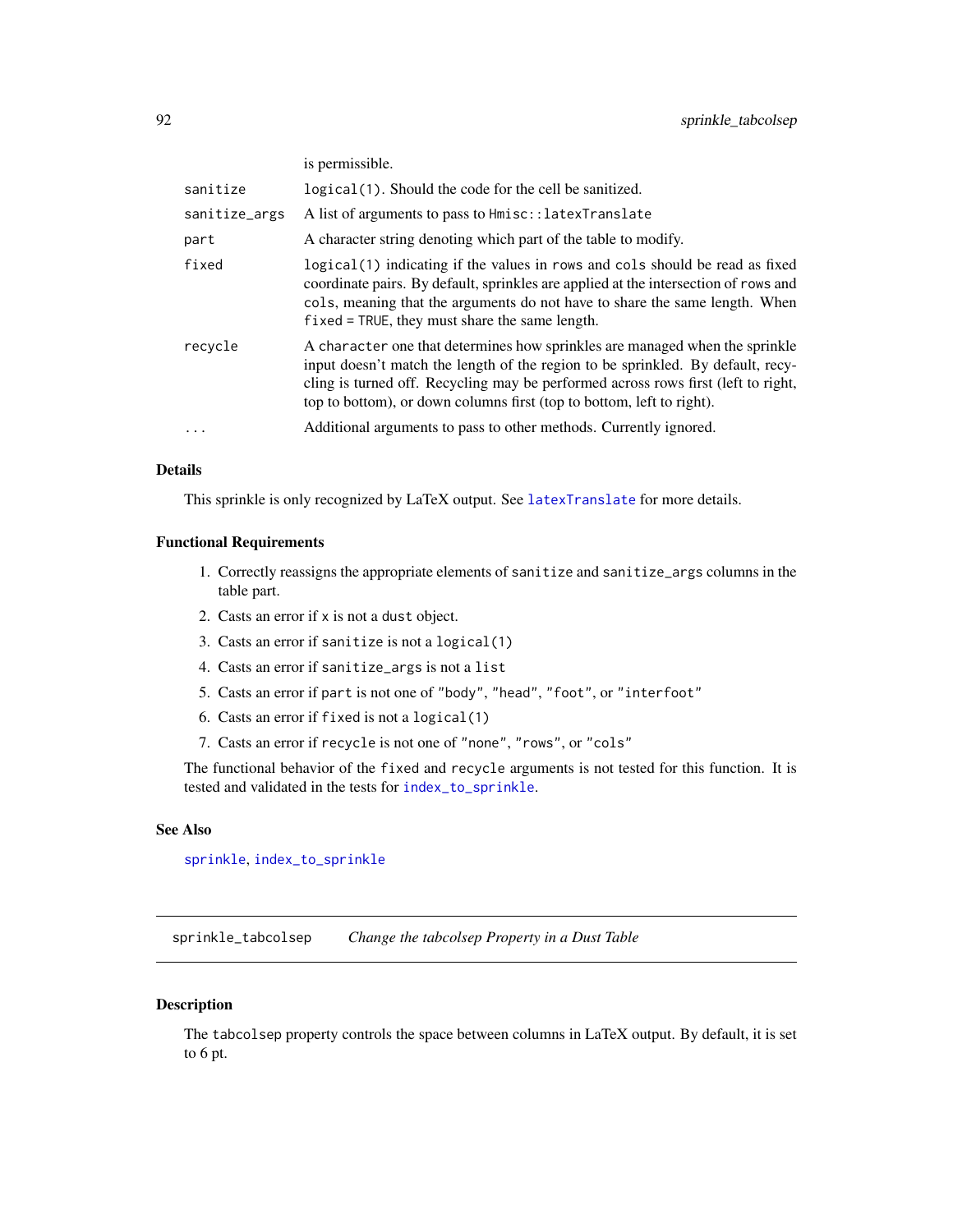| | |
|---|---|
| | is permissible. |
| sanitize | logical(1). Should the code for the cell be sanitized. |
| sanitize_args | A list of arguments to pass to Hmisc::latexTranslate |
| part | A character string denoting which part of the table to modify. |
| fixed | logical(1) indicating if the values in rows and cols should be read as fixed coordinate pairs. By default, sprinkles are applied at the intersection of rows and cols, meaning that the arguments do not have to share the same length. When fixed = TRUE, they must share the same length. |
| recycle | A character one that determines how sprinkles are managed when the sprinkle input doesn't match the length of the region to be sprinkled. By default, recycling is turned off. Recycling may be performed across rows first (left to right, top to bottom), or down columns first (top to bottom, left to right). |
| ... | Additional arguments to pass to other methods. Currently ignored. |

### Details

This sprinkle is only recognized by LaTeX output. See latexTranslate for more details.

### Functional Requirements

1. Correctly reassigns the appropriate elements of sanitize and sanitize_args columns in the table part.
2. Casts an error if x is not a dust object.
3. Casts an error if sanitize is not a logical(1)
4. Casts an error if sanitize_args is not a list
5. Casts an error if part is not one of "body", "head", "foot", or "interfoot"
6. Casts an error if fixed is not a logical(1)
7. Casts an error if recycle is not one of "none", "rows", or "cols"

The functional behavior of the fixed and recycle arguments is not tested for this function. It is tested and validated in the tests for index_to_sprinkle.

### See Also

sprinkle, index_to_sprinkle

---

## sprinkle_tabcolsep *Change the tabcolsep Property in a Dust Table*

### Description

The tabcolsep property controls the space between columns in LaTeX output. By default, it is set to 6 pt.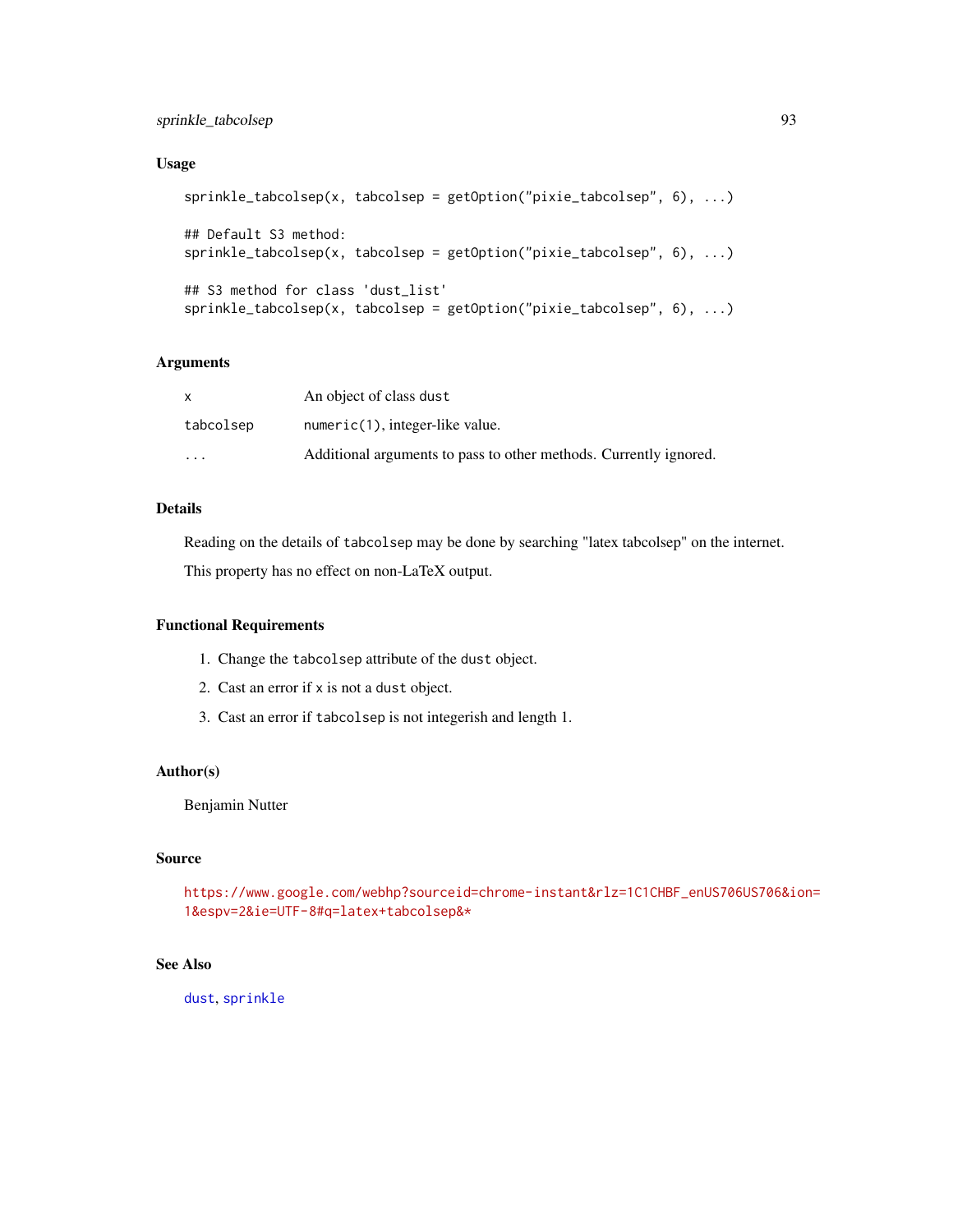## Usage

```
sprinkle_tabcolsep(x, tabcolsep = getOption("pixie_tabcolsep", 6), ...)

## Default S3 method:
sprinkle_tabcolsep(x, tabcolsep = getOption("pixie_tabcolsep", 6), ...)

## S3 method for class 'dust_list'
sprinkle_tabcolsep(x, tabcolsep = getOption("pixie_tabcolsep", 6), ...)
```

## Arguments

| | |
|---|---|
| x | An object of class `dust` |
| tabcolsep | `numeric(1)`, integer-like value. |
| ... | Additional arguments to pass to other methods. Currently ignored. |

## Details

Reading on the details of `tabcolsep` may be done by searching "latex tabcolsep" on the internet.

This property has no effect on non-LaTeX output.

## Functional Requirements

1. Change the `tabcolsep` attribute of the `dust` object.
2. Cast an error if `x` is not a `dust` object.
3. Cast an error if `tabcolsep` is not integerish and length 1.

## Author(s)

Benjamin Nutter

## Source

https://www.google.com/webhp?sourceid=chrome-instant&rlz=1C1CHBF_enUS706US706&ion=1&espv=2&ie=UTF-8#q=latex+tabcolsep&*

## See Also

`dust`, `sprinkle`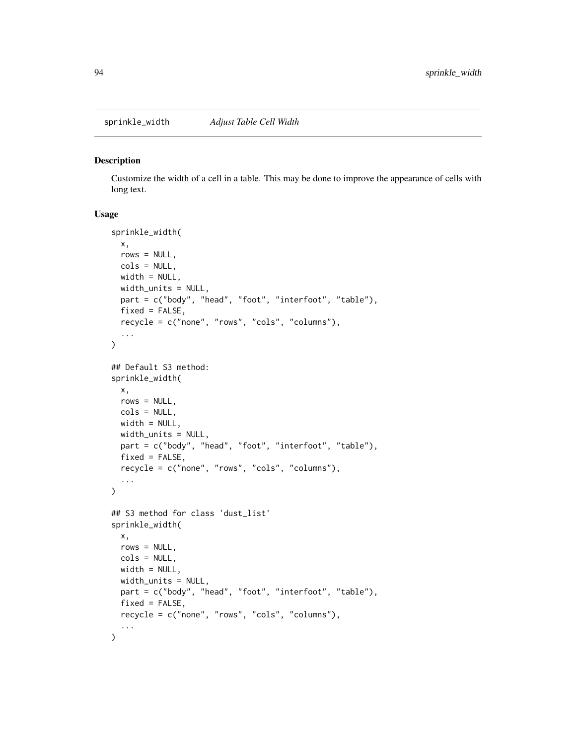sprinkle_width *Adjust Table Cell Width*

## Description

Customize the width of a cell in a table. This may be done to improve the appearance of cells with long text.

## Usage

```
sprinkle_width(
  x,
  rows = NULL,
  cols = NULL,
  width = NULL,
  width_units = NULL,
  part = c("body", "head", "foot", "interfoot", "table"),
  fixed = FALSE,
  recycle = c("none", "rows", "cols", "columns"),
  ...
)

## Default S3 method:
sprinkle_width(
  x,
  rows = NULL,
  cols = NULL,
  width = NULL,
  width_units = NULL,
  part = c("body", "head", "foot", "interfoot", "table"),
  fixed = FALSE,
  recycle = c("none", "rows", "cols", "columns"),
  ...
)

## S3 method for class 'dust_list'
sprinkle_width(
  x,
  rows = NULL,
  cols = NULL,
  width = NULL,
  width_units = NULL,
  part = c("body", "head", "foot", "interfoot", "table"),
  fixed = FALSE,
  recycle = c("none", "rows", "cols", "columns"),
  ...
)
```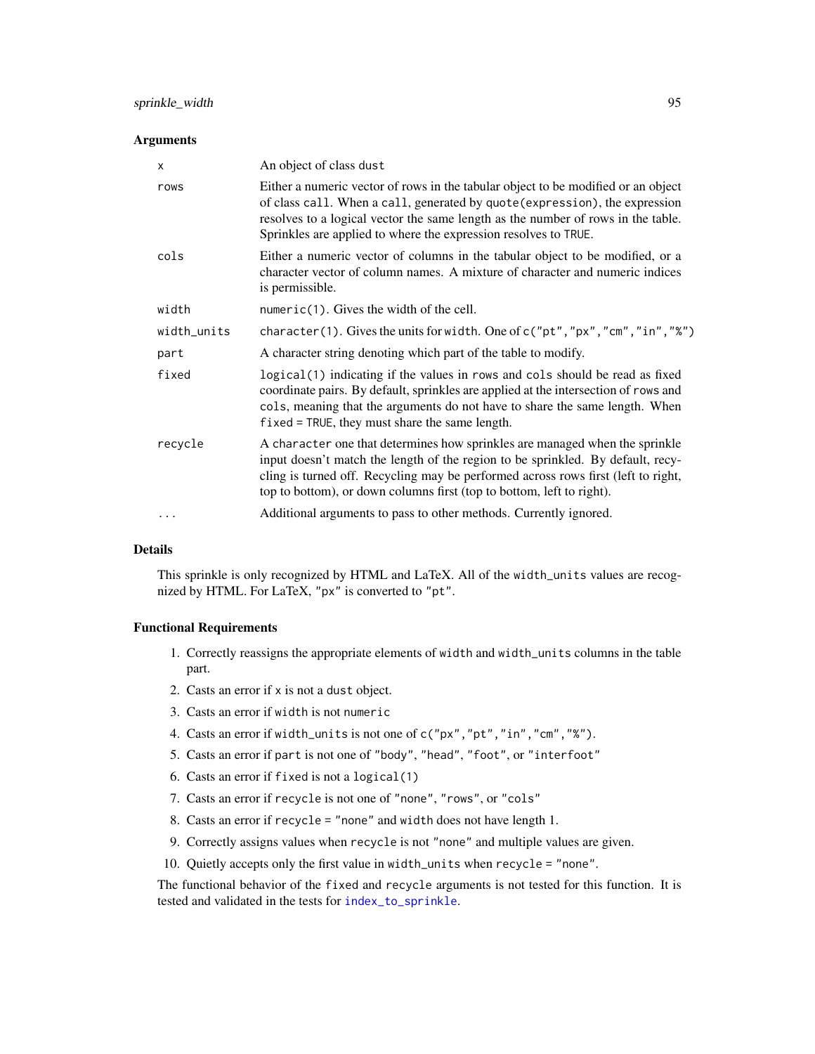### Arguments

| | |
|---|---|
| `x` | An object of class `dust` |
| `rows` | Either a numeric vector of rows in the tabular object to be modified or an object of class `call`. When a `call`, generated by `quote(expression)`, the expression resolves to a logical vector the same length as the number of rows in the table. Sprinkles are applied to where the expression resolves to `TRUE`. |
| `cols` | Either a numeric vector of columns in the tabular object to be modified, or a character vector of column names. A mixture of character and numeric indices is permissible. |
| `width` | `numeric(1)`. Gives the width of the cell. |
| `width_units` | `character(1)`. Gives the units for `width`. One of `c("pt","px","cm","in","%")` |
| `part` | A character string denoting which part of the table to modify. |
| `fixed` | `logical(1)` indicating if the values in `rows` and `cols` should be read as fixed coordinate pairs. By default, sprinkles are applied at the intersection of `rows` and `cols`, meaning that the arguments do not have to share the same length. When `fixed = TRUE`, they must share the same length. |
| `recycle` | A `character` one that determines how sprinkles are managed when the sprinkle input doesn't match the length of the region to be sprinkled. By default, recycling is turned off. Recycling may be performed across rows first (left to right, top to bottom), or down columns first (top to bottom, left to right). |
| `...` | Additional arguments to pass to other methods. Currently ignored. |

### Details

This sprinkle is only recognized by HTML and LaTeX. All of the `width_units` values are recognized by HTML. For LaTeX, `"px"` is converted to `"pt"`.

### Functional Requirements

1. Correctly reassigns the appropriate elements of `width` and `width_units` columns in the table part.
2. Casts an error if `x` is not a `dust` object.
3. Casts an error if `width` is not `numeric`
4. Casts an error if `width_units` is not one of `c("px","pt","in","cm","%")`.
5. Casts an error if `part` is not one of `"body"`, `"head"`, `"foot"`, or `"interfoot"`
6. Casts an error if `fixed` is not a `logical(1)`
7. Casts an error if `recycle` is not one of `"none"`, `"rows"`, or `"cols"`
8. Casts an error if `recycle = "none"` and `width` does not have length 1.
9. Correctly assigns values when `recycle` is not `"none"` and multiple values are given.
10. Quietly accepts only the first value in `width_units` when `recycle = "none"`.

The functional behavior of the `fixed` and `recycle` arguments is not tested for this function. It is tested and validated in the tests for `index_to_sprinkle`.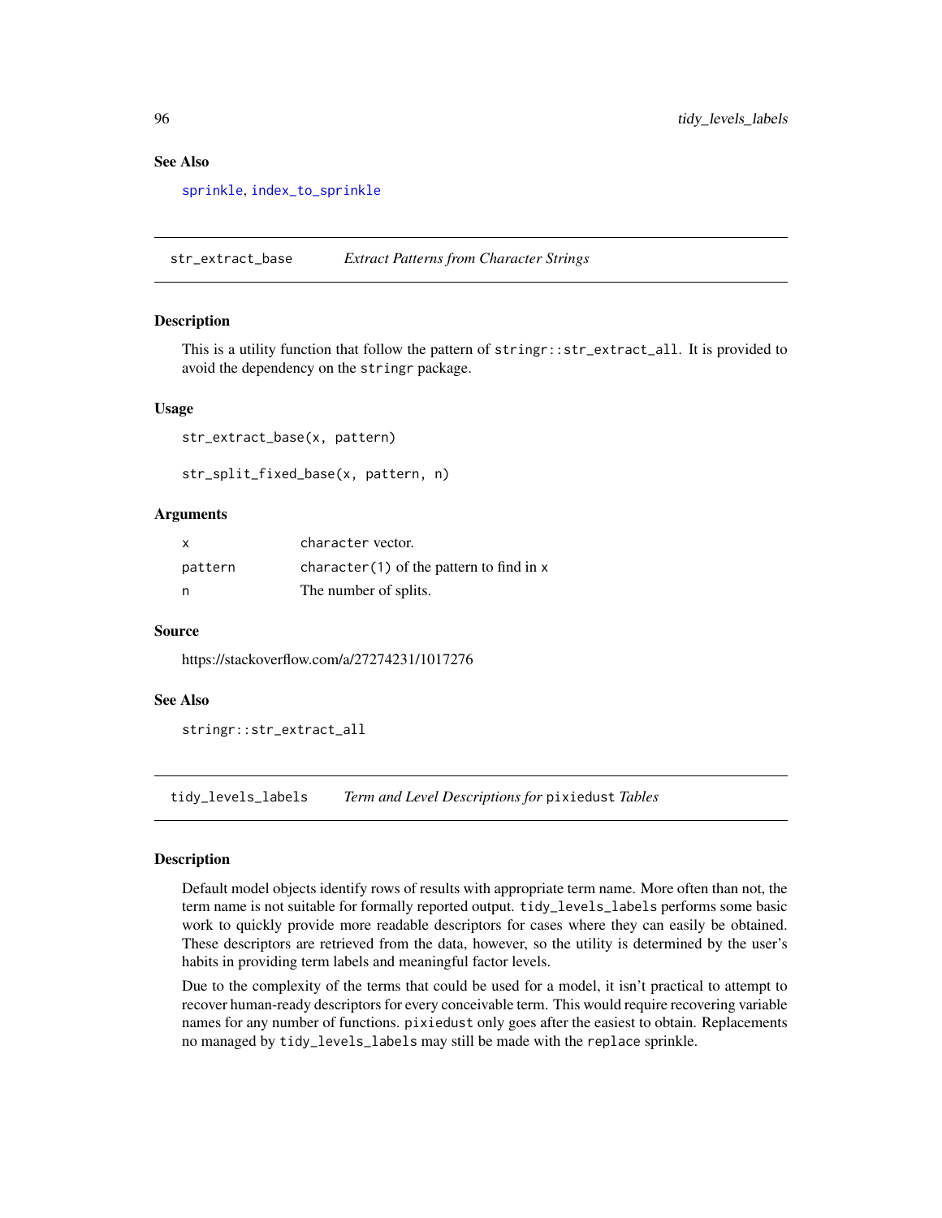## See Also

`sprinkle`, `index_to_sprinkle`

---

# str_extract_base — *Extract Patterns from Character Strings*

## Description

This is a utility function that follow the pattern of `stringr::str_extract_all`. It is provided to avoid the dependency on the `stringr` package.

## Usage

```
str_extract_base(x, pattern)

str_split_fixed_base(x, pattern, n)
```

## Arguments

| | |
|---|---|
| `x` | `character` vector. |
| `pattern` | `character(1)` of the pattern to find in `x` |
| `n` | The number of splits. |

## Source

https://stackoverflow.com/a/27274231/1017276

## See Also

`stringr::str_extract_all`

---

# tidy_levels_labels — *Term and Level Descriptions for* `pixiedust` *Tables*

## Description

Default model objects identify rows of results with appropriate term name. More often than not, the term name is not suitable for formally reported output. `tidy_levels_labels` performs some basic work to quickly provide more readable descriptors for cases where they can easily be obtained. These descriptors are retrieved from the data, however, so the utility is determined by the user's habits in providing term labels and meaningful factor levels.

Due to the complexity of the terms that could be used for a model, it isn't practical to attempt to recover human-ready descriptors for every conceivable term. This would require recovering variable names for any number of functions. `pixiedust` only goes after the easiest to obtain. Replacements no managed by `tidy_levels_labels` may still be made with the `replace` sprinkle.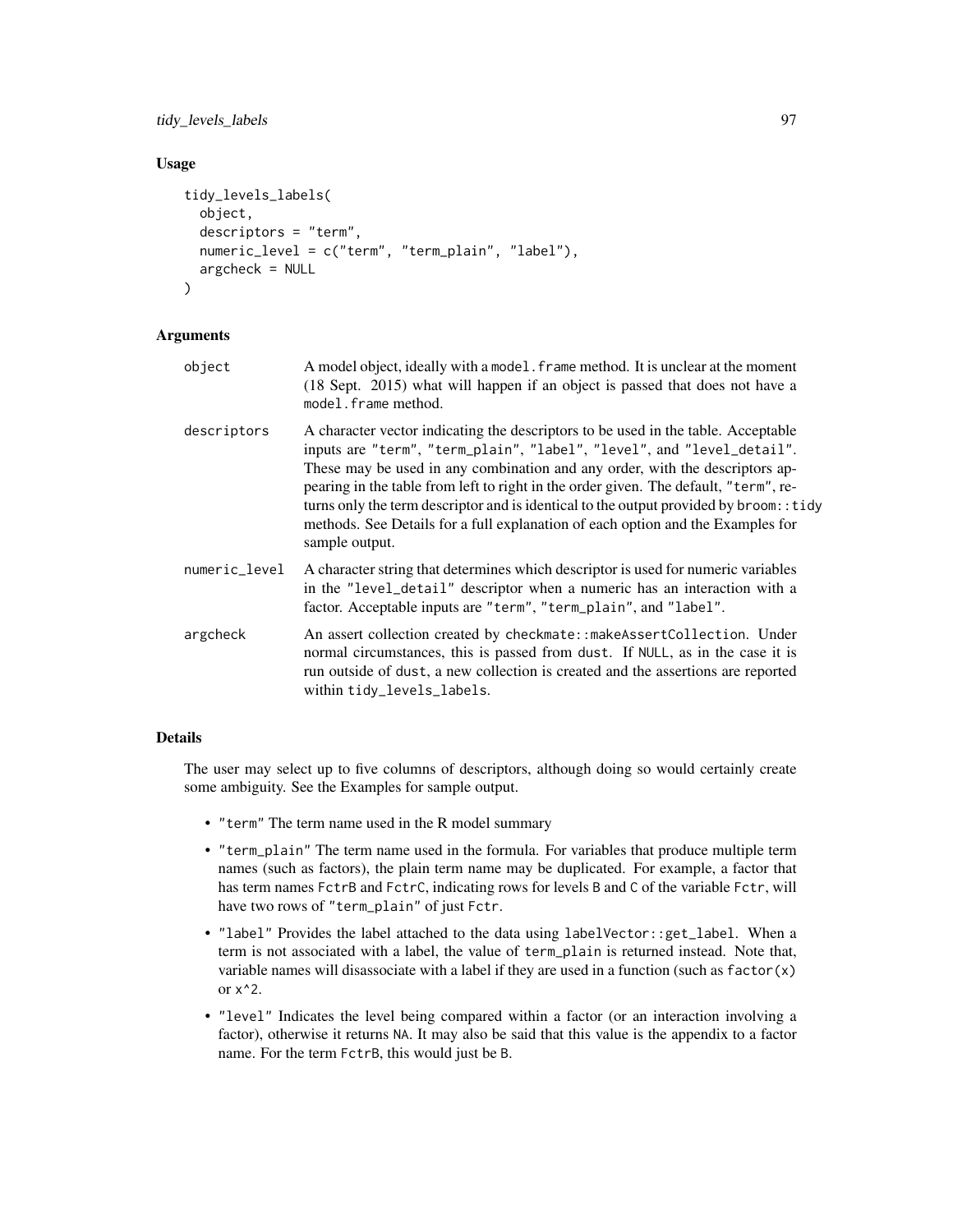### Usage

```
tidy_levels_labels(
  object,
  descriptors = "term",
  numeric_level = c("term", "term_plain", "label"),
  argcheck = NULL
)
```

### Arguments

| | |
|---|---|
| `object` | A model object, ideally with a `model.frame` method. It is unclear at the moment (18 Sept. 2015) what will happen if an object is passed that does not have a `model.frame` method. |
| `descriptors` | A character vector indicating the descriptors to be used in the table. Acceptable inputs are `"term"`, `"term_plain"`, `"label"`, `"level"`, and `"level_detail"`. These may be used in any combination and any order, with the descriptors appearing in the table from left to right in the order given. The default, `"term"`, returns only the term descriptor and is identical to the output provided by `broom::tidy` methods. See Details for a full explanation of each option and the Examples for sample output. |
| `numeric_level` | A character string that determines which descriptor is used for numeric variables in the `"level_detail"` descriptor when a numeric has an interaction with a factor. Acceptable inputs are `"term"`, `"term_plain"`, and `"label"`. |
| `argcheck` | An assert collection created by `checkmate::makeAssertCollection`. Under normal circumstances, this is passed from `dust`. If `NULL`, as in the case it is run outside of `dust`, a new collection is created and the assertions are reported within `tidy_levels_labels`. |

### Details

The user may select up to five columns of descriptors, although doing so would certainly create some ambiguity. See the Examples for sample output.

- `"term"` The term name used in the R model summary
- `"term_plain"` The term name used in the formula. For variables that produce multiple term names (such as factors), the plain term name may be duplicated. For example, a factor that has term names `FctrB` and `FctrC`, indicating rows for levels `B` and `C` of the variable `Fctr`, will have two rows of `"term_plain"` of just `Fctr`.
- `"label"` Provides the label attached to the data using `labelVector::get_label`. When a term is not associated with a label, the value of `term_plain` is returned instead. Note that, variable names will disassociate with a label if they are used in a function (such as `factor(x)` or `x^2`.
- `"level"` Indicates the level being compared within a factor (or an interaction involving a factor), otherwise it returns `NA`. It may also be said that this value is the appendix to a factor name. For the term `FctrB`, this would just be `B`.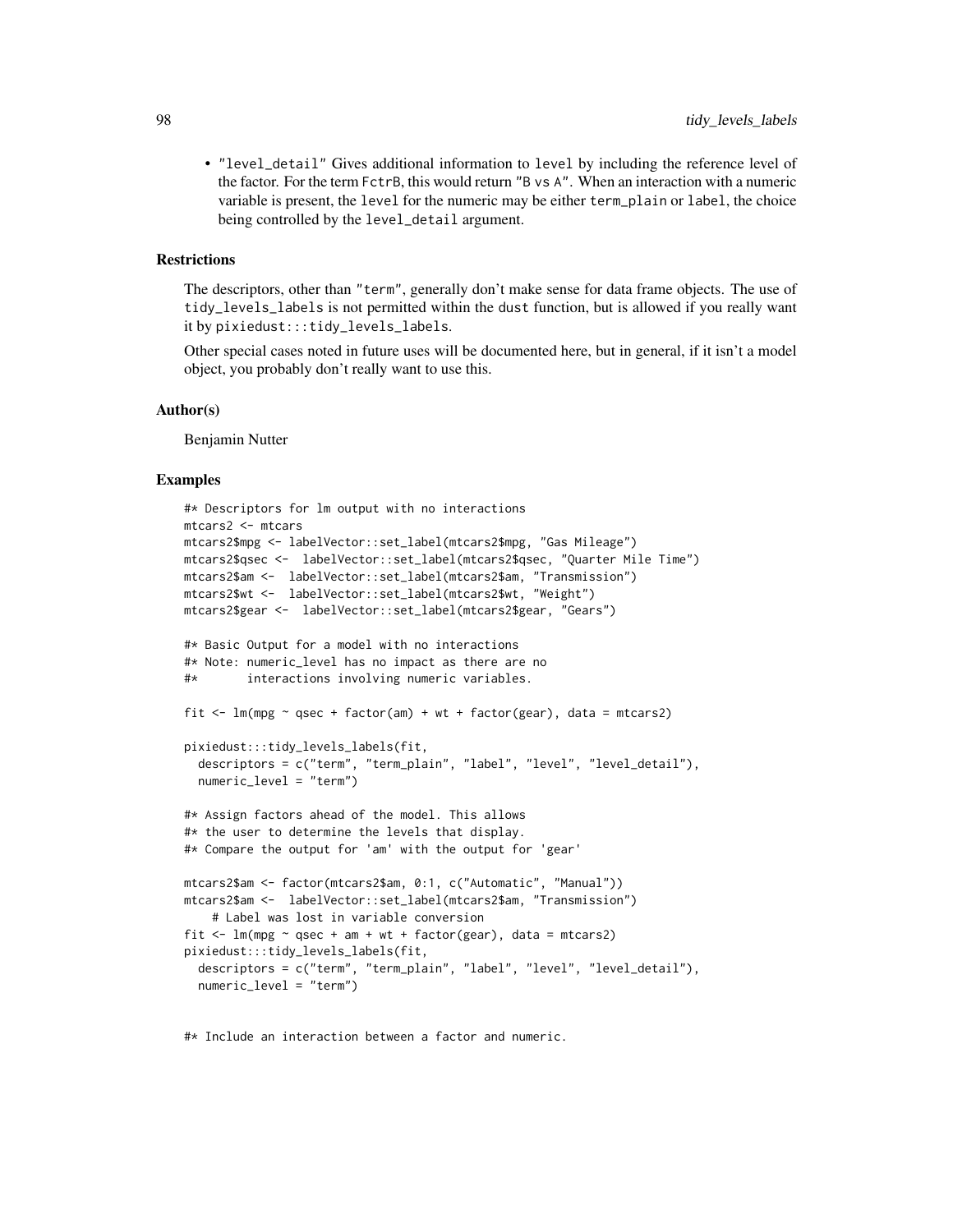- `"level_detail"` Gives additional information to `level` by including the reference level of the factor. For the term `FctrB`, this would return `"B vs A"`. When an interaction with a numeric variable is present, the `level` for the numeric may be either `term_plain` or `label`, the choice being controlled by the `level_detail` argument.

### Restrictions

The descriptors, other than `"term"`, generally don't make sense for data frame objects. The use of `tidy_levels_labels` is not permitted within the `dust` function, but is allowed if you really want it by `pixiedust:::tidy_levels_labels`.

Other special cases noted in future uses will be documented here, but in general, if it isn't a model object, you probably don't really want to use this.

### Author(s)

Benjamin Nutter

### Examples

```
#* Descriptors for lm output with no interactions
mtcars2 <- mtcars
mtcars2$mpg <- labelVector::set_label(mtcars2$mpg, "Gas Mileage")
mtcars2$qsec <-  labelVector::set_label(mtcars2$qsec, "Quarter Mile Time")
mtcars2$am <-  labelVector::set_label(mtcars2$am, "Transmission")
mtcars2$wt <-  labelVector::set_label(mtcars2$wt, "Weight")
mtcars2$gear <-  labelVector::set_label(mtcars2$gear, "Gears")

#* Basic Output for a model with no interactions
#* Note: numeric_level has no impact as there are no
#*       interactions involving numeric variables.

fit <- lm(mpg ~ qsec + factor(am) + wt + factor(gear), data = mtcars2)

pixiedust:::tidy_levels_labels(fit,
  descriptors = c("term", "term_plain", "label", "level", "level_detail"),
  numeric_level = "term")

#* Assign factors ahead of the model. This allows
#* the user to determine the levels that display.
#* Compare the output for 'am' with the output for 'gear'

mtcars2$am <- factor(mtcars2$am, 0:1, c("Automatic", "Manual"))
mtcars2$am <-  labelVector::set_label(mtcars2$am, "Transmission")
    # Label was lost in variable conversion
fit <- lm(mpg ~ qsec + am + wt + factor(gear), data = mtcars2)
pixiedust:::tidy_levels_labels(fit,
  descriptors = c("term", "term_plain", "label", "level", "level_detail"),
  numeric_level = "term")


#* Include an interaction between a factor and numeric.
```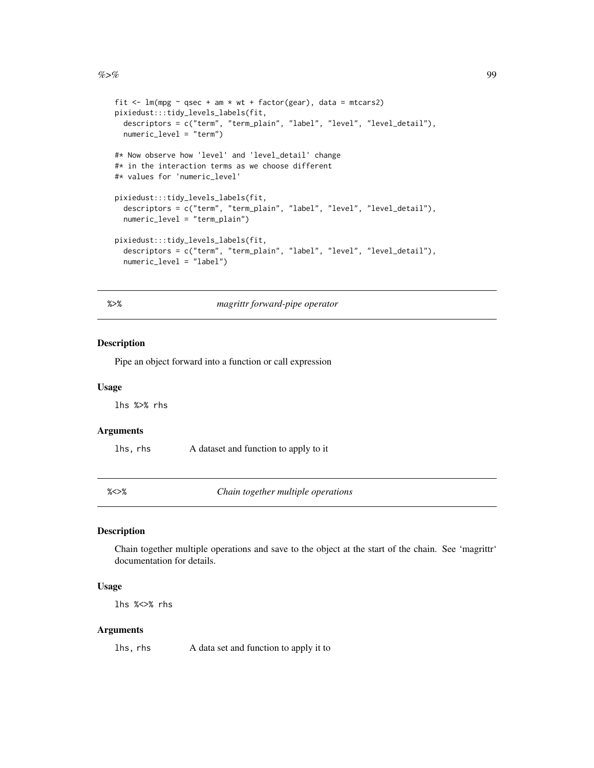```
fit <- lm(mpg ~ qsec + am * wt + factor(gear), data = mtcars2)
pixiedust:::tidy_levels_labels(fit,
  descriptors = c("term", "term_plain", "label", "level", "level_detail"),
  numeric_level = "term")

#* Now observe how 'level' and 'level_detail' change
#* in the interaction terms as we choose different
#* values for 'numeric_level'

pixiedust:::tidy_levels_labels(fit,
  descriptors = c("term", "term_plain", "label", "level", "level_detail"),
  numeric_level = "term_plain")

pixiedust:::tidy_levels_labels(fit,
  descriptors = c("term", "term_plain", "label", "level", "level_detail"),
  numeric_level = "label")
```

## %>% *magrittr forward-pipe operator*

### Description

Pipe an object forward into a function or call expression

### Usage

```
lhs %>% rhs
```

### Arguments

| | |
|---|---|
| lhs, rhs | A dataset and function to apply to it |

## %<>% *Chain together multiple operations*

### Description

Chain together multiple operations and save to the object at the start of the chain. See 'magrittr' documentation for details.

### Usage

```
lhs %<>% rhs
```

### Arguments

| | |
|---|---|
| lhs, rhs | A data set and function to apply it to |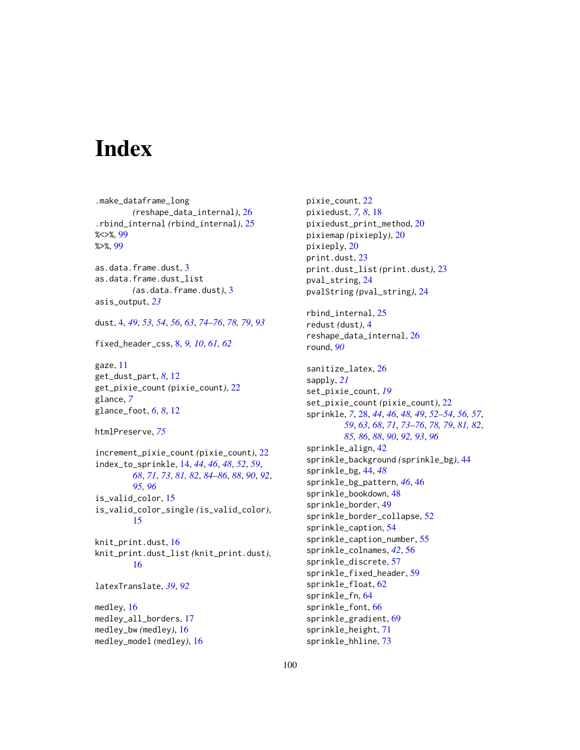# Index

.make_dataframe_long (reshape_data_internal), 26
.rbind_internal (rbind_internal), 25
%<>%, 99
%>%, 99

as.data.frame.dust, 3
as.data.frame.dust_list (as.data.frame.dust), 3
asis_output, *23*

dust, 4, *49*, *53, 54*, *56*, *63*, *74–76*, *78, 79*, *93*

fixed_header_css, 8, *9, 10*, *61, 62*

gaze, 11
get_dust_part, *8*, 12
get_pixie_count (pixie_count), 22
glance, *7*
glance_foot, *6*, *8*, 12

htmlPreserve, *75*

increment_pixie_count (pixie_count), 22
index_to_sprinkle, 14, *44*, *46*, *48*, *52*, *59*, *68*, *71*, *73*, *81, 82*, *84–86*, *88*, *90*, *92*, *95, 96*
is_valid_color, 15
is_valid_color_single (is_valid_color), 15

knit_print.dust, 16
knit_print.dust_list (knit_print.dust), 16

latexTranslate, *39*, *92*

medley, 16
medley_all_borders, 17
medley_bw (medley), 16
medley_model (medley), 16

pixie_count, 22
pixiedust, *7, 8*, 18
pixiedust_print_method, 20
pixiemap (pixieply), 20
pixieply, 20
print.dust, 23
print.dust_list (print.dust), 23
pval_string, 24
pvalString (pval_string), 24

rbind_internal, 25
redust (dust), 4
reshape_data_internal, 26
round, *90*

sanitize_latex, 26
sapply, *21*
set_pixie_count, *19*
set_pixie_count (pixie_count), 22
sprinkle, *7*, 28, *44*, *46*, *48, 49*, *52–54*, *56, 57*, *59*, *63*, *68*, *71*, *73–76*, *78, 79*, *81, 82*, *85, 86*, *88*, *90*, *92, 93*, *96*
sprinkle_align, 42
sprinkle_background (sprinkle_bg), 44
sprinkle_bg, 44, *48*
sprinkle_bg_pattern, *46*, 46
sprinkle_bookdown, 48
sprinkle_border, 49
sprinkle_border_collapse, 52
sprinkle_caption, 54
sprinkle_caption_number, 55
sprinkle_colnames, *42*, 56
sprinkle_discrete, 57
sprinkle_fixed_header, 59
sprinkle_float, 62
sprinkle_fn, 64
sprinkle_font, 66
sprinkle_gradient, 69
sprinkle_height, 71
sprinkle_hhline, 73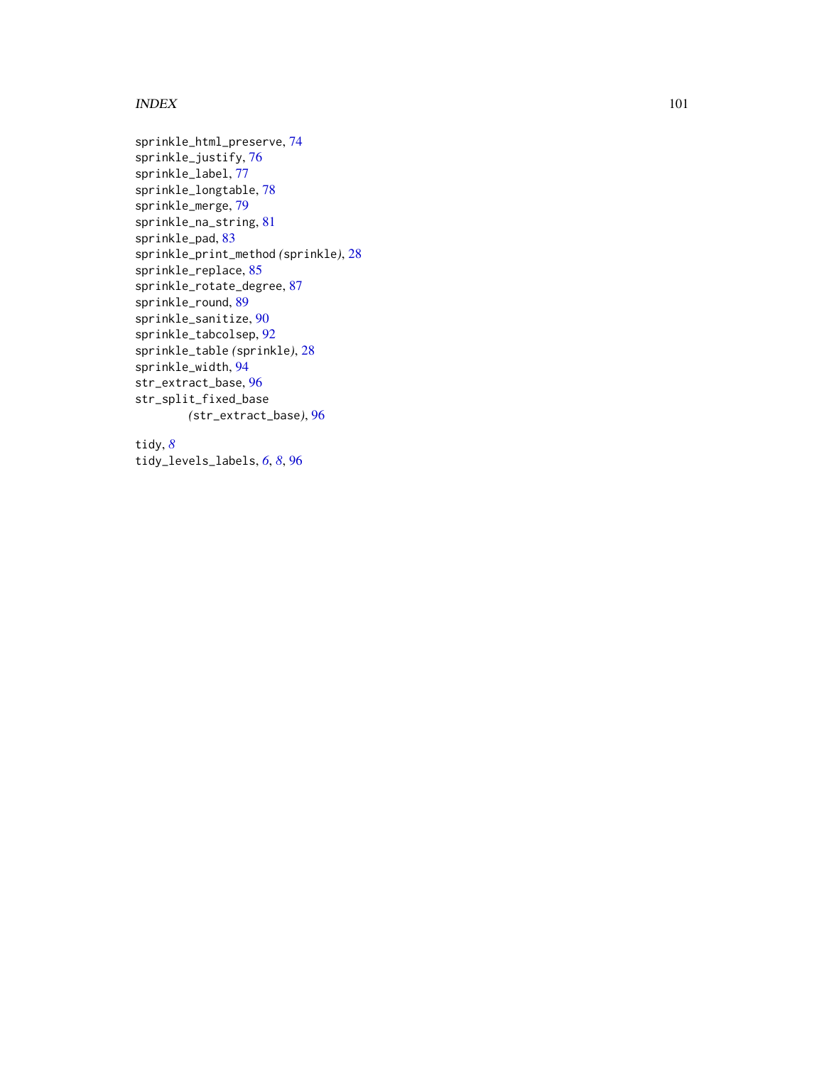sprinkle_html_preserve, 74
sprinkle_justify, 76
sprinkle_label, 77
sprinkle_longtable, 78
sprinkle_merge, 79
sprinkle_na_string, 81
sprinkle_pad, 83
sprinkle_print_method (sprinkle), 28
sprinkle_replace, 85
sprinkle_rotate_degree, 87
sprinkle_round, 89
sprinkle_sanitize, 90
sprinkle_tabcolsep, 92
sprinkle_table (sprinkle), 28
sprinkle_width, 94
str_extract_base, 96
str_split_fixed_base
    (str_extract_base), 96

tidy, *8*
tidy_levels_labels, *6*, *8*, 96